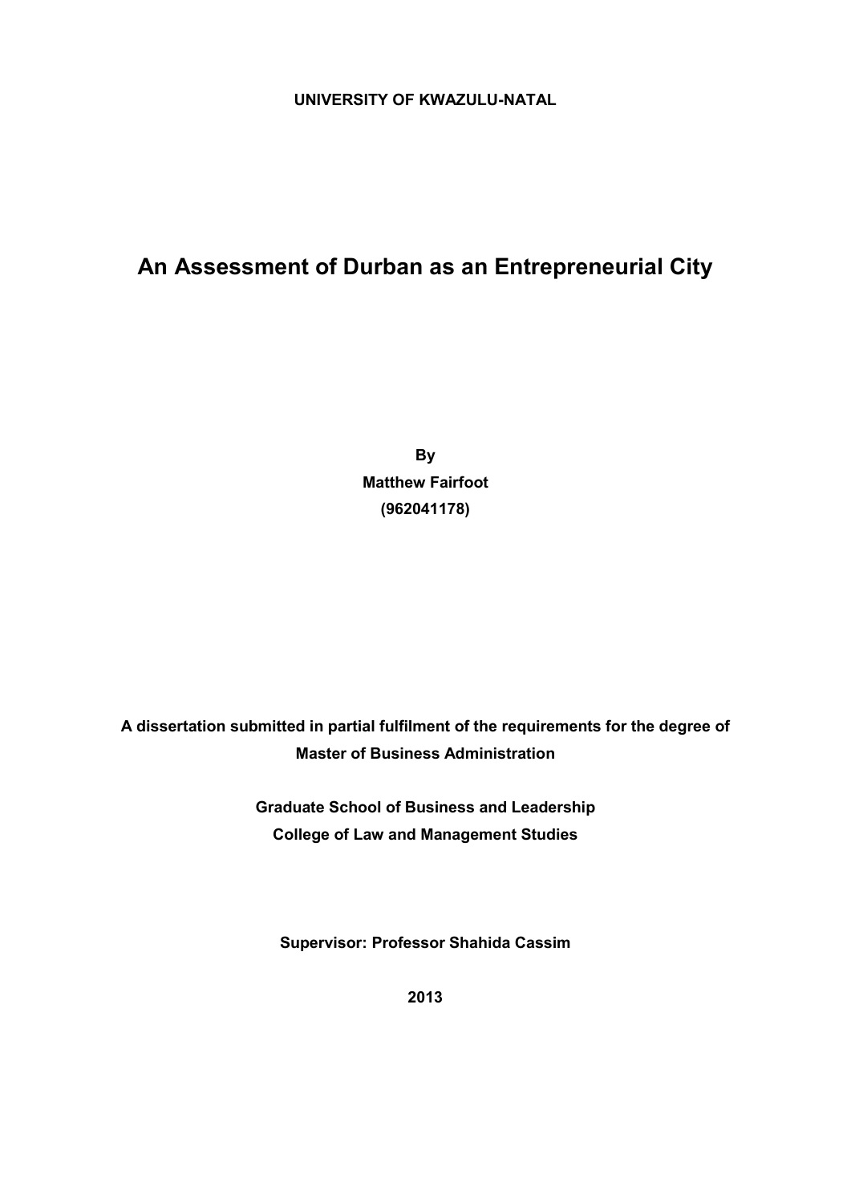**UNIVERSITY OF KWAZULU-NATAL**

# An Assessment of Durban as an Entrepreneurial City

**By**

**Matthew Fairfoot**

**(962041178)**

**A dissertation submitted in partial fulfilment of the requirements for the degree of Master of Business Administration**

**Graduate School of Business and Leadership**

**College of Law and Management Studies**

**Supervisor: Professor Shahida Cassim**

**2013**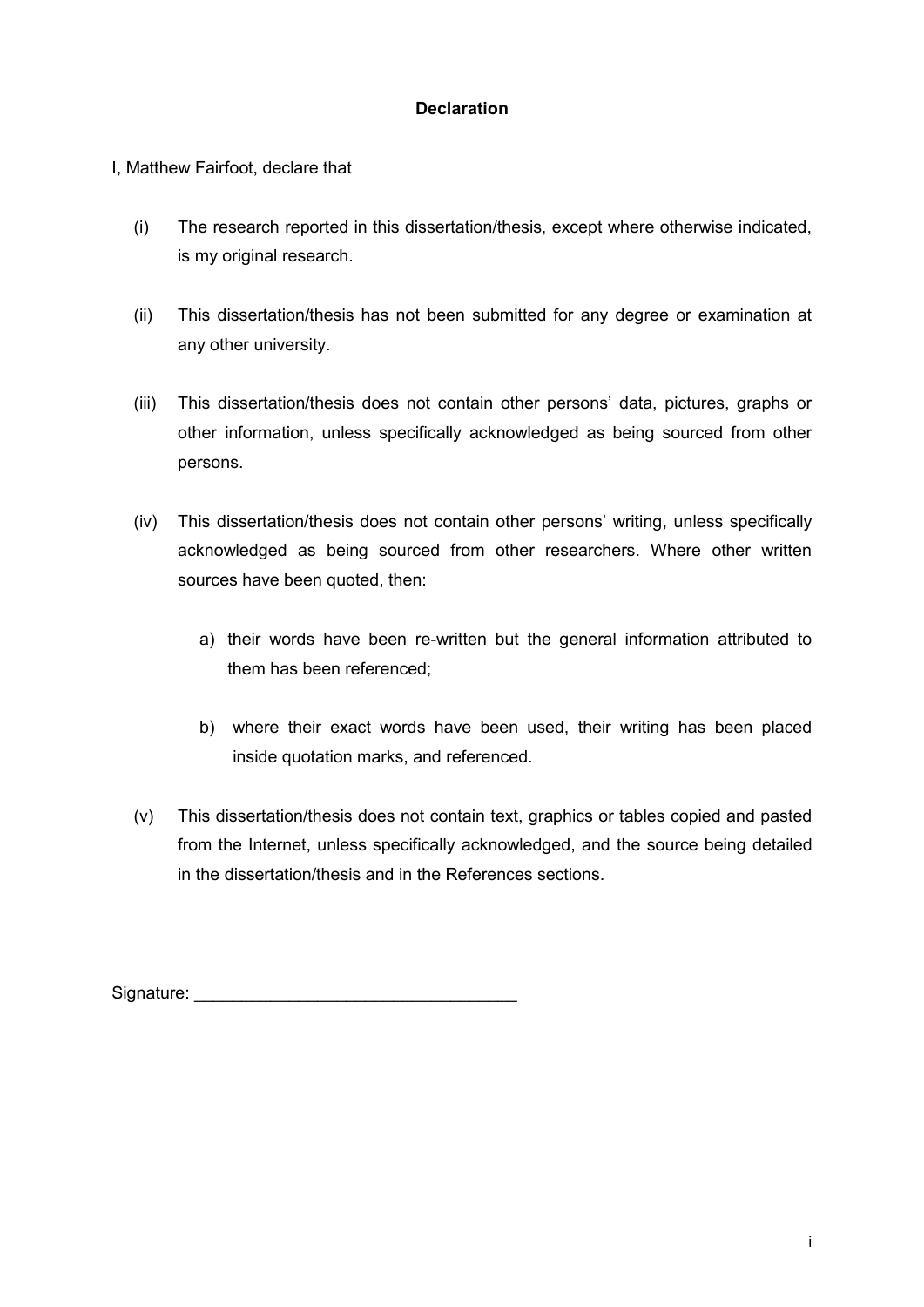**Declaration**

I, Matthew Fairfoot, declare that

(i) The research reported in this dissertation/thesis, except where otherwise indicated, is my original research.

(ii) This dissertation/thesis has not been submitted for any degree or examination at any other university.

(iii) This dissertation/thesis does not contain other persons' data, pictures, graphs or other information, unless specifically acknowledged as being sourced from other persons.

(iv) This dissertation/thesis does not contain other persons' writing, unless specifically acknowledged as being sourced from other researchers. Where other written sources have been quoted, then:

  a) their words have been re-written but the general information attributed to them has been referenced;

  b) where their exact words have been used, their writing has been placed inside quotation marks, and referenced.

(v) This dissertation/thesis does not contain text, graphics or tables copied and pasted from the Internet, unless specifically acknowledged, and the source being detailed in the dissertation/thesis and in the References sections.

Signature: ___________________________________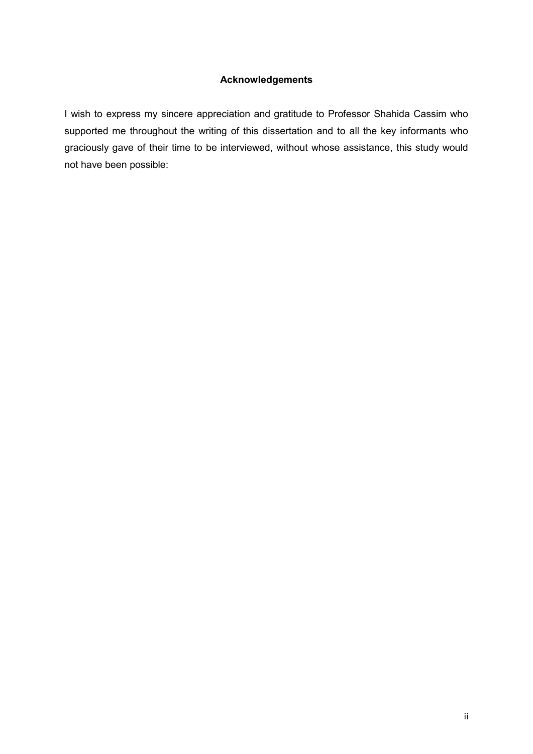## Acknowledgements

I wish to express my sincere appreciation and gratitude to Professor Shahida Cassim who supported me throughout the writing of this dissertation and to all the key informants who graciously gave of their time to be interviewed, without whose assistance, this study would not have been possible: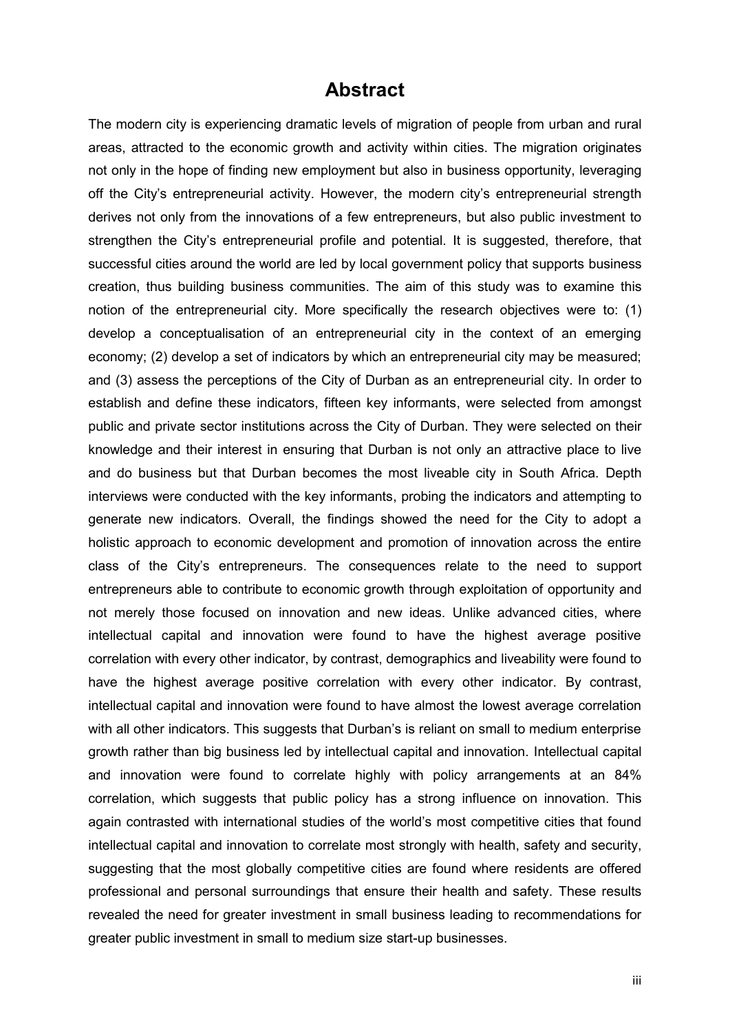# Abstract

The modern city is experiencing dramatic levels of migration of people from urban and rural areas, attracted to the economic growth and activity within cities. The migration originates not only in the hope of finding new employment but also in business opportunity, leveraging off the City's entrepreneurial activity. However, the modern city's entrepreneurial strength derives not only from the innovations of a few entrepreneurs, but also public investment to strengthen the City's entrepreneurial profile and potential. It is suggested, therefore, that successful cities around the world are led by local government policy that supports business creation, thus building business communities. The aim of this study was to examine this notion of the entrepreneurial city. More specifically the research objectives were to: (1) develop a conceptualisation of an entrepreneurial city in the context of an emerging economy; (2) develop a set of indicators by which an entrepreneurial city may be measured; and (3) assess the perceptions of the City of Durban as an entrepreneurial city. In order to establish and define these indicators, fifteen key informants, were selected from amongst public and private sector institutions across the City of Durban. They were selected on their knowledge and their interest in ensuring that Durban is not only an attractive place to live and do business but that Durban becomes the most liveable city in South Africa. Depth interviews were conducted with the key informants, probing the indicators and attempting to generate new indicators. Overall, the findings showed the need for the City to adopt a holistic approach to economic development and promotion of innovation across the entire class of the City's entrepreneurs. The consequences relate to the need to support entrepreneurs able to contribute to economic growth through exploitation of opportunity and not merely those focused on innovation and new ideas. Unlike advanced cities, where intellectual capital and innovation were found to have the highest average positive correlation with every other indicator, by contrast, demographics and liveability were found to have the highest average positive correlation with every other indicator. By contrast, intellectual capital and innovation were found to have almost the lowest average correlation with all other indicators. This suggests that Durban's is reliant on small to medium enterprise growth rather than big business led by intellectual capital and innovation. Intellectual capital and innovation were found to correlate highly with policy arrangements at an 84% correlation, which suggests that public policy has a strong influence on innovation. This again contrasted with international studies of the world's most competitive cities that found intellectual capital and innovation to correlate most strongly with health, safety and security, suggesting that the most globally competitive cities are found where residents are offered professional and personal surroundings that ensure their health and safety. These results revealed the need for greater investment in small business leading to recommendations for greater public investment in small to medium size start-up businesses.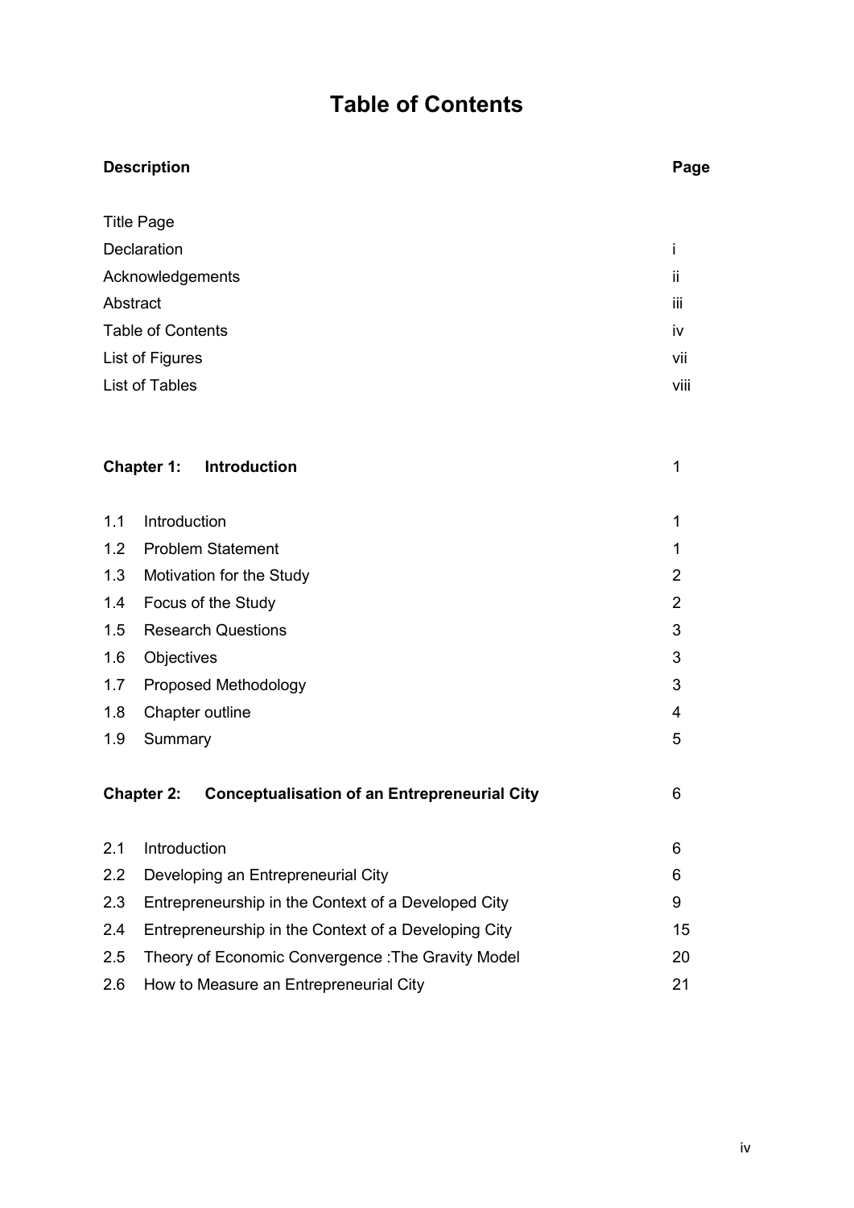# Table of Contents

| Description | Page |
|---|---|
| Title Page | |
| Declaration | i |
| Acknowledgements | ii |
| Abstract | iii |
| Table of Contents | iv |
| List of Figures | vii |
| List of Tables | viii |
| | |
| **Chapter 1: Introduction** | 1 |
| 1.1 Introduction | 1 |
| 1.2 Problem Statement | 1 |
| 1.3 Motivation for the Study | 2 |
| 1.4 Focus of the Study | 2 |
| 1.5 Research Questions | 3 |
| 1.6 Objectives | 3 |
| 1.7 Proposed Methodology | 3 |
| 1.8 Chapter outline | 4 |
| 1.9 Summary | 5 |
| | |
| **Chapter 2: Conceptualisation of an Entrepreneurial City** | 6 |
| 2.1 Introduction | 6 |
| 2.2 Developing an Entrepreneurial City | 6 |
| 2.3 Entrepreneurship in the Context of a Developed City | 9 |
| 2.4 Entrepreneurship in the Context of a Developing City | 15 |
| 2.5 Theory of Economic Convergence :The Gravity Model | 20 |
| 2.6 How to Measure an Entrepreneurial City | 21 |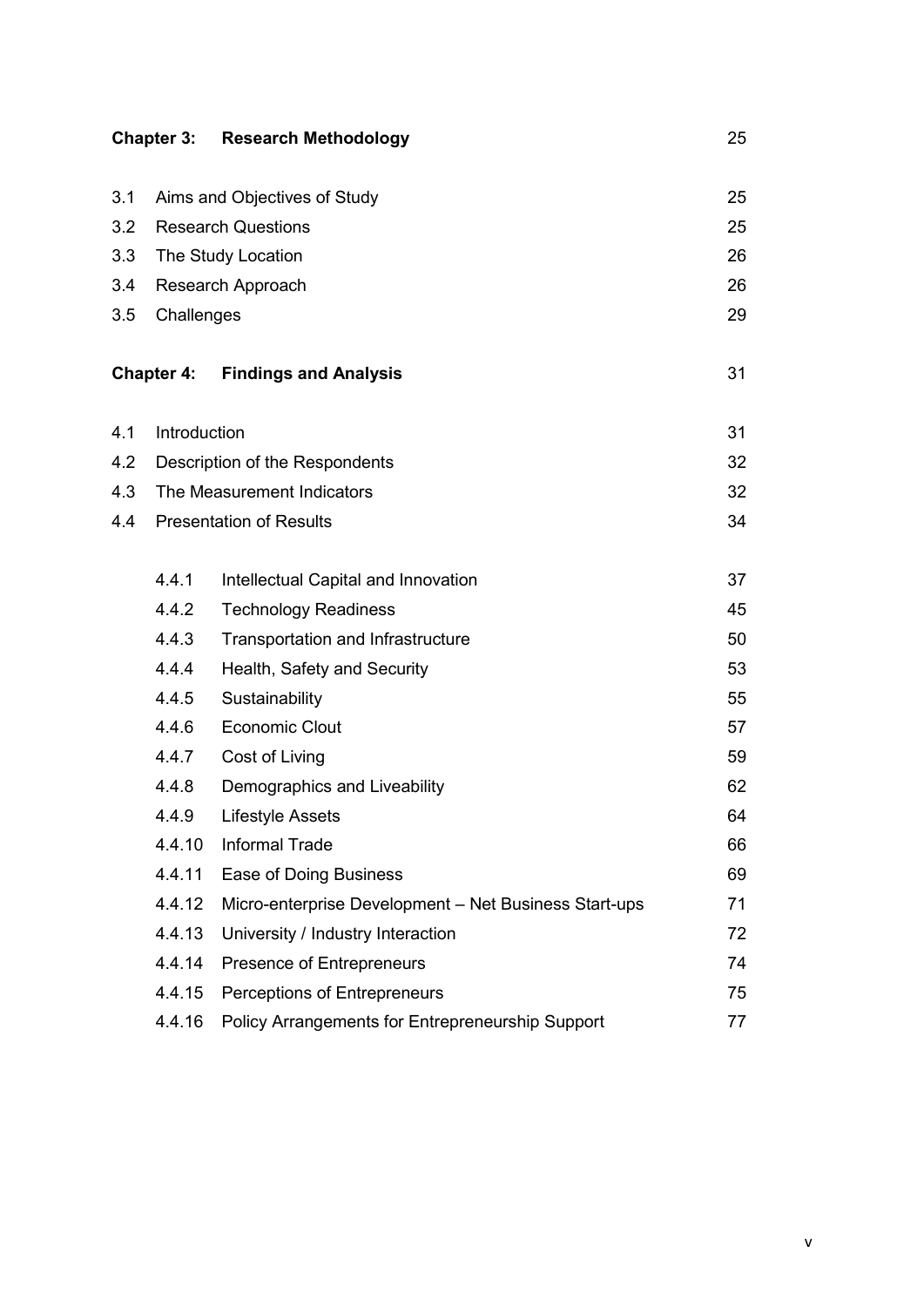| | | |
|---|---|---|
| **Chapter 3:** | **Research Methodology** | 25 |
| 3.1 | Aims and Objectives of Study | 25 |
| 3.2 | Research Questions | 25 |
| 3.3 | The Study Location | 26 |
| 3.4 | Research Approach | 26 |
| 3.5 | Challenges | 29 |
| **Chapter 4:** | **Findings and Analysis** | 31 |
| 4.1 | Introduction | 31 |
| 4.2 | Description of the Respondents | 32 |
| 4.3 | The Measurement Indicators | 32 |
| 4.4 | Presentation of Results | 34 |
| 4.4.1 | Intellectual Capital and Innovation | 37 |
| 4.4.2 | Technology Readiness | 45 |
| 4.4.3 | Transportation and Infrastructure | 50 |
| 4.4.4 | Health, Safety and Security | 53 |
| 4.4.5 | Sustainability | 55 |
| 4.4.6 | Economic Clout | 57 |
| 4.4.7 | Cost of Living | 59 |
| 4.4.8 | Demographics and Liveability | 62 |
| 4.4.9 | Lifestyle Assets | 64 |
| 4.4.10 | Informal Trade | 66 |
| 4.4.11 | Ease of Doing Business | 69 |
| 4.4.12 | Micro-enterprise Development – Net Business Start-ups | 71 |
| 4.4.13 | University / Industry Interaction | 72 |
| 4.4.14 | Presence of Entrepreneurs | 74 |
| 4.4.15 | Perceptions of Entrepreneurs | 75 |
| 4.4.16 | Policy Arrangements for Entrepreneurship Support | 77 |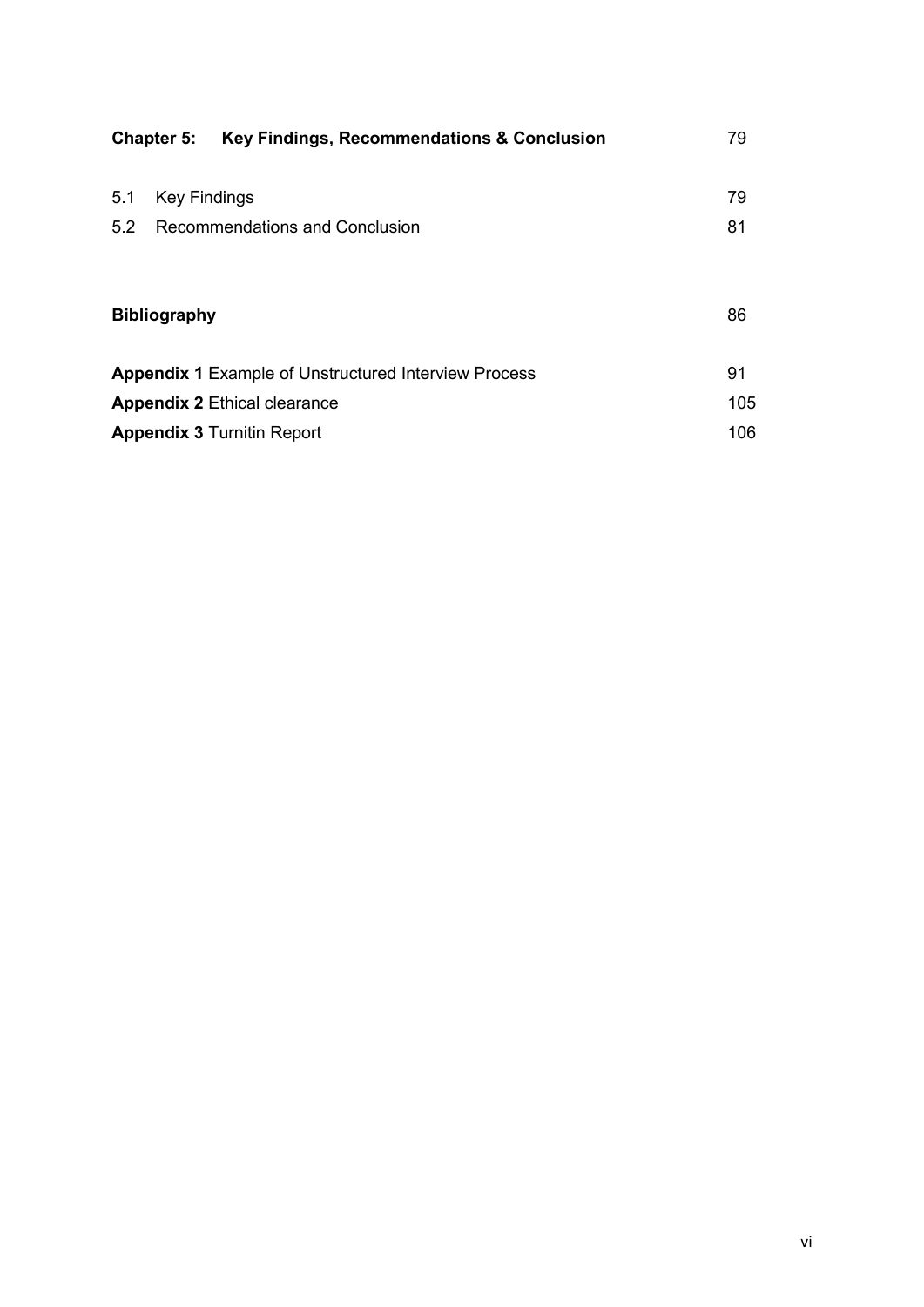| | |
|---|---|
| **Chapter 5: Key Findings, Recommendations & Conclusion** | 79 |
| 5.1 Key Findings | 79 |
| 5.2 Recommendations and Conclusion | 81 |
| **Bibliography** | 86 |
| **Appendix 1** Example of Unstructured Interview Process | 91 |
| **Appendix 2** Ethical clearance | 105 |
| **Appendix 3** Turnitin Report | 106 |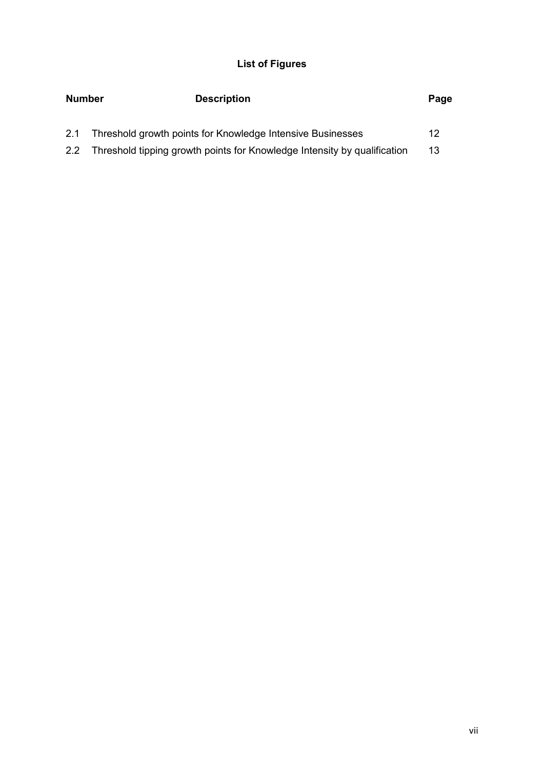## List of Figures

| Number | Description | Page |
|---|---|---|
| 2.1 | Threshold growth points for Knowledge Intensive Businesses | 12 |
| 2.2 | Threshold tipping growth points for Knowledge Intensity by qualification | 13 |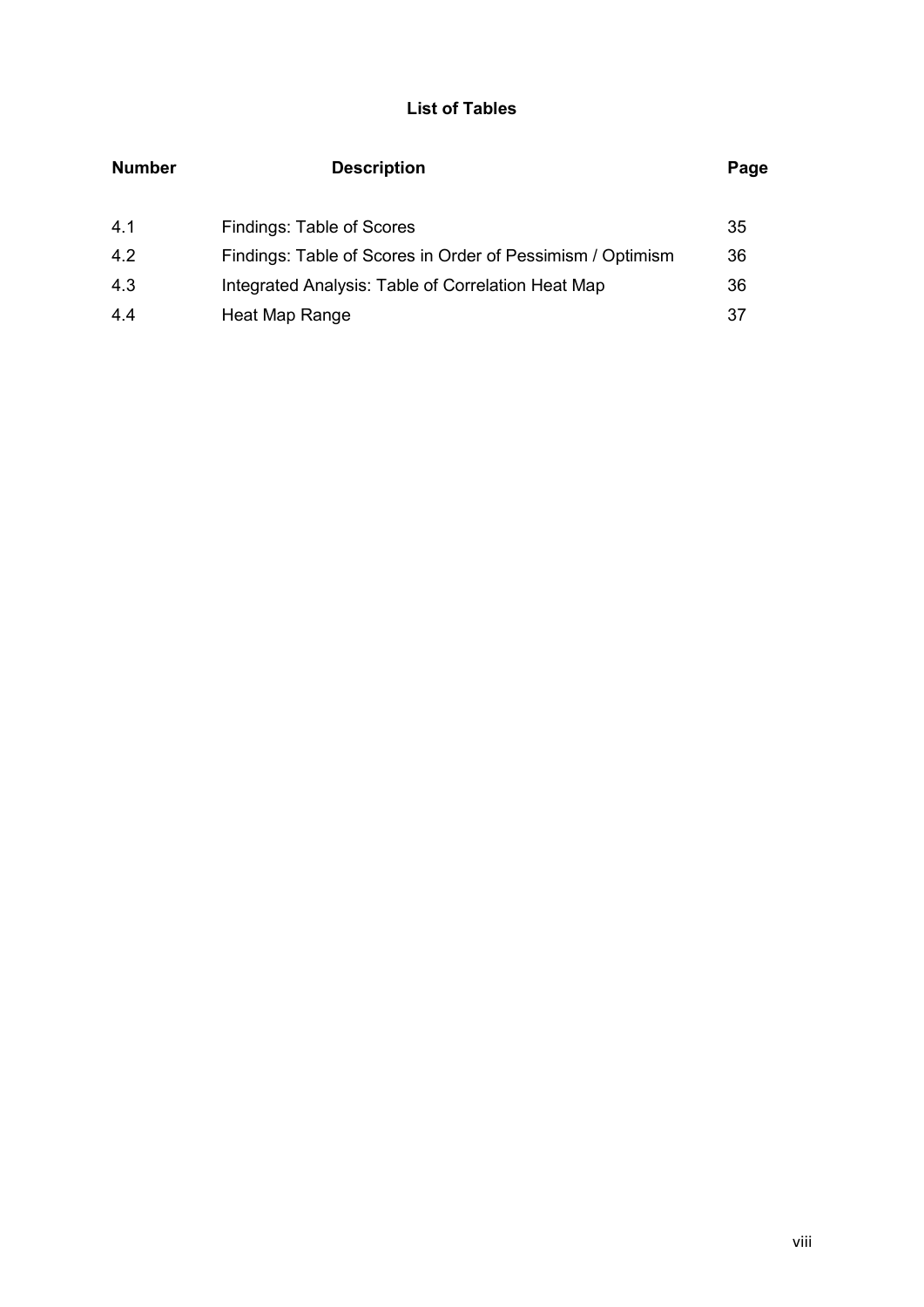## List of Tables

| Number | Description | Page |
|---|---|---|
| 4.1 | Findings: Table of Scores | 35 |
| 4.2 | Findings: Table of Scores in Order of Pessimism / Optimism | 36 |
| 4.3 | Integrated Analysis: Table of Correlation Heat Map | 36 |
| 4.4 | Heat Map Range | 37 |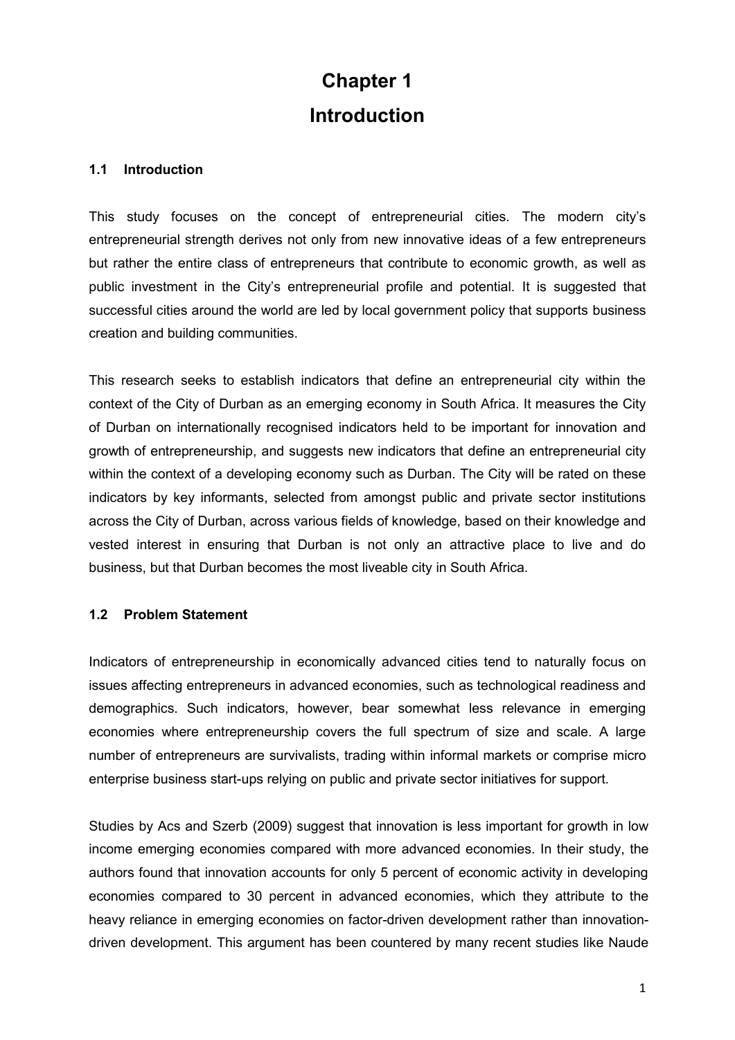# Chapter 1
# Introduction

## 1.1 Introduction

This study focuses on the concept of entrepreneurial cities. The modern city's entrepreneurial strength derives not only from new innovative ideas of a few entrepreneurs but rather the entire class of entrepreneurs that contribute to economic growth, as well as public investment in the City's entrepreneurial profile and potential. It is suggested that successful cities around the world are led by local government policy that supports business creation and building communities.

This research seeks to establish indicators that define an entrepreneurial city within the context of the City of Durban as an emerging economy in South Africa. It measures the City of Durban on internationally recognised indicators held to be important for innovation and growth of entrepreneurship, and suggests new indicators that define an entrepreneurial city within the context of a developing economy such as Durban. The City will be rated on these indicators by key informants, selected from amongst public and private sector institutions across the City of Durban, across various fields of knowledge, based on their knowledge and vested interest in ensuring that Durban is not only an attractive place to live and do business, but that Durban becomes the most liveable city in South Africa.

## 1.2 Problem Statement

Indicators of entrepreneurship in economically advanced cities tend to naturally focus on issues affecting entrepreneurs in advanced economies, such as technological readiness and demographics. Such indicators, however, bear somewhat less relevance in emerging economies where entrepreneurship covers the full spectrum of size and scale. A large number of entrepreneurs are survivalists, trading within informal markets or comprise micro enterprise business start-ups relying on public and private sector initiatives for support.

Studies by Acs and Szerb (2009) suggest that innovation is less important for growth in low income emerging economies compared with more advanced economies. In their study, the authors found that innovation accounts for only 5 percent of economic activity in developing economies compared to 30 percent in advanced economies, which they attribute to the heavy reliance in emerging economies on factor-driven development rather than innovation-driven development. This argument has been countered by many recent studies like Naude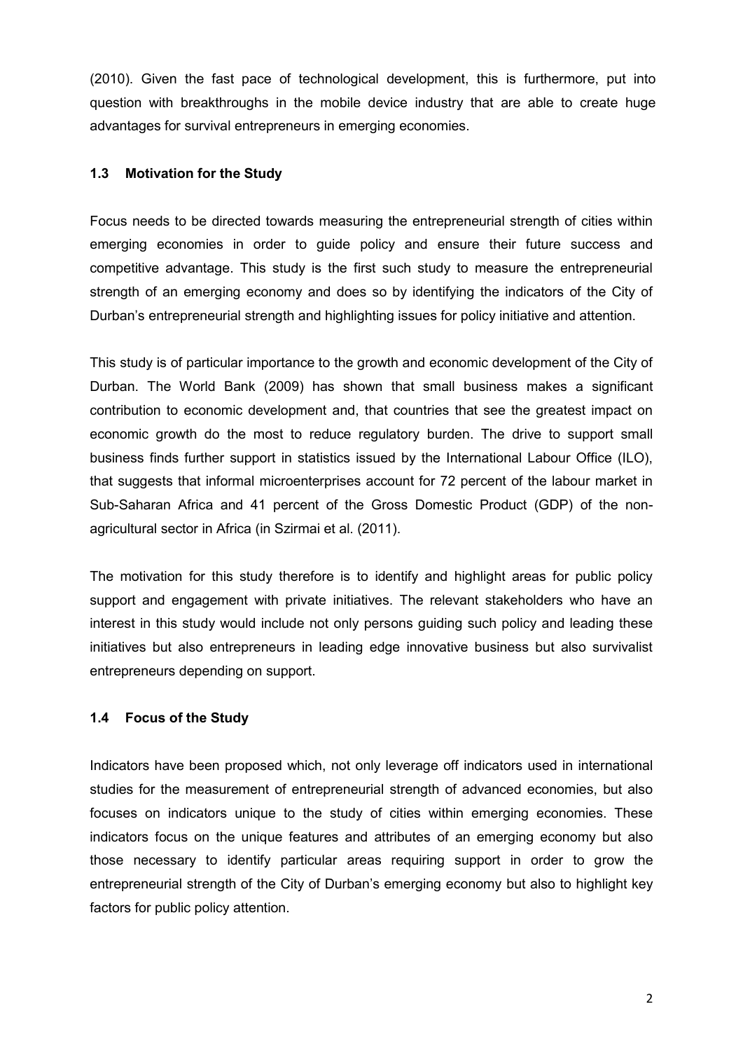(2010). Given the fast pace of technological development, this is furthermore, put into question with breakthroughs in the mobile device industry that are able to create huge advantages for survival entrepreneurs in emerging economies.

## 1.3 Motivation for the Study

Focus needs to be directed towards measuring the entrepreneurial strength of cities within emerging economies in order to guide policy and ensure their future success and competitive advantage. This study is the first such study to measure the entrepreneurial strength of an emerging economy and does so by identifying the indicators of the City of Durban's entrepreneurial strength and highlighting issues for policy initiative and attention.

This study is of particular importance to the growth and economic development of the City of Durban. The World Bank (2009) has shown that small business makes a significant contribution to economic development and, that countries that see the greatest impact on economic growth do the most to reduce regulatory burden. The drive to support small business finds further support in statistics issued by the International Labour Office (ILO), that suggests that informal microenterprises account for 72 percent of the labour market in Sub-Saharan Africa and 41 percent of the Gross Domestic Product (GDP) of the non-agricultural sector in Africa (in Szirmai et al. (2011).

The motivation for this study therefore is to identify and highlight areas for public policy support and engagement with private initiatives. The relevant stakeholders who have an interest in this study would include not only persons guiding such policy and leading these initiatives but also entrepreneurs in leading edge innovative business but also survivalist entrepreneurs depending on support.

## 1.4 Focus of the Study

Indicators have been proposed which, not only leverage off indicators used in international studies for the measurement of entrepreneurial strength of advanced economies, but also focuses on indicators unique to the study of cities within emerging economies. These indicators focus on the unique features and attributes of an emerging economy but also those necessary to identify particular areas requiring support in order to grow the entrepreneurial strength of the City of Durban's emerging economy but also to highlight key factors for public policy attention.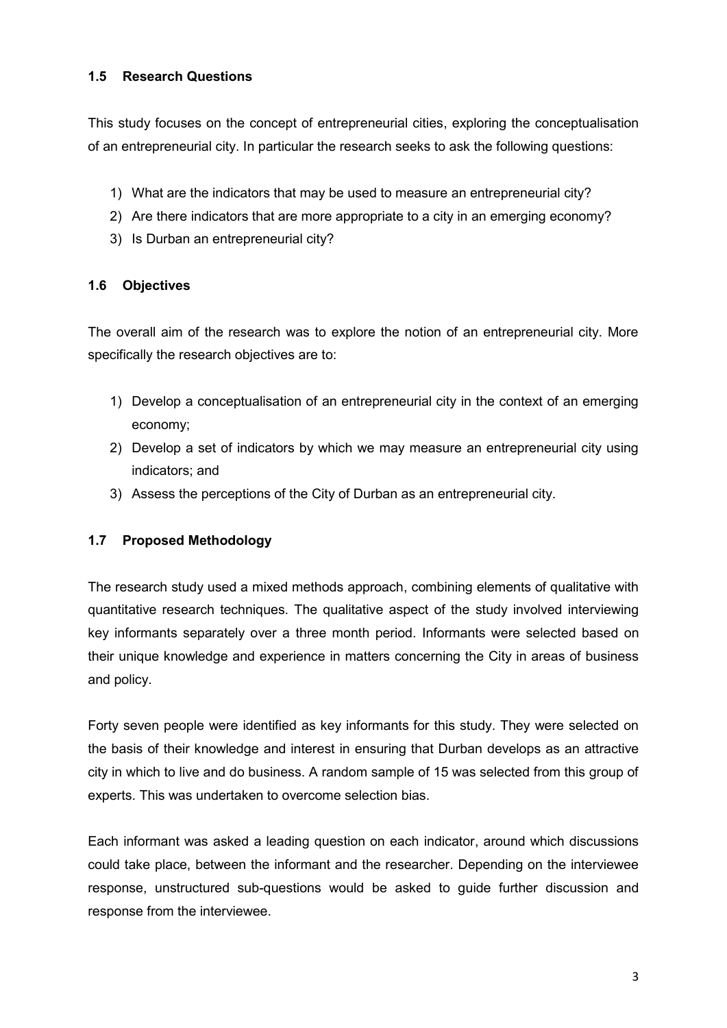### 1.5 Research Questions

This study focuses on the concept of entrepreneurial cities, exploring the conceptualisation of an entrepreneurial city. In particular the research seeks to ask the following questions:

1) What are the indicators that may be used to measure an entrepreneurial city?
2) Are there indicators that are more appropriate to a city in an emerging economy?
3) Is Durban an entrepreneurial city?

### 1.6 Objectives

The overall aim of the research was to explore the notion of an entrepreneurial city. More specifically the research objectives are to:

1) Develop a conceptualisation of an entrepreneurial city in the context of an emerging economy;
2) Develop a set of indicators by which we may measure an entrepreneurial city using indicators; and
3) Assess the perceptions of the City of Durban as an entrepreneurial city.

### 1.7 Proposed Methodology

The research study used a mixed methods approach, combining elements of qualitative with quantitative research techniques. The qualitative aspect of the study involved interviewing key informants separately over a three month period. Informants were selected based on their unique knowledge and experience in matters concerning the City in areas of business and policy.

Forty seven people were identified as key informants for this study. They were selected on the basis of their knowledge and interest in ensuring that Durban develops as an attractive city in which to live and do business. A random sample of 15 was selected from this group of experts. This was undertaken to overcome selection bias.

Each informant was asked a leading question on each indicator, around which discussions could take place, between the informant and the researcher. Depending on the interviewee response, unstructured sub-questions would be asked to guide further discussion and response from the interviewee.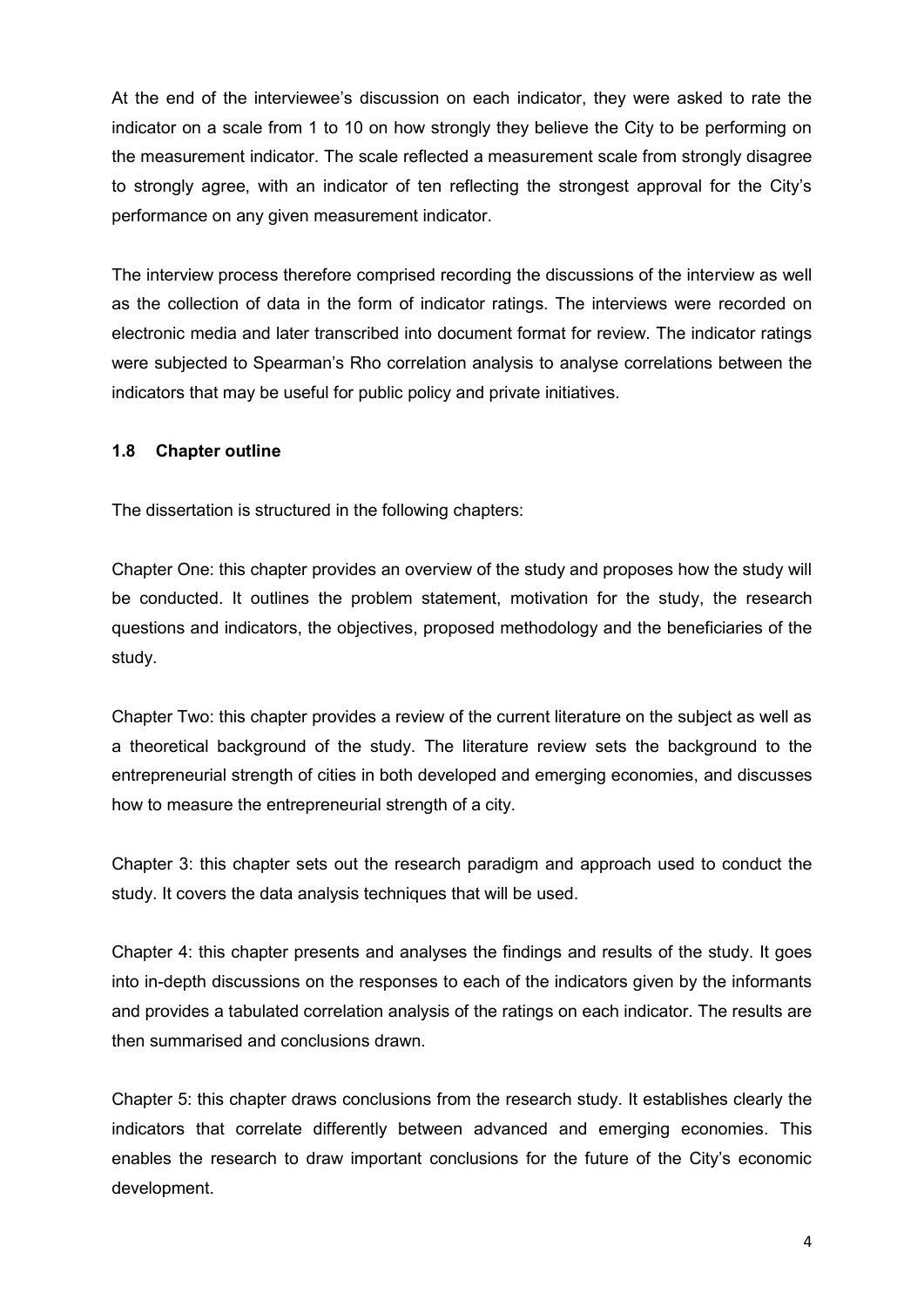At the end of the interviewee's discussion on each indicator, they were asked to rate the indicator on a scale from 1 to 10 on how strongly they believe the City to be performing on the measurement indicator. The scale reflected a measurement scale from strongly disagree to strongly agree, with an indicator of ten reflecting the strongest approval for the City's performance on any given measurement indicator.

The interview process therefore comprised recording the discussions of the interview as well as the collection of data in the form of indicator ratings. The interviews were recorded on electronic media and later transcribed into document format for review. The indicator ratings were subjected to Spearman's Rho correlation analysis to analyse correlations between the indicators that may be useful for public policy and private initiatives.

### 1.8 Chapter outline

The dissertation is structured in the following chapters:

Chapter One: this chapter provides an overview of the study and proposes how the study will be conducted. It outlines the problem statement, motivation for the study, the research questions and indicators, the objectives, proposed methodology and the beneficiaries of the study.

Chapter Two: this chapter provides a review of the current literature on the subject as well as a theoretical background of the study. The literature review sets the background to the entrepreneurial strength of cities in both developed and emerging economies, and discusses how to measure the entrepreneurial strength of a city.

Chapter 3: this chapter sets out the research paradigm and approach used to conduct the study. It covers the data analysis techniques that will be used.

Chapter 4: this chapter presents and analyses the findings and results of the study. It goes into in-depth discussions on the responses to each of the indicators given by the informants and provides a tabulated correlation analysis of the ratings on each indicator. The results are then summarised and conclusions drawn.

Chapter 5: this chapter draws conclusions from the research study. It establishes clearly the indicators that correlate differently between advanced and emerging economies. This enables the research to draw important conclusions for the future of the City's economic development.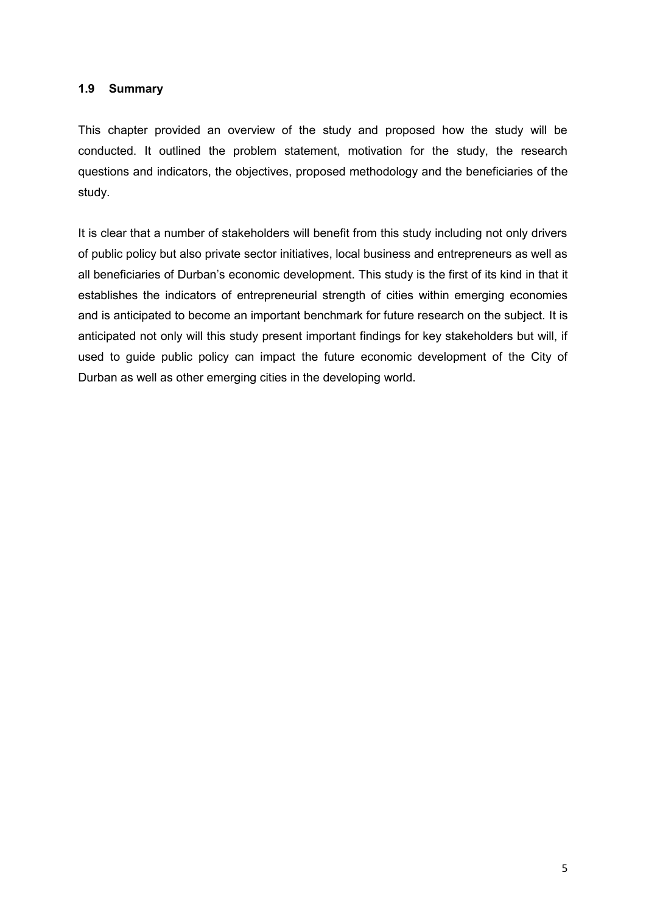### 1.9 Summary

This chapter provided an overview of the study and proposed how the study will be conducted. It outlined the problem statement, motivation for the study, the research questions and indicators, the objectives, proposed methodology and the beneficiaries of the study.

It is clear that a number of stakeholders will benefit from this study including not only drivers of public policy but also private sector initiatives, local business and entrepreneurs as well as all beneficiaries of Durban's economic development. This study is the first of its kind in that it establishes the indicators of entrepreneurial strength of cities within emerging economies and is anticipated to become an important benchmark for future research on the subject. It is anticipated not only will this study present important findings for key stakeholders but will, if used to guide public policy can impact the future economic development of the City of Durban as well as other emerging cities in the developing world.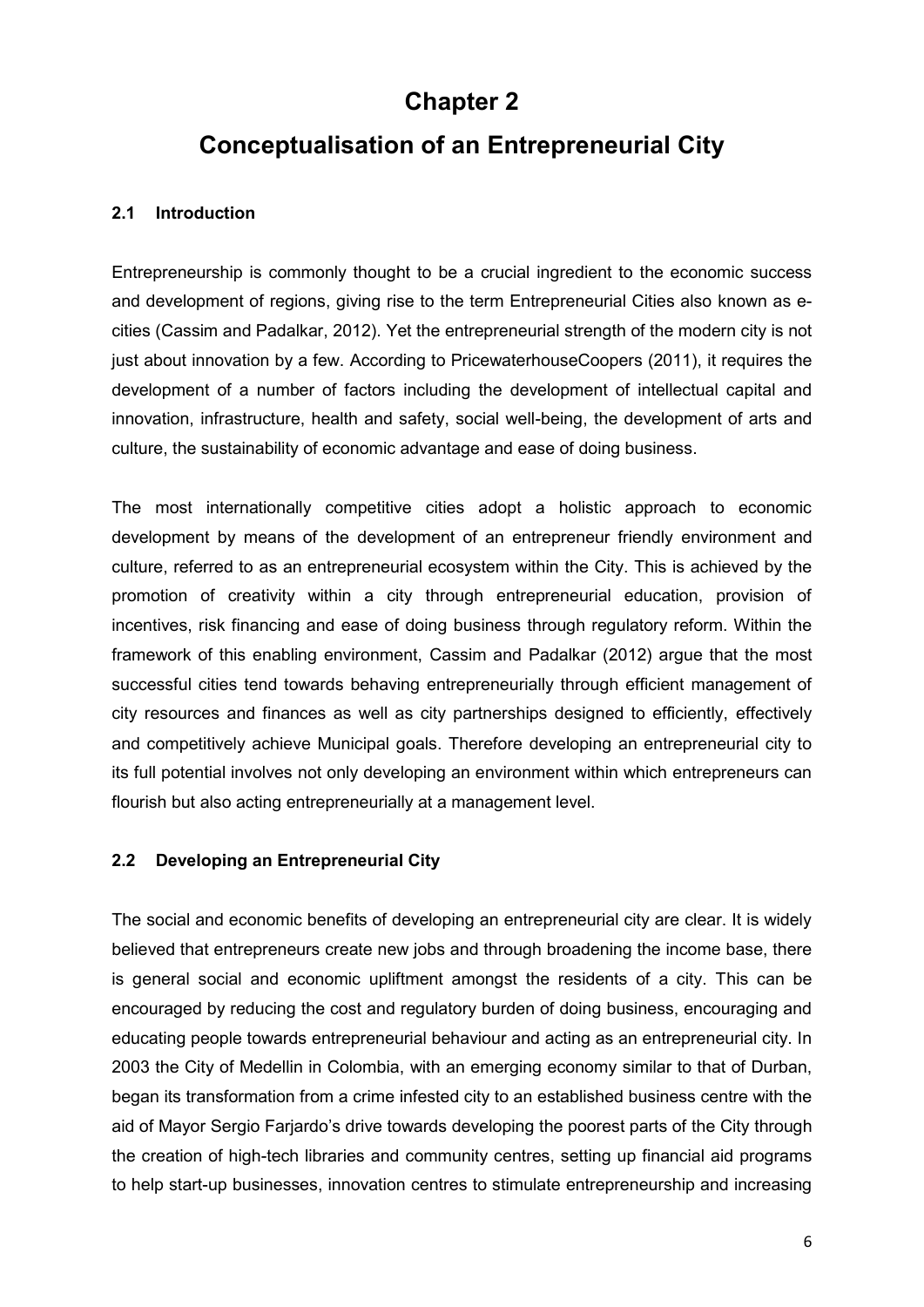# Chapter 2

# Conceptualisation of an Entrepreneurial City

## 2.1 Introduction

Entrepreneurship is commonly thought to be a crucial ingredient to the economic success and development of regions, giving rise to the term Entrepreneurial Cities also known as e-cities (Cassim and Padalkar, 2012). Yet the entrepreneurial strength of the modern city is not just about innovation by a few. According to PricewaterhouseCoopers (2011), it requires the development of a number of factors including the development of intellectual capital and innovation, infrastructure, health and safety, social well-being, the development of arts and culture, the sustainability of economic advantage and ease of doing business.

The most internationally competitive cities adopt a holistic approach to economic development by means of the development of an entrepreneur friendly environment and culture, referred to as an entrepreneurial ecosystem within the City. This is achieved by the promotion of creativity within a city through entrepreneurial education, provision of incentives, risk financing and ease of doing business through regulatory reform. Within the framework of this enabling environment, Cassim and Padalkar (2012) argue that the most successful cities tend towards behaving entrepreneurially through efficient management of city resources and finances as well as city partnerships designed to efficiently, effectively and competitively achieve Municipal goals. Therefore developing an entrepreneurial city to its full potential involves not only developing an environment within which entrepreneurs can flourish but also acting entrepreneurially at a management level.

## 2.2 Developing an Entrepreneurial City

The social and economic benefits of developing an entrepreneurial city are clear. It is widely believed that entrepreneurs create new jobs and through broadening the income base, there is general social and economic upliftment amongst the residents of a city. This can be encouraged by reducing the cost and regulatory burden of doing business, encouraging and educating people towards entrepreneurial behaviour and acting as an entrepreneurial city. In 2003 the City of Medellin in Colombia, with an emerging economy similar to that of Durban, began its transformation from a crime infested city to an established business centre with the aid of Mayor Sergio Farjardo's drive towards developing the poorest parts of the City through the creation of high-tech libraries and community centres, setting up financial aid programs to help start-up businesses, innovation centres to stimulate entrepreneurship and increasing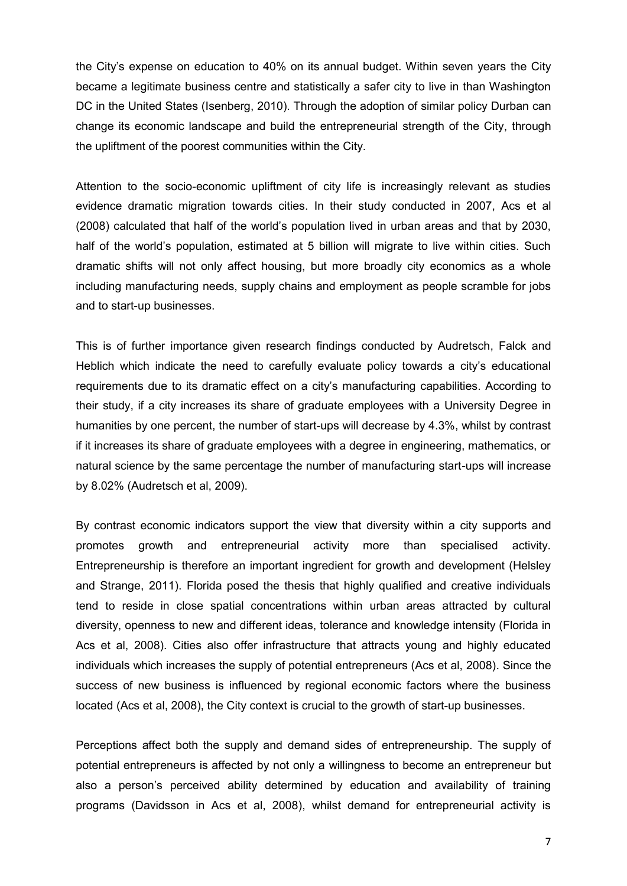the City's expense on education to 40% on its annual budget. Within seven years the City became a legitimate business centre and statistically a safer city to live in than Washington DC in the United States (Isenberg, 2010). Through the adoption of similar policy Durban can change its economic landscape and build the entrepreneurial strength of the City, through the upliftment of the poorest communities within the City.

Attention to the socio-economic upliftment of city life is increasingly relevant as studies evidence dramatic migration towards cities. In their study conducted in 2007, Acs et al (2008) calculated that half of the world's population lived in urban areas and that by 2030, half of the world's population, estimated at 5 billion will migrate to live within cities. Such dramatic shifts will not only affect housing, but more broadly city economics as a whole including manufacturing needs, supply chains and employment as people scramble for jobs and to start-up businesses.

This is of further importance given research findings conducted by Audretsch, Falck and Heblich which indicate the need to carefully evaluate policy towards a city's educational requirements due to its dramatic effect on a city's manufacturing capabilities. According to their study, if a city increases its share of graduate employees with a University Degree in humanities by one percent, the number of start-ups will decrease by 4.3%, whilst by contrast if it increases its share of graduate employees with a degree in engineering, mathematics, or natural science by the same percentage the number of manufacturing start-ups will increase by 8.02% (Audretsch et al, 2009).

By contrast economic indicators support the view that diversity within a city supports and promotes growth and entrepreneurial activity more than specialised activity. Entrepreneurship is therefore an important ingredient for growth and development (Helsley and Strange, 2011). Florida posed the thesis that highly qualified and creative individuals tend to reside in close spatial concentrations within urban areas attracted by cultural diversity, openness to new and different ideas, tolerance and knowledge intensity (Florida in Acs et al, 2008). Cities also offer infrastructure that attracts young and highly educated individuals which increases the supply of potential entrepreneurs (Acs et al, 2008). Since the success of new business is influenced by regional economic factors where the business located (Acs et al, 2008), the City context is crucial to the growth of start-up businesses.

Perceptions affect both the supply and demand sides of entrepreneurship. The supply of potential entrepreneurs is affected by not only a willingness to become an entrepreneur but also a person's perceived ability determined by education and availability of training programs (Davidsson in Acs et al, 2008), whilst demand for entrepreneurial activity is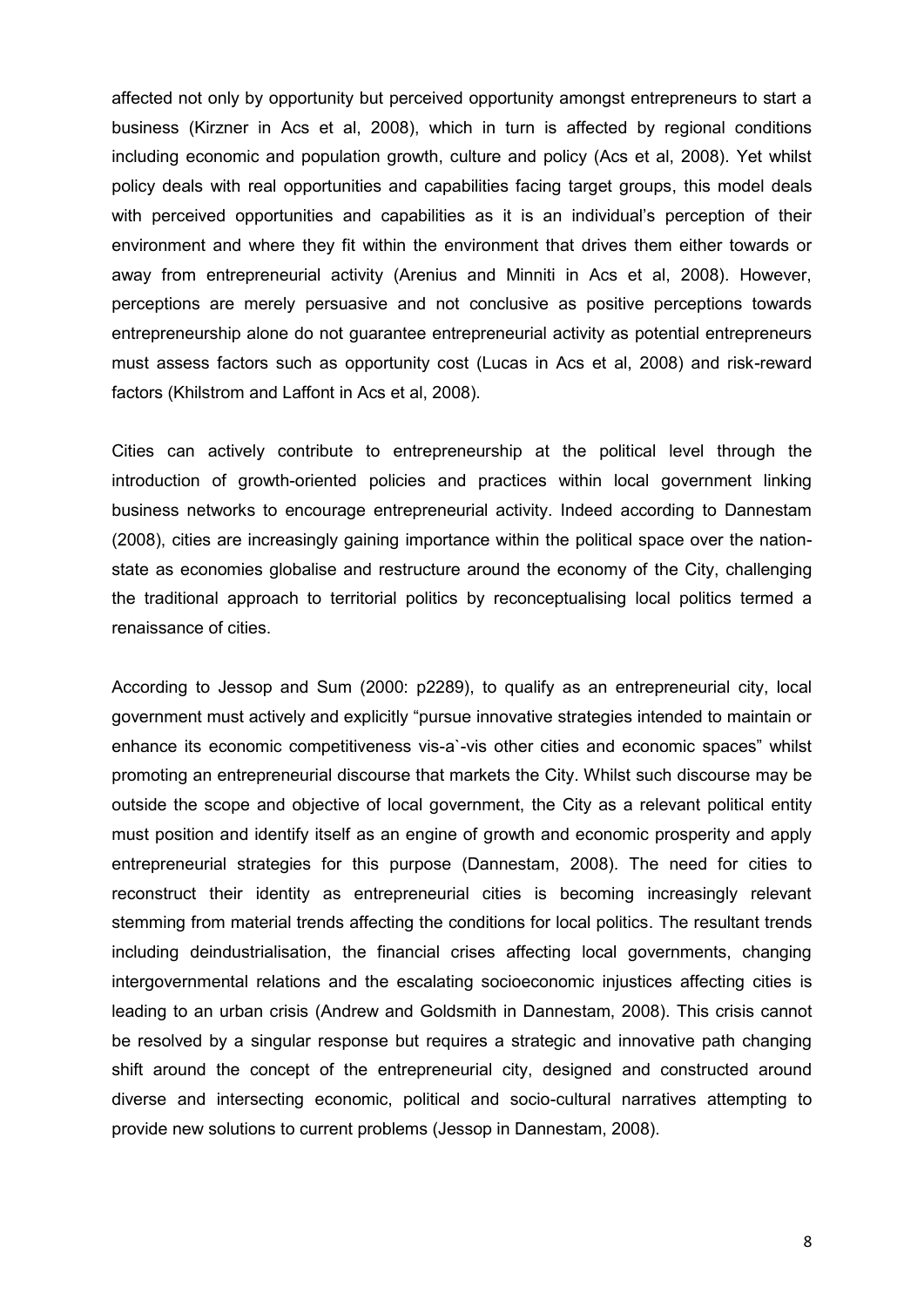affected not only by opportunity but perceived opportunity amongst entrepreneurs to start a business (Kirzner in Acs et al, 2008), which in turn is affected by regional conditions including economic and population growth, culture and policy (Acs et al, 2008). Yet whilst policy deals with real opportunities and capabilities facing target groups, this model deals with perceived opportunities and capabilities as it is an individual's perception of their environment and where they fit within the environment that drives them either towards or away from entrepreneurial activity (Arenius and Minniti in Acs et al, 2008). However, perceptions are merely persuasive and not conclusive as positive perceptions towards entrepreneurship alone do not guarantee entrepreneurial activity as potential entrepreneurs must assess factors such as opportunity cost (Lucas in Acs et al, 2008) and risk-reward factors (Khilstrom and Laffont in Acs et al, 2008).

Cities can actively contribute to entrepreneurship at the political level through the introduction of growth-oriented policies and practices within local government linking business networks to encourage entrepreneurial activity. Indeed according to Dannestam (2008), cities are increasingly gaining importance within the political space over the nation-state as economies globalise and restructure around the economy of the City, challenging the traditional approach to territorial politics by reconceptualising local politics termed a renaissance of cities.

According to Jessop and Sum (2000: p2289), to qualify as an entrepreneurial city, local government must actively and explicitly "pursue innovative strategies intended to maintain or enhance its economic competitiveness vis-a`-vis other cities and economic spaces" whilst promoting an entrepreneurial discourse that markets the City. Whilst such discourse may be outside the scope and objective of local government, the City as a relevant political entity must position and identify itself as an engine of growth and economic prosperity and apply entrepreneurial strategies for this purpose (Dannestam, 2008). The need for cities to reconstruct their identity as entrepreneurial cities is becoming increasingly relevant stemming from material trends affecting the conditions for local politics. The resultant trends including deindustrialisation, the financial crises affecting local governments, changing intergovernmental relations and the escalating socioeconomic injustices affecting cities is leading to an urban crisis (Andrew and Goldsmith in Dannestam, 2008). This crisis cannot be resolved by a singular response but requires a strategic and innovative path changing shift around the concept of the entrepreneurial city, designed and constructed around diverse and intersecting economic, political and socio-cultural narratives attempting to provide new solutions to current problems (Jessop in Dannestam, 2008).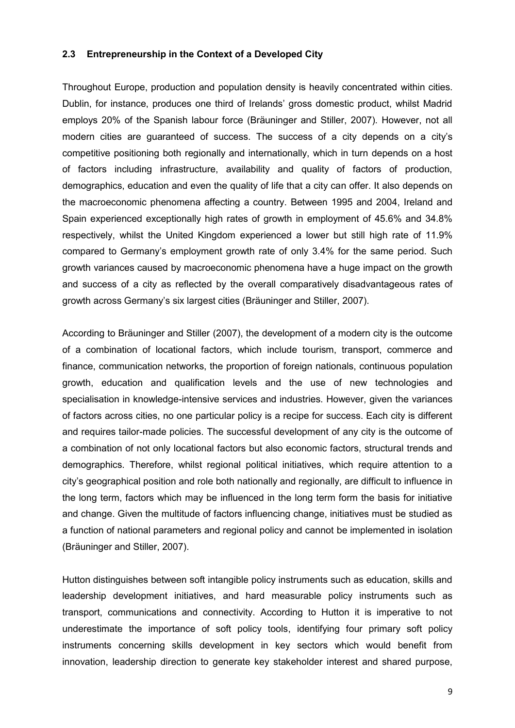### 2.3 Entrepreneurship in the Context of a Developed City

Throughout Europe, production and population density is heavily concentrated within cities. Dublin, for instance, produces one third of Irelands' gross domestic product, whilst Madrid employs 20% of the Spanish labour force (Bräuninger and Stiller, 2007). However, not all modern cities are guaranteed of success. The success of a city depends on a city's competitive positioning both regionally and internationally, which in turn depends on a host of factors including infrastructure, availability and quality of factors of production, demographics, education and even the quality of life that a city can offer. It also depends on the macroeconomic phenomena affecting a country. Between 1995 and 2004, Ireland and Spain experienced exceptionally high rates of growth in employment of 45.6% and 34.8% respectively, whilst the United Kingdom experienced a lower but still high rate of 11.9% compared to Germany's employment growth rate of only 3.4% for the same period. Such growth variances caused by macroeconomic phenomena have a huge impact on the growth and success of a city as reflected by the overall comparatively disadvantageous rates of growth across Germany's six largest cities (Bräuninger and Stiller, 2007).

According to Bräuninger and Stiller (2007), the development of a modern city is the outcome of a combination of locational factors, which include tourism, transport, commerce and finance, communication networks, the proportion of foreign nationals, continuous population growth, education and qualification levels and the use of new technologies and specialisation in knowledge-intensive services and industries. However, given the variances of factors across cities, no one particular policy is a recipe for success. Each city is different and requires tailor-made policies. The successful development of any city is the outcome of a combination of not only locational factors but also economic factors, structural trends and demographics. Therefore, whilst regional political initiatives, which require attention to a city's geographical position and role both nationally and regionally, are difficult to influence in the long term, factors which may be influenced in the long term form the basis for initiative and change. Given the multitude of factors influencing change, initiatives must be studied as a function of national parameters and regional policy and cannot be implemented in isolation (Bräuninger and Stiller, 2007).

Hutton distinguishes between soft intangible policy instruments such as education, skills and leadership development initiatives, and hard measurable policy instruments such as transport, communications and connectivity. According to Hutton it is imperative to not underestimate the importance of soft policy tools, identifying four primary soft policy instruments concerning skills development in key sectors which would benefit from innovation, leadership direction to generate key stakeholder interest and shared purpose,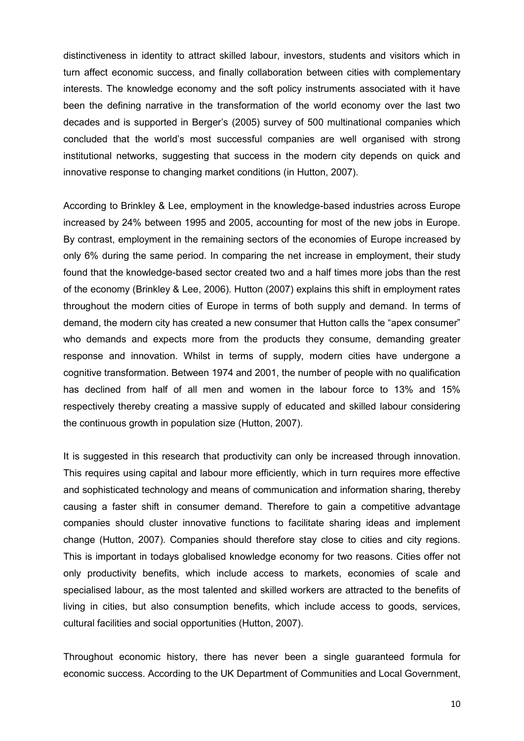distinctiveness in identity to attract skilled labour, investors, students and visitors which in turn affect economic success, and finally collaboration between cities with complementary interests. The knowledge economy and the soft policy instruments associated with it have been the defining narrative in the transformation of the world economy over the last two decades and is supported in Berger's (2005) survey of 500 multinational companies which concluded that the world's most successful companies are well organised with strong institutional networks, suggesting that success in the modern city depends on quick and innovative response to changing market conditions (in Hutton, 2007).

According to Brinkley & Lee, employment in the knowledge-based industries across Europe increased by 24% between 1995 and 2005, accounting for most of the new jobs in Europe. By contrast, employment in the remaining sectors of the economies of Europe increased by only 6% during the same period. In comparing the net increase in employment, their study found that the knowledge-based sector created two and a half times more jobs than the rest of the economy (Brinkley & Lee, 2006). Hutton (2007) explains this shift in employment rates throughout the modern cities of Europe in terms of both supply and demand. In terms of demand, the modern city has created a new consumer that Hutton calls the "apex consumer" who demands and expects more from the products they consume, demanding greater response and innovation. Whilst in terms of supply, modern cities have undergone a cognitive transformation. Between 1974 and 2001, the number of people with no qualification has declined from half of all men and women in the labour force to 13% and 15% respectively thereby creating a massive supply of educated and skilled labour considering the continuous growth in population size (Hutton, 2007).

It is suggested in this research that productivity can only be increased through innovation. This requires using capital and labour more efficiently, which in turn requires more effective and sophisticated technology and means of communication and information sharing, thereby causing a faster shift in consumer demand. Therefore to gain a competitive advantage companies should cluster innovative functions to facilitate sharing ideas and implement change (Hutton, 2007). Companies should therefore stay close to cities and city regions. This is important in todays globalised knowledge economy for two reasons. Cities offer not only productivity benefits, which include access to markets, economies of scale and specialised labour, as the most talented and skilled workers are attracted to the benefits of living in cities, but also consumption benefits, which include access to goods, services, cultural facilities and social opportunities (Hutton, 2007).

Throughout economic history, there has never been a single guaranteed formula for economic success. According to the UK Department of Communities and Local Government,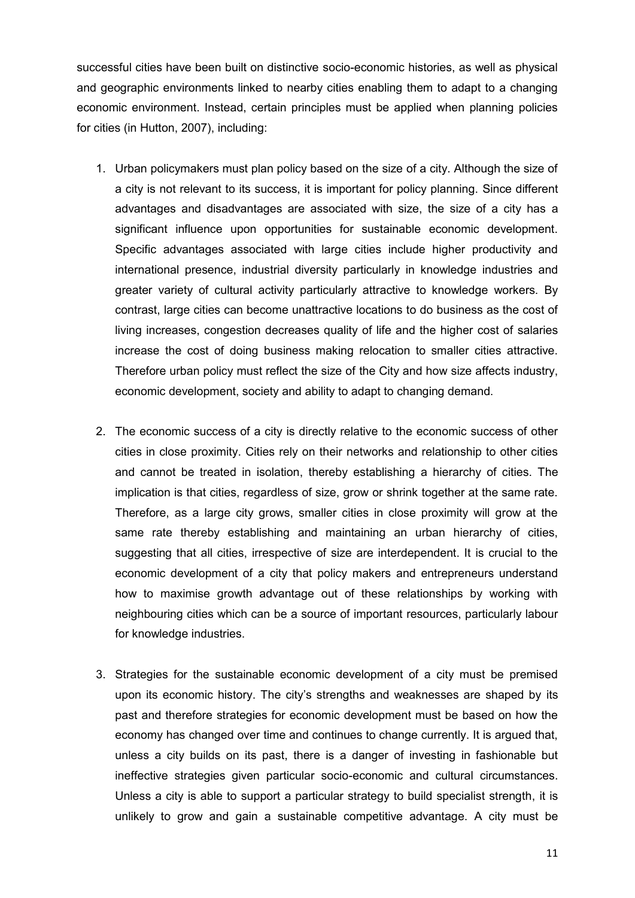successful cities have been built on distinctive socio-economic histories, as well as physical and geographic environments linked to nearby cities enabling them to adapt to a changing economic environment. Instead, certain principles must be applied when planning policies for cities (in Hutton, 2007), including:

1. Urban policymakers must plan policy based on the size of a city. Although the size of a city is not relevant to its success, it is important for policy planning. Since different advantages and disadvantages are associated with size, the size of a city has a significant influence upon opportunities for sustainable economic development. Specific advantages associated with large cities include higher productivity and international presence, industrial diversity particularly in knowledge industries and greater variety of cultural activity particularly attractive to knowledge workers. By contrast, large cities can become unattractive locations to do business as the cost of living increases, congestion decreases quality of life and the higher cost of salaries increase the cost of doing business making relocation to smaller cities attractive. Therefore urban policy must reflect the size of the City and how size affects industry, economic development, society and ability to adapt to changing demand.

2. The economic success of a city is directly relative to the economic success of other cities in close proximity. Cities rely on their networks and relationship to other cities and cannot be treated in isolation, thereby establishing a hierarchy of cities. The implication is that cities, regardless of size, grow or shrink together at the same rate. Therefore, as a large city grows, smaller cities in close proximity will grow at the same rate thereby establishing and maintaining an urban hierarchy of cities, suggesting that all cities, irrespective of size are interdependent. It is crucial to the economic development of a city that policy makers and entrepreneurs understand how to maximise growth advantage out of these relationships by working with neighbouring cities which can be a source of important resources, particularly labour for knowledge industries.

3. Strategies for the sustainable economic development of a city must be premised upon its economic history. The city's strengths and weaknesses are shaped by its past and therefore strategies for economic development must be based on how the economy has changed over time and continues to change currently. It is argued that, unless a city builds on its past, there is a danger of investing in fashionable but ineffective strategies given particular socio-economic and cultural circumstances. Unless a city is able to support a particular strategy to build specialist strength, it is unlikely to grow and gain a sustainable competitive advantage. A city must be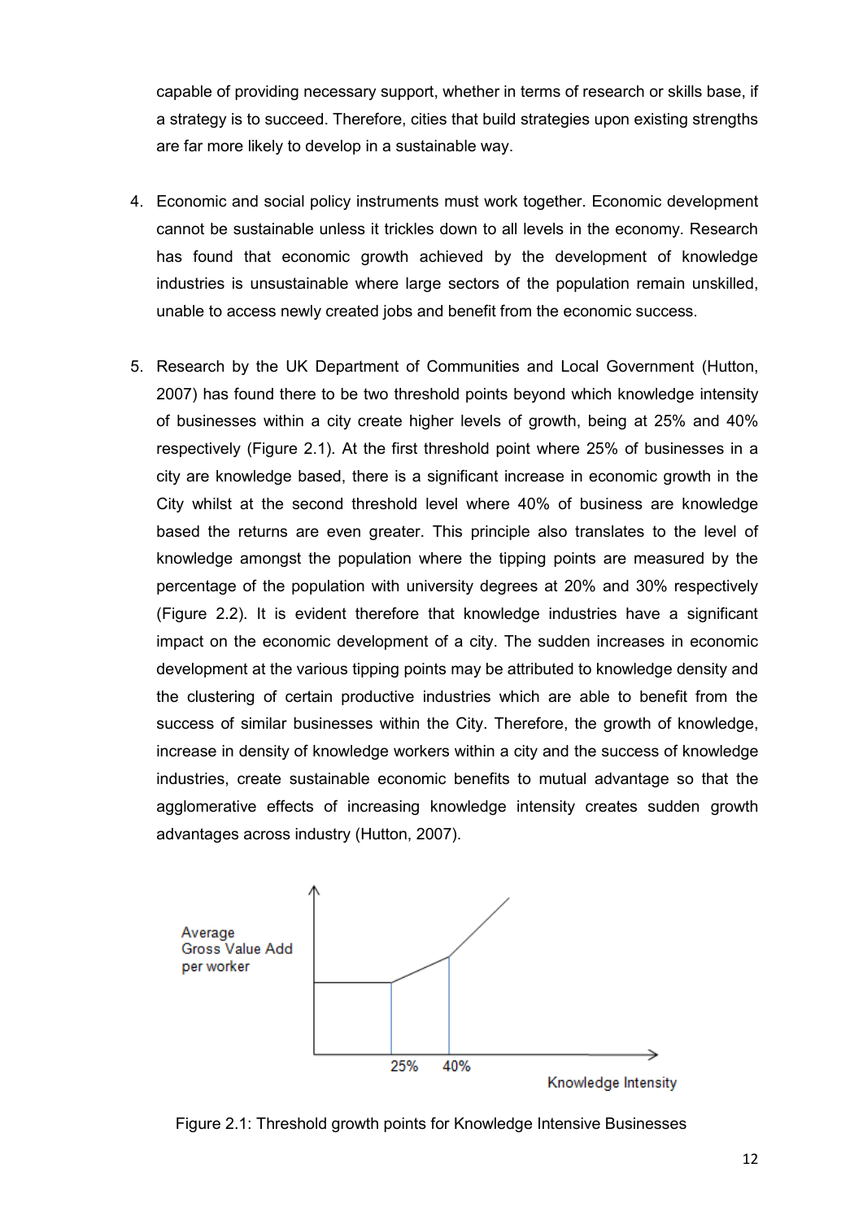capable of providing necessary support, whether in terms of research or skills base, if a strategy is to succeed. Therefore, cities that build strategies upon existing strengths are far more likely to develop in a sustainable way.

4. Economic and social policy instruments must work together. Economic development cannot be sustainable unless it trickles down to all levels in the economy. Research has found that economic growth achieved by the development of knowledge industries is unsustainable where large sectors of the population remain unskilled, unable to access newly created jobs and benefit from the economic success.

5. Research by the UK Department of Communities and Local Government (Hutton, 2007) has found there to be two threshold points beyond which knowledge intensity of businesses within a city create higher levels of growth, being at 25% and 40% respectively (Figure 2.1). At the first threshold point where 25% of businesses in a city are knowledge based, there is a significant increase in economic growth in the City whilst at the second threshold level where 40% of business are knowledge based the returns are even greater. This principle also translates to the level of knowledge amongst the population where the tipping points are measured by the percentage of the population with university degrees at 20% and 30% respectively (Figure 2.2). It is evident therefore that knowledge industries have a significant impact on the economic development of a city. The sudden increases in economic development at the various tipping points may be attributed to knowledge density and the clustering of certain productive industries which are able to benefit from the success of similar businesses within the City. Therefore, the growth of knowledge, increase in density of knowledge workers within a city and the success of knowledge industries, create sustainable economic benefits to mutual advantage so that the agglomerative effects of increasing knowledge intensity creates sudden growth advantages across industry (Hutton, 2007).

Average Gross Value Add per worker

25% 40%

Knowledge Intensity

Figure 2.1: Threshold growth points for Knowledge Intensive Businesses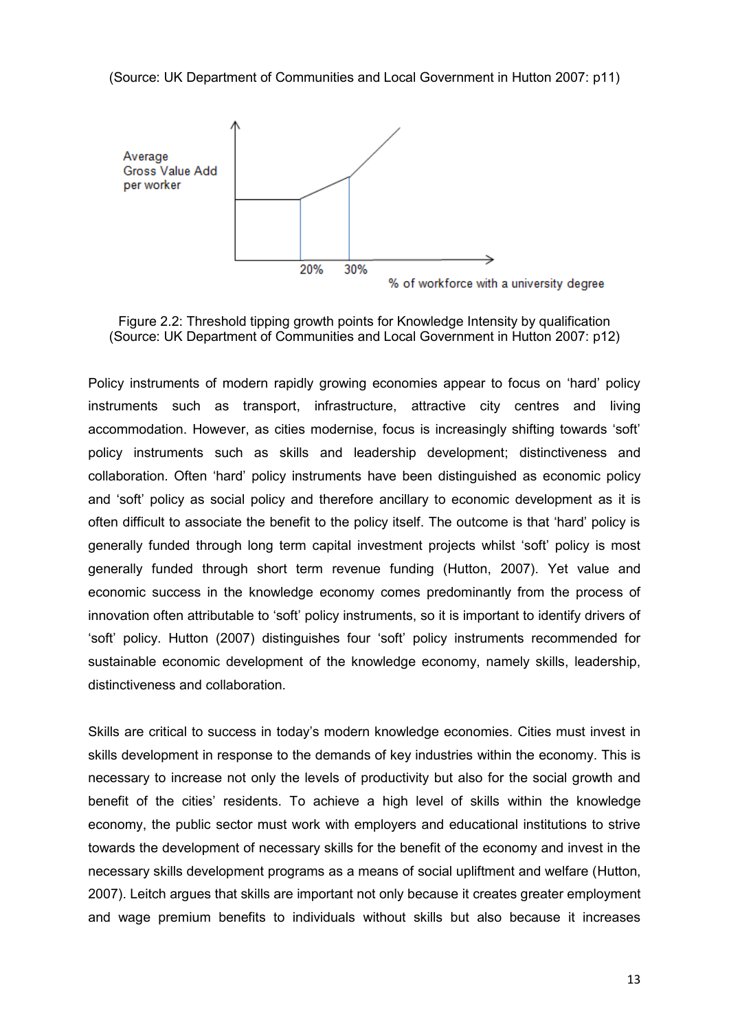(Source: UK Department of Communities and Local Government in Hutton 2007: p11)

Figure 2.2: Threshold tipping growth points for Knowledge Intensity by qualification
(Source: UK Department of Communities and Local Government in Hutton 2007: p12)

Policy instruments of modern rapidly growing economies appear to focus on 'hard' policy instruments such as transport, infrastructure, attractive city centres and living accommodation. However, as cities modernise, focus is increasingly shifting towards 'soft' policy instruments such as skills and leadership development; distinctiveness and collaboration. Often 'hard' policy instruments have been distinguished as economic policy and 'soft' policy as social policy and therefore ancillary to economic development as it is often difficult to associate the benefit to the policy itself. The outcome is that 'hard' policy is generally funded through long term capital investment projects whilst 'soft' policy is most generally funded through short term revenue funding (Hutton, 2007). Yet value and economic success in the knowledge economy comes predominantly from the process of innovation often attributable to 'soft' policy instruments, so it is important to identify drivers of 'soft' policy. Hutton (2007) distinguishes four 'soft' policy instruments recommended for sustainable economic development of the knowledge economy, namely skills, leadership, distinctiveness and collaboration.

Skills are critical to success in today's modern knowledge economies. Cities must invest in skills development in response to the demands of key industries within the economy. This is necessary to increase not only the levels of productivity but also for the social growth and benefit of the cities' residents. To achieve a high level of skills within the knowledge economy, the public sector must work with employers and educational institutions to strive towards the development of necessary skills for the benefit of the economy and invest in the necessary skills development programs as a means of social upliftment and welfare (Hutton, 2007). Leitch argues that skills are important not only because it creates greater employment and wage premium benefits to individuals without skills but also because it increases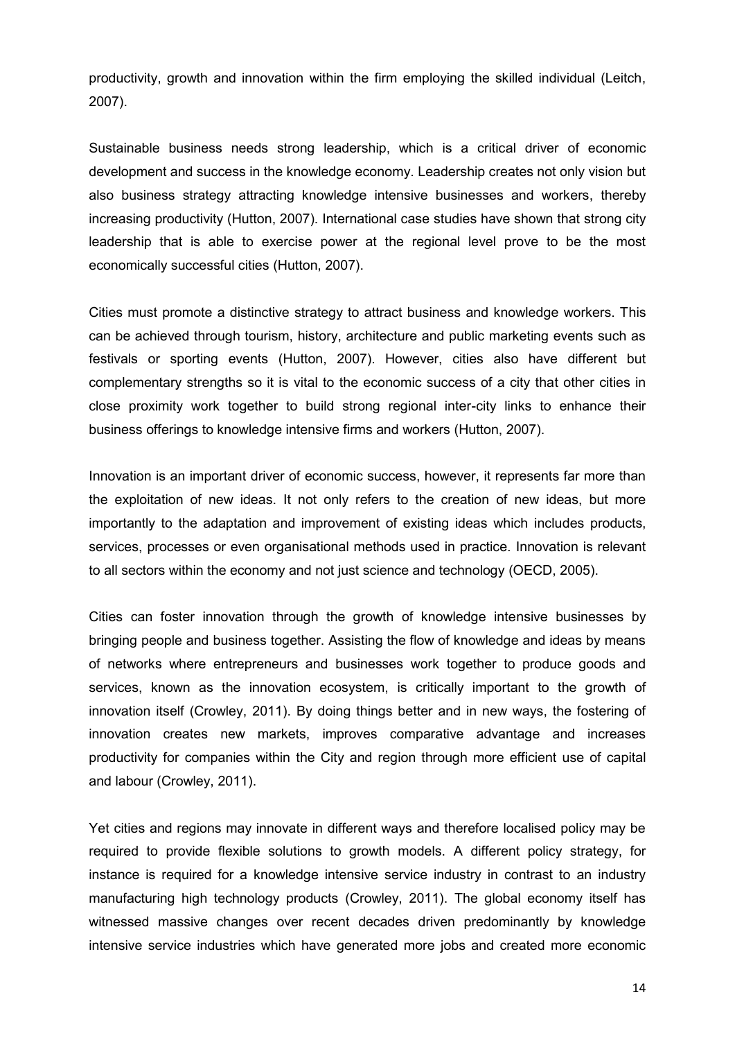productivity, growth and innovation within the firm employing the skilled individual (Leitch, 2007).

Sustainable business needs strong leadership, which is a critical driver of economic development and success in the knowledge economy. Leadership creates not only vision but also business strategy attracting knowledge intensive businesses and workers, thereby increasing productivity (Hutton, 2007). International case studies have shown that strong city leadership that is able to exercise power at the regional level prove to be the most economically successful cities (Hutton, 2007).

Cities must promote a distinctive strategy to attract business and knowledge workers. This can be achieved through tourism, history, architecture and public marketing events such as festivals or sporting events (Hutton, 2007). However, cities also have different but complementary strengths so it is vital to the economic success of a city that other cities in close proximity work together to build strong regional inter-city links to enhance their business offerings to knowledge intensive firms and workers (Hutton, 2007).

Innovation is an important driver of economic success, however, it represents far more than the exploitation of new ideas. It not only refers to the creation of new ideas, but more importantly to the adaptation and improvement of existing ideas which includes products, services, processes or even organisational methods used in practice. Innovation is relevant to all sectors within the economy and not just science and technology (OECD, 2005).

Cities can foster innovation through the growth of knowledge intensive businesses by bringing people and business together. Assisting the flow of knowledge and ideas by means of networks where entrepreneurs and businesses work together to produce goods and services, known as the innovation ecosystem, is critically important to the growth of innovation itself (Crowley, 2011). By doing things better and in new ways, the fostering of innovation creates new markets, improves comparative advantage and increases productivity for companies within the City and region through more efficient use of capital and labour (Crowley, 2011).

Yet cities and regions may innovate in different ways and therefore localised policy may be required to provide flexible solutions to growth models. A different policy strategy, for instance is required for a knowledge intensive service industry in contrast to an industry manufacturing high technology products (Crowley, 2011). The global economy itself has witnessed massive changes over recent decades driven predominantly by knowledge intensive service industries which have generated more jobs and created more economic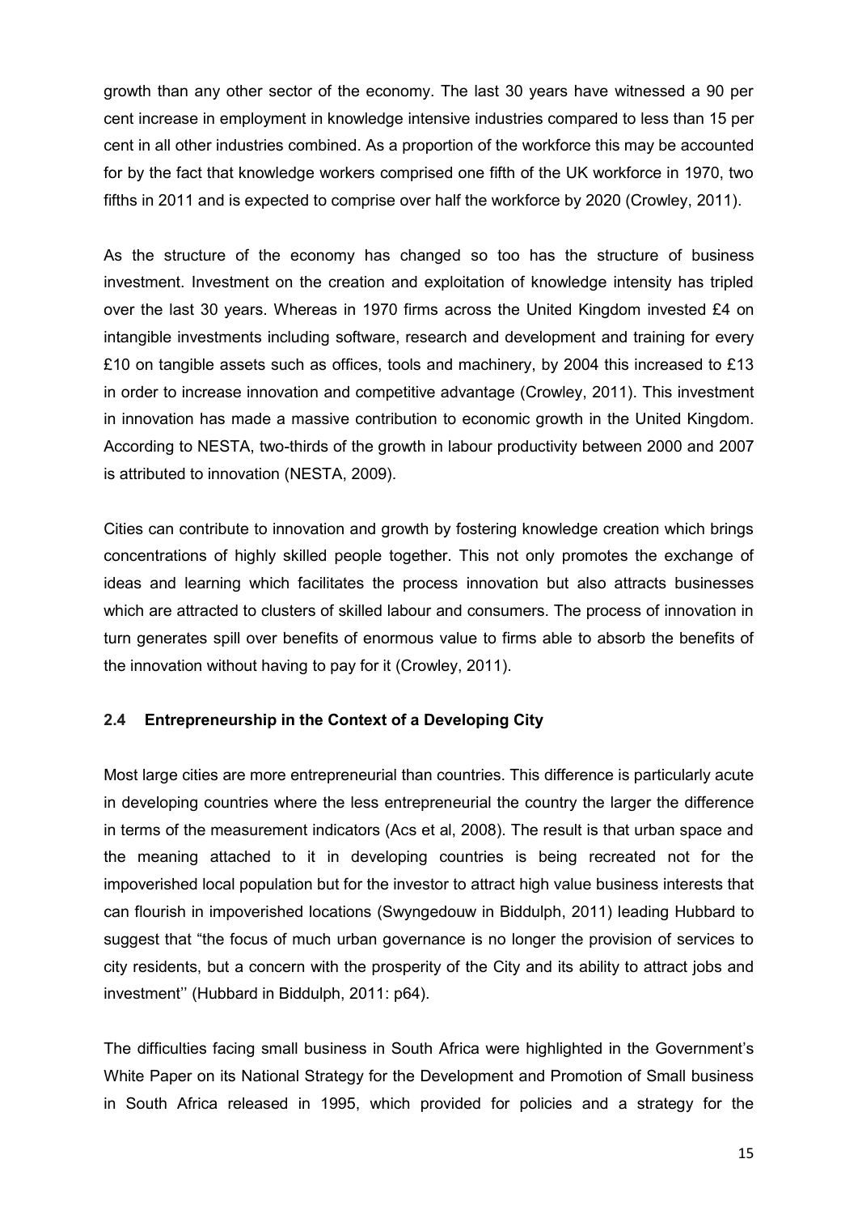growth than any other sector of the economy. The last 30 years have witnessed a 90 per cent increase in employment in knowledge intensive industries compared to less than 15 per cent in all other industries combined. As a proportion of the workforce this may be accounted for by the fact that knowledge workers comprised one fifth of the UK workforce in 1970, two fifths in 2011 and is expected to comprise over half the workforce by 2020 (Crowley, 2011).

As the structure of the economy has changed so too has the structure of business investment. Investment on the creation and exploitation of knowledge intensity has tripled over the last 30 years. Whereas in 1970 firms across the United Kingdom invested £4 on intangible investments including software, research and development and training for every £10 on tangible assets such as offices, tools and machinery, by 2004 this increased to £13 in order to increase innovation and competitive advantage (Crowley, 2011). This investment in innovation has made a massive contribution to economic growth in the United Kingdom. According to NESTA, two-thirds of the growth in labour productivity between 2000 and 2007 is attributed to innovation (NESTA, 2009).

Cities can contribute to innovation and growth by fostering knowledge creation which brings concentrations of highly skilled people together. This not only promotes the exchange of ideas and learning which facilitates the process innovation but also attracts businesses which are attracted to clusters of skilled labour and consumers. The process of innovation in turn generates spill over benefits of enormous value to firms able to absorb the benefits of the innovation without having to pay for it (Crowley, 2011).

### 2.4 Entrepreneurship in the Context of a Developing City

Most large cities are more entrepreneurial than countries. This difference is particularly acute in developing countries where the less entrepreneurial the country the larger the difference in terms of the measurement indicators (Acs et al, 2008). The result is that urban space and the meaning attached to it in developing countries is being recreated not for the impoverished local population but for the investor to attract high value business interests that can flourish in impoverished locations (Swyngedouw in Biddulph, 2011) leading Hubbard to suggest that "the focus of much urban governance is no longer the provision of services to city residents, but a concern with the prosperity of the City and its ability to attract jobs and investment'' (Hubbard in Biddulph, 2011: p64).

The difficulties facing small business in South Africa were highlighted in the Government's White Paper on its National Strategy for the Development and Promotion of Small business in South Africa released in 1995, which provided for policies and a strategy for the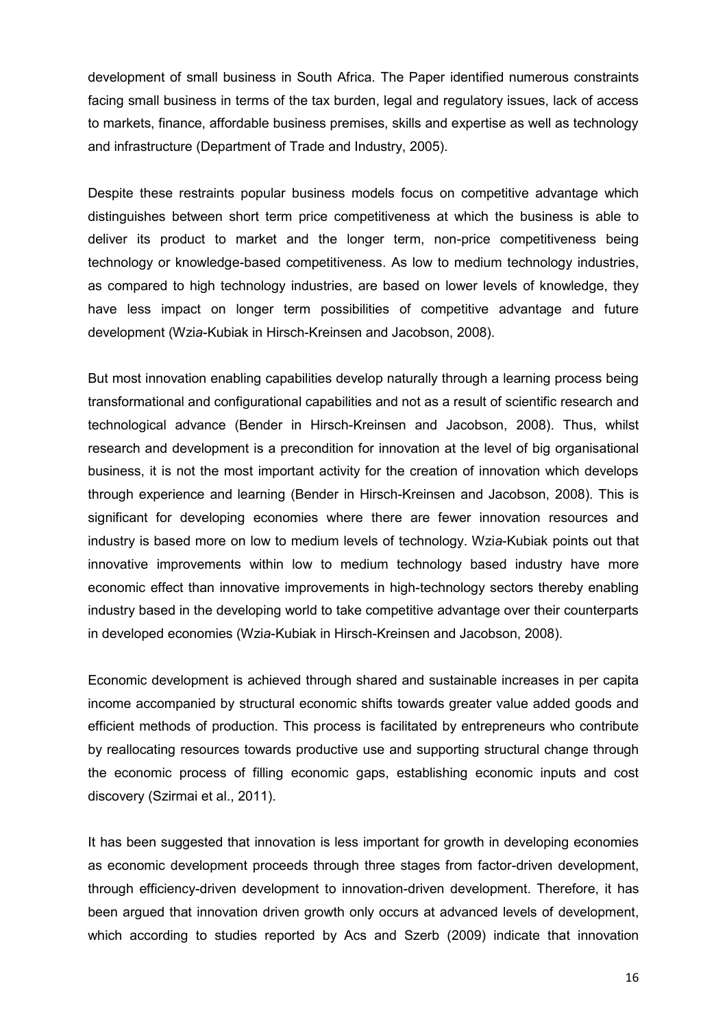development of small business in South Africa. The Paper identified numerous constraints facing small business in terms of the tax burden, legal and regulatory issues, lack of access to markets, finance, affordable business premises, skills and expertise as well as technology and infrastructure (Department of Trade and Industry, 2005).

Despite these restraints popular business models focus on competitive advantage which distinguishes between short term price competitiveness at which the business is able to deliver its product to market and the longer term, non-price competitiveness being technology or knowledge-based competitiveness. As low to medium technology industries, as compared to high technology industries, are based on lower levels of knowledge, they have less impact on longer term possibilities of competitive advantage and future development (Wzi*a*-Kubiak in Hirsch-Kreinsen and Jacobson, 2008).

But most innovation enabling capabilities develop naturally through a learning process being transformational and configurational capabilities and not as a result of scientific research and technological advance (Bender in Hirsch-Kreinsen and Jacobson, 2008). Thus, whilst research and development is a precondition for innovation at the level of big organisational business, it is not the most important activity for the creation of innovation which develops through experience and learning (Bender in Hirsch-Kreinsen and Jacobson, 2008). This is significant for developing economies where there are fewer innovation resources and industry is based more on low to medium levels of technology. Wzi*a*-Kubiak points out that innovative improvements within low to medium technology based industry have more economic effect than innovative improvements in high-technology sectors thereby enabling industry based in the developing world to take competitive advantage over their counterparts in developed economies (Wzi*a*-Kubiak in Hirsch-Kreinsen and Jacobson, 2008).

Economic development is achieved through shared and sustainable increases in per capita income accompanied by structural economic shifts towards greater value added goods and efficient methods of production. This process is facilitated by entrepreneurs who contribute by reallocating resources towards productive use and supporting structural change through the economic process of filling economic gaps, establishing economic inputs and cost discovery (Szirmai et al., 2011).

It has been suggested that innovation is less important for growth in developing economies as economic development proceeds through three stages from factor-driven development, through efficiency-driven development to innovation-driven development. Therefore, it has been argued that innovation driven growth only occurs at advanced levels of development, which according to studies reported by Acs and Szerb (2009) indicate that innovation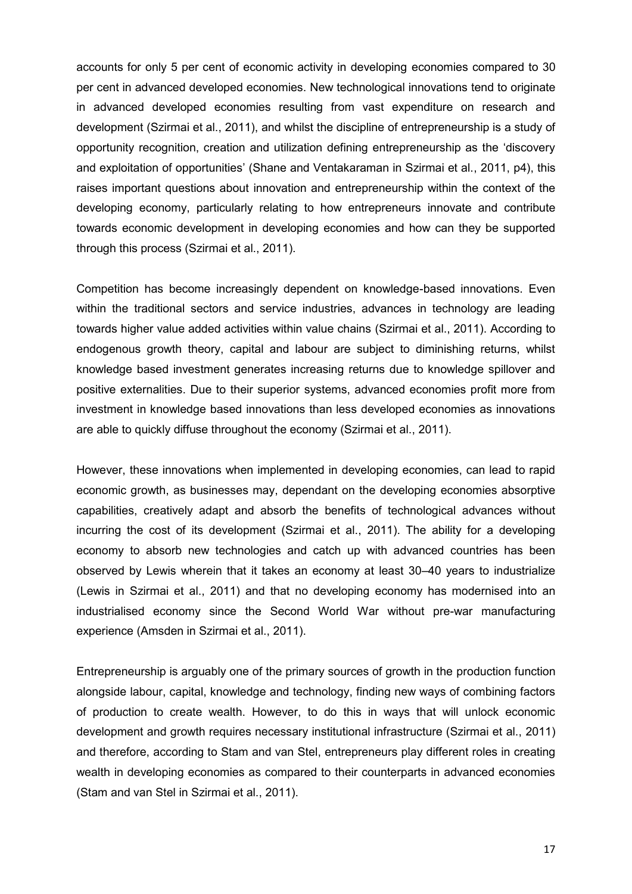accounts for only 5 per cent of economic activity in developing economies compared to 30 per cent in advanced developed economies. New technological innovations tend to originate in advanced developed economies resulting from vast expenditure on research and development (Szirmai et al., 2011), and whilst the discipline of entrepreneurship is a study of opportunity recognition, creation and utilization defining entrepreneurship as the 'discovery and exploitation of opportunities' (Shane and Ventakaraman in Szirmai et al., 2011, p4), this raises important questions about innovation and entrepreneurship within the context of the developing economy, particularly relating to how entrepreneurs innovate and contribute towards economic development in developing economies and how can they be supported through this process (Szirmai et al., 2011).

Competition has become increasingly dependent on knowledge-based innovations. Even within the traditional sectors and service industries, advances in technology are leading towards higher value added activities within value chains (Szirmai et al., 2011). According to endogenous growth theory, capital and labour are subject to diminishing returns, whilst knowledge based investment generates increasing returns due to knowledge spillover and positive externalities. Due to their superior systems, advanced economies profit more from investment in knowledge based innovations than less developed economies as innovations are able to quickly diffuse throughout the economy (Szirmai et al., 2011).

However, these innovations when implemented in developing economies, can lead to rapid economic growth, as businesses may, dependant on the developing economies absorptive capabilities, creatively adapt and absorb the benefits of technological advances without incurring the cost of its development (Szirmai et al., 2011). The ability for a developing economy to absorb new technologies and catch up with advanced countries has been observed by Lewis wherein that it takes an economy at least 30–40 years to industrialize (Lewis in Szirmai et al., 2011) and that no developing economy has modernised into an industrialised economy since the Second World War without pre-war manufacturing experience (Amsden in Szirmai et al., 2011).

Entrepreneurship is arguably one of the primary sources of growth in the production function alongside labour, capital, knowledge and technology, finding new ways of combining factors of production to create wealth. However, to do this in ways that will unlock economic development and growth requires necessary institutional infrastructure (Szirmai et al., 2011) and therefore, according to Stam and van Stel, entrepreneurs play different roles in creating wealth in developing economies as compared to their counterparts in advanced economies (Stam and van Stel in Szirmai et al., 2011).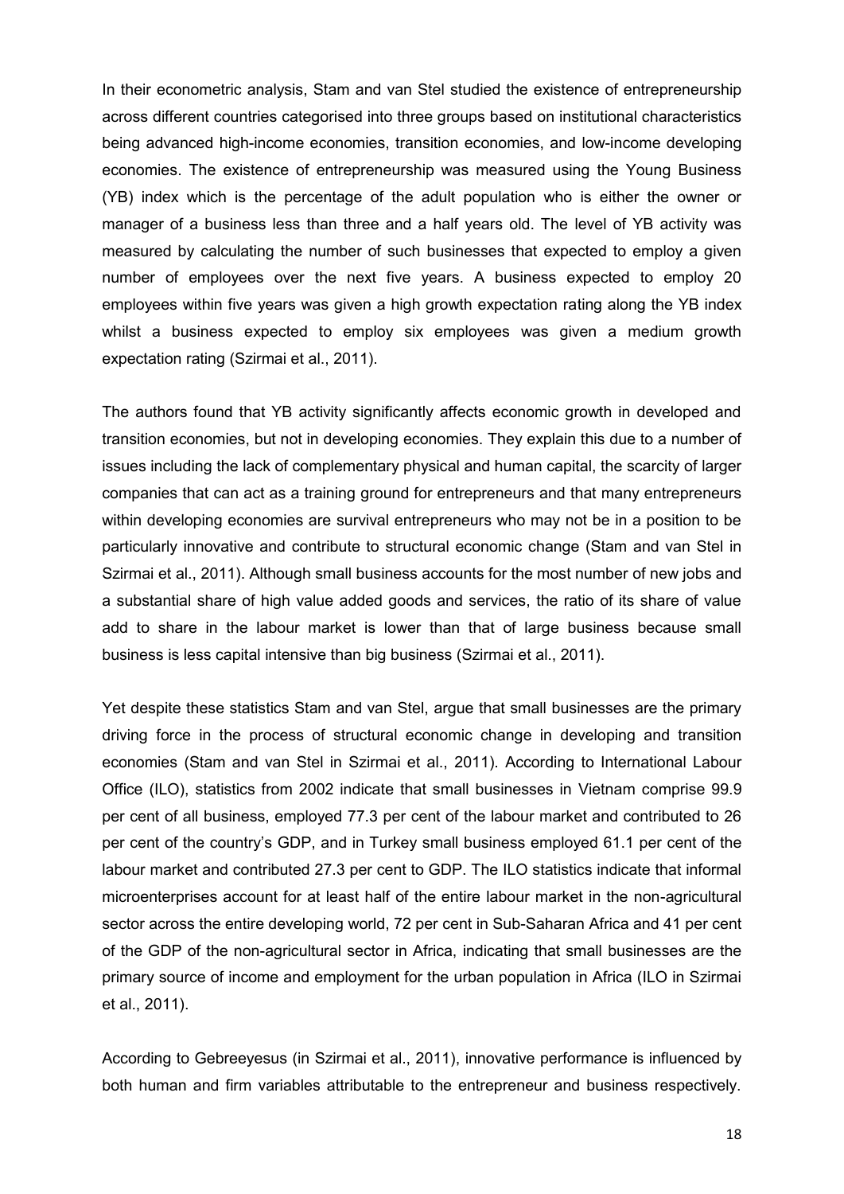In their econometric analysis, Stam and van Stel studied the existence of entrepreneurship across different countries categorised into three groups based on institutional characteristics being advanced high-income economies, transition economies, and low-income developing economies. The existence of entrepreneurship was measured using the Young Business (YB) index which is the percentage of the adult population who is either the owner or manager of a business less than three and a half years old. The level of YB activity was measured by calculating the number of such businesses that expected to employ a given number of employees over the next five years. A business expected to employ 20 employees within five years was given a high growth expectation rating along the YB index whilst a business expected to employ six employees was given a medium growth expectation rating (Szirmai et al., 2011).

The authors found that YB activity significantly affects economic growth in developed and transition economies, but not in developing economies. They explain this due to a number of issues including the lack of complementary physical and human capital, the scarcity of larger companies that can act as a training ground for entrepreneurs and that many entrepreneurs within developing economies are survival entrepreneurs who may not be in a position to be particularly innovative and contribute to structural economic change (Stam and van Stel in Szirmai et al., 2011). Although small business accounts for the most number of new jobs and a substantial share of high value added goods and services, the ratio of its share of value add to share in the labour market is lower than that of large business because small business is less capital intensive than big business (Szirmai et al., 2011).

Yet despite these statistics Stam and van Stel, argue that small businesses are the primary driving force in the process of structural economic change in developing and transition economies (Stam and van Stel in Szirmai et al., 2011). According to International Labour Office (ILO), statistics from 2002 indicate that small businesses in Vietnam comprise 99.9 per cent of all business, employed 77.3 per cent of the labour market and contributed to 26 per cent of the country's GDP, and in Turkey small business employed 61.1 per cent of the labour market and contributed 27.3 per cent to GDP. The ILO statistics indicate that informal microenterprises account for at least half of the entire labour market in the non-agricultural sector across the entire developing world, 72 per cent in Sub-Saharan Africa and 41 per cent of the GDP of the non-agricultural sector in Africa, indicating that small businesses are the primary source of income and employment for the urban population in Africa (ILO in Szirmai et al., 2011).

According to Gebreeyesus (in Szirmai et al., 2011), innovative performance is influenced by both human and firm variables attributable to the entrepreneur and business respectively.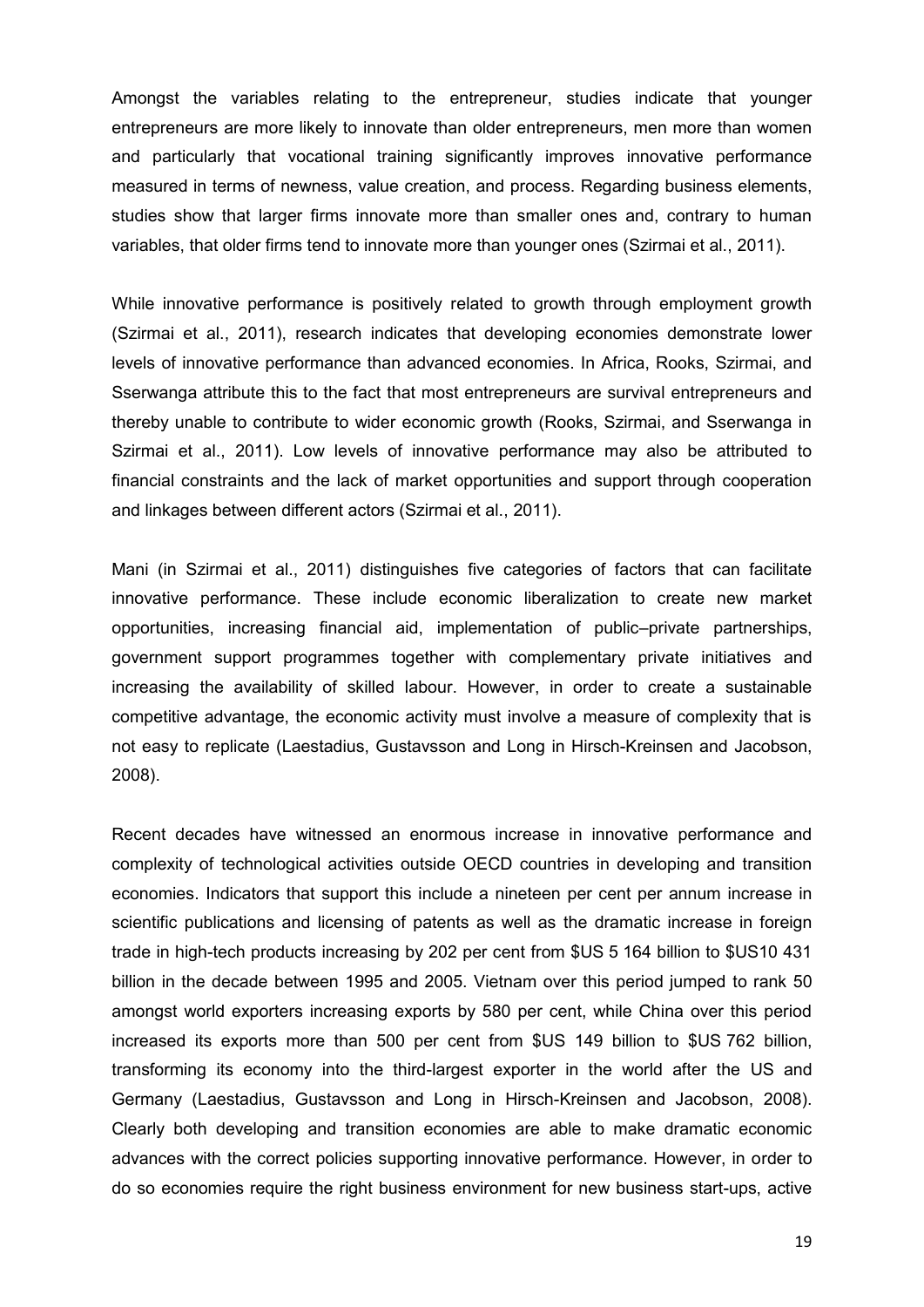Amongst the variables relating to the entrepreneur, studies indicate that younger entrepreneurs are more likely to innovate than older entrepreneurs, men more than women and particularly that vocational training significantly improves innovative performance measured in terms of newness, value creation, and process. Regarding business elements, studies show that larger firms innovate more than smaller ones and, contrary to human variables, that older firms tend to innovate more than younger ones (Szirmai et al., 2011).

While innovative performance is positively related to growth through employment growth (Szirmai et al., 2011), research indicates that developing economies demonstrate lower levels of innovative performance than advanced economies. In Africa, Rooks, Szirmai, and Sserwanga attribute this to the fact that most entrepreneurs are survival entrepreneurs and thereby unable to contribute to wider economic growth (Rooks, Szirmai, and Sserwanga in Szirmai et al., 2011). Low levels of innovative performance may also be attributed to financial constraints and the lack of market opportunities and support through cooperation and linkages between different actors (Szirmai et al., 2011).

Mani (in Szirmai et al., 2011) distinguishes five categories of factors that can facilitate innovative performance. These include economic liberalization to create new market opportunities, increasing financial aid, implementation of public–private partnerships, government support programmes together with complementary private initiatives and increasing the availability of skilled labour. However, in order to create a sustainable competitive advantage, the economic activity must involve a measure of complexity that is not easy to replicate (Laestadius, Gustavsson and Long in Hirsch-Kreinsen and Jacobson, 2008).

Recent decades have witnessed an enormous increase in innovative performance and complexity of technological activities outside OECD countries in developing and transition economies. Indicators that support this include a nineteen per cent per annum increase in scientific publications and licensing of patents as well as the dramatic increase in foreign trade in high-tech products increasing by 202 per cent from $US 5 164 billion to $US10 431 billion in the decade between 1995 and 2005. Vietnam over this period jumped to rank 50 amongst world exporters increasing exports by 580 per cent, while China over this period increased its exports more than 500 per cent from $US 149 billion to $US 762 billion, transforming its economy into the third-largest exporter in the world after the US and Germany (Laestadius, Gustavsson and Long in Hirsch-Kreinsen and Jacobson, 2008). Clearly both developing and transition economies are able to make dramatic economic advances with the correct policies supporting innovative performance. However, in order to do so economies require the right business environment for new business start-ups, active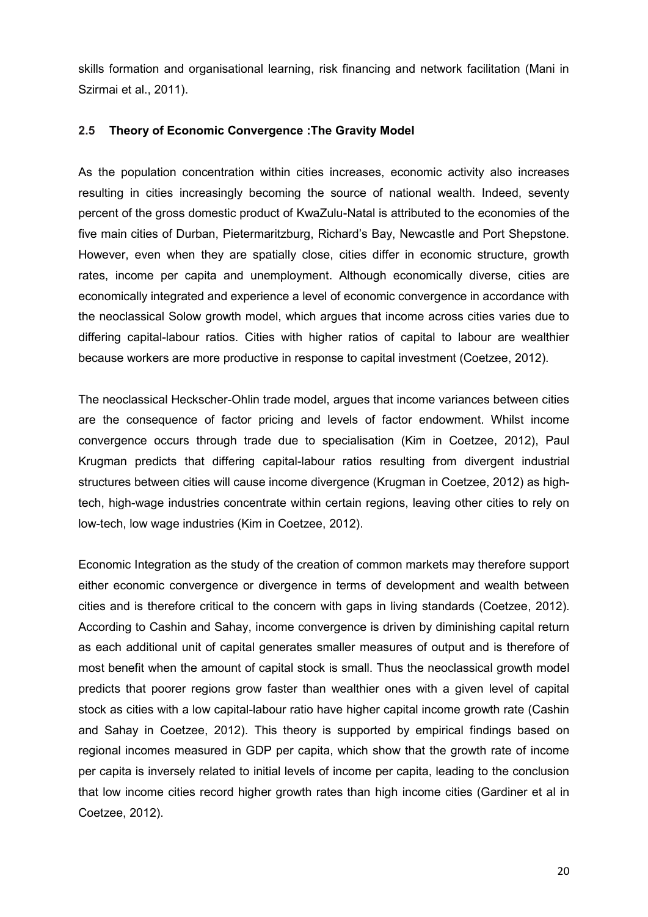skills formation and organisational learning, risk financing and network facilitation (Mani in Szirmai et al., 2011).

### 2.5 Theory of Economic Convergence :The Gravity Model

As the population concentration within cities increases, economic activity also increases resulting in cities increasingly becoming the source of national wealth. Indeed, seventy percent of the gross domestic product of KwaZulu-Natal is attributed to the economies of the five main cities of Durban, Pietermaritzburg, Richard's Bay, Newcastle and Port Shepstone. However, even when they are spatially close, cities differ in economic structure, growth rates, income per capita and unemployment. Although economically diverse, cities are economically integrated and experience a level of economic convergence in accordance with the neoclassical Solow growth model, which argues that income across cities varies due to differing capital-labour ratios. Cities with higher ratios of capital to labour are wealthier because workers are more productive in response to capital investment (Coetzee, 2012).

The neoclassical Heckscher-Ohlin trade model, argues that income variances between cities are the consequence of factor pricing and levels of factor endowment. Whilst income convergence occurs through trade due to specialisation (Kim in Coetzee, 2012), Paul Krugman predicts that differing capital-labour ratios resulting from divergent industrial structures between cities will cause income divergence (Krugman in Coetzee, 2012) as high-tech, high-wage industries concentrate within certain regions, leaving other cities to rely on low-tech, low wage industries (Kim in Coetzee, 2012).

Economic Integration as the study of the creation of common markets may therefore support either economic convergence or divergence in terms of development and wealth between cities and is therefore critical to the concern with gaps in living standards (Coetzee, 2012). According to Cashin and Sahay, income convergence is driven by diminishing capital return as each additional unit of capital generates smaller measures of output and is therefore of most benefit when the amount of capital stock is small. Thus the neoclassical growth model predicts that poorer regions grow faster than wealthier ones with a given level of capital stock as cities with a low capital-labour ratio have higher capital income growth rate (Cashin and Sahay in Coetzee, 2012). This theory is supported by empirical findings based on regional incomes measured in GDP per capita, which show that the growth rate of income per capita is inversely related to initial levels of income per capita, leading to the conclusion that low income cities record higher growth rates than high income cities (Gardiner et al in Coetzee, 2012).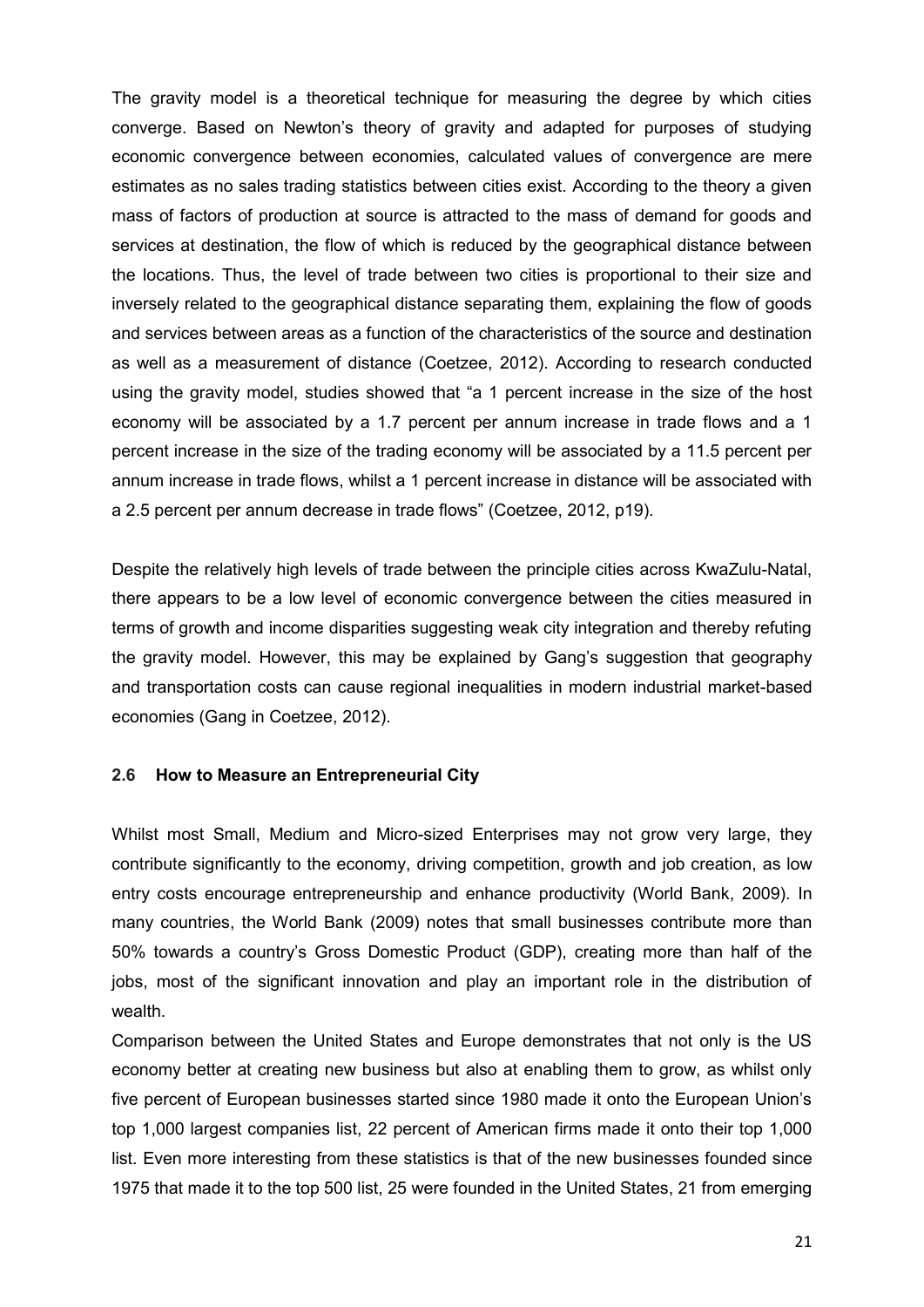The gravity model is a theoretical technique for measuring the degree by which cities converge. Based on Newton's theory of gravity and adapted for purposes of studying economic convergence between economies, calculated values of convergence are mere estimates as no sales trading statistics between cities exist. According to the theory a given mass of factors of production at source is attracted to the mass of demand for goods and services at destination, the flow of which is reduced by the geographical distance between the locations. Thus, the level of trade between two cities is proportional to their size and inversely related to the geographical distance separating them, explaining the flow of goods and services between areas as a function of the characteristics of the source and destination as well as a measurement of distance (Coetzee, 2012). According to research conducted using the gravity model, studies showed that "a 1 percent increase in the size of the host economy will be associated by a 1.7 percent per annum increase in trade flows and a 1 percent increase in the size of the trading economy will be associated by a 11.5 percent per annum increase in trade flows, whilst a 1 percent increase in distance will be associated with a 2.5 percent per annum decrease in trade flows" (Coetzee, 2012, p19).

Despite the relatively high levels of trade between the principle cities across KwaZulu-Natal, there appears to be a low level of economic convergence between the cities measured in terms of growth and income disparities suggesting weak city integration and thereby refuting the gravity model. However, this may be explained by Gang's suggestion that geography and transportation costs can cause regional inequalities in modern industrial market-based economies (Gang in Coetzee, 2012).

### 2.6 How to Measure an Entrepreneurial City

Whilst most Small, Medium and Micro-sized Enterprises may not grow very large, they contribute significantly to the economy, driving competition, growth and job creation, as low entry costs encourage entrepreneurship and enhance productivity (World Bank, 2009). In many countries, the World Bank (2009) notes that small businesses contribute more than 50% towards a country's Gross Domestic Product (GDP), creating more than half of the jobs, most of the significant innovation and play an important role in the distribution of wealth.

Comparison between the United States and Europe demonstrates that not only is the US economy better at creating new business but also at enabling them to grow, as whilst only five percent of European businesses started since 1980 made it onto the European Union's top 1,000 largest companies list, 22 percent of American firms made it onto their top 1,000 list. Even more interesting from these statistics is that of the new businesses founded since 1975 that made it to the top 500 list, 25 were founded in the United States, 21 from emerging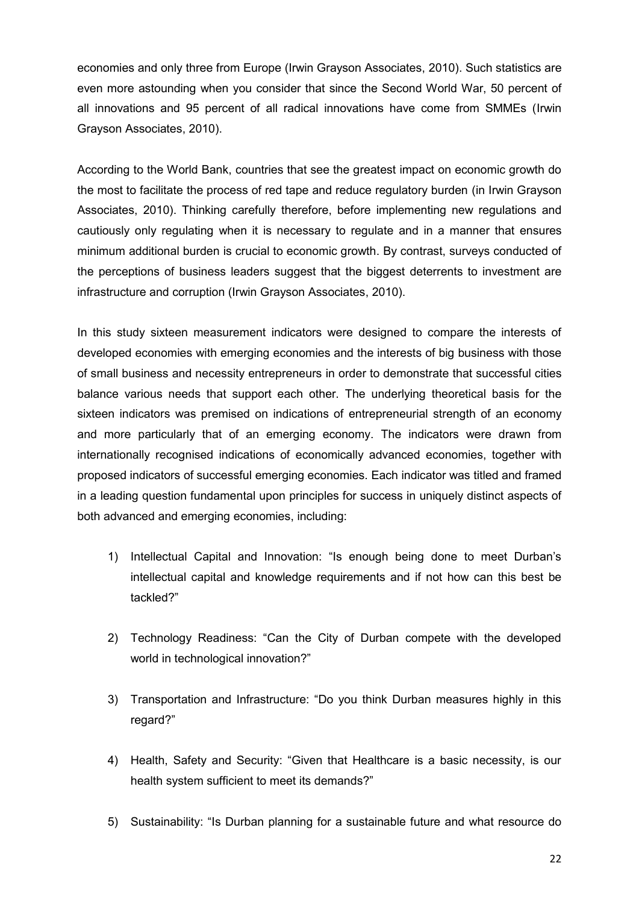economies and only three from Europe (Irwin Grayson Associates, 2010). Such statistics are even more astounding when you consider that since the Second World War, 50 percent of all innovations and 95 percent of all radical innovations have come from SMMEs (Irwin Grayson Associates, 2010).

According to the World Bank, countries that see the greatest impact on economic growth do the most to facilitate the process of red tape and reduce regulatory burden (in Irwin Grayson Associates, 2010). Thinking carefully therefore, before implementing new regulations and cautiously only regulating when it is necessary to regulate and in a manner that ensures minimum additional burden is crucial to economic growth. By contrast, surveys conducted of the perceptions of business leaders suggest that the biggest deterrents to investment are infrastructure and corruption (Irwin Grayson Associates, 2010).

In this study sixteen measurement indicators were designed to compare the interests of developed economies with emerging economies and the interests of big business with those of small business and necessity entrepreneurs in order to demonstrate that successful cities balance various needs that support each other. The underlying theoretical basis for the sixteen indicators was premised on indications of entrepreneurial strength of an economy and more particularly that of an emerging economy. The indicators were drawn from internationally recognised indications of economically advanced economies, together with proposed indicators of successful emerging economies. Each indicator was titled and framed in a leading question fundamental upon principles for success in uniquely distinct aspects of both advanced and emerging economies, including:

1) Intellectual Capital and Innovation: "Is enough being done to meet Durban's intellectual capital and knowledge requirements and if not how can this best be tackled?"

2) Technology Readiness: "Can the City of Durban compete with the developed world in technological innovation?"

3) Transportation and Infrastructure: "Do you think Durban measures highly in this regard?"

4) Health, Safety and Security: "Given that Healthcare is a basic necessity, is our health system sufficient to meet its demands?"

5) Sustainability: "Is Durban planning for a sustainable future and what resource do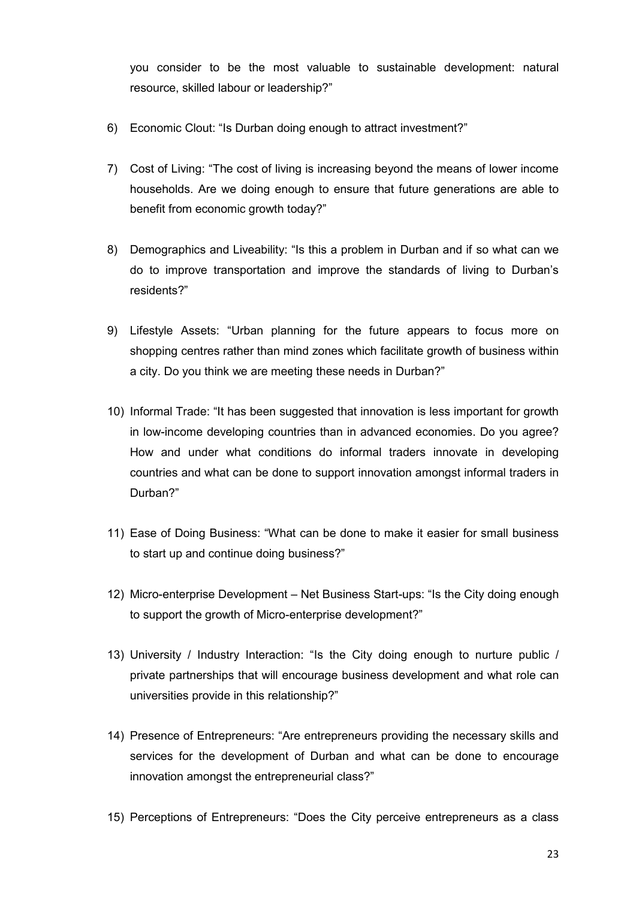you consider to be the most valuable to sustainable development: natural resource, skilled labour or leadership?"

6) Economic Clout: "Is Durban doing enough to attract investment?"

7) Cost of Living: "The cost of living is increasing beyond the means of lower income households. Are we doing enough to ensure that future generations are able to benefit from economic growth today?"

8) Demographics and Liveability: "Is this a problem in Durban and if so what can we do to improve transportation and improve the standards of living to Durban's residents?"

9) Lifestyle Assets: "Urban planning for the future appears to focus more on shopping centres rather than mind zones which facilitate growth of business within a city. Do you think we are meeting these needs in Durban?"

10) Informal Trade: "It has been suggested that innovation is less important for growth in low-income developing countries than in advanced economies. Do you agree? How and under what conditions do informal traders innovate in developing countries and what can be done to support innovation amongst informal traders in Durban?"

11) Ease of Doing Business: "What can be done to make it easier for small business to start up and continue doing business?"

12) Micro-enterprise Development – Net Business Start-ups: "Is the City doing enough to support the growth of Micro-enterprise development?"

13) University / Industry Interaction: "Is the City doing enough to nurture public / private partnerships that will encourage business development and what role can universities provide in this relationship?"

14) Presence of Entrepreneurs: "Are entrepreneurs providing the necessary skills and services for the development of Durban and what can be done to encourage innovation amongst the entrepreneurial class?"

15) Perceptions of Entrepreneurs: "Does the City perceive entrepreneurs as a class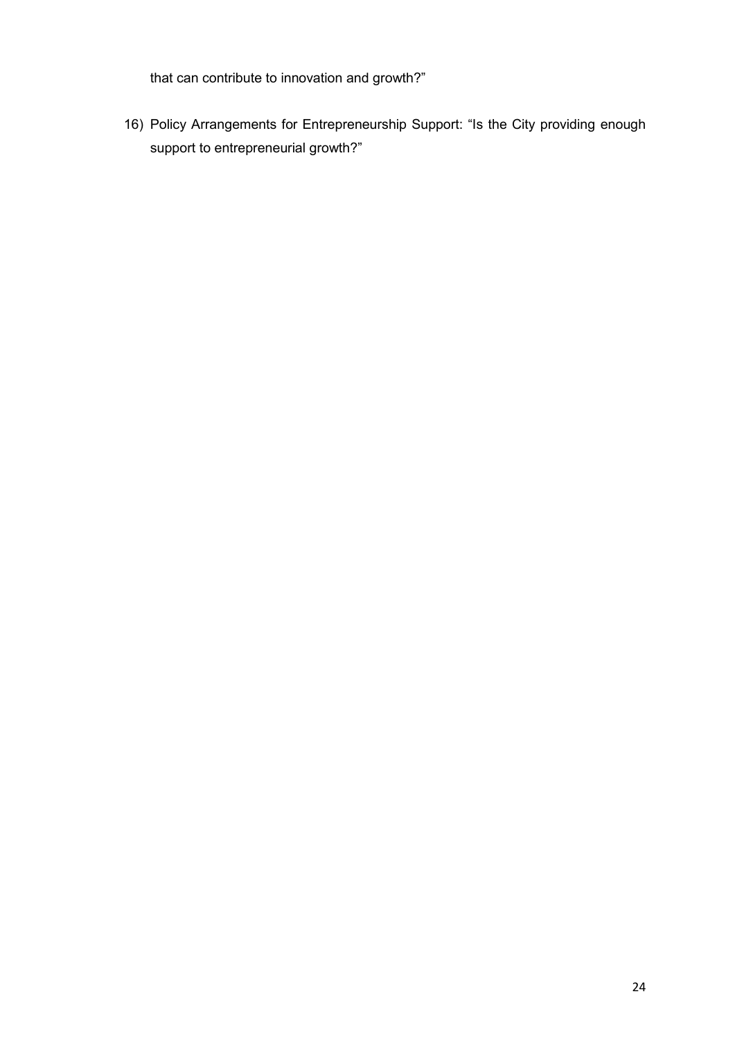that can contribute to innovation and growth?"

16) Policy Arrangements for Entrepreneurship Support: "Is the City providing enough support to entrepreneurial growth?"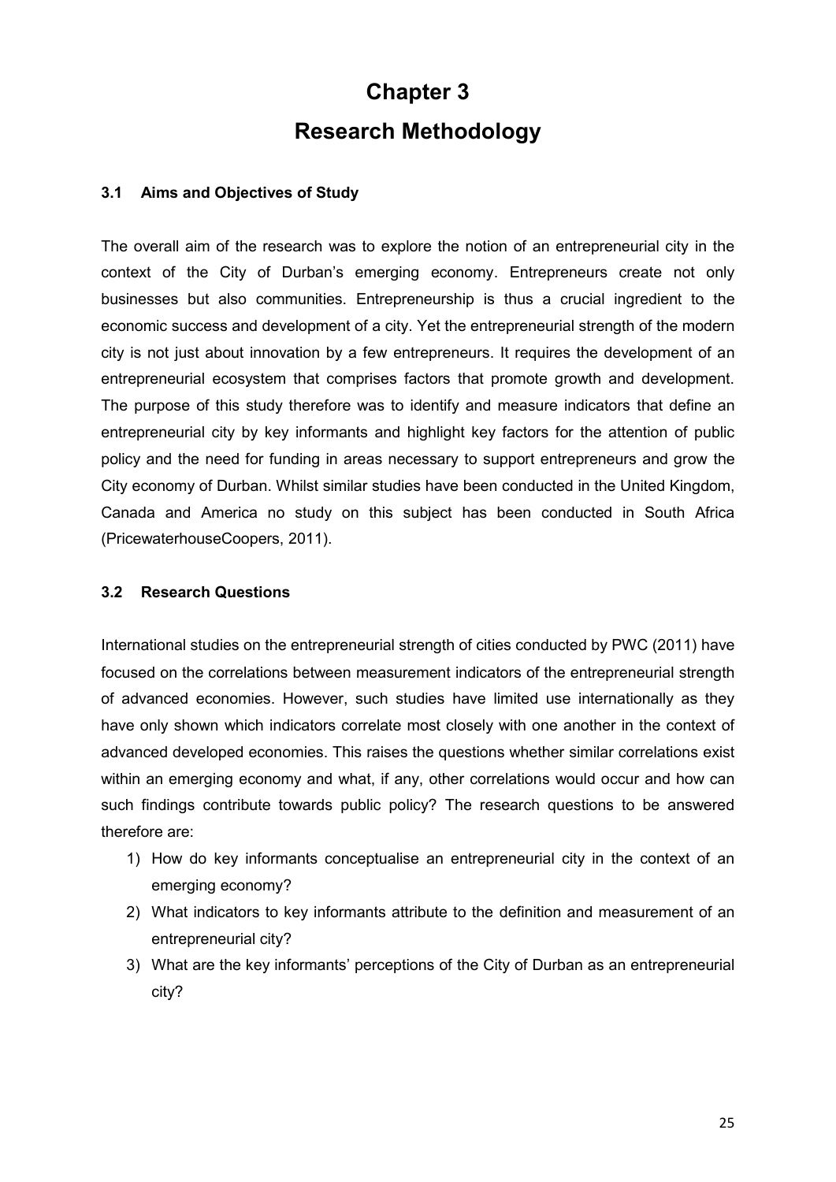# Chapter 3

# Research Methodology

### 3.1 Aims and Objectives of Study

The overall aim of the research was to explore the notion of an entrepreneurial city in the context of the City of Durban's emerging economy. Entrepreneurs create not only businesses but also communities. Entrepreneurship is thus a crucial ingredient to the economic success and development of a city. Yet the entrepreneurial strength of the modern city is not just about innovation by a few entrepreneurs. It requires the development of an entrepreneurial ecosystem that comprises factors that promote growth and development. The purpose of this study therefore was to identify and measure indicators that define an entrepreneurial city by key informants and highlight key factors for the attention of public policy and the need for funding in areas necessary to support entrepreneurs and grow the City economy of Durban. Whilst similar studies have been conducted in the United Kingdom, Canada and America no study on this subject has been conducted in South Africa (PricewaterhouseCoopers, 2011).

### 3.2 Research Questions

International studies on the entrepreneurial strength of cities conducted by PWC (2011) have focused on the correlations between measurement indicators of the entrepreneurial strength of advanced economies. However, such studies have limited use internationally as they have only shown which indicators correlate most closely with one another in the context of advanced developed economies. This raises the questions whether similar correlations exist within an emerging economy and what, if any, other correlations would occur and how can such findings contribute towards public policy? The research questions to be answered therefore are:

1) How do key informants conceptualise an entrepreneurial city in the context of an emerging economy?
2) What indicators to key informants attribute to the definition and measurement of an entrepreneurial city?
3) What are the key informants' perceptions of the City of Durban as an entrepreneurial city?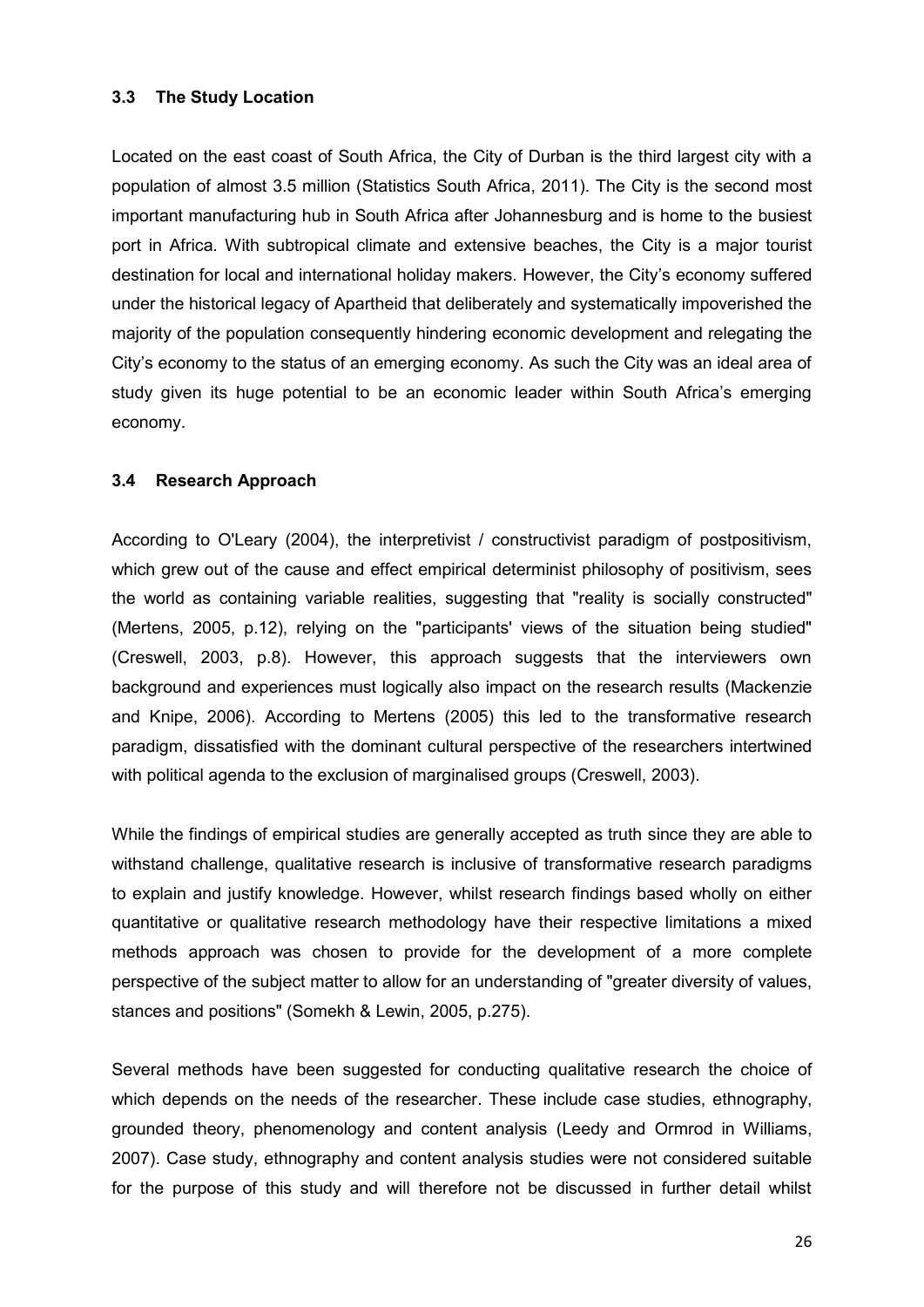### 3.3 The Study Location

Located on the east coast of South Africa, the City of Durban is the third largest city with a population of almost 3.5 million (Statistics South Africa, 2011). The City is the second most important manufacturing hub in South Africa after Johannesburg and is home to the busiest port in Africa. With subtropical climate and extensive beaches, the City is a major tourist destination for local and international holiday makers. However, the City's economy suffered under the historical legacy of Apartheid that deliberately and systematically impoverished the majority of the population consequently hindering economic development and relegating the City's economy to the status of an emerging economy. As such the City was an ideal area of study given its huge potential to be an economic leader within South Africa's emerging economy.

### 3.4 Research Approach

According to O'Leary (2004), the interpretivist / constructivist paradigm of postpositivism, which grew out of the cause and effect empirical determinist philosophy of positivism, sees the world as containing variable realities, suggesting that "reality is socially constructed" (Mertens, 2005, p.12), relying on the "participants' views of the situation being studied" (Creswell, 2003, p.8). However, this approach suggests that the interviewers own background and experiences must logically also impact on the research results (Mackenzie and Knipe, 2006). According to Mertens (2005) this led to the transformative research paradigm, dissatisfied with the dominant cultural perspective of the researchers intertwined with political agenda to the exclusion of marginalised groups (Creswell, 2003).

While the findings of empirical studies are generally accepted as truth since they are able to withstand challenge, qualitative research is inclusive of transformative research paradigms to explain and justify knowledge. However, whilst research findings based wholly on either quantitative or qualitative research methodology have their respective limitations a mixed methods approach was chosen to provide for the development of a more complete perspective of the subject matter to allow for an understanding of "greater diversity of values, stances and positions" (Somekh & Lewin, 2005, p.275).

Several methods have been suggested for conducting qualitative research the choice of which depends on the needs of the researcher. These include case studies, ethnography, grounded theory, phenomenology and content analysis (Leedy and Ormrod in Williams, 2007). Case study, ethnography and content analysis studies were not considered suitable for the purpose of this study and will therefore not be discussed in further detail whilst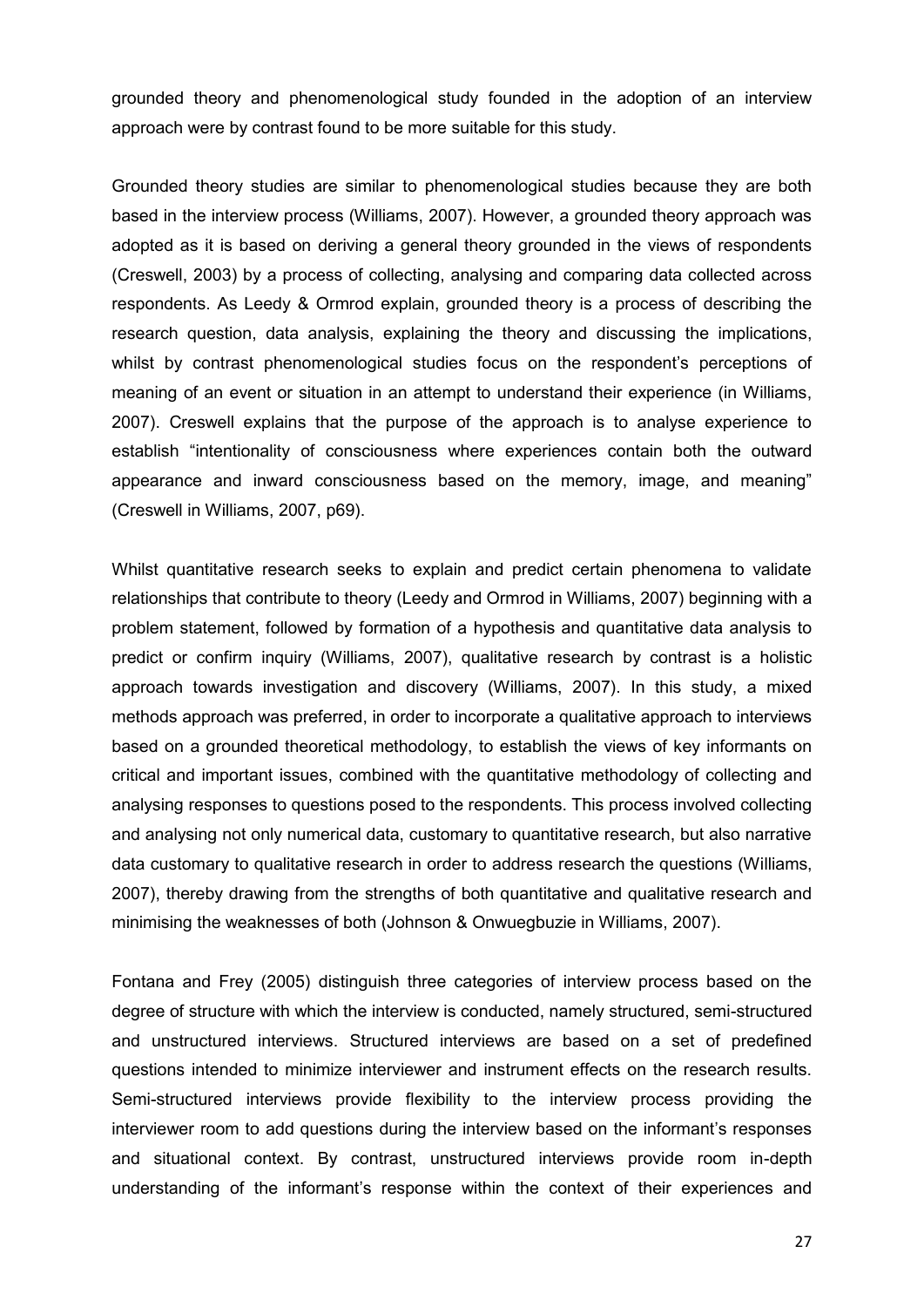grounded theory and phenomenological study founded in the adoption of an interview approach were by contrast found to be more suitable for this study.

Grounded theory studies are similar to phenomenological studies because they are both based in the interview process (Williams, 2007). However, a grounded theory approach was adopted as it is based on deriving a general theory grounded in the views of respondents (Creswell, 2003) by a process of collecting, analysing and comparing data collected across respondents. As Leedy & Ormrod explain, grounded theory is a process of describing the research question, data analysis, explaining the theory and discussing the implications, whilst by contrast phenomenological studies focus on the respondent's perceptions of meaning of an event or situation in an attempt to understand their experience (in Williams, 2007). Creswell explains that the purpose of the approach is to analyse experience to establish "intentionality of consciousness where experiences contain both the outward appearance and inward consciousness based on the memory, image, and meaning" (Creswell in Williams, 2007, p69).

Whilst quantitative research seeks to explain and predict certain phenomena to validate relationships that contribute to theory (Leedy and Ormrod in Williams, 2007) beginning with a problem statement, followed by formation of a hypothesis and quantitative data analysis to predict or confirm inquiry (Williams, 2007), qualitative research by contrast is a holistic approach towards investigation and discovery (Williams, 2007). In this study, a mixed methods approach was preferred, in order to incorporate a qualitative approach to interviews based on a grounded theoretical methodology, to establish the views of key informants on critical and important issues, combined with the quantitative methodology of collecting and analysing responses to questions posed to the respondents. This process involved collecting and analysing not only numerical data, customary to quantitative research, but also narrative data customary to qualitative research in order to address research the questions (Williams, 2007), thereby drawing from the strengths of both quantitative and qualitative research and minimising the weaknesses of both (Johnson & Onwuegbuzie in Williams, 2007).

Fontana and Frey (2005) distinguish three categories of interview process based on the degree of structure with which the interview is conducted, namely structured, semi-structured and unstructured interviews. Structured interviews are based on a set of predefined questions intended to minimize interviewer and instrument effects on the research results. Semi-structured interviews provide flexibility to the interview process providing the interviewer room to add questions during the interview based on the informant's responses and situational context. By contrast, unstructured interviews provide room in-depth understanding of the informant's response within the context of their experiences and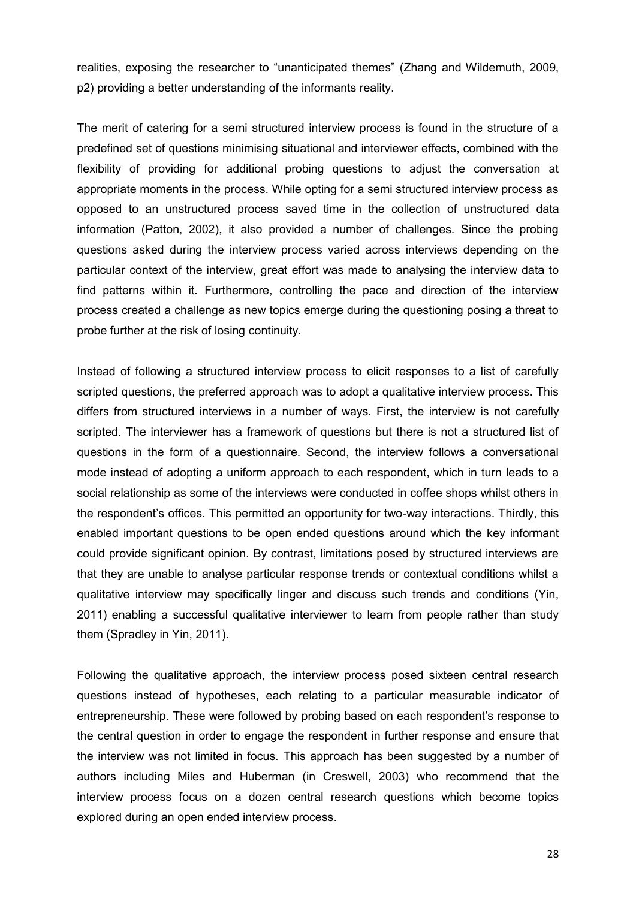realities, exposing the researcher to “unanticipated themes” (Zhang and Wildemuth, 2009, p2) providing a better understanding of the informants reality.

The merit of catering for a semi structured interview process is found in the structure of a predefined set of questions minimising situational and interviewer effects, combined with the flexibility of providing for additional probing questions to adjust the conversation at appropriate moments in the process. While opting for a semi structured interview process as opposed to an unstructured process saved time in the collection of unstructured data information (Patton, 2002), it also provided a number of challenges. Since the probing questions asked during the interview process varied across interviews depending on the particular context of the interview, great effort was made to analysing the interview data to find patterns within it. Furthermore, controlling the pace and direction of the interview process created a challenge as new topics emerge during the questioning posing a threat to probe further at the risk of losing continuity.

Instead of following a structured interview process to elicit responses to a list of carefully scripted questions, the preferred approach was to adopt a qualitative interview process. This differs from structured interviews in a number of ways. First, the interview is not carefully scripted. The interviewer has a framework of questions but there is not a structured list of questions in the form of a questionnaire. Second, the interview follows a conversational mode instead of adopting a uniform approach to each respondent, which in turn leads to a social relationship as some of the interviews were conducted in coffee shops whilst others in the respondent’s offices. This permitted an opportunity for two-way interactions. Thirdly, this enabled important questions to be open ended questions around which the key informant could provide significant opinion. By contrast, limitations posed by structured interviews are that they are unable to analyse particular response trends or contextual conditions whilst a qualitative interview may specifically linger and discuss such trends and conditions (Yin, 2011) enabling a successful qualitative interviewer to learn from people rather than study them (Spradley in Yin, 2011).

Following the qualitative approach, the interview process posed sixteen central research questions instead of hypotheses, each relating to a particular measurable indicator of entrepreneurship. These were followed by probing based on each respondent’s response to the central question in order to engage the respondent in further response and ensure that the interview was not limited in focus. This approach has been suggested by a number of authors including Miles and Huberman (in Creswell, 2003) who recommend that the interview process focus on a dozen central research questions which become topics explored during an open ended interview process.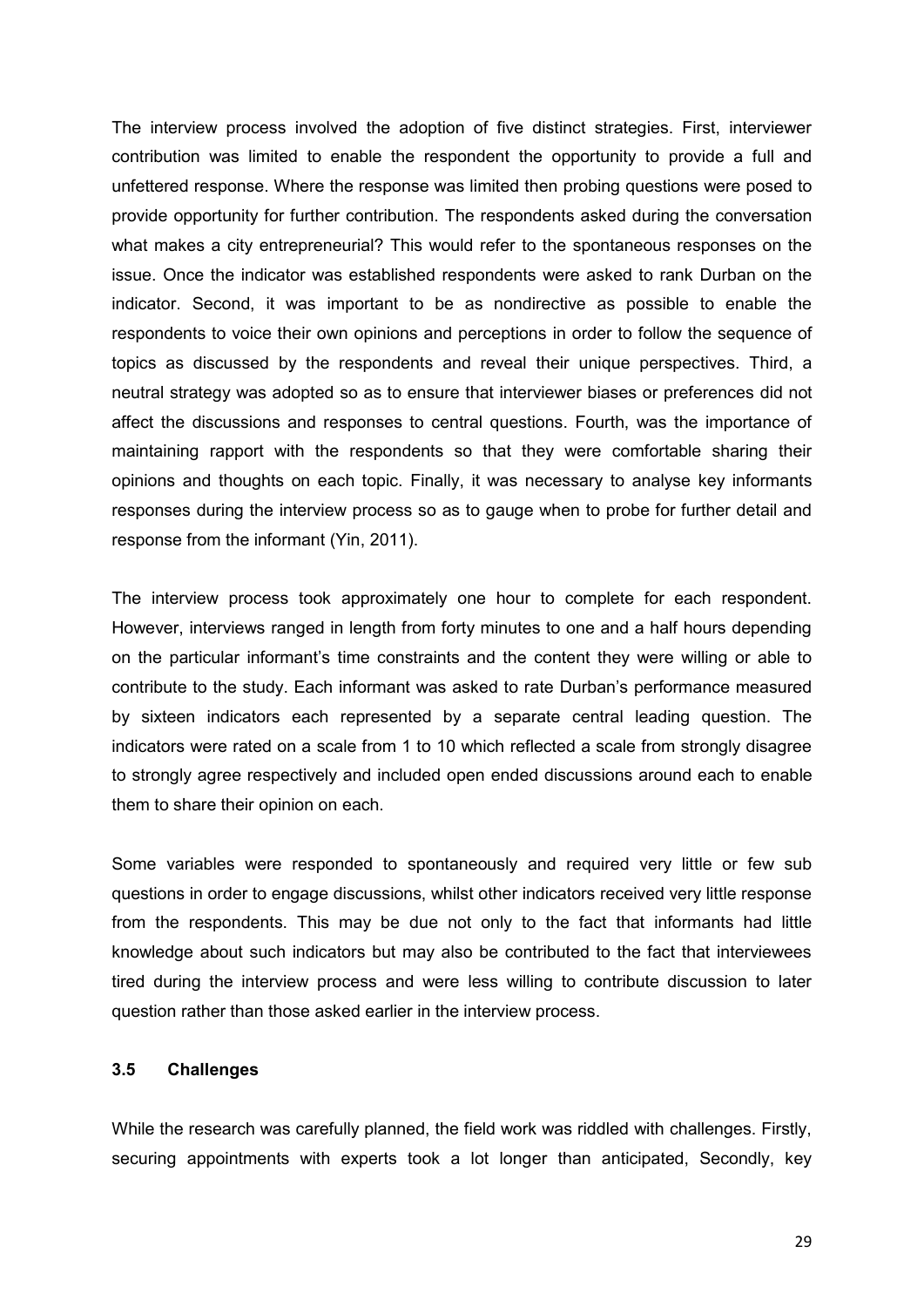The interview process involved the adoption of five distinct strategies. First, interviewer contribution was limited to enable the respondent the opportunity to provide a full and unfettered response. Where the response was limited then probing questions were posed to provide opportunity for further contribution. The respondents asked during the conversation what makes a city entrepreneurial? This would refer to the spontaneous responses on the issue. Once the indicator was established respondents were asked to rank Durban on the indicator. Second, it was important to be as nondirective as possible to enable the respondents to voice their own opinions and perceptions in order to follow the sequence of topics as discussed by the respondents and reveal their unique perspectives. Third, a neutral strategy was adopted so as to ensure that interviewer biases or preferences did not affect the discussions and responses to central questions. Fourth, was the importance of maintaining rapport with the respondents so that they were comfortable sharing their opinions and thoughts on each topic. Finally, it was necessary to analyse key informants responses during the interview process so as to gauge when to probe for further detail and response from the informant (Yin, 2011).

The interview process took approximately one hour to complete for each respondent. However, interviews ranged in length from forty minutes to one and a half hours depending on the particular informant's time constraints and the content they were willing or able to contribute to the study. Each informant was asked to rate Durban's performance measured by sixteen indicators each represented by a separate central leading question. The indicators were rated on a scale from 1 to 10 which reflected a scale from strongly disagree to strongly agree respectively and included open ended discussions around each to enable them to share their opinion on each.

Some variables were responded to spontaneously and required very little or few sub questions in order to engage discussions, whilst other indicators received very little response from the respondents. This may be due not only to the fact that informants had little knowledge about such indicators but may also be contributed to the fact that interviewees tired during the interview process and were less willing to contribute discussion to later question rather than those asked earlier in the interview process.

### 3.5 Challenges

While the research was carefully planned, the field work was riddled with challenges. Firstly, securing appointments with experts took a lot longer than anticipated, Secondly, key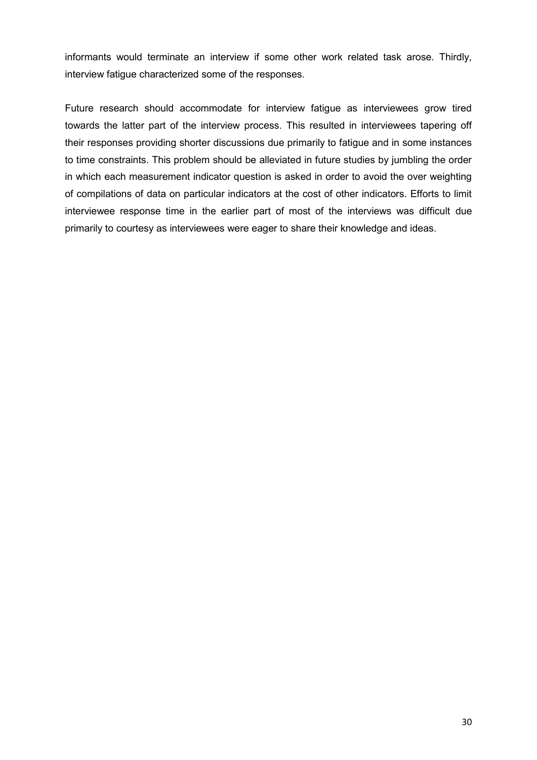informants would terminate an interview if some other work related task arose. Thirdly, interview fatigue characterized some of the responses.

Future research should accommodate for interview fatigue as interviewees grow tired towards the latter part of the interview process. This resulted in interviewees tapering off their responses providing shorter discussions due primarily to fatigue and in some instances to time constraints. This problem should be alleviated in future studies by jumbling the order in which each measurement indicator question is asked in order to avoid the over weighting of compilations of data on particular indicators at the cost of other indicators. Efforts to limit interviewee response time in the earlier part of most of the interviews was difficult due primarily to courtesy as interviewees were eager to share their knowledge and ideas.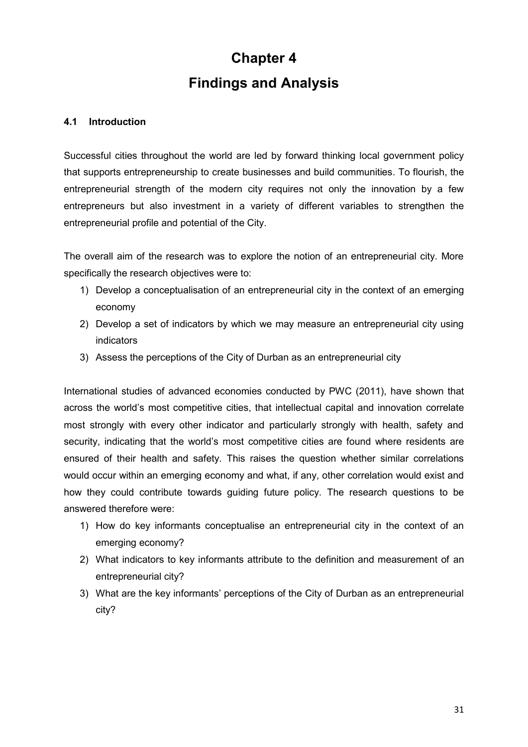# Chapter 4

# Findings and Analysis

### 4.1 Introduction

Successful cities throughout the world are led by forward thinking local government policy that supports entrepreneurship to create businesses and build communities. To flourish, the entrepreneurial strength of the modern city requires not only the innovation by a few entrepreneurs but also investment in a variety of different variables to strengthen the entrepreneurial profile and potential of the City.

The overall aim of the research was to explore the notion of an entrepreneurial city. More specifically the research objectives were to:

1) Develop a conceptualisation of an entrepreneurial city in the context of an emerging economy
2) Develop a set of indicators by which we may measure an entrepreneurial city using indicators
3) Assess the perceptions of the City of Durban as an entrepreneurial city

International studies of advanced economies conducted by PWC (2011), have shown that across the world's most competitive cities, that intellectual capital and innovation correlate most strongly with every other indicator and particularly strongly with health, safety and security, indicating that the world's most competitive cities are found where residents are ensured of their health and safety. This raises the question whether similar correlations would occur within an emerging economy and what, if any, other correlation would exist and how they could contribute towards guiding future policy. The research questions to be answered therefore were:

1) How do key informants conceptualise an entrepreneurial city in the context of an emerging economy?
2) What indicators to key informants attribute to the definition and measurement of an entrepreneurial city?
3) What are the key informants' perceptions of the City of Durban as an entrepreneurial city?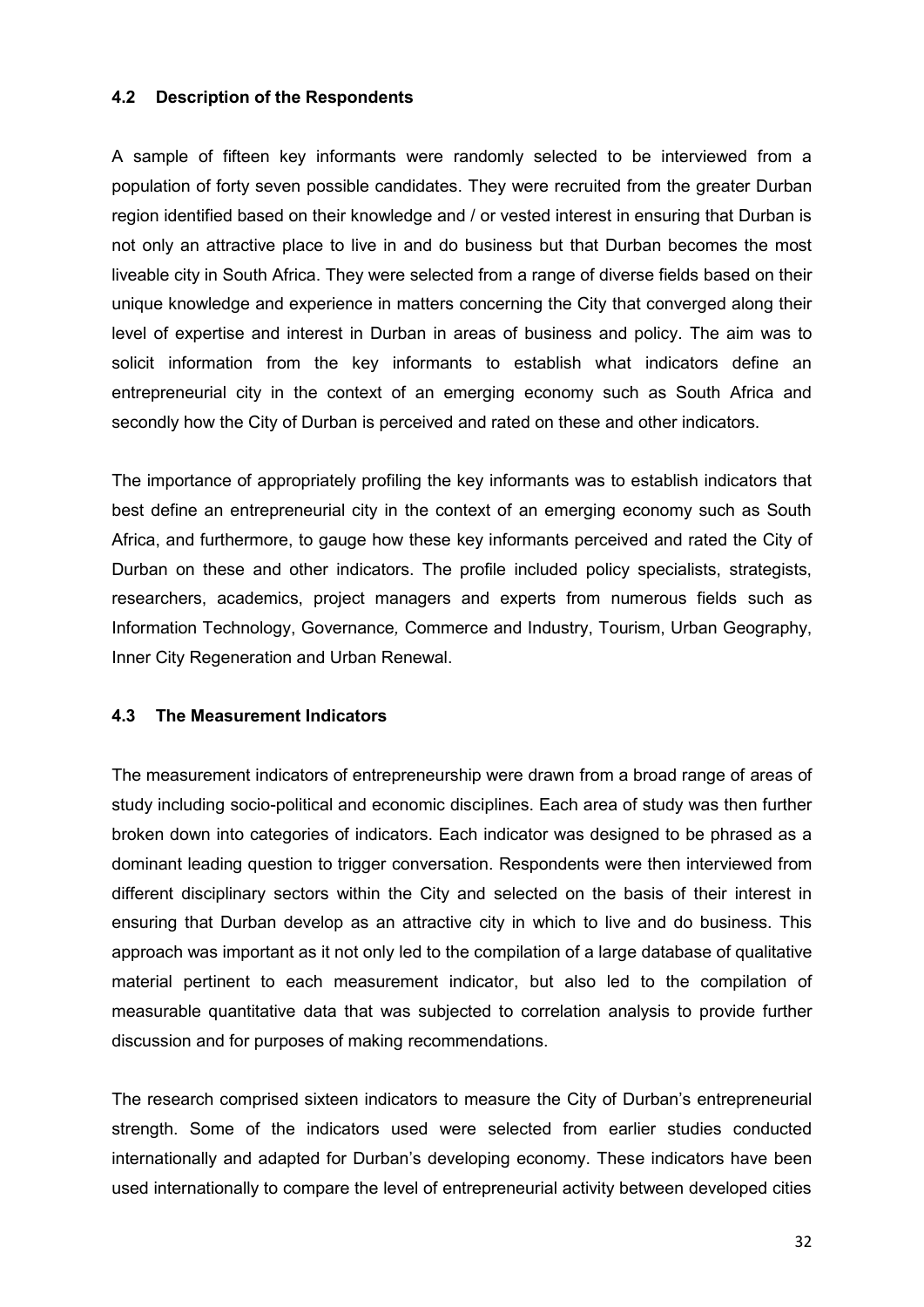### 4.2 Description of the Respondents

A sample of fifteen key informants were randomly selected to be interviewed from a population of forty seven possible candidates. They were recruited from the greater Durban region identified based on their knowledge and / or vested interest in ensuring that Durban is not only an attractive place to live in and do business but that Durban becomes the most liveable city in South Africa. They were selected from a range of diverse fields based on their unique knowledge and experience in matters concerning the City that converged along their level of expertise and interest in Durban in areas of business and policy. The aim was to solicit information from the key informants to establish what indicators define an entrepreneurial city in the context of an emerging economy such as South Africa and secondly how the City of Durban is perceived and rated on these and other indicators.

The importance of appropriately profiling the key informants was to establish indicators that best define an entrepreneurial city in the context of an emerging economy such as South Africa, and furthermore, to gauge how these key informants perceived and rated the City of Durban on these and other indicators. The profile included policy specialists, strategists, researchers, academics, project managers and experts from numerous fields such as Information Technology, Governance*,* Commerce and Industry, Tourism, Urban Geography, Inner City Regeneration and Urban Renewal.

### 4.3 The Measurement Indicators

The measurement indicators of entrepreneurship were drawn from a broad range of areas of study including socio-political and economic disciplines. Each area of study was then further broken down into categories of indicators. Each indicator was designed to be phrased as a dominant leading question to trigger conversation. Respondents were then interviewed from different disciplinary sectors within the City and selected on the basis of their interest in ensuring that Durban develop as an attractive city in which to live and do business. This approach was important as it not only led to the compilation of a large database of qualitative material pertinent to each measurement indicator, but also led to the compilation of measurable quantitative data that was subjected to correlation analysis to provide further discussion and for purposes of making recommendations.

The research comprised sixteen indicators to measure the City of Durban's entrepreneurial strength. Some of the indicators used were selected from earlier studies conducted internationally and adapted for Durban's developing economy. These indicators have been used internationally to compare the level of entrepreneurial activity between developed cities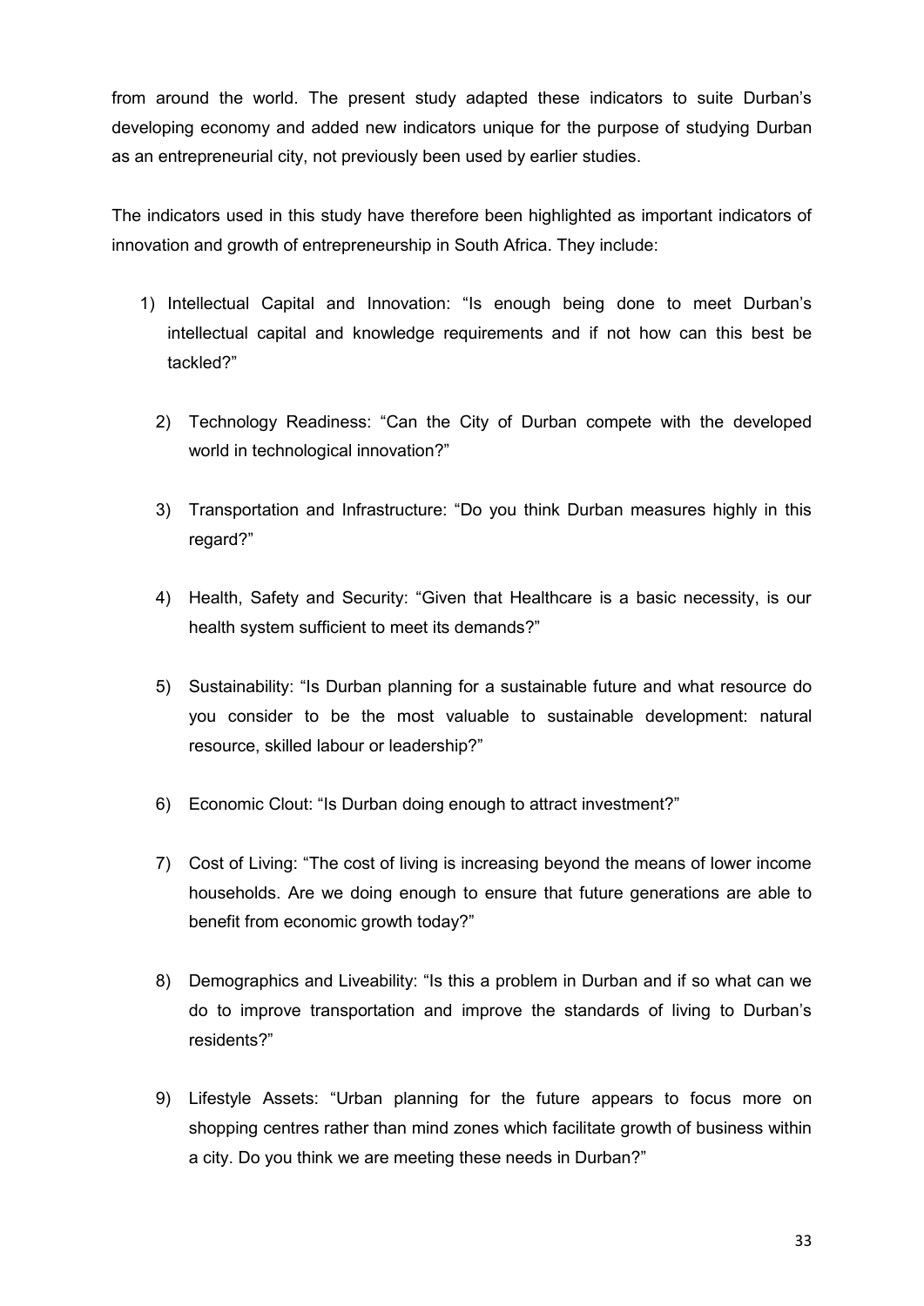from around the world. The present study adapted these indicators to suite Durban's developing economy and added new indicators unique for the purpose of studying Durban as an entrepreneurial city, not previously been used by earlier studies.

The indicators used in this study have therefore been highlighted as important indicators of innovation and growth of entrepreneurship in South Africa. They include:

1) Intellectual Capital and Innovation: "Is enough being done to meet Durban's intellectual capital and knowledge requirements and if not how can this best be tackled?"

2) Technology Readiness: "Can the City of Durban compete with the developed world in technological innovation?"

3) Transportation and Infrastructure: "Do you think Durban measures highly in this regard?"

4) Health, Safety and Security: "Given that Healthcare is a basic necessity, is our health system sufficient to meet its demands?"

5) Sustainability: "Is Durban planning for a sustainable future and what resource do you consider to be the most valuable to sustainable development: natural resource, skilled labour or leadership?"

6) Economic Clout: "Is Durban doing enough to attract investment?"

7) Cost of Living: "The cost of living is increasing beyond the means of lower income households. Are we doing enough to ensure that future generations are able to benefit from economic growth today?"

8) Demographics and Liveability: "Is this a problem in Durban and if so what can we do to improve transportation and improve the standards of living to Durban's residents?"

9) Lifestyle Assets: "Urban planning for the future appears to focus more on shopping centres rather than mind zones which facilitate growth of business within a city. Do you think we are meeting these needs in Durban?"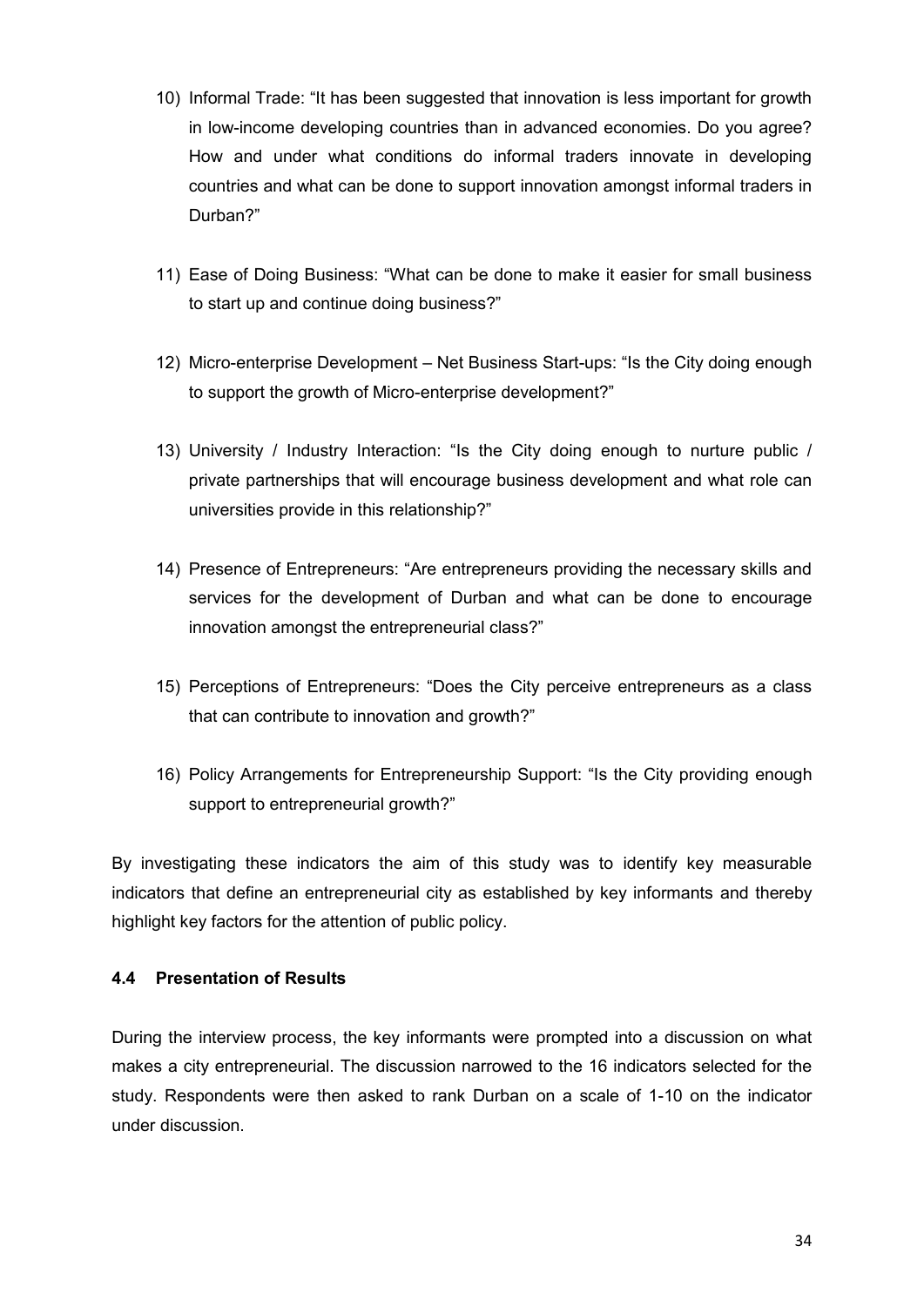10) Informal Trade: "It has been suggested that innovation is less important for growth in low-income developing countries than in advanced economies. Do you agree? How and under what conditions do informal traders innovate in developing countries and what can be done to support innovation amongst informal traders in Durban?"

11) Ease of Doing Business: "What can be done to make it easier for small business to start up and continue doing business?"

12) Micro-enterprise Development – Net Business Start-ups: "Is the City doing enough to support the growth of Micro-enterprise development?"

13) University / Industry Interaction: "Is the City doing enough to nurture public / private partnerships that will encourage business development and what role can universities provide in this relationship?"

14) Presence of Entrepreneurs: "Are entrepreneurs providing the necessary skills and services for the development of Durban and what can be done to encourage innovation amongst the entrepreneurial class?"

15) Perceptions of Entrepreneurs: "Does the City perceive entrepreneurs as a class that can contribute to innovation and growth?"

16) Policy Arrangements for Entrepreneurship Support: "Is the City providing enough support to entrepreneurial growth?"

By investigating these indicators the aim of this study was to identify key measurable indicators that define an entrepreneurial city as established by key informants and thereby highlight key factors for the attention of public policy.

### 4.4 Presentation of Results

During the interview process, the key informants were prompted into a discussion on what makes a city entrepreneurial. The discussion narrowed to the 16 indicators selected for the study. Respondents were then asked to rank Durban on a scale of 1-10 on the indicator under discussion.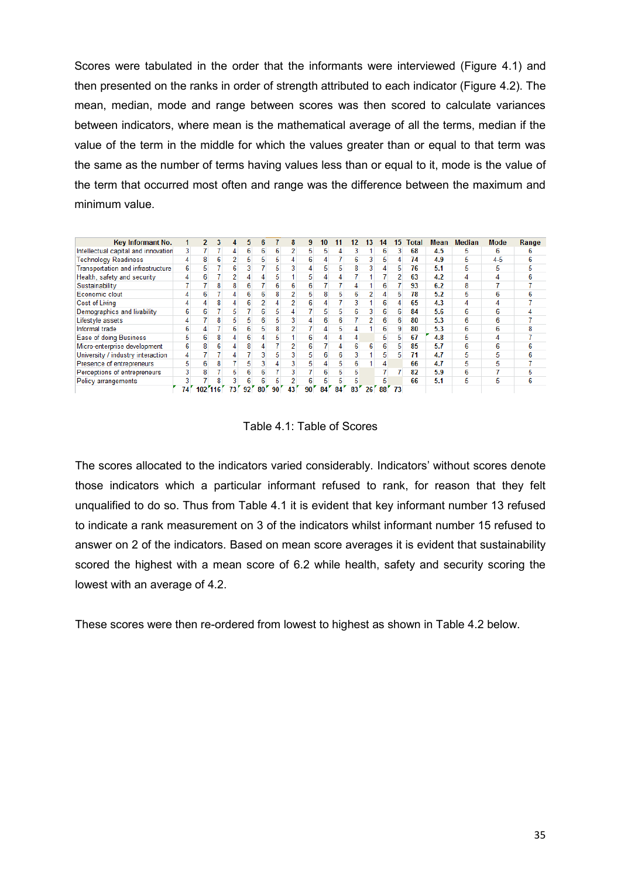Scores were tabulated in the order that the informants were interviewed (Figure 4.1) and then presented on the ranks in order of strength attributed to each indicator (Figure 4.2). The mean, median, mode and range between scores was then scored to calculate variances between indicators, where mean is the mathematical average of all the terms, median if the value of the term in the middle for which the values greater than or equal to that term was the same as the number of terms having values less than or equal to it, mode is the value of the term that occurred most often and range was the difference between the maximum and minimum value.

| Key Informant No. | 1 | 2 | 3 | 4 | 5 | 6 | 7 | 8 | 9 | 10 | 11 | 12 | 13 | 14 | 15 | Total | Mean | Median | Mode | Range |
|---|---|---|---|---|---|---|---|---|---|---|---|---|---|---|---|---|---|---|---|---|
| Intellectual capital and innovation | 3 | 7 | 7 | 4 | 6 | 6 | 6 | 2 | 5 | 5 | 4 | 3 | 1 | 6 | 3 | 68 | 4.5 | 5 | 6 | 6 |
| Technology Readiness | 4 | 8 | 6 | 2 | 5 | 5 | 5 | 4 | 6 | 4 | 7 | 6 | 3 | 5 | 4 | 74 | 4.9 | 5 | 4-5 | 6 |
| Transportation and infrastructure | 6 | 5 | 7 | 6 | 3 | 7 | 5 | 3 | 4 | 5 | 5 | 8 | 3 | 4 | 5 | 76 | 5.1 | 5 | 5 | 5 |
| Health, safety and security | 4 | 6 | 7 | 2 | 4 | 4 | 5 | 1 | 5 | 4 | 4 | 7 | 1 | 7 | 2 | 63 | 4.2 | 4 | 4 | 6 |
| Sustainability | 7 | 7 | 8 | 8 | 6 | 7 | 6 | 6 | 6 | 7 | 7 | 4 | 1 | 6 | 7 | 93 | 6.2 | 8 | 7 | 7 |
| Economic clout | 4 | 6 | 7 | 4 | 6 | 6 | 8 | 2 | 5 | 8 | 5 | 6 | 2 | 4 | 5 | 78 | 5.2 | 5 | 6 | 6 |
| Cost of Living | 4 | 4 | 8 | 4 | 6 | 2 | 4 | 2 | 6 | 4 | 7 | 3 | 1 | 6 | 4 | 65 | 4.3 | 4 | 4 | 7 |
| Demographics and livability | 6 | 6 | 7 | 5 | 7 | 6 | 5 | 4 | 7 | 5 | 5 | 6 | 3 | 6 | 6 | 84 | 5.6 | 6 | 6 | 4 |
| Lifestyle assets | 4 | 7 | 8 | 5 | 5 | 6 | 5 | 3 | 4 | 6 | 6 | 7 | 2 | 6 | 6 | 80 | 5.3 | 6 | 6 | 7 |
| Informal trade | 6 | 4 | 7 | 6 | 6 | 5 | 8 | 2 | 7 | 4 | 5 | 4 | 1 | 6 | 9 | 80 | 5.3 | 6 | 6 | 8 |
| Ease of doing Business | 5 | 6 | 8 | 4 | 6 | 4 | 5 | 1 | 6 | 4 | 4 | 4 | | 5 | 5 | 67 | 4.8 | 5 | 4 | 7 |
| Micro-enterprise development | 6 | 8 | 6 | 4 | 8 | 4 | 7 | 2 | 6 | 7 | 4 | 6 | 6 | 6 | 5 | 85 | 5.7 | 6 | 6 | 6 |
| University / industry interaction | 4 | 7 | 7 | 4 | 7 | 3 | 5 | 3 | 5 | 6 | 6 | 3 | 1 | 5 | 5 | 71 | 4.7 | 5 | 5 | 6 |
| Presence of entrepreneurs | 5 | 6 | 8 | 7 | 5 | 3 | 4 | 3 | 5 | 4 | 5 | 6 | 1 | 4 | | 66 | 4.7 | 5 | 5 | 7 |
| Perceptions of entrepreneurs | 3 | 8 | 7 | 5 | 6 | 6 | 7 | 3 | 7 | 6 | 5 | 5 | | 7 | 7 | 82 | 5.9 | 6 | 7 | 5 |
| Policy arrangements | 3 | 7 | 8 | 3 | 6 | 6 | 5 | 2 | 6 | 5 | 5 | 5 | | 5 | | 66 | 5.1 | 5 | 5 | 6 |
| | 74 | 102 | 116 | 73 | 92 | 80 | 90 | 43 | 90 | 84 | 84 | 83 | 26 | 88 | 73 | | | | | |

Table 4.1: Table of Scores

The scores allocated to the indicators varied considerably. Indicators' without scores denote those indicators which a particular informant refused to rank, for reason that they felt unqualified to do so. Thus from Table 4.1 it is evident that key informant number 13 refused to indicate a rank measurement on 3 of the indicators whilst informant number 15 refused to answer on 2 of the indicators. Based on mean score averages it is evident that sustainability scored the highest with a mean score of 6.2 while health, safety and security scoring the lowest with an average of 4.2.

These scores were then re-ordered from lowest to highest as shown in Table 4.2 below.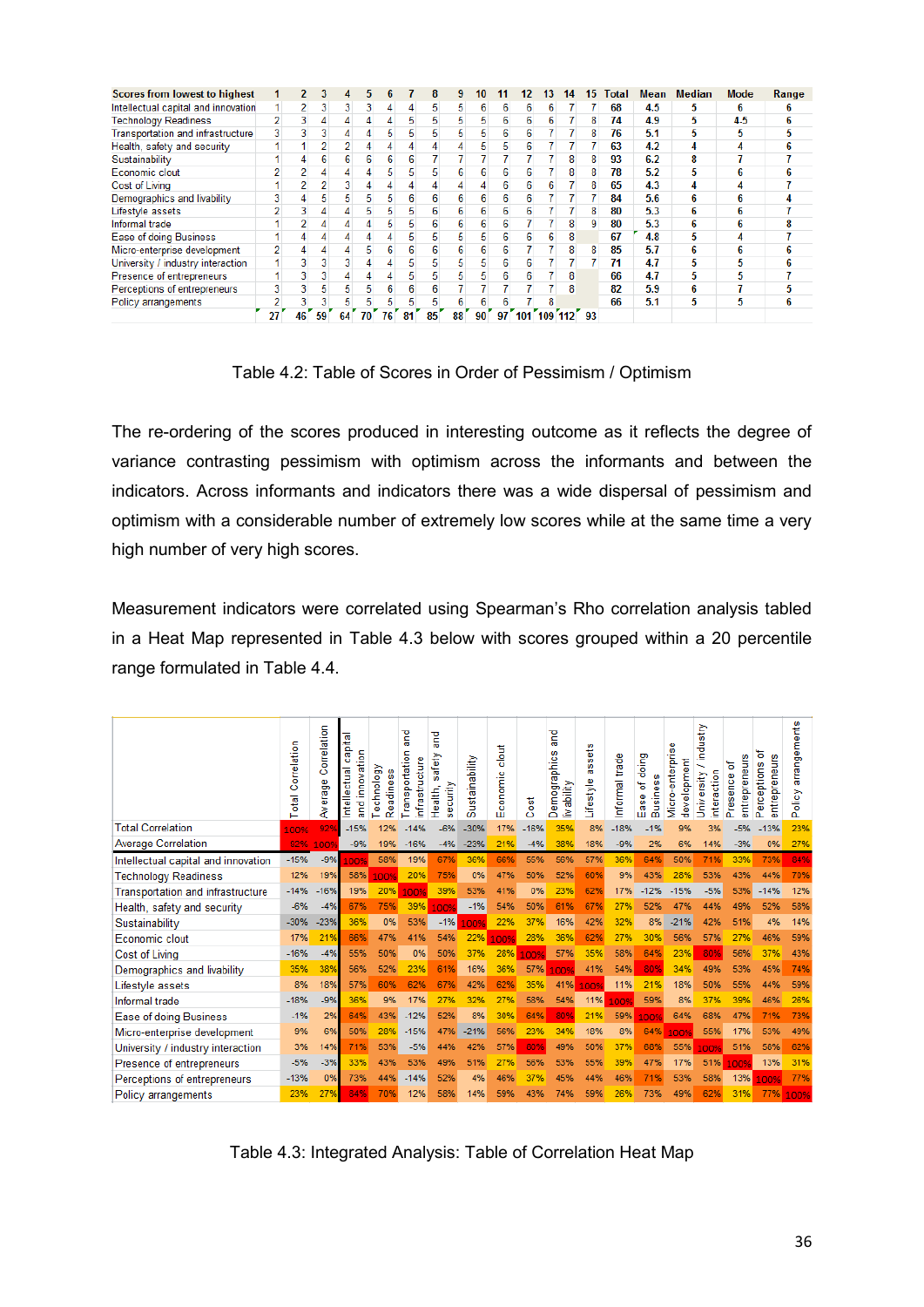| Scores from lowest to highest | 1 | 2 | 3 | 4 | 5 | 6 | 7 | 8 | 9 | 10 | 11 | 12 | 13 | 14 | 15 | Total | Mean | Median | Mode | Range |
|---|---|---|---|---|---|---|---|---|---|---|---|---|---|---|---|---|---|---|---|---|
| Intellectual capital and innovation | 1 | 2 | 3 | 3 | 4 | 4 | 4 | 5 | 5 | 6 | 6 | 6 | 6 | 7 | 7 | 68 | 4.5 | 5 | 6 | 6 |
| Technology Readiness | 2 | 3 | 4 | 4 | 4 | 4 | 5 | 5 | 5 | 5 | 6 | 6 | 6 | 7 | 8 | 74 | 4.9 | 5 | 4.5 | 6 |
| Transportation and infrastructure | 3 | 3 | 3 | 4 | 4 | 5 | 5 | 5 | 5 | 6 | 6 | 6 | 7 | 7 | 7 | 76 | 5.1 | 5 | 5 | 5 |
| Health, safety and security | 1 | 1 | 2 | 2 | 4 | 4 | 4 | 4 | 4 | 5 | 5 | 6 | 7 | 7 | 7 | 63 | 4.2 | 4 | 4 | 6 |
| Sustainability | 1 | 4 | 6 | 6 | 6 | 6 | 6 | 7 | 7 | 7 | 7 | 7 | 7 | 8 | 8 | 93 | 6.2 | 8 | 7 | 7 |
| Economic clout | 2 | 2 | 4 | 4 | 5 | 5 | 5 | 6 | 6 | 6 | 6 | 6 | 7 | 7 | 8 | 78 | 5.2 | 5 | 6 | 6 |
| Cost of Living | 1 | 2 | 2 | 3 | 4 | 4 | 4 | 4 | 4 | 4 | 6 | 6 | 6 | 7 | 8 | 65 | 4.3 | 4 | 4 | 7 |
| Demographics and livability | 3 | 4 | 5 | 5 | 5 | 5 | 6 | 6 | 6 | 6 | 6 | 6 | 7 | 7 | 7 | 84 | 5.6 | 6 | 6 | 4 |
| Lifestyle assets | 2 | 3 | 4 | 4 | 5 | 5 | 5 | 6 | 6 | 6 | 6 | 6 | 7 | 7 | 8 | 80 | 5.3 | 6 | 6 | 7 |
| Informal trade | 1 | 2 | 4 | 4 | 4 | 5 | 5 | 6 | 6 | 6 | 6 | 7 | 7 | 8 | 9 | 80 | 5.3 | 6 | 6 | 8 |
| Ease of doing Business | 1 | 4 | 4 | 4 | 4 | 4 | 5 | 5 | 5 | 5 | 6 | 6 | 6 | 8 | | 67 | 4.8 | 5 | 4 | 7 |
| Micro-enterprise development | 2 | 4 | 4 | 4 | 5 | 6 | 6 | 6 | 6 | 6 | 6 | 7 | 7 | 8 | 8 | 85 | 5.7 | 6 | 6 | 6 |
| University / industry interaction | 1 | 3 | 3 | 3 | 4 | 4 | 5 | 5 | 5 | 5 | 6 | 6 | 7 | 7 | 7 | 71 | 4.7 | 5 | 5 | 6 |
| Presence of entrepreneurs | 1 | 3 | 3 | 4 | 4 | 5 | 5 | 5 | 5 | 6 | 6 | 6 | 7 | 8 | | 66 | 4.7 | 5 | 5 | 7 |
| Perceptions of entrepreneurs | 3 | 3 | 5 | 5 | 5 | 6 | 6 | 6 | 7 | 7 | 7 | 7 | 7 | 8 | | 82 | 5.9 | 6 | 7 | 5 |
| Policy arrangements | 2 | 3 | 3 | 5 | 5 | 5 | 5 | 5 | 6 | 6 | 6 | 7 | 8 | | | 66 | 5.1 | 5 | 5 | 6 |
| | 27 | 46 | 59 | 64 | 70 | 76 | 81 | 85 | 88 | 90 | 97 | 101 | 109 | 112 | 93 | | | | | |

Table 4.2: Table of Scores in Order of Pessimism / Optimism

The re-ordering of the scores produced in interesting outcome as it reflects the degree of variance contrasting pessimism with optimism across the informants and between the indicators. Across informants and indicators there was a wide dispersal of pessimism and optimism with a considerable number of extremely low scores while at the same time a very high number of very high scores.

Measurement indicators were correlated using Spearman's Rho correlation analysis tabled in a Heat Map represented in Table 4.3 below with scores grouped within a 20 percentile range formulated in Table 4.4.

| | Total Correlation | Average Correlation | Intellectual capital and innovation | Technology Readiness | Transportation and infrastructure | Health, safety and security | Sustainability | Economic clout | Cost | Demographics and livability | Lifestyle assets | Informal trade | Ease of doing Business | Micro-enterprise development | University / industry interaction | Presence of entrepreneurs | Perceptions of entrepreneurs | Policy arrangements |
|---|---|---|---|---|---|---|---|---|---|---|---|---|---|---|---|---|---|---|
| Total Correlation | 100% | 92% | -15% | 12% | -14% | -6% | -30% | 17% | -16% | 35% | 8% | -18% | -1% | 9% | 3% | -5% | -13% | 23% |
| Average Correlation | 92% | 100% | -9% | 19% | -16% | -4% | -23% | 21% | -4% | 38% | 18% | -9% | 2% | 6% | 14% | -3% | 0% | 27% |
| Intellectual capital and innovation | -15% | -9% | 100% | 58% | 19% | 67% | 36% | 66% | 55% | 56% | 57% | 36% | 64% | 50% | 71% | 33% | 73% | 84% |
| Technology Readiness | 12% | 19% | 58% | 100% | 20% | 75% | 0% | 47% | 50% | 52% | 60% | 9% | 43% | 28% | 53% | 43% | 44% | 70% |
| Transportation and infrastructure | -14% | -16% | 19% | 20% | 100% | 39% | 53% | 41% | 0% | 23% | 62% | 17% | -12% | -15% | -5% | 53% | -14% | 12% |
| Health, safety and security | -6% | -4% | 67% | 75% | 39% | 100% | -1% | 54% | 50% | 61% | 67% | 27% | 52% | 47% | 44% | 49% | 52% | 58% |
| Sustainability | -30% | -23% | 36% | 0% | 53% | -1% | 100% | 22% | 37% | 16% | 42% | 32% | 8% | -21% | 42% | 51% | 4% | 14% |
| Economic clout | 17% | 21% | 66% | 47% | 41% | 54% | 22% | 100% | 23% | 38% | 62% | 27% | 30% | 56% | 57% | 27% | 46% | 59% |
| Cost of Living | -16% | -4% | 55% | 50% | 0% | 50% | 37% | 28% | 100% | 57% | 35% | 58% | 64% | 23% | 80% | 56% | 37% | 43% |
| Demographics and livability | 35% | 38% | 56% | 52% | 23% | 61% | 16% | 36% | 57% | 100% | 41% | 54% | 80% | 34% | 49% | 53% | 45% | 74% |
| Lifestyle assets | 8% | 18% | 57% | 60% | 62% | 67% | 42% | 62% | 35% | 41% | 100% | 11% | 21% | 18% | 50% | 55% | 44% | 59% |
| Informal trade | -18% | -9% | 36% | 9% | 17% | 27% | 32% | 27% | 58% | 54% | 11% | 100% | 59% | 8% | 37% | 39% | 46% | 26% |
| Ease of doing Business | -1% | 2% | 64% | 43% | -12% | 52% | 8% | 30% | 64% | 80% | 21% | 59% | 100% | 64% | 68% | 47% | 71% | 73% |
| Micro-enterprise development | 9% | 6% | 50% | 28% | -15% | 47% | -21% | 56% | 23% | 34% | 18% | 8% | 64% | 100% | 55% | 17% | 53% | 49% |
| University / industry interaction | 3% | 14% | 71% | 53% | -5% | 44% | 42% | 57% | 80% | 49% | 50% | 37% | 68% | 55% | 100% | 51% | 58% | 62% |
| Presence of entrepreneurs | -5% | -3% | 33% | 43% | 53% | 49% | 51% | 27% | 56% | 53% | 55% | 39% | 47% | 17% | 51% | 100% | 13% | 31% |
| Perceptions of entrepreneurs | -13% | 0% | 73% | 44% | -14% | 52% | 4% | 46% | 37% | 45% | 44% | 46% | 71% | 53% | 58% | 13% | 100% | 77% |
| Policy arrangements | 23% | 27% | 84% | 70% | 12% | 58% | 14% | 59% | 43% | 74% | 59% | 26% | 73% | 49% | 62% | 31% | 77% | 100% |

Table 4.3: Integrated Analysis: Table of Correlation Heat Map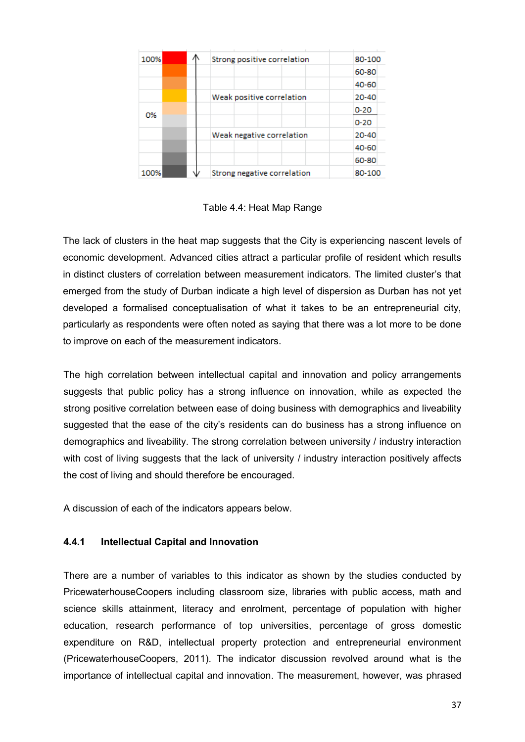| | | | |
|---|---|---|---|
| 100% | | Strong positive correlation | 80-100 |
| | | | 60-80 |
| | | | 40-60 |
| | | Weak positive correlation | 20-40 |
| 0% | | | 0-20 |
| | | | 0-20 |
| | | Weak negative correlation | 20-40 |
| | | | 40-60 |
| | | | 60-80 |
| 100% | | Strong negative correlation | 80-100 |

Table 4.4: Heat Map Range

The lack of clusters in the heat map suggests that the City is experiencing nascent levels of economic development. Advanced cities attract a particular profile of resident which results in distinct clusters of correlation between measurement indicators. The limited cluster's that emerged from the study of Durban indicate a high level of dispersion as Durban has not yet developed a formalised conceptualisation of what it takes to be an entrepreneurial city, particularly as respondents were often noted as saying that there was a lot more to be done to improve on each of the measurement indicators.

The high correlation between intellectual capital and innovation and policy arrangements suggests that public policy has a strong influence on innovation, while as expected the strong positive correlation between ease of doing business with demographics and liveability suggested that the ease of the city's residents can do business has a strong influence on demographics and liveability. The strong correlation between university / industry interaction with cost of living suggests that the lack of university / industry interaction positively affects the cost of living and should therefore be encouraged.

A discussion of each of the indicators appears below.

### 4.4.1 Intellectual Capital and Innovation

There are a number of variables to this indicator as shown by the studies conducted by PricewaterhouseCoopers including classroom size, libraries with public access, math and science skills attainment, literacy and enrolment, percentage of population with higher education, research performance of top universities, percentage of gross domestic expenditure on R&D, intellectual property protection and entrepreneurial environment (PricewaterhouseCoopers, 2011). The indicator discussion revolved around what is the importance of intellectual capital and innovation. The measurement, however, was phrased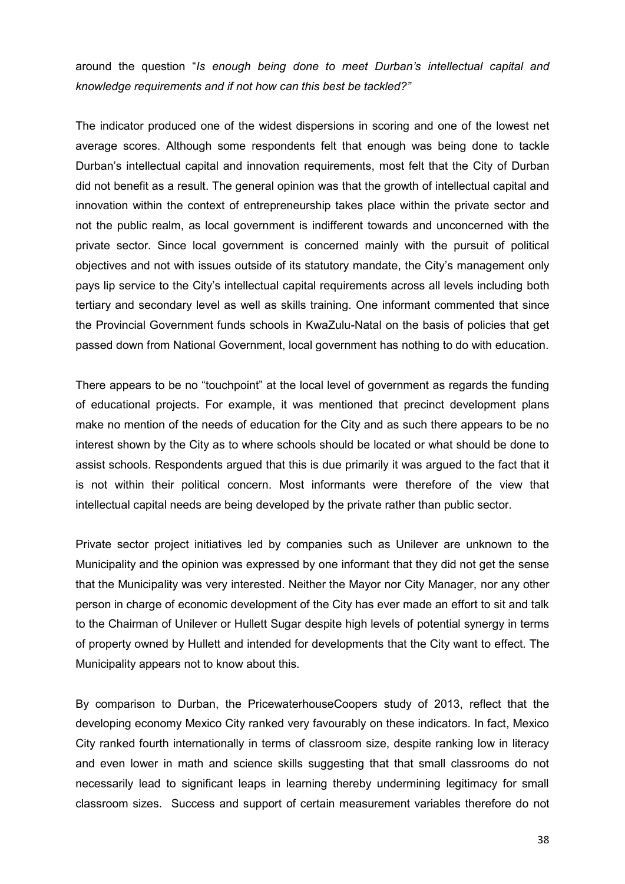around the question "*Is enough being done to meet Durban's intellectual capital and knowledge requirements and if not how can this best be tackled?"*

The indicator produced one of the widest dispersions in scoring and one of the lowest net average scores. Although some respondents felt that enough was being done to tackle Durban's intellectual capital and innovation requirements, most felt that the City of Durban did not benefit as a result. The general opinion was that the growth of intellectual capital and innovation within the context of entrepreneurship takes place within the private sector and not the public realm, as local government is indifferent towards and unconcerned with the private sector. Since local government is concerned mainly with the pursuit of political objectives and not with issues outside of its statutory mandate, the City's management only pays lip service to the City's intellectual capital requirements across all levels including both tertiary and secondary level as well as skills training. One informant commented that since the Provincial Government funds schools in KwaZulu-Natal on the basis of policies that get passed down from National Government, local government has nothing to do with education.

There appears to be no "touchpoint" at the local level of government as regards the funding of educational projects. For example, it was mentioned that precinct development plans make no mention of the needs of education for the City and as such there appears to be no interest shown by the City as to where schools should be located or what should be done to assist schools. Respondents argued that this is due primarily it was argued to the fact that it is not within their political concern. Most informants were therefore of the view that intellectual capital needs are being developed by the private rather than public sector.

Private sector project initiatives led by companies such as Unilever are unknown to the Municipality and the opinion was expressed by one informant that they did not get the sense that the Municipality was very interested. Neither the Mayor nor City Manager, nor any other person in charge of economic development of the City has ever made an effort to sit and talk to the Chairman of Unilever or Hullett Sugar despite high levels of potential synergy in terms of property owned by Hullett and intended for developments that the City want to effect. The Municipality appears not to know about this.

By comparison to Durban, the PricewaterhouseCoopers study of 2013, reflect that the developing economy Mexico City ranked very favourably on these indicators. In fact, Mexico City ranked fourth internationally in terms of classroom size, despite ranking low in literacy and even lower in math and science skills suggesting that that small classrooms do not necessarily lead to significant leaps in learning thereby undermining legitimacy for small classroom sizes. Success and support of certain measurement variables therefore do not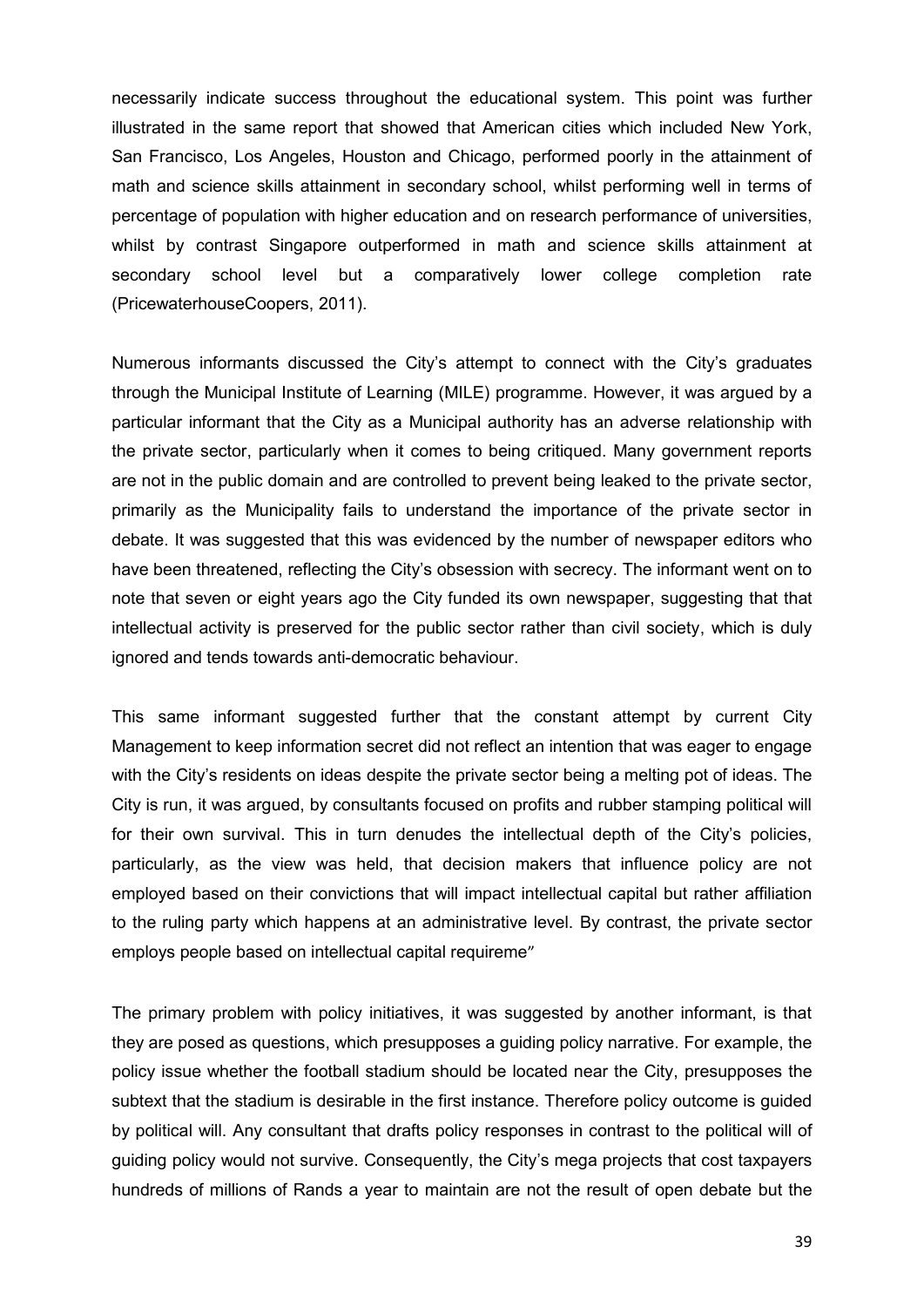necessarily indicate success throughout the educational system. This point was further illustrated in the same report that showed that American cities which included New York, San Francisco, Los Angeles, Houston and Chicago, performed poorly in the attainment of math and science skills attainment in secondary school, whilst performing well in terms of percentage of population with higher education and on research performance of universities, whilst by contrast Singapore outperformed in math and science skills attainment at secondary school level but a comparatively lower college completion rate (PricewaterhouseCoopers, 2011).

Numerous informants discussed the City's attempt to connect with the City's graduates through the Municipal Institute of Learning (MILE) programme. However, it was argued by a particular informant that the City as a Municipal authority has an adverse relationship with the private sector, particularly when it comes to being critiqued. Many government reports are not in the public domain and are controlled to prevent being leaked to the private sector, primarily as the Municipality fails to understand the importance of the private sector in debate. It was suggested that this was evidenced by the number of newspaper editors who have been threatened, reflecting the City's obsession with secrecy. The informant went on to note that seven or eight years ago the City funded its own newspaper, suggesting that that intellectual activity is preserved for the public sector rather than civil society, which is duly ignored and tends towards anti-democratic behaviour.

This same informant suggested further that the constant attempt by current City Management to keep information secret did not reflect an intention that was eager to engage with the City's residents on ideas despite the private sector being a melting pot of ideas. The City is run, it was argued, by consultants focused on profits and rubber stamping political will for their own survival. This in turn denudes the intellectual depth of the City's policies, particularly, as the view was held, that decision makers that influence policy are not employed based on their convictions that will impact intellectual capital but rather affiliation to the ruling party which happens at an administrative level. By contrast, the private sector employs people based on intellectual capital requireme"

The primary problem with policy initiatives, it was suggested by another informant, is that they are posed as questions, which presupposes a guiding policy narrative. For example, the policy issue whether the football stadium should be located near the City, presupposes the subtext that the stadium is desirable in the first instance. Therefore policy outcome is guided by political will. Any consultant that drafts policy responses in contrast to the political will of guiding policy would not survive. Consequently, the City's mega projects that cost taxpayers hundreds of millions of Rands a year to maintain are not the result of open debate but the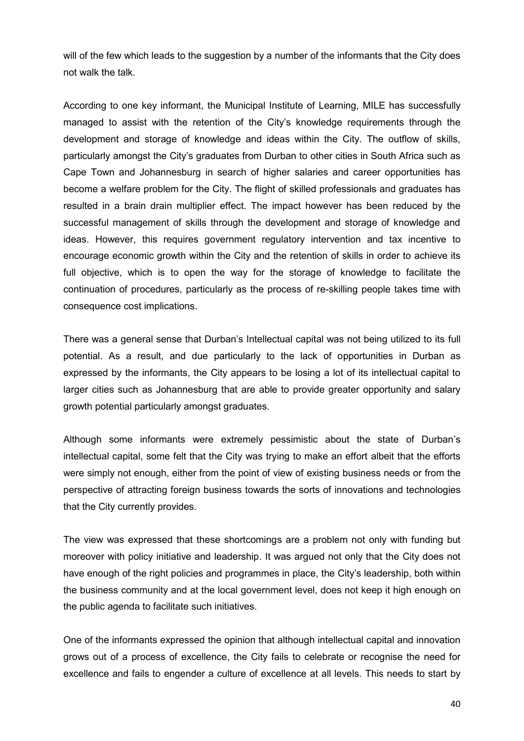will of the few which leads to the suggestion by a number of the informants that the City does not walk the talk.

According to one key informant, the Municipal Institute of Learning, MILE has successfully managed to assist with the retention of the City's knowledge requirements through the development and storage of knowledge and ideas within the City. The outflow of skills, particularly amongst the City's graduates from Durban to other cities in South Africa such as Cape Town and Johannesburg in search of higher salaries and career opportunities has become a welfare problem for the City. The flight of skilled professionals and graduates has resulted in a brain drain multiplier effect. The impact however has been reduced by the successful management of skills through the development and storage of knowledge and ideas. However, this requires government regulatory intervention and tax incentive to encourage economic growth within the City and the retention of skills in order to achieve its full objective, which is to open the way for the storage of knowledge to facilitate the continuation of procedures, particularly as the process of re-skilling people takes time with consequence cost implications.

There was a general sense that Durban's Intellectual capital was not being utilized to its full potential. As a result, and due particularly to the lack of opportunities in Durban as expressed by the informants, the City appears to be losing a lot of its intellectual capital to larger cities such as Johannesburg that are able to provide greater opportunity and salary growth potential particularly amongst graduates.

Although some informants were extremely pessimistic about the state of Durban's intellectual capital, some felt that the City was trying to make an effort albeit that the efforts were simply not enough, either from the point of view of existing business needs or from the perspective of attracting foreign business towards the sorts of innovations and technologies that the City currently provides.

The view was expressed that these shortcomings are a problem not only with funding but moreover with policy initiative and leadership. It was argued not only that the City does not have enough of the right policies and programmes in place, the City's leadership, both within the business community and at the local government level, does not keep it high enough on the public agenda to facilitate such initiatives.

One of the informants expressed the opinion that although intellectual capital and innovation grows out of a process of excellence, the City fails to celebrate or recognise the need for excellence and fails to engender a culture of excellence at all levels. This needs to start by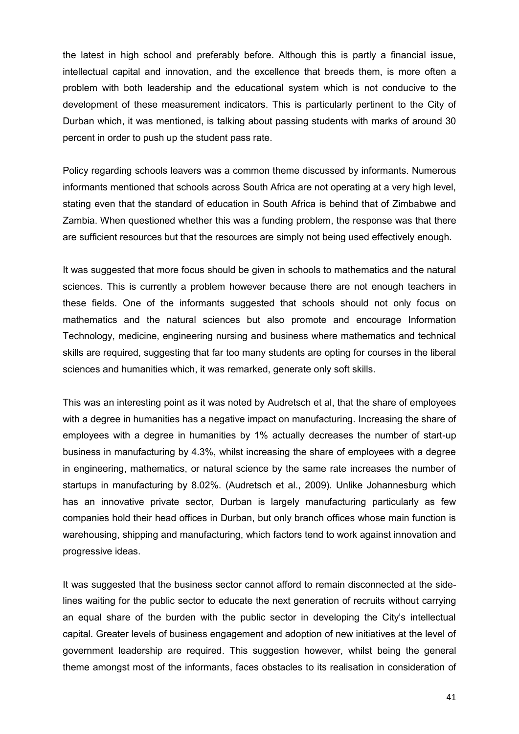the latest in high school and preferably before. Although this is partly a financial issue, intellectual capital and innovation, and the excellence that breeds them, is more often a problem with both leadership and the educational system which is not conducive to the development of these measurement indicators. This is particularly pertinent to the City of Durban which, it was mentioned, is talking about passing students with marks of around 30 percent in order to push up the student pass rate.

Policy regarding schools leavers was a common theme discussed by informants. Numerous informants mentioned that schools across South Africa are not operating at a very high level, stating even that the standard of education in South Africa is behind that of Zimbabwe and Zambia. When questioned whether this was a funding problem, the response was that there are sufficient resources but that the resources are simply not being used effectively enough.

It was suggested that more focus should be given in schools to mathematics and the natural sciences. This is currently a problem however because there are not enough teachers in these fields. One of the informants suggested that schools should not only focus on mathematics and the natural sciences but also promote and encourage Information Technology, medicine, engineering nursing and business where mathematics and technical skills are required, suggesting that far too many students are opting for courses in the liberal sciences and humanities which, it was remarked, generate only soft skills.

This was an interesting point as it was noted by Audretsch et al, that the share of employees with a degree in humanities has a negative impact on manufacturing. Increasing the share of employees with a degree in humanities by 1% actually decreases the number of start-up business in manufacturing by 4.3%, whilst increasing the share of employees with a degree in engineering, mathematics, or natural science by the same rate increases the number of startups in manufacturing by 8.02%. (Audretsch et al., 2009). Unlike Johannesburg which has an innovative private sector, Durban is largely manufacturing particularly as few companies hold their head offices in Durban, but only branch offices whose main function is warehousing, shipping and manufacturing, which factors tend to work against innovation and progressive ideas.

It was suggested that the business sector cannot afford to remain disconnected at the side-lines waiting for the public sector to educate the next generation of recruits without carrying an equal share of the burden with the public sector in developing the City's intellectual capital. Greater levels of business engagement and adoption of new initiatives at the level of government leadership are required. This suggestion however, whilst being the general theme amongst most of the informants, faces obstacles to its realisation in consideration of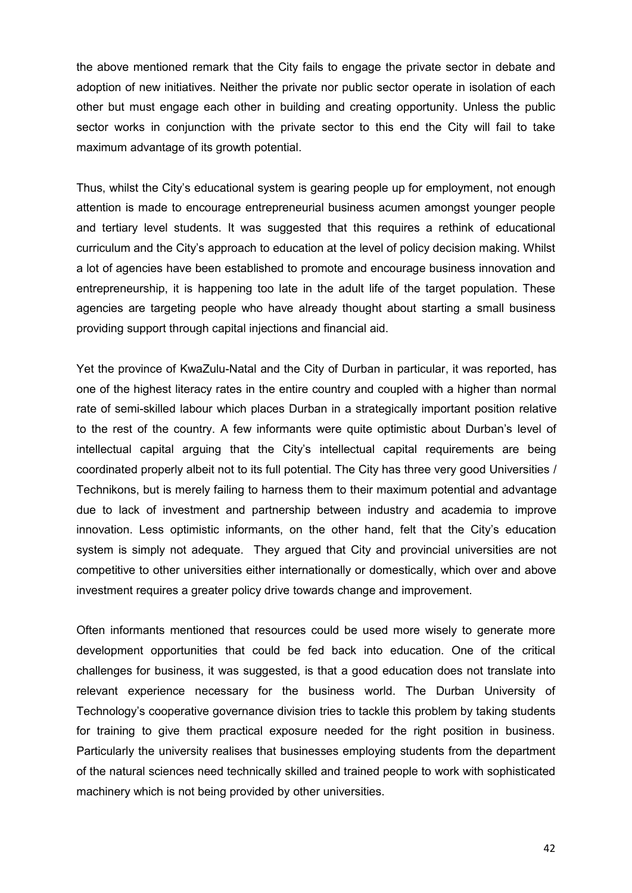the above mentioned remark that the City fails to engage the private sector in debate and adoption of new initiatives. Neither the private nor public sector operate in isolation of each other but must engage each other in building and creating opportunity. Unless the public sector works in conjunction with the private sector to this end the City will fail to take maximum advantage of its growth potential.

Thus, whilst the City's educational system is gearing people up for employment, not enough attention is made to encourage entrepreneurial business acumen amongst younger people and tertiary level students. It was suggested that this requires a rethink of educational curriculum and the City's approach to education at the level of policy decision making. Whilst a lot of agencies have been established to promote and encourage business innovation and entrepreneurship, it is happening too late in the adult life of the target population. These agencies are targeting people who have already thought about starting a small business providing support through capital injections and financial aid.

Yet the province of KwaZulu-Natal and the City of Durban in particular, it was reported, has one of the highest literacy rates in the entire country and coupled with a higher than normal rate of semi-skilled labour which places Durban in a strategically important position relative to the rest of the country. A few informants were quite optimistic about Durban's level of intellectual capital arguing that the City's intellectual capital requirements are being coordinated properly albeit not to its full potential. The City has three very good Universities / Technikons, but is merely failing to harness them to their maximum potential and advantage due to lack of investment and partnership between industry and academia to improve innovation. Less optimistic informants, on the other hand, felt that the City's education system is simply not adequate. They argued that City and provincial universities are not competitive to other universities either internationally or domestically, which over and above investment requires a greater policy drive towards change and improvement.

Often informants mentioned that resources could be used more wisely to generate more development opportunities that could be fed back into education. One of the critical challenges for business, it was suggested, is that a good education does not translate into relevant experience necessary for the business world. The Durban University of Technology's cooperative governance division tries to tackle this problem by taking students for training to give them practical exposure needed for the right position in business. Particularly the university realises that businesses employing students from the department of the natural sciences need technically skilled and trained people to work with sophisticated machinery which is not being provided by other universities.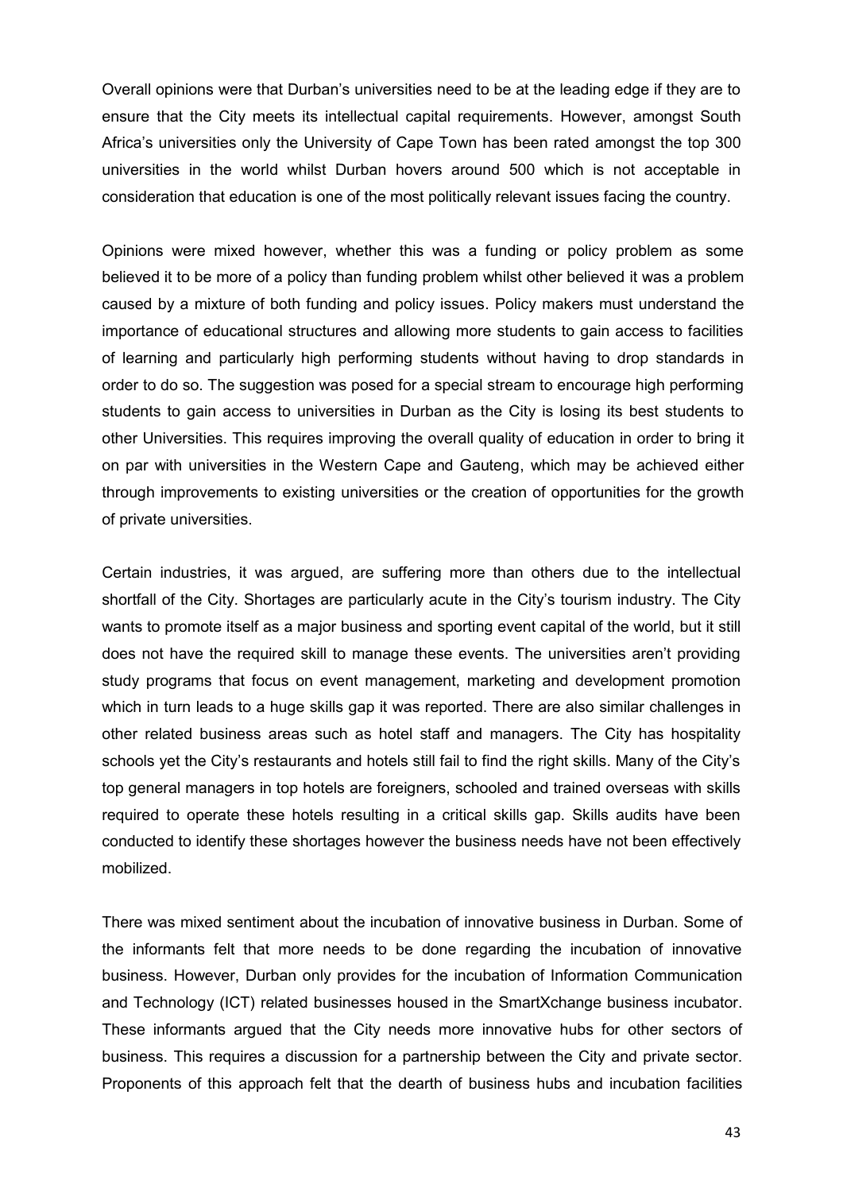Overall opinions were that Durban's universities need to be at the leading edge if they are to ensure that the City meets its intellectual capital requirements. However, amongst South Africa's universities only the University of Cape Town has been rated amongst the top 300 universities in the world whilst Durban hovers around 500 which is not acceptable in consideration that education is one of the most politically relevant issues facing the country.

Opinions were mixed however, whether this was a funding or policy problem as some believed it to be more of a policy than funding problem whilst other believed it was a problem caused by a mixture of both funding and policy issues. Policy makers must understand the importance of educational structures and allowing more students to gain access to facilities of learning and particularly high performing students without having to drop standards in order to do so. The suggestion was posed for a special stream to encourage high performing students to gain access to universities in Durban as the City is losing its best students to other Universities. This requires improving the overall quality of education in order to bring it on par with universities in the Western Cape and Gauteng, which may be achieved either through improvements to existing universities or the creation of opportunities for the growth of private universities.

Certain industries, it was argued, are suffering more than others due to the intellectual shortfall of the City. Shortages are particularly acute in the City's tourism industry. The City wants to promote itself as a major business and sporting event capital of the world, but it still does not have the required skill to manage these events. The universities aren't providing study programs that focus on event management, marketing and development promotion which in turn leads to a huge skills gap it was reported. There are also similar challenges in other related business areas such as hotel staff and managers. The City has hospitality schools yet the City's restaurants and hotels still fail to find the right skills. Many of the City's top general managers in top hotels are foreigners, schooled and trained overseas with skills required to operate these hotels resulting in a critical skills gap. Skills audits have been conducted to identify these shortages however the business needs have not been effectively mobilized.

There was mixed sentiment about the incubation of innovative business in Durban. Some of the informants felt that more needs to be done regarding the incubation of innovative business. However, Durban only provides for the incubation of Information Communication and Technology (ICT) related businesses housed in the SmartXchange business incubator. These informants argued that the City needs more innovative hubs for other sectors of business. This requires a discussion for a partnership between the City and private sector. Proponents of this approach felt that the dearth of business hubs and incubation facilities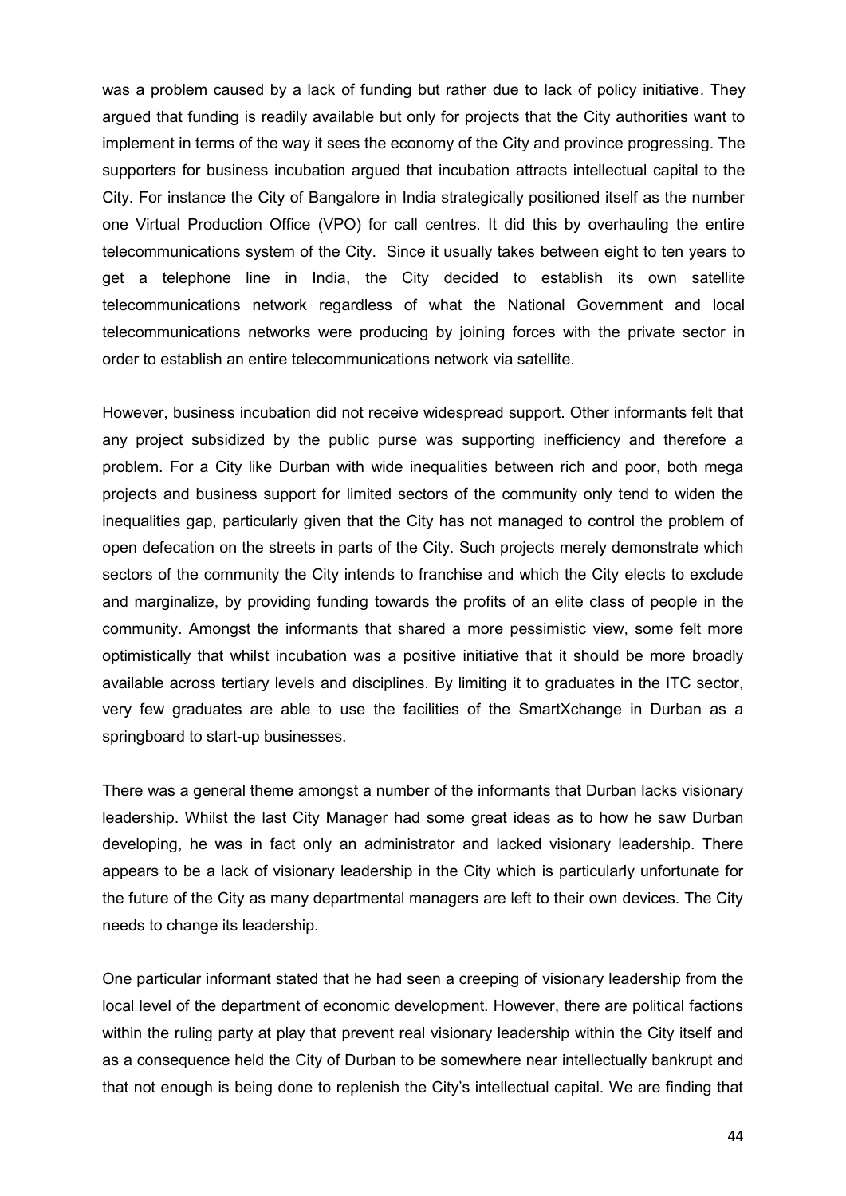was a problem caused by a lack of funding but rather due to lack of policy initiative. They argued that funding is readily available but only for projects that the City authorities want to implement in terms of the way it sees the economy of the City and province progressing. The supporters for business incubation argued that incubation attracts intellectual capital to the City. For instance the City of Bangalore in India strategically positioned itself as the number one Virtual Production Office (VPO) for call centres. It did this by overhauling the entire telecommunications system of the City. Since it usually takes between eight to ten years to get a telephone line in India, the City decided to establish its own satellite telecommunications network regardless of what the National Government and local telecommunications networks were producing by joining forces with the private sector in order to establish an entire telecommunications network via satellite.

However, business incubation did not receive widespread support. Other informants felt that any project subsidized by the public purse was supporting inefficiency and therefore a problem. For a City like Durban with wide inequalities between rich and poor, both mega projects and business support for limited sectors of the community only tend to widen the inequalities gap, particularly given that the City has not managed to control the problem of open defecation on the streets in parts of the City. Such projects merely demonstrate which sectors of the community the City intends to franchise and which the City elects to exclude and marginalize, by providing funding towards the profits of an elite class of people in the community. Amongst the informants that shared a more pessimistic view, some felt more optimistically that whilst incubation was a positive initiative that it should be more broadly available across tertiary levels and disciplines. By limiting it to graduates in the ITC sector, very few graduates are able to use the facilities of the SmartXchange in Durban as a springboard to start-up businesses.

There was a general theme amongst a number of the informants that Durban lacks visionary leadership. Whilst the last City Manager had some great ideas as to how he saw Durban developing, he was in fact only an administrator and lacked visionary leadership. There appears to be a lack of visionary leadership in the City which is particularly unfortunate for the future of the City as many departmental managers are left to their own devices. The City needs to change its leadership.

One particular informant stated that he had seen a creeping of visionary leadership from the local level of the department of economic development. However, there are political factions within the ruling party at play that prevent real visionary leadership within the City itself and as a consequence held the City of Durban to be somewhere near intellectually bankrupt and that not enough is being done to replenish the City's intellectual capital. We are finding that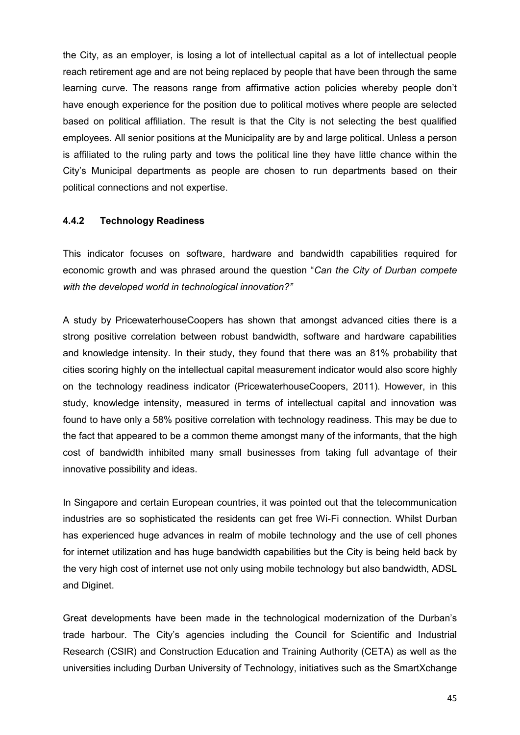the City, as an employer, is losing a lot of intellectual capital as a lot of intellectual people reach retirement age and are not being replaced by people that have been through the same learning curve. The reasons range from affirmative action policies whereby people don't have enough experience for the position due to political motives where people are selected based on political affiliation. The result is that the City is not selecting the best qualified employees. All senior positions at the Municipality are by and large political. Unless a person is affiliated to the ruling party and tows the political line they have little chance within the City's Municipal departments as people are chosen to run departments based on their political connections and not expertise.

### 4.4.2 Technology Readiness

This indicator focuses on software, hardware and bandwidth capabilities required for economic growth and was phrased around the question "*Can the City of Durban compete with the developed world in technological innovation?"*

A study by PricewaterhouseCoopers has shown that amongst advanced cities there is a strong positive correlation between robust bandwidth, software and hardware capabilities and knowledge intensity. In their study, they found that there was an 81% probability that cities scoring highly on the intellectual capital measurement indicator would also score highly on the technology readiness indicator (PricewaterhouseCoopers, 2011). However, in this study, knowledge intensity, measured in terms of intellectual capital and innovation was found to have only a 58% positive correlation with technology readiness. This may be due to the fact that appeared to be a common theme amongst many of the informants, that the high cost of bandwidth inhibited many small businesses from taking full advantage of their innovative possibility and ideas.

In Singapore and certain European countries, it was pointed out that the telecommunication industries are so sophisticated the residents can get free Wi-Fi connection. Whilst Durban has experienced huge advances in realm of mobile technology and the use of cell phones for internet utilization and has huge bandwidth capabilities but the City is being held back by the very high cost of internet use not only using mobile technology but also bandwidth, ADSL and Diginet.

Great developments have been made in the technological modernization of the Durban's trade harbour. The City's agencies including the Council for Scientific and Industrial Research (CSIR) and Construction Education and Training Authority (CETA) as well as the universities including Durban University of Technology, initiatives such as the SmartXchange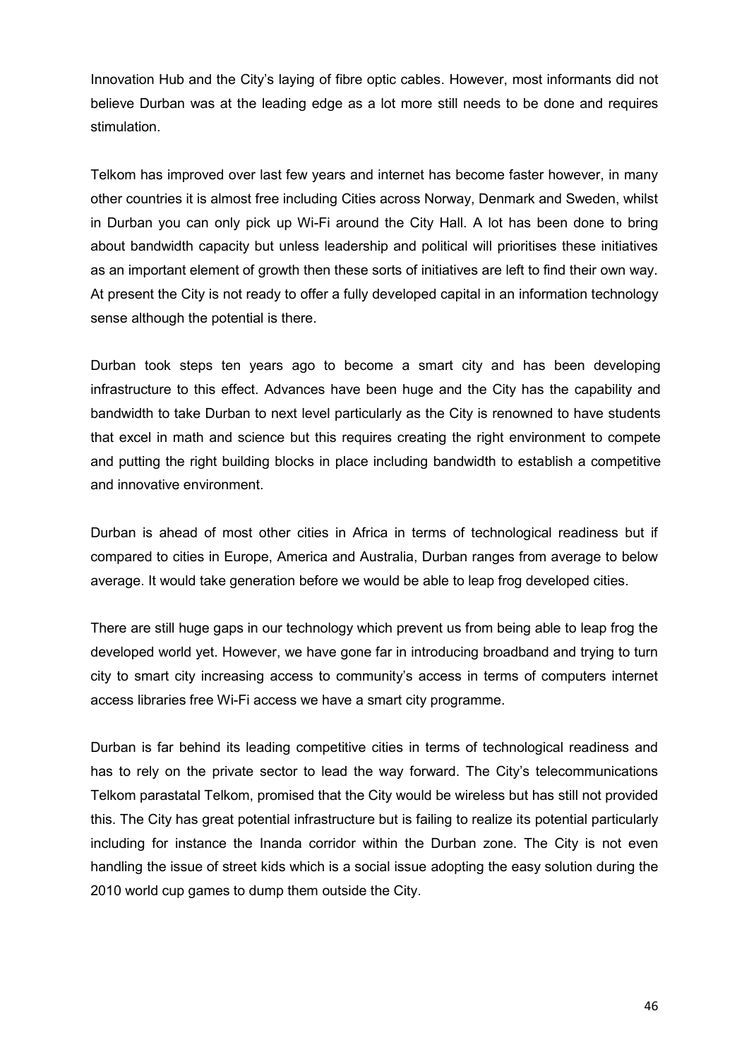Innovation Hub and the City's laying of fibre optic cables. However, most informants did not believe Durban was at the leading edge as a lot more still needs to be done and requires stimulation.

Telkom has improved over last few years and internet has become faster however, in many other countries it is almost free including Cities across Norway, Denmark and Sweden, whilst in Durban you can only pick up Wi-Fi around the City Hall. A lot has been done to bring about bandwidth capacity but unless leadership and political will prioritises these initiatives as an important element of growth then these sorts of initiatives are left to find their own way. At present the City is not ready to offer a fully developed capital in an information technology sense although the potential is there.

Durban took steps ten years ago to become a smart city and has been developing infrastructure to this effect. Advances have been huge and the City has the capability and bandwidth to take Durban to next level particularly as the City is renowned to have students that excel in math and science but this requires creating the right environment to compete and putting the right building blocks in place including bandwidth to establish a competitive and innovative environment.

Durban is ahead of most other cities in Africa in terms of technological readiness but if compared to cities in Europe, America and Australia, Durban ranges from average to below average. It would take generation before we would be able to leap frog developed cities.

There are still huge gaps in our technology which prevent us from being able to leap frog the developed world yet. However, we have gone far in introducing broadband and trying to turn city to smart city increasing access to community's access in terms of computers internet access libraries free Wi-Fi access we have a smart city programme.

Durban is far behind its leading competitive cities in terms of technological readiness and has to rely on the private sector to lead the way forward. The City's telecommunications Telkom parastatal Telkom, promised that the City would be wireless but has still not provided this. The City has great potential infrastructure but is failing to realize its potential particularly including for instance the Inanda corridor within the Durban zone. The City is not even handling the issue of street kids which is a social issue adopting the easy solution during the 2010 world cup games to dump them outside the City.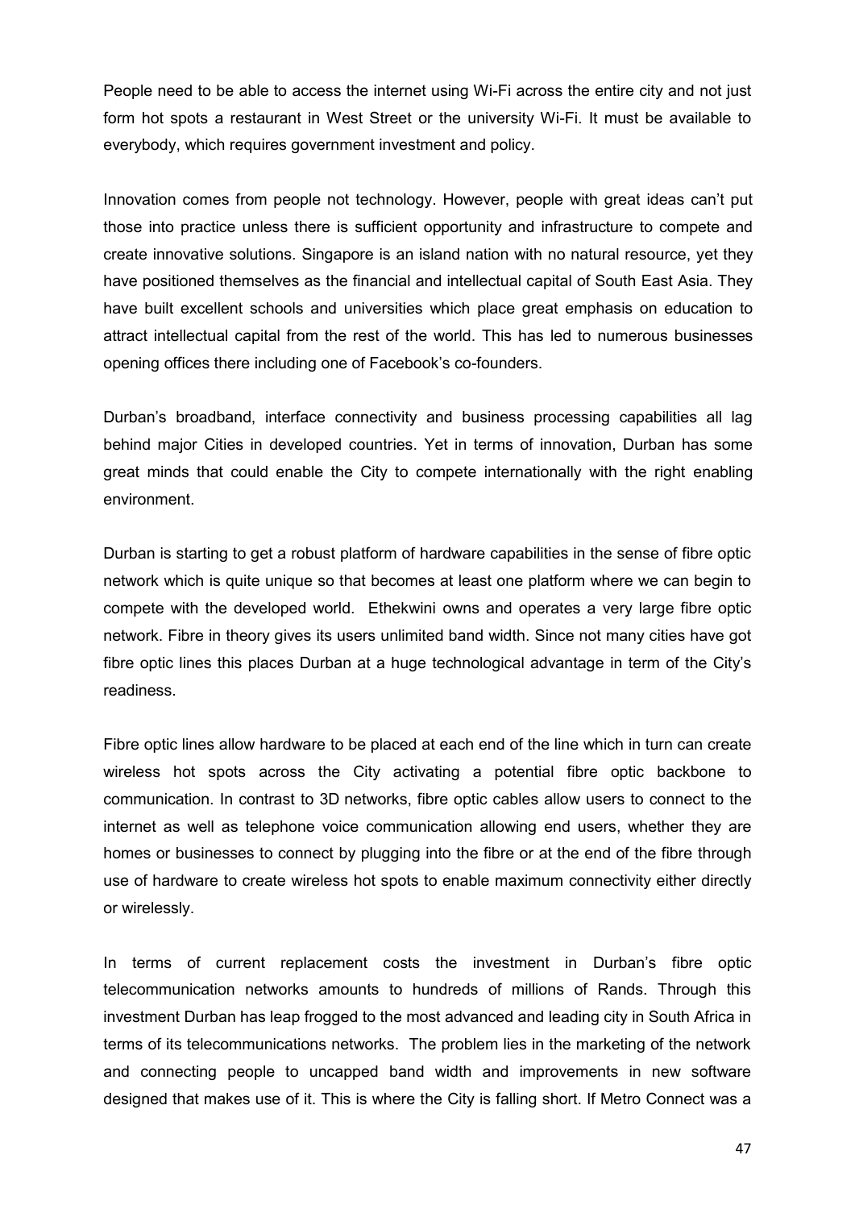People need to be able to access the internet using Wi-Fi across the entire city and not just form hot spots a restaurant in West Street or the university Wi-Fi. It must be available to everybody, which requires government investment and policy.

Innovation comes from people not technology. However, people with great ideas can't put those into practice unless there is sufficient opportunity and infrastructure to compete and create innovative solutions. Singapore is an island nation with no natural resource, yet they have positioned themselves as the financial and intellectual capital of South East Asia. They have built excellent schools and universities which place great emphasis on education to attract intellectual capital from the rest of the world. This has led to numerous businesses opening offices there including one of Facebook's co-founders.

Durban's broadband, interface connectivity and business processing capabilities all lag behind major Cities in developed countries. Yet in terms of innovation, Durban has some great minds that could enable the City to compete internationally with the right enabling environment.

Durban is starting to get a robust platform of hardware capabilities in the sense of fibre optic network which is quite unique so that becomes at least one platform where we can begin to compete with the developed world. Ethekwini owns and operates a very large fibre optic network. Fibre in theory gives its users unlimited band width. Since not many cities have got fibre optic lines this places Durban at a huge technological advantage in term of the City's readiness.

Fibre optic lines allow hardware to be placed at each end of the line which in turn can create wireless hot spots across the City activating a potential fibre optic backbone to communication. In contrast to 3D networks, fibre optic cables allow users to connect to the internet as well as telephone voice communication allowing end users, whether they are homes or businesses to connect by plugging into the fibre or at the end of the fibre through use of hardware to create wireless hot spots to enable maximum connectivity either directly or wirelessly.

In terms of current replacement costs the investment in Durban's fibre optic telecommunication networks amounts to hundreds of millions of Rands. Through this investment Durban has leap frogged to the most advanced and leading city in South Africa in terms of its telecommunications networks. The problem lies in the marketing of the network and connecting people to uncapped band width and improvements in new software designed that makes use of it. This is where the City is falling short. If Metro Connect was a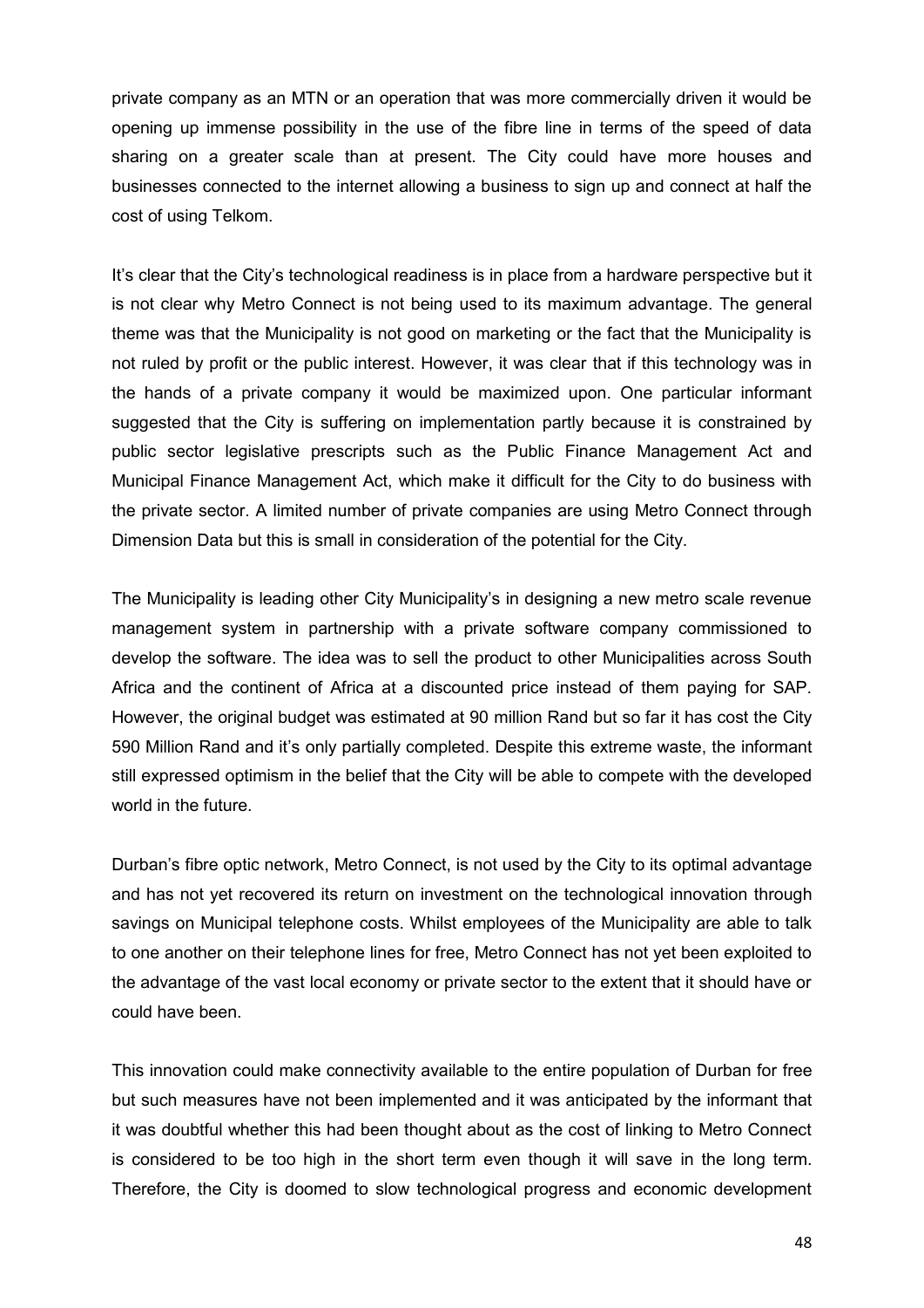private company as an MTN or an operation that was more commercially driven it would be opening up immense possibility in the use of the fibre line in terms of the speed of data sharing on a greater scale than at present. The City could have more houses and businesses connected to the internet allowing a business to sign up and connect at half the cost of using Telkom.

It's clear that the City's technological readiness is in place from a hardware perspective but it is not clear why Metro Connect is not being used to its maximum advantage. The general theme was that the Municipality is not good on marketing or the fact that the Municipality is not ruled by profit or the public interest. However, it was clear that if this technology was in the hands of a private company it would be maximized upon. One particular informant suggested that the City is suffering on implementation partly because it is constrained by public sector legislative prescripts such as the Public Finance Management Act and Municipal Finance Management Act, which make it difficult for the City to do business with the private sector. A limited number of private companies are using Metro Connect through Dimension Data but this is small in consideration of the potential for the City.

The Municipality is leading other City Municipality's in designing a new metro scale revenue management system in partnership with a private software company commissioned to develop the software. The idea was to sell the product to other Municipalities across South Africa and the continent of Africa at a discounted price instead of them paying for SAP. However, the original budget was estimated at 90 million Rand but so far it has cost the City 590 Million Rand and it's only partially completed. Despite this extreme waste, the informant still expressed optimism in the belief that the City will be able to compete with the developed world in the future.

Durban's fibre optic network, Metro Connect, is not used by the City to its optimal advantage and has not yet recovered its return on investment on the technological innovation through savings on Municipal telephone costs. Whilst employees of the Municipality are able to talk to one another on their telephone lines for free, Metro Connect has not yet been exploited to the advantage of the vast local economy or private sector to the extent that it should have or could have been.

This innovation could make connectivity available to the entire population of Durban for free but such measures have not been implemented and it was anticipated by the informant that it was doubtful whether this had been thought about as the cost of linking to Metro Connect is considered to be too high in the short term even though it will save in the long term. Therefore, the City is doomed to slow technological progress and economic development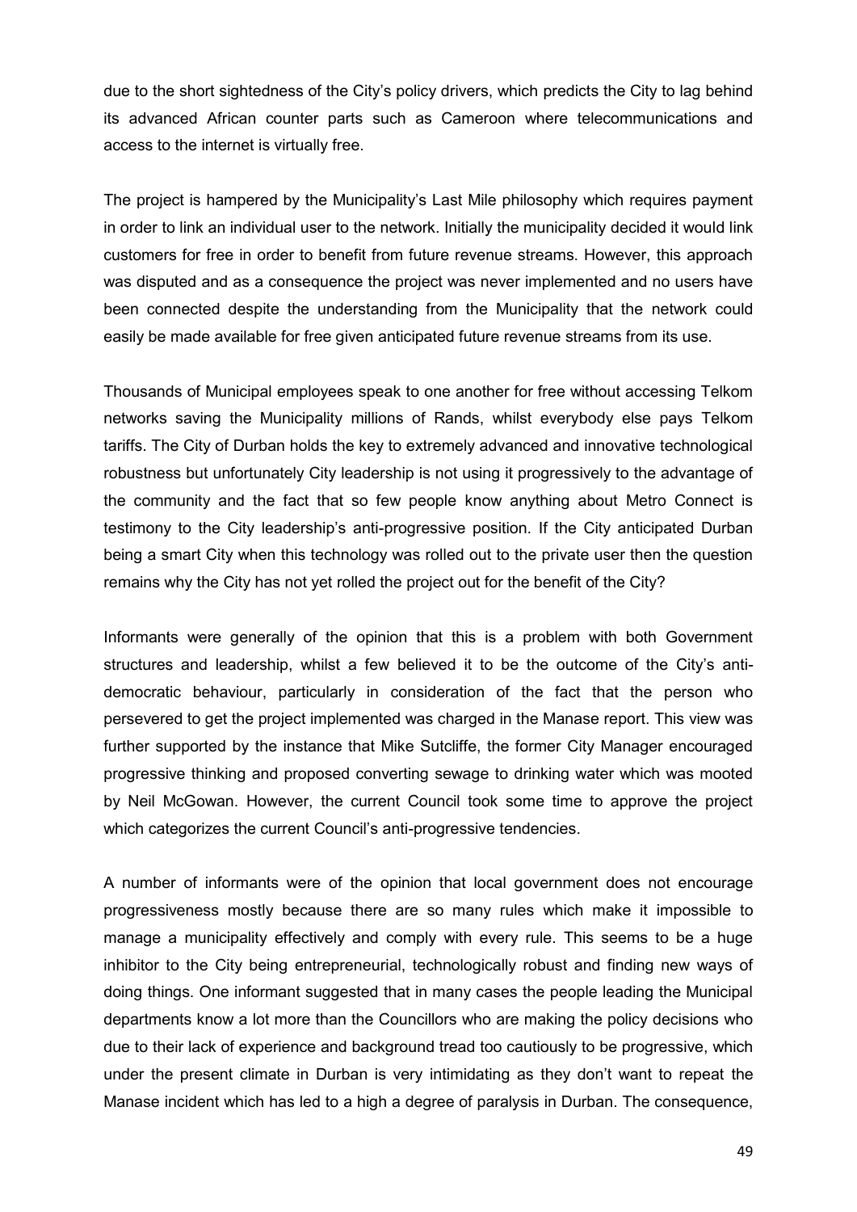due to the short sightedness of the City's policy drivers, which predicts the City to lag behind its advanced African counter parts such as Cameroon where telecommunications and access to the internet is virtually free.

The project is hampered by the Municipality's Last Mile philosophy which requires payment in order to link an individual user to the network. Initially the municipality decided it would link customers for free in order to benefit from future revenue streams. However, this approach was disputed and as a consequence the project was never implemented and no users have been connected despite the understanding from the Municipality that the network could easily be made available for free given anticipated future revenue streams from its use.

Thousands of Municipal employees speak to one another for free without accessing Telkom networks saving the Municipality millions of Rands, whilst everybody else pays Telkom tariffs. The City of Durban holds the key to extremely advanced and innovative technological robustness but unfortunately City leadership is not using it progressively to the advantage of the community and the fact that so few people know anything about Metro Connect is testimony to the City leadership's anti-progressive position. If the City anticipated Durban being a smart City when this technology was rolled out to the private user then the question remains why the City has not yet rolled the project out for the benefit of the City?

Informants were generally of the opinion that this is a problem with both Government structures and leadership, whilst a few believed it to be the outcome of the City's anti-democratic behaviour, particularly in consideration of the fact that the person who persevered to get the project implemented was charged in the Manase report. This view was further supported by the instance that Mike Sutcliffe, the former City Manager encouraged progressive thinking and proposed converting sewage to drinking water which was mooted by Neil McGowan. However, the current Council took some time to approve the project which categorizes the current Council's anti-progressive tendencies.

A number of informants were of the opinion that local government does not encourage progressiveness mostly because there are so many rules which make it impossible to manage a municipality effectively and comply with every rule. This seems to be a huge inhibitor to the City being entrepreneurial, technologically robust and finding new ways of doing things. One informant suggested that in many cases the people leading the Municipal departments know a lot more than the Councillors who are making the policy decisions who due to their lack of experience and background tread too cautiously to be progressive, which under the present climate in Durban is very intimidating as they don't want to repeat the Manase incident which has led to a high a degree of paralysis in Durban. The consequence,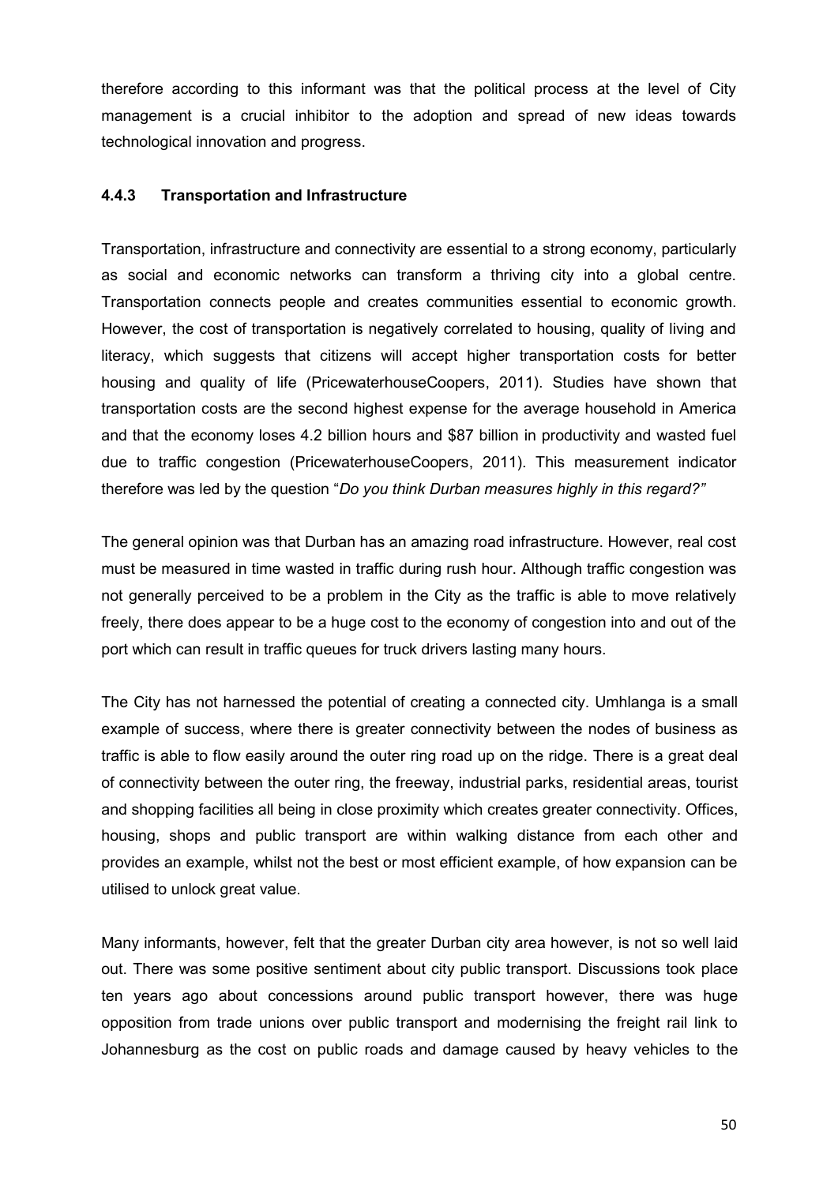therefore according to this informant was that the political process at the level of City management is a crucial inhibitor to the adoption and spread of new ideas towards technological innovation and progress.

### 4.4.3 Transportation and Infrastructure

Transportation, infrastructure and connectivity are essential to a strong economy, particularly as social and economic networks can transform a thriving city into a global centre. Transportation connects people and creates communities essential to economic growth. However, the cost of transportation is negatively correlated to housing, quality of living and literacy, which suggests that citizens will accept higher transportation costs for better housing and quality of life (PricewaterhouseCoopers, 2011). Studies have shown that transportation costs are the second highest expense for the average household in America and that the economy loses 4.2 billion hours and $87 billion in productivity and wasted fuel due to traffic congestion (PricewaterhouseCoopers, 2011). This measurement indicator therefore was led by the question "*Do you think Durban measures highly in this regard?"*

The general opinion was that Durban has an amazing road infrastructure. However, real cost must be measured in time wasted in traffic during rush hour. Although traffic congestion was not generally perceived to be a problem in the City as the traffic is able to move relatively freely, there does appear to be a huge cost to the economy of congestion into and out of the port which can result in traffic queues for truck drivers lasting many hours.

The City has not harnessed the potential of creating a connected city. Umhlanga is a small example of success, where there is greater connectivity between the nodes of business as traffic is able to flow easily around the outer ring road up on the ridge. There is a great deal of connectivity between the outer ring, the freeway, industrial parks, residential areas, tourist and shopping facilities all being in close proximity which creates greater connectivity. Offices, housing, shops and public transport are within walking distance from each other and provides an example, whilst not the best or most efficient example, of how expansion can be utilised to unlock great value.

Many informants, however, felt that the greater Durban city area however, is not so well laid out. There was some positive sentiment about city public transport. Discussions took place ten years ago about concessions around public transport however, there was huge opposition from trade unions over public transport and modernising the freight rail link to Johannesburg as the cost on public roads and damage caused by heavy vehicles to the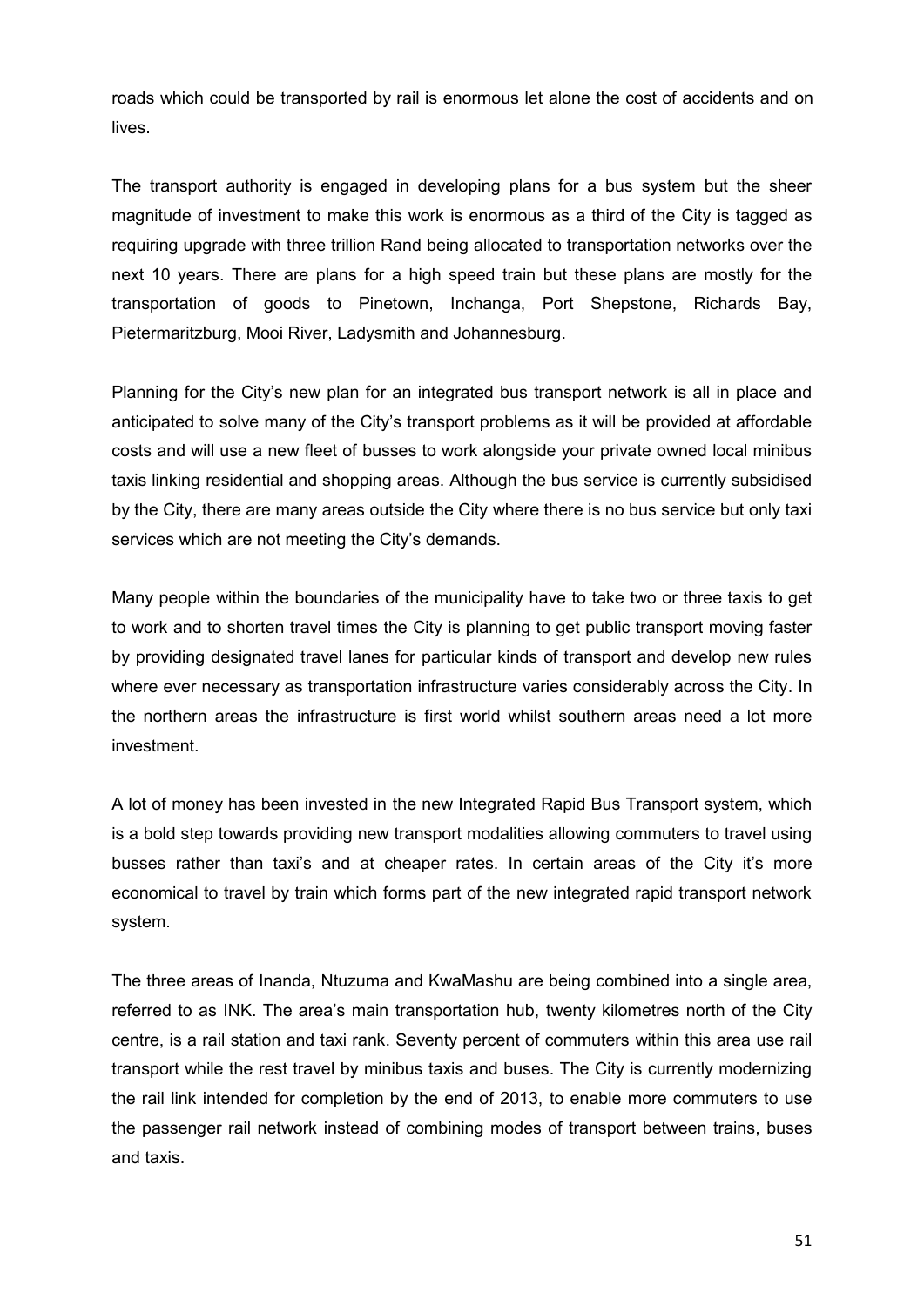roads which could be transported by rail is enormous let alone the cost of accidents and on lives.

The transport authority is engaged in developing plans for a bus system but the sheer magnitude of investment to make this work is enormous as a third of the City is tagged as requiring upgrade with three trillion Rand being allocated to transportation networks over the next 10 years. There are plans for a high speed train but these plans are mostly for the transportation of goods to Pinetown, Inchanga, Port Shepstone, Richards Bay, Pietermaritzburg, Mooi River, Ladysmith and Johannesburg.

Planning for the City's new plan for an integrated bus transport network is all in place and anticipated to solve many of the City's transport problems as it will be provided at affordable costs and will use a new fleet of busses to work alongside your private owned local minibus taxis linking residential and shopping areas. Although the bus service is currently subsidised by the City, there are many areas outside the City where there is no bus service but only taxi services which are not meeting the City's demands.

Many people within the boundaries of the municipality have to take two or three taxis to get to work and to shorten travel times the City is planning to get public transport moving faster by providing designated travel lanes for particular kinds of transport and develop new rules where ever necessary as transportation infrastructure varies considerably across the City. In the northern areas the infrastructure is first world whilst southern areas need a lot more investment.

A lot of money has been invested in the new Integrated Rapid Bus Transport system, which is a bold step towards providing new transport modalities allowing commuters to travel using busses rather than taxi's and at cheaper rates. In certain areas of the City it's more economical to travel by train which forms part of the new integrated rapid transport network system.

The three areas of Inanda, Ntuzuma and KwaMashu are being combined into a single area, referred to as INK. The area's main transportation hub, twenty kilometres north of the City centre, is a rail station and taxi rank. Seventy percent of commuters within this area use rail transport while the rest travel by minibus taxis and buses. The City is currently modernizing the rail link intended for completion by the end of 2013, to enable more commuters to use the passenger rail network instead of combining modes of transport between trains, buses and taxis.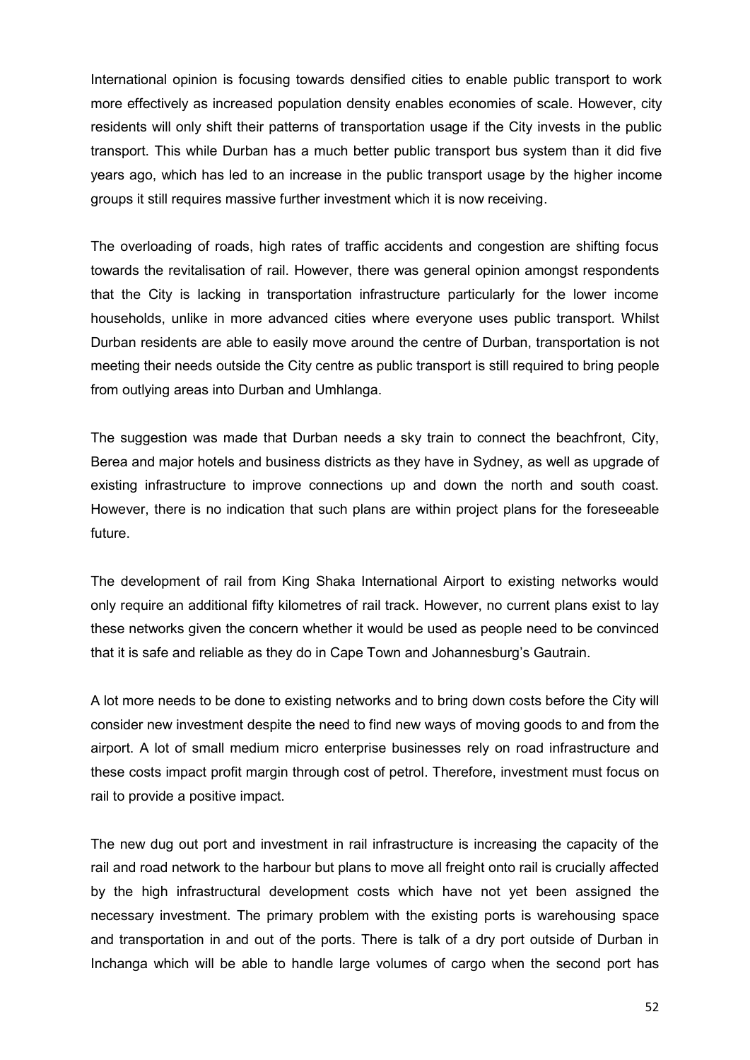International opinion is focusing towards densified cities to enable public transport to work more effectively as increased population density enables economies of scale. However, city residents will only shift their patterns of transportation usage if the City invests in the public transport. This while Durban has a much better public transport bus system than it did five years ago, which has led to an increase in the public transport usage by the higher income groups it still requires massive further investment which it is now receiving.

The overloading of roads, high rates of traffic accidents and congestion are shifting focus towards the revitalisation of rail. However, there was general opinion amongst respondents that the City is lacking in transportation infrastructure particularly for the lower income households, unlike in more advanced cities where everyone uses public transport. Whilst Durban residents are able to easily move around the centre of Durban, transportation is not meeting their needs outside the City centre as public transport is still required to bring people from outlying areas into Durban and Umhlanga.

The suggestion was made that Durban needs a sky train to connect the beachfront, City, Berea and major hotels and business districts as they have in Sydney, as well as upgrade of existing infrastructure to improve connections up and down the north and south coast. However, there is no indication that such plans are within project plans for the foreseeable future.

The development of rail from King Shaka International Airport to existing networks would only require an additional fifty kilometres of rail track. However, no current plans exist to lay these networks given the concern whether it would be used as people need to be convinced that it is safe and reliable as they do in Cape Town and Johannesburg's Gautrain.

A lot more needs to be done to existing networks and to bring down costs before the City will consider new investment despite the need to find new ways of moving goods to and from the airport. A lot of small medium micro enterprise businesses rely on road infrastructure and these costs impact profit margin through cost of petrol. Therefore, investment must focus on rail to provide a positive impact.

The new dug out port and investment in rail infrastructure is increasing the capacity of the rail and road network to the harbour but plans to move all freight onto rail is crucially affected by the high infrastructural development costs which have not yet been assigned the necessary investment. The primary problem with the existing ports is warehousing space and transportation in and out of the ports. There is talk of a dry port outside of Durban in Inchanga which will be able to handle large volumes of cargo when the second port has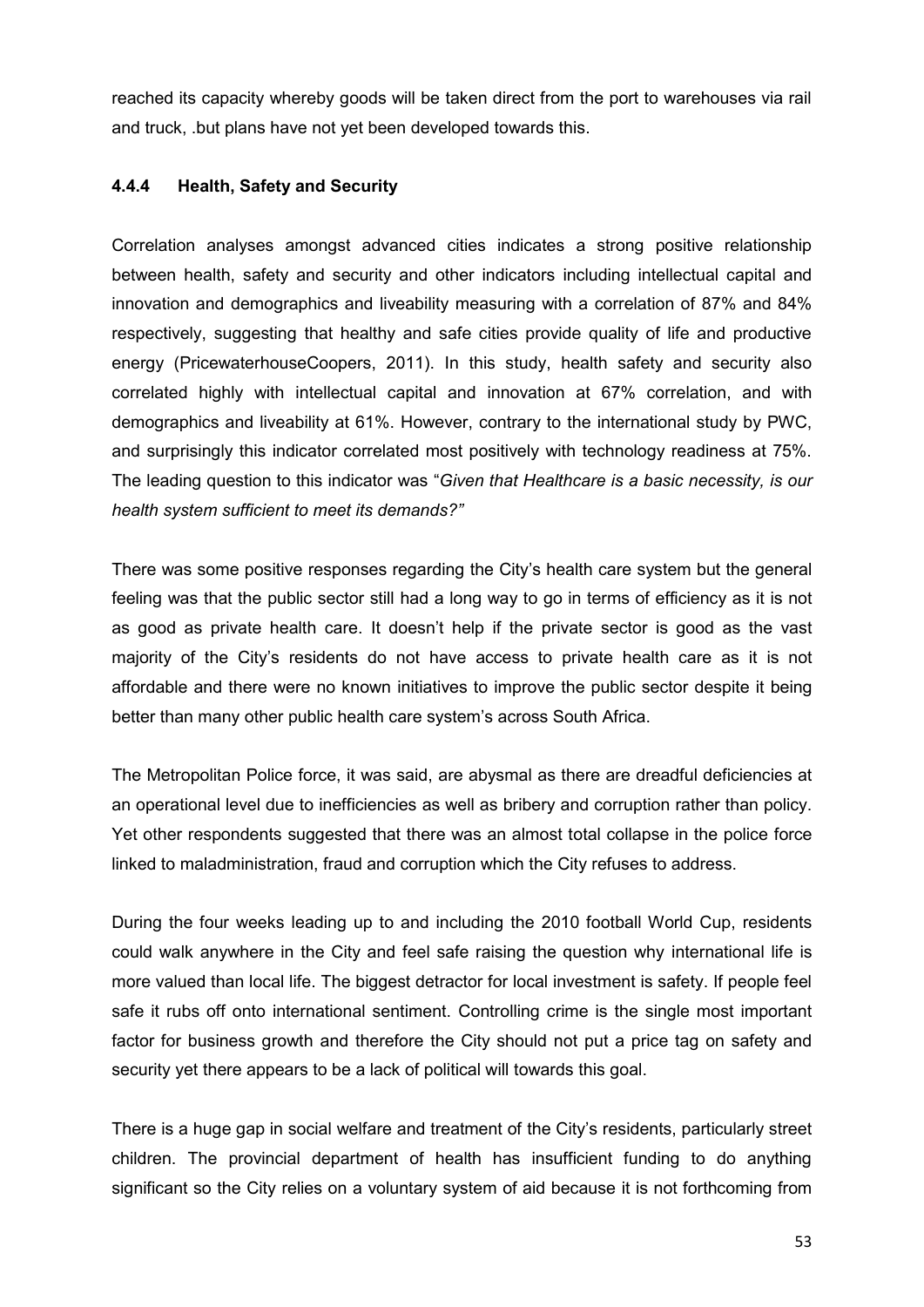reached its capacity whereby goods will be taken direct from the port to warehouses via rail and truck, .but plans have not yet been developed towards this.

#### 4.4.4 Health, Safety and Security

Correlation analyses amongst advanced cities indicates a strong positive relationship between health, safety and security and other indicators including intellectual capital and innovation and demographics and liveability measuring with a correlation of 87% and 84% respectively, suggesting that healthy and safe cities provide quality of life and productive energy (PricewaterhouseCoopers, 2011). In this study, health safety and security also correlated highly with intellectual capital and innovation at 67% correlation, and with demographics and liveability at 61%. However, contrary to the international study by PWC, and surprisingly this indicator correlated most positively with technology readiness at 75%. The leading question to this indicator was "*Given that Healthcare is a basic necessity, is our health system sufficient to meet its demands?"*

There was some positive responses regarding the City's health care system but the general feeling was that the public sector still had a long way to go in terms of efficiency as it is not as good as private health care. It doesn't help if the private sector is good as the vast majority of the City's residents do not have access to private health care as it is not affordable and there were no known initiatives to improve the public sector despite it being better than many other public health care system's across South Africa.

The Metropolitan Police force, it was said, are abysmal as there are dreadful deficiencies at an operational level due to inefficiencies as well as bribery and corruption rather than policy. Yet other respondents suggested that there was an almost total collapse in the police force linked to maladministration, fraud and corruption which the City refuses to address.

During the four weeks leading up to and including the 2010 football World Cup, residents could walk anywhere in the City and feel safe raising the question why international life is more valued than local life. The biggest detractor for local investment is safety. If people feel safe it rubs off onto international sentiment. Controlling crime is the single most important factor for business growth and therefore the City should not put a price tag on safety and security yet there appears to be a lack of political will towards this goal.

There is a huge gap in social welfare and treatment of the City's residents, particularly street children. The provincial department of health has insufficient funding to do anything significant so the City relies on a voluntary system of aid because it is not forthcoming from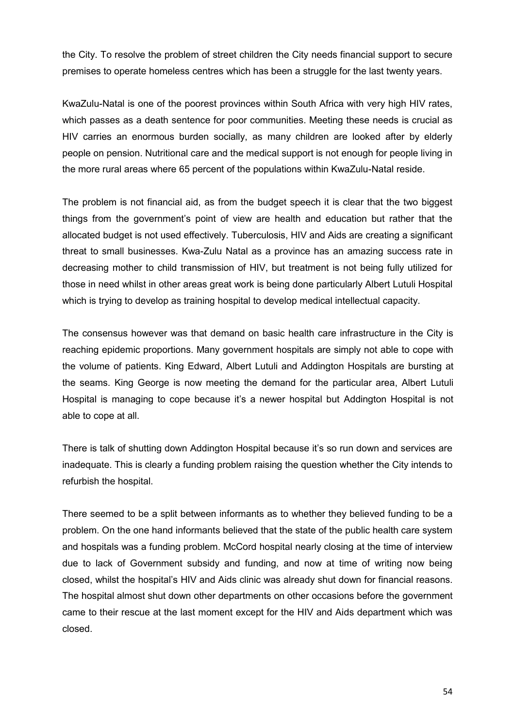the City. To resolve the problem of street children the City needs financial support to secure premises to operate homeless centres which has been a struggle for the last twenty years.

KwaZulu-Natal is one of the poorest provinces within South Africa with very high HIV rates, which passes as a death sentence for poor communities. Meeting these needs is crucial as HIV carries an enormous burden socially, as many children are looked after by elderly people on pension. Nutritional care and the medical support is not enough for people living in the more rural areas where 65 percent of the populations within KwaZulu-Natal reside.

The problem is not financial aid, as from the budget speech it is clear that the two biggest things from the government's point of view are health and education but rather that the allocated budget is not used effectively. Tuberculosis, HIV and Aids are creating a significant threat to small businesses. Kwa-Zulu Natal as a province has an amazing success rate in decreasing mother to child transmission of HIV, but treatment is not being fully utilized for those in need whilst in other areas great work is being done particularly Albert Lutuli Hospital which is trying to develop as training hospital to develop medical intellectual capacity.

The consensus however was that demand on basic health care infrastructure in the City is reaching epidemic proportions. Many government hospitals are simply not able to cope with the volume of patients. King Edward, Albert Lutuli and Addington Hospitals are bursting at the seams. King George is now meeting the demand for the particular area, Albert Lutuli Hospital is managing to cope because it's a newer hospital but Addington Hospital is not able to cope at all.

There is talk of shutting down Addington Hospital because it's so run down and services are inadequate. This is clearly a funding problem raising the question whether the City intends to refurbish the hospital.

There seemed to be a split between informants as to whether they believed funding to be a problem. On the one hand informants believed that the state of the public health care system and hospitals was a funding problem. McCord hospital nearly closing at the time of interview due to lack of Government subsidy and funding, and now at time of writing now being closed, whilst the hospital's HIV and Aids clinic was already shut down for financial reasons. The hospital almost shut down other departments on other occasions before the government came to their rescue at the last moment except for the HIV and Aids department which was closed.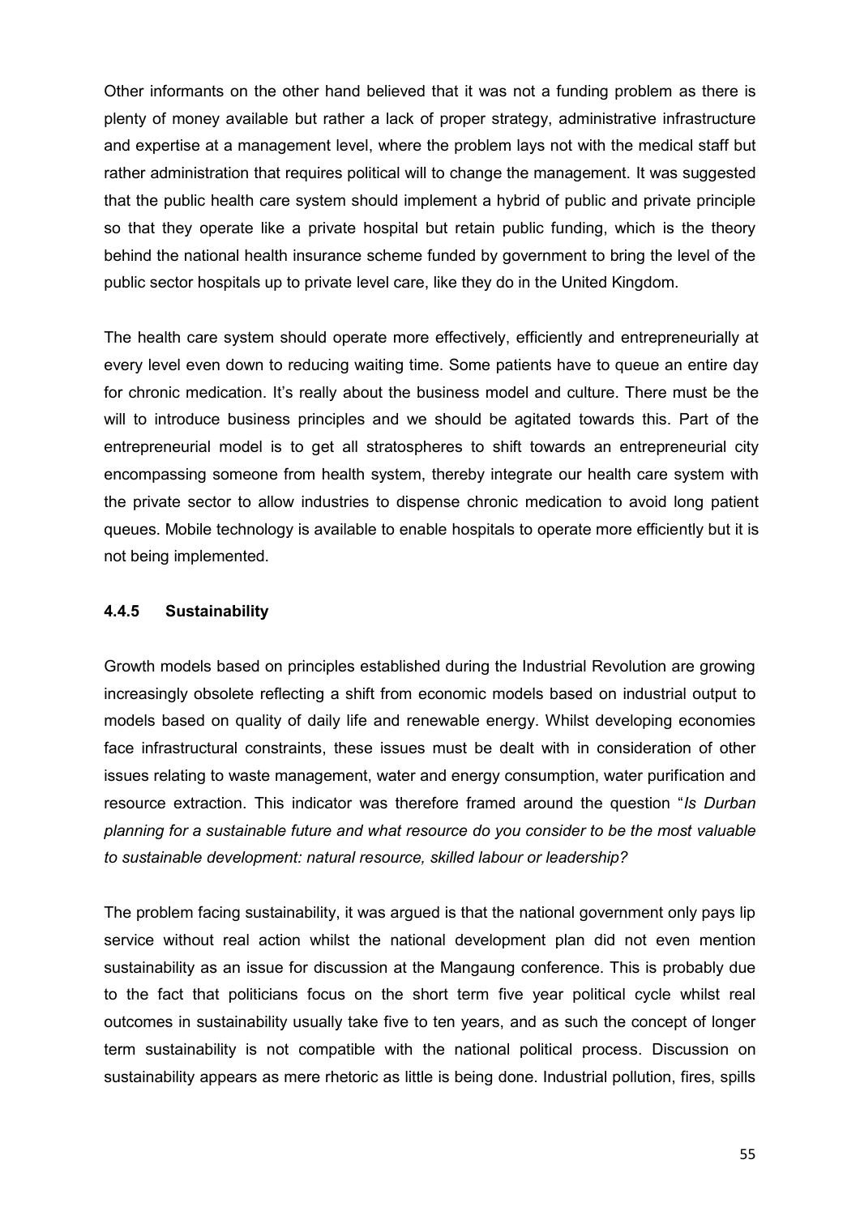Other informants on the other hand believed that it was not a funding problem as there is plenty of money available but rather a lack of proper strategy, administrative infrastructure and expertise at a management level, where the problem lays not with the medical staff but rather administration that requires political will to change the management. It was suggested that the public health care system should implement a hybrid of public and private principle so that they operate like a private hospital but retain public funding, which is the theory behind the national health insurance scheme funded by government to bring the level of the public sector hospitals up to private level care, like they do in the United Kingdom.

The health care system should operate more effectively, efficiently and entrepreneurially at every level even down to reducing waiting time. Some patients have to queue an entire day for chronic medication. It's really about the business model and culture. There must be the will to introduce business principles and we should be agitated towards this. Part of the entrepreneurial model is to get all stratospheres to shift towards an entrepreneurial city encompassing someone from health system, thereby integrate our health care system with the private sector to allow industries to dispense chronic medication to avoid long patient queues. Mobile technology is available to enable hospitals to operate more efficiently but it is not being implemented.

### 4.4.5 Sustainability

Growth models based on principles established during the Industrial Revolution are growing increasingly obsolete reflecting a shift from economic models based on industrial output to models based on quality of daily life and renewable energy. Whilst developing economies face infrastructural constraints, these issues must be dealt with in consideration of other issues relating to waste management, water and energy consumption, water purification and resource extraction. This indicator was therefore framed around the question "*Is Durban planning for a sustainable future and what resource do you consider to be the most valuable to sustainable development: natural resource, skilled labour or leadership?*

The problem facing sustainability, it was argued is that the national government only pays lip service without real action whilst the national development plan did not even mention sustainability as an issue for discussion at the Mangaung conference. This is probably due to the fact that politicians focus on the short term five year political cycle whilst real outcomes in sustainability usually take five to ten years, and as such the concept of longer term sustainability is not compatible with the national political process. Discussion on sustainability appears as mere rhetoric as little is being done. Industrial pollution, fires, spills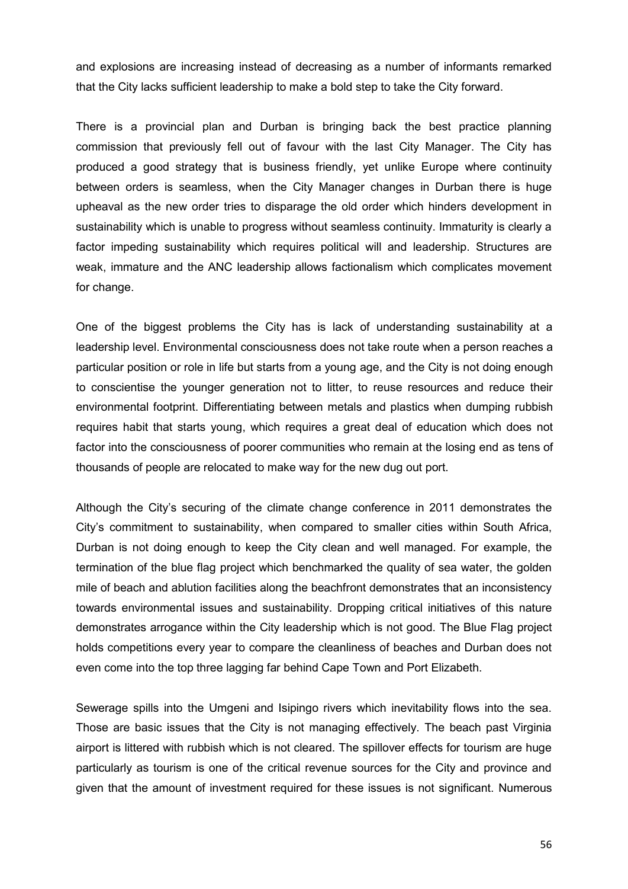and explosions are increasing instead of decreasing as a number of informants remarked that the City lacks sufficient leadership to make a bold step to take the City forward.

There is a provincial plan and Durban is bringing back the best practice planning commission that previously fell out of favour with the last City Manager. The City has produced a good strategy that is business friendly, yet unlike Europe where continuity between orders is seamless, when the City Manager changes in Durban there is huge upheaval as the new order tries to disparage the old order which hinders development in sustainability which is unable to progress without seamless continuity. Immaturity is clearly a factor impeding sustainability which requires political will and leadership. Structures are weak, immature and the ANC leadership allows factionalism which complicates movement for change.

One of the biggest problems the City has is lack of understanding sustainability at a leadership level. Environmental consciousness does not take route when a person reaches a particular position or role in life but starts from a young age, and the City is not doing enough to conscientise the younger generation not to litter, to reuse resources and reduce their environmental footprint. Differentiating between metals and plastics when dumping rubbish requires habit that starts young, which requires a great deal of education which does not factor into the consciousness of poorer communities who remain at the losing end as tens of thousands of people are relocated to make way for the new dug out port.

Although the City's securing of the climate change conference in 2011 demonstrates the City's commitment to sustainability, when compared to smaller cities within South Africa, Durban is not doing enough to keep the City clean and well managed. For example, the termination of the blue flag project which benchmarked the quality of sea water, the golden mile of beach and ablution facilities along the beachfront demonstrates that an inconsistency towards environmental issues and sustainability. Dropping critical initiatives of this nature demonstrates arrogance within the City leadership which is not good. The Blue Flag project holds competitions every year to compare the cleanliness of beaches and Durban does not even come into the top three lagging far behind Cape Town and Port Elizabeth.

Sewerage spills into the Umgeni and Isipingo rivers which inevitability flows into the sea. Those are basic issues that the City is not managing effectively. The beach past Virginia airport is littered with rubbish which is not cleared. The spillover effects for tourism are huge particularly as tourism is one of the critical revenue sources for the City and province and given that the amount of investment required for these issues is not significant. Numerous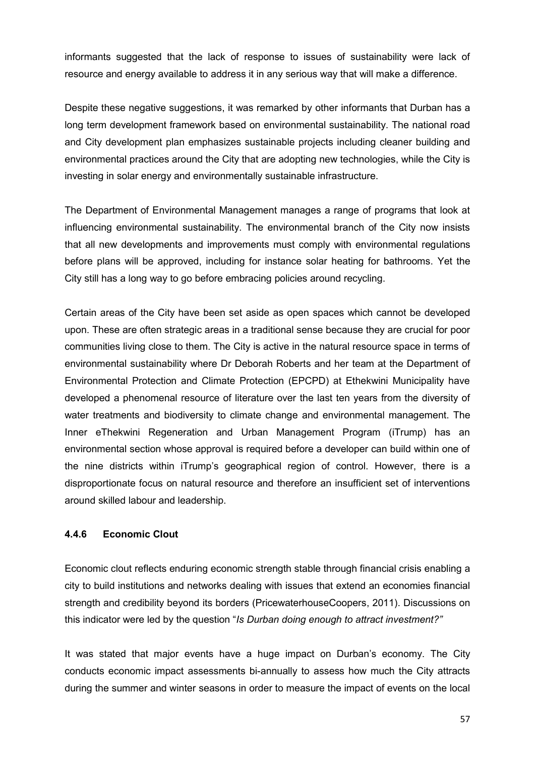informants suggested that the lack of response to issues of sustainability were lack of resource and energy available to address it in any serious way that will make a difference.

Despite these negative suggestions, it was remarked by other informants that Durban has a long term development framework based on environmental sustainability. The national road and City development plan emphasizes sustainable projects including cleaner building and environmental practices around the City that are adopting new technologies, while the City is investing in solar energy and environmentally sustainable infrastructure.

The Department of Environmental Management manages a range of programs that look at influencing environmental sustainability. The environmental branch of the City now insists that all new developments and improvements must comply with environmental regulations before plans will be approved, including for instance solar heating for bathrooms. Yet the City still has a long way to go before embracing policies around recycling.

Certain areas of the City have been set aside as open spaces which cannot be developed upon. These are often strategic areas in a traditional sense because they are crucial for poor communities living close to them. The City is active in the natural resource space in terms of environmental sustainability where Dr Deborah Roberts and her team at the Department of Environmental Protection and Climate Protection (EPCPD) at Ethekwini Municipality have developed a phenomenal resource of literature over the last ten years from the diversity of water treatments and biodiversity to climate change and environmental management. The Inner eThekwini Regeneration and Urban Management Program (iTrump) has an environmental section whose approval is required before a developer can build within one of the nine districts within iTrump's geographical region of control. However, there is a disproportionate focus on natural resource and therefore an insufficient set of interventions around skilled labour and leadership.

#### 4.4.6 Economic Clout

Economic clout reflects enduring economic strength stable through financial crisis enabling a city to build institutions and networks dealing with issues that extend an economies financial strength and credibility beyond its borders (PricewaterhouseCoopers, 2011). Discussions on this indicator were led by the question "*Is Durban doing enough to attract investment?"*

It was stated that major events have a huge impact on Durban's economy. The City conducts economic impact assessments bi-annually to assess how much the City attracts during the summer and winter seasons in order to measure the impact of events on the local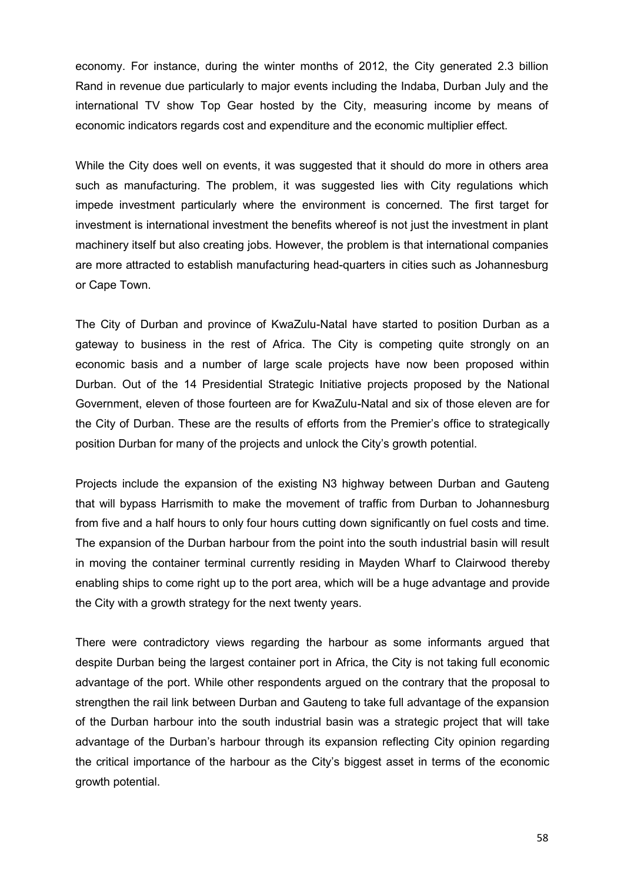economy. For instance, during the winter months of 2012, the City generated 2.3 billion Rand in revenue due particularly to major events including the Indaba, Durban July and the international TV show Top Gear hosted by the City, measuring income by means of economic indicators regards cost and expenditure and the economic multiplier effect.

While the City does well on events, it was suggested that it should do more in others area such as manufacturing. The problem, it was suggested lies with City regulations which impede investment particularly where the environment is concerned. The first target for investment is international investment the benefits whereof is not just the investment in plant machinery itself but also creating jobs. However, the problem is that international companies are more attracted to establish manufacturing head-quarters in cities such as Johannesburg or Cape Town.

The City of Durban and province of KwaZulu-Natal have started to position Durban as a gateway to business in the rest of Africa. The City is competing quite strongly on an economic basis and a number of large scale projects have now been proposed within Durban. Out of the 14 Presidential Strategic Initiative projects proposed by the National Government, eleven of those fourteen are for KwaZulu-Natal and six of those eleven are for the City of Durban. These are the results of efforts from the Premier's office to strategically position Durban for many of the projects and unlock the City's growth potential.

Projects include the expansion of the existing N3 highway between Durban and Gauteng that will bypass Harrismith to make the movement of traffic from Durban to Johannesburg from five and a half hours to only four hours cutting down significantly on fuel costs and time. The expansion of the Durban harbour from the point into the south industrial basin will result in moving the container terminal currently residing in Mayden Wharf to Clairwood thereby enabling ships to come right up to the port area, which will be a huge advantage and provide the City with a growth strategy for the next twenty years.

There were contradictory views regarding the harbour as some informants argued that despite Durban being the largest container port in Africa, the City is not taking full economic advantage of the port. While other respondents argued on the contrary that the proposal to strengthen the rail link between Durban and Gauteng to take full advantage of the expansion of the Durban harbour into the south industrial basin was a strategic project that will take advantage of the Durban's harbour through its expansion reflecting City opinion regarding the critical importance of the harbour as the City's biggest asset in terms of the economic growth potential.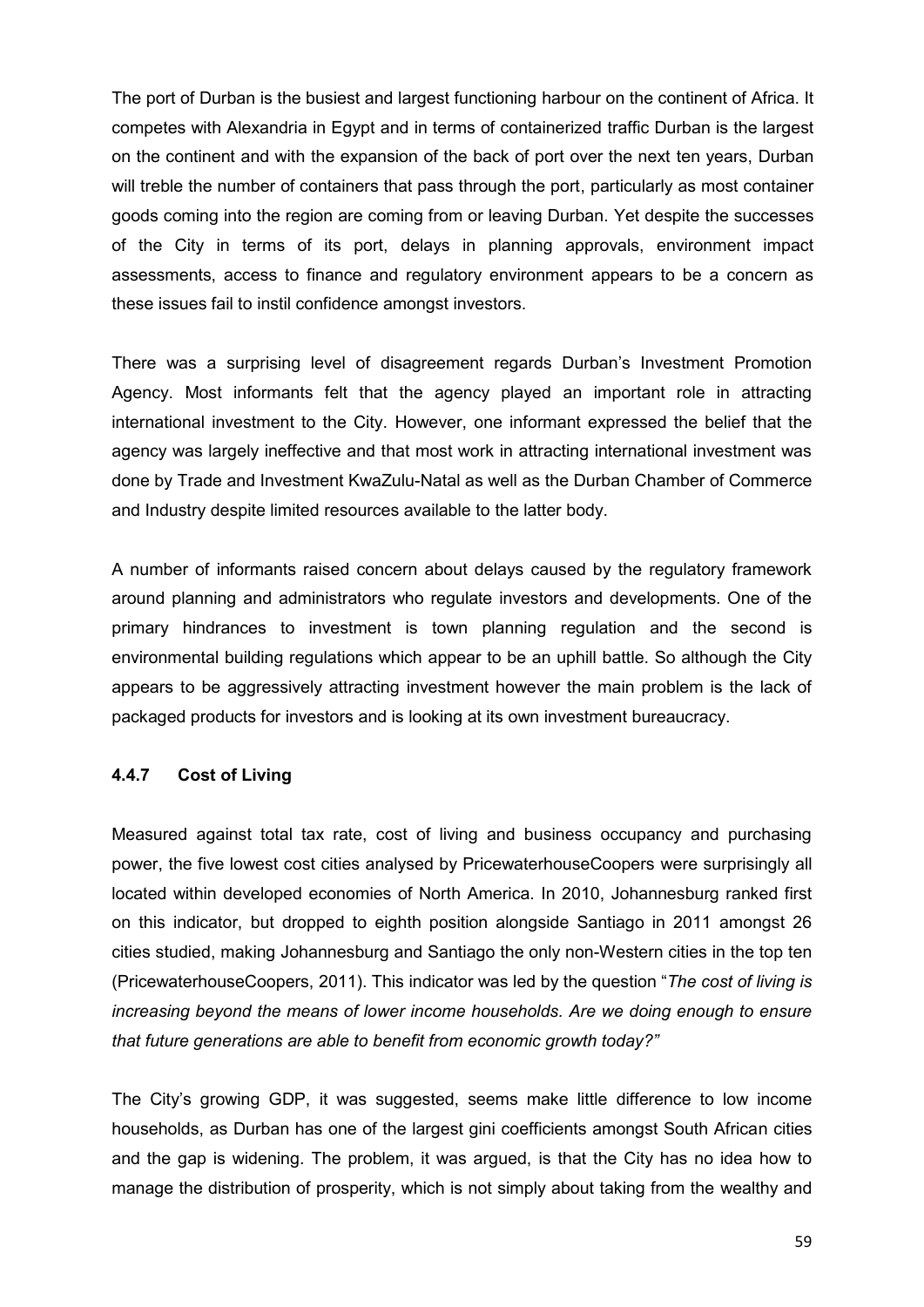The port of Durban is the busiest and largest functioning harbour on the continent of Africa. It competes with Alexandria in Egypt and in terms of containerized traffic Durban is the largest on the continent and with the expansion of the back of port over the next ten years, Durban will treble the number of containers that pass through the port, particularly as most container goods coming into the region are coming from or leaving Durban. Yet despite the successes of the City in terms of its port, delays in planning approvals, environment impact assessments, access to finance and regulatory environment appears to be a concern as these issues fail to instil confidence amongst investors.

There was a surprising level of disagreement regards Durban's Investment Promotion Agency. Most informants felt that the agency played an important role in attracting international investment to the City. However, one informant expressed the belief that the agency was largely ineffective and that most work in attracting international investment was done by Trade and Investment KwaZulu-Natal as well as the Durban Chamber of Commerce and Industry despite limited resources available to the latter body.

A number of informants raised concern about delays caused by the regulatory framework around planning and administrators who regulate investors and developments. One of the primary hindrances to investment is town planning regulation and the second is environmental building regulations which appear to be an uphill battle. So although the City appears to be aggressively attracting investment however the main problem is the lack of packaged products for investors and is looking at its own investment bureaucracy.

### 4.4.7 Cost of Living

Measured against total tax rate, cost of living and business occupancy and purchasing power, the five lowest cost cities analysed by PricewaterhouseCoopers were surprisingly all located within developed economies of North America. In 2010, Johannesburg ranked first on this indicator, but dropped to eighth position alongside Santiago in 2011 amongst 26 cities studied, making Johannesburg and Santiago the only non-Western cities in the top ten (PricewaterhouseCoopers, 2011). This indicator was led by the question "*The cost of living is increasing beyond the means of lower income households. Are we doing enough to ensure that future generations are able to benefit from economic growth today?"*

The City's growing GDP, it was suggested, seems make little difference to low income households, as Durban has one of the largest gini coefficients amongst South African cities and the gap is widening. The problem, it was argued, is that the City has no idea how to manage the distribution of prosperity, which is not simply about taking from the wealthy and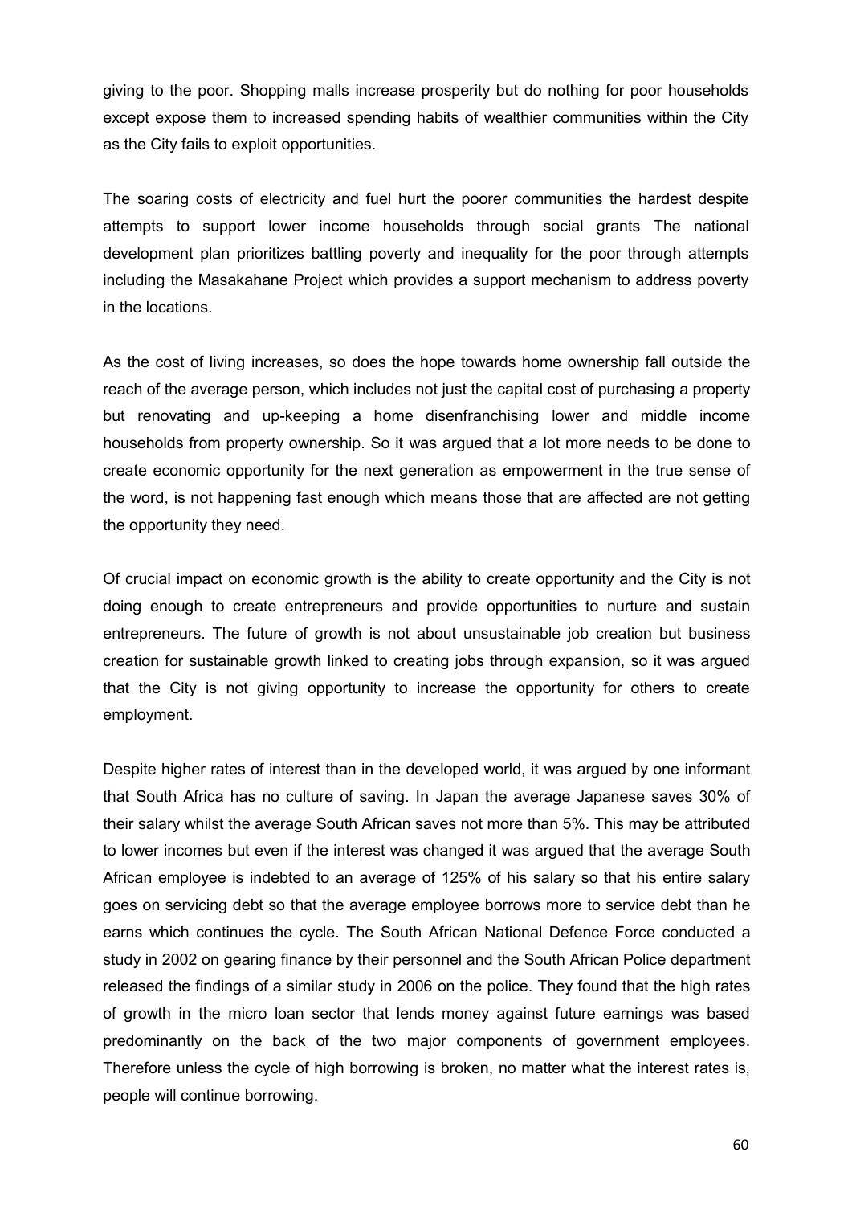giving to the poor. Shopping malls increase prosperity but do nothing for poor households except expose them to increased spending habits of wealthier communities within the City as the City fails to exploit opportunities.

The soaring costs of electricity and fuel hurt the poorer communities the hardest despite attempts to support lower income households through social grants The national development plan prioritizes battling poverty and inequality for the poor through attempts including the Masakahane Project which provides a support mechanism to address poverty in the locations.

As the cost of living increases, so does the hope towards home ownership fall outside the reach of the average person, which includes not just the capital cost of purchasing a property but renovating and up-keeping a home disenfranchising lower and middle income households from property ownership. So it was argued that a lot more needs to be done to create economic opportunity for the next generation as empowerment in the true sense of the word, is not happening fast enough which means those that are affected are not getting the opportunity they need.

Of crucial impact on economic growth is the ability to create opportunity and the City is not doing enough to create entrepreneurs and provide opportunities to nurture and sustain entrepreneurs. The future of growth is not about unsustainable job creation but business creation for sustainable growth linked to creating jobs through expansion, so it was argued that the City is not giving opportunity to increase the opportunity for others to create employment.

Despite higher rates of interest than in the developed world, it was argued by one informant that South Africa has no culture of saving. In Japan the average Japanese saves 30% of their salary whilst the average South African saves not more than 5%. This may be attributed to lower incomes but even if the interest was changed it was argued that the average South African employee is indebted to an average of 125% of his salary so that his entire salary goes on servicing debt so that the average employee borrows more to service debt than he earns which continues the cycle. The South African National Defence Force conducted a study in 2002 on gearing finance by their personnel and the South African Police department released the findings of a similar study in 2006 on the police. They found that the high rates of growth in the micro loan sector that lends money against future earnings was based predominantly on the back of the two major components of government employees. Therefore unless the cycle of high borrowing is broken, no matter what the interest rates is, people will continue borrowing.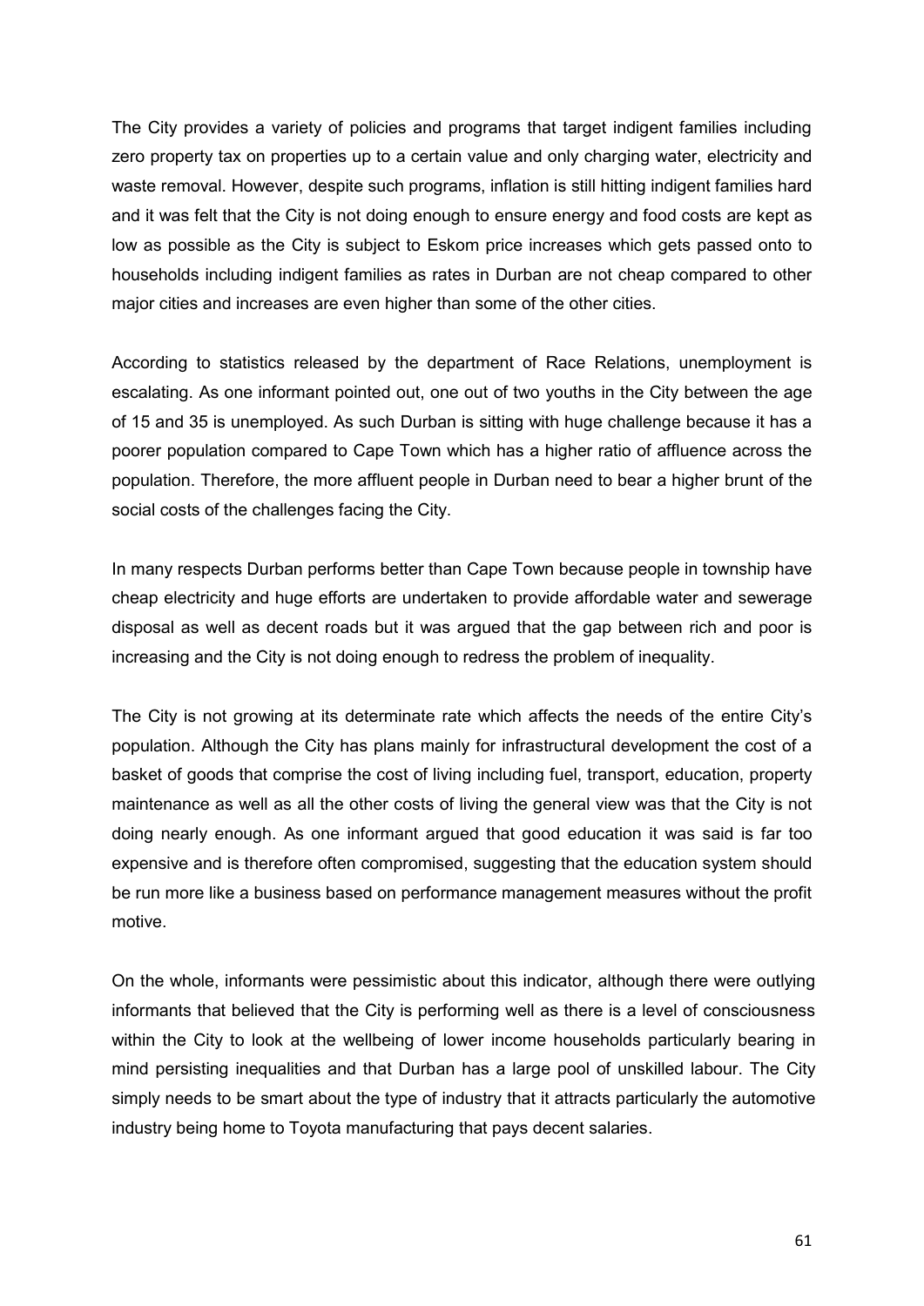The City provides a variety of policies and programs that target indigent families including zero property tax on properties up to a certain value and only charging water, electricity and waste removal. However, despite such programs, inflation is still hitting indigent families hard and it was felt that the City is not doing enough to ensure energy and food costs are kept as low as possible as the City is subject to Eskom price increases which gets passed onto to households including indigent families as rates in Durban are not cheap compared to other major cities and increases are even higher than some of the other cities.

According to statistics released by the department of Race Relations, unemployment is escalating. As one informant pointed out, one out of two youths in the City between the age of 15 and 35 is unemployed. As such Durban is sitting with huge challenge because it has a poorer population compared to Cape Town which has a higher ratio of affluence across the population. Therefore, the more affluent people in Durban need to bear a higher brunt of the social costs of the challenges facing the City.

In many respects Durban performs better than Cape Town because people in township have cheap electricity and huge efforts are undertaken to provide affordable water and sewerage disposal as well as decent roads but it was argued that the gap between rich and poor is increasing and the City is not doing enough to redress the problem of inequality.

The City is not growing at its determinate rate which affects the needs of the entire City's population. Although the City has plans mainly for infrastructural development the cost of a basket of goods that comprise the cost of living including fuel, transport, education, property maintenance as well as all the other costs of living the general view was that the City is not doing nearly enough. As one informant argued that good education it was said is far too expensive and is therefore often compromised, suggesting that the education system should be run more like a business based on performance management measures without the profit motive.

On the whole, informants were pessimistic about this indicator, although there were outlying informants that believed that the City is performing well as there is a level of consciousness within the City to look at the wellbeing of lower income households particularly bearing in mind persisting inequalities and that Durban has a large pool of unskilled labour. The City simply needs to be smart about the type of industry that it attracts particularly the automotive industry being home to Toyota manufacturing that pays decent salaries.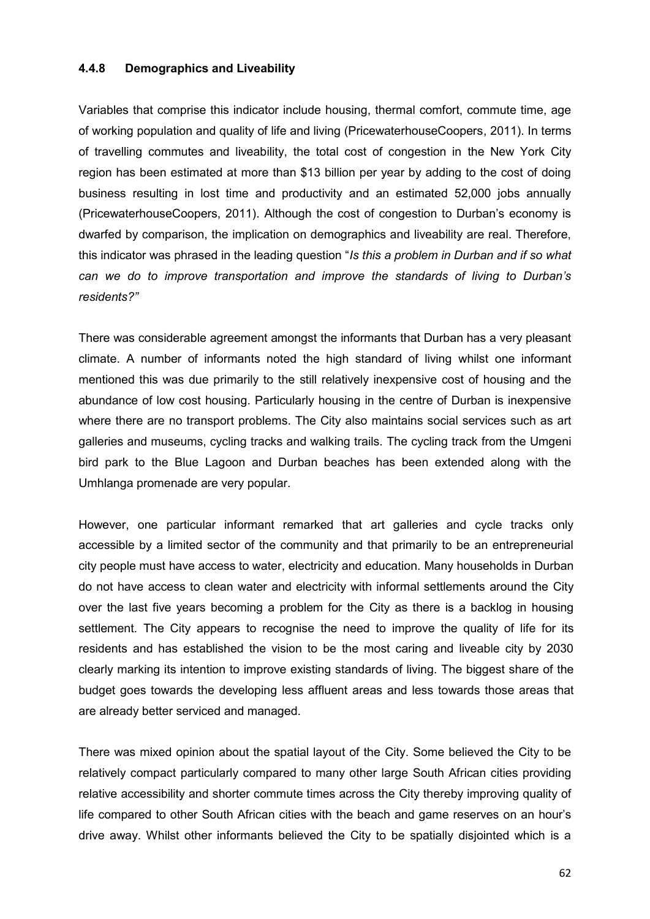#### 4.4.8 Demographics and Liveability

Variables that comprise this indicator include housing, thermal comfort, commute time, age of working population and quality of life and living (PricewaterhouseCoopers, 2011). In terms of travelling commutes and liveability, the total cost of congestion in the New York City region has been estimated at more than $13 billion per year by adding to the cost of doing business resulting in lost time and productivity and an estimated 52,000 jobs annually (PricewaterhouseCoopers, 2011). Although the cost of congestion to Durban's economy is dwarfed by comparison, the implication on demographics and liveability are real. Therefore, this indicator was phrased in the leading question "*Is this a problem in Durban and if so what can we do to improve transportation and improve the standards of living to Durban's residents?"*

There was considerable agreement amongst the informants that Durban has a very pleasant climate. A number of informants noted the high standard of living whilst one informant mentioned this was due primarily to the still relatively inexpensive cost of housing and the abundance of low cost housing. Particularly housing in the centre of Durban is inexpensive where there are no transport problems. The City also maintains social services such as art galleries and museums, cycling tracks and walking trails. The cycling track from the Umgeni bird park to the Blue Lagoon and Durban beaches has been extended along with the Umhlanga promenade are very popular.

However, one particular informant remarked that art galleries and cycle tracks only accessible by a limited sector of the community and that primarily to be an entrepreneurial city people must have access to water, electricity and education. Many households in Durban do not have access to clean water and electricity with informal settlements around the City over the last five years becoming a problem for the City as there is a backlog in housing settlement. The City appears to recognise the need to improve the quality of life for its residents and has established the vision to be the most caring and liveable city by 2030 clearly marking its intention to improve existing standards of living. The biggest share of the budget goes towards the developing less affluent areas and less towards those areas that are already better serviced and managed.

There was mixed opinion about the spatial layout of the City. Some believed the City to be relatively compact particularly compared to many other large South African cities providing relative accessibility and shorter commute times across the City thereby improving quality of life compared to other South African cities with the beach and game reserves on an hour's drive away. Whilst other informants believed the City to be spatially disjointed which is a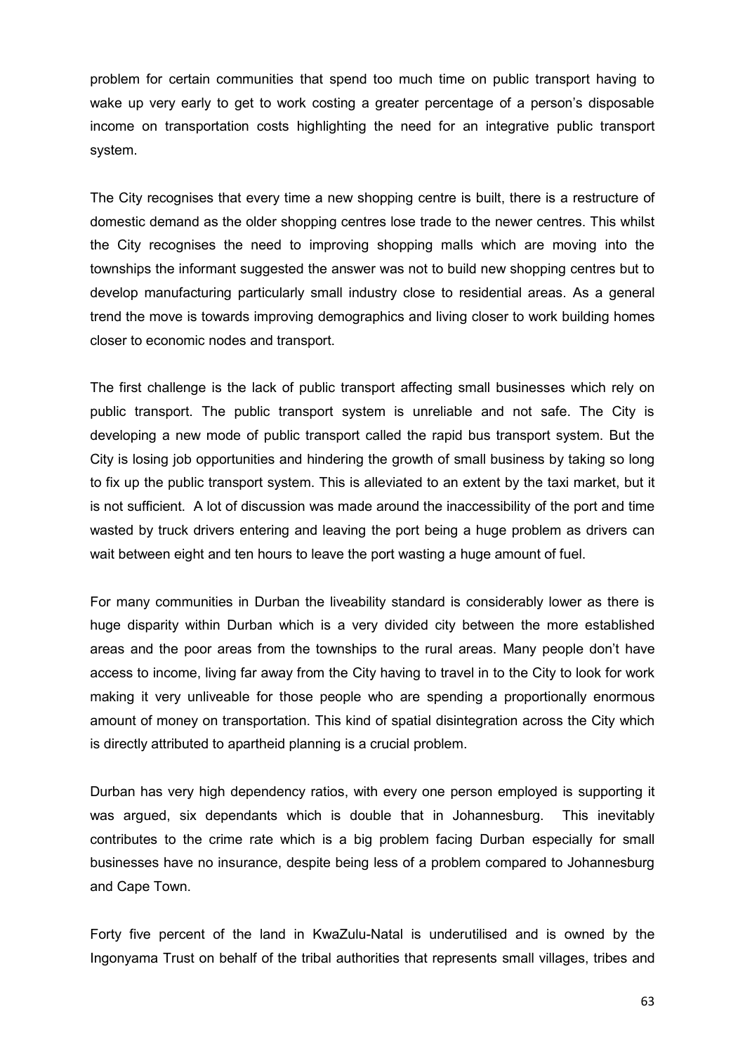problem for certain communities that spend too much time on public transport having to wake up very early to get to work costing a greater percentage of a person's disposable income on transportation costs highlighting the need for an integrative public transport system.

The City recognises that every time a new shopping centre is built, there is a restructure of domestic demand as the older shopping centres lose trade to the newer centres. This whilst the City recognises the need to improving shopping malls which are moving into the townships the informant suggested the answer was not to build new shopping centres but to develop manufacturing particularly small industry close to residential areas. As a general trend the move is towards improving demographics and living closer to work building homes closer to economic nodes and transport.

The first challenge is the lack of public transport affecting small businesses which rely on public transport. The public transport system is unreliable and not safe. The City is developing a new mode of public transport called the rapid bus transport system. But the City is losing job opportunities and hindering the growth of small business by taking so long to fix up the public transport system. This is alleviated to an extent by the taxi market, but it is not sufficient. A lot of discussion was made around the inaccessibility of the port and time wasted by truck drivers entering and leaving the port being a huge problem as drivers can wait between eight and ten hours to leave the port wasting a huge amount of fuel.

For many communities in Durban the liveability standard is considerably lower as there is huge disparity within Durban which is a very divided city between the more established areas and the poor areas from the townships to the rural areas. Many people don't have access to income, living far away from the City having to travel in to the City to look for work making it very unliveable for those people who are spending a proportionally enormous amount of money on transportation. This kind of spatial disintegration across the City which is directly attributed to apartheid planning is a crucial problem.

Durban has very high dependency ratios, with every one person employed is supporting it was argued, six dependants which is double that in Johannesburg. This inevitably contributes to the crime rate which is a big problem facing Durban especially for small businesses have no insurance, despite being less of a problem compared to Johannesburg and Cape Town.

Forty five percent of the land in KwaZulu-Natal is underutilised and is owned by the Ingonyama Trust on behalf of the tribal authorities that represents small villages, tribes and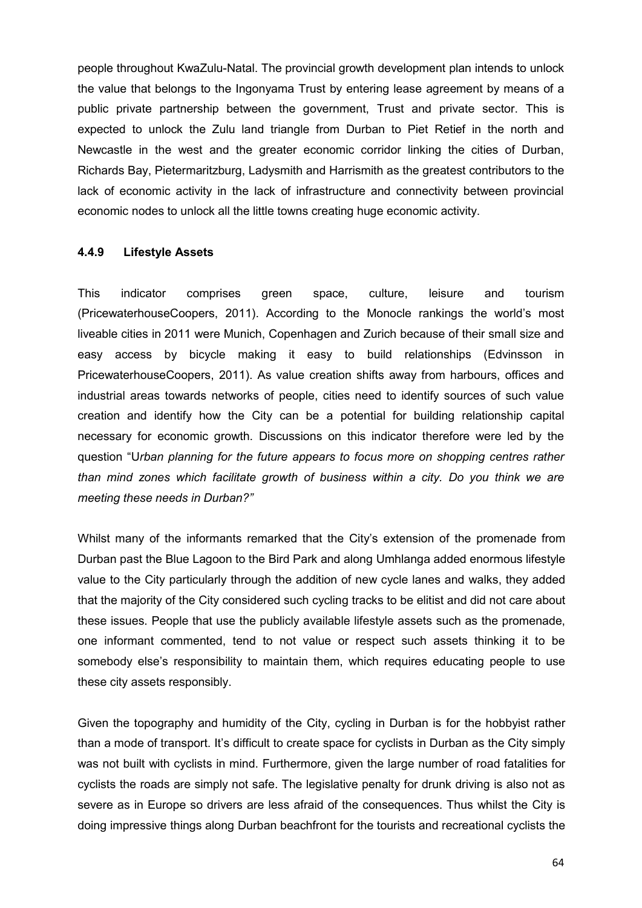people throughout KwaZulu-Natal. The provincial growth development plan intends to unlock the value that belongs to the Ingonyama Trust by entering lease agreement by means of a public private partnership between the government, Trust and private sector. This is expected to unlock the Zulu land triangle from Durban to Piet Retief in the north and Newcastle in the west and the greater economic corridor linking the cities of Durban, Richards Bay, Pietermaritzburg, Ladysmith and Harrismith as the greatest contributors to the lack of economic activity in the lack of infrastructure and connectivity between provincial economic nodes to unlock all the little towns creating huge economic activity.

#### 4.4.9 Lifestyle Assets

This indicator comprises green space, culture, leisure and tourism (PricewaterhouseCoopers, 2011). According to the Monocle rankings the world's most liveable cities in 2011 were Munich, Copenhagen and Zurich because of their small size and easy access by bicycle making it easy to build relationships (Edvinsson in PricewaterhouseCoopers, 2011). As value creation shifts away from harbours, offices and industrial areas towards networks of people, cities need to identify sources of such value creation and identify how the City can be a potential for building relationship capital necessary for economic growth. Discussions on this indicator therefore were led by the question "U*rban planning for the future appears to focus more on shopping centres rather than mind zones which facilitate growth of business within a city. Do you think we are meeting these needs in Durban?"*

Whilst many of the informants remarked that the City's extension of the promenade from Durban past the Blue Lagoon to the Bird Park and along Umhlanga added enormous lifestyle value to the City particularly through the addition of new cycle lanes and walks, they added that the majority of the City considered such cycling tracks to be elitist and did not care about these issues. People that use the publicly available lifestyle assets such as the promenade, one informant commented, tend to not value or respect such assets thinking it to be somebody else's responsibility to maintain them, which requires educating people to use these city assets responsibly.

Given the topography and humidity of the City, cycling in Durban is for the hobbyist rather than a mode of transport. It's difficult to create space for cyclists in Durban as the City simply was not built with cyclists in mind. Furthermore, given the large number of road fatalities for cyclists the roads are simply not safe. The legislative penalty for drunk driving is also not as severe as in Europe so drivers are less afraid of the consequences. Thus whilst the City is doing impressive things along Durban beachfront for the tourists and recreational cyclists the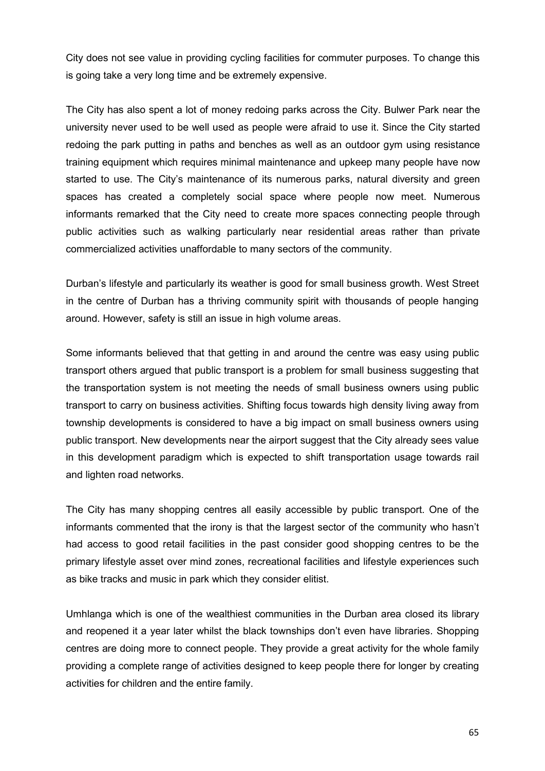City does not see value in providing cycling facilities for commuter purposes. To change this is going take a very long time and be extremely expensive.

The City has also spent a lot of money redoing parks across the City. Bulwer Park near the university never used to be well used as people were afraid to use it. Since the City started redoing the park putting in paths and benches as well as an outdoor gym using resistance training equipment which requires minimal maintenance and upkeep many people have now started to use. The City's maintenance of its numerous parks, natural diversity and green spaces has created a completely social space where people now meet. Numerous informants remarked that the City need to create more spaces connecting people through public activities such as walking particularly near residential areas rather than private commercialized activities unaffordable to many sectors of the community.

Durban's lifestyle and particularly its weather is good for small business growth. West Street in the centre of Durban has a thriving community spirit with thousands of people hanging around. However, safety is still an issue in high volume areas.

Some informants believed that that getting in and around the centre was easy using public transport others argued that public transport is a problem for small business suggesting that the transportation system is not meeting the needs of small business owners using public transport to carry on business activities. Shifting focus towards high density living away from township developments is considered to have a big impact on small business owners using public transport. New developments near the airport suggest that the City already sees value in this development paradigm which is expected to shift transportation usage towards rail and lighten road networks.

The City has many shopping centres all easily accessible by public transport. One of the informants commented that the irony is that the largest sector of the community who hasn't had access to good retail facilities in the past consider good shopping centres to be the primary lifestyle asset over mind zones, recreational facilities and lifestyle experiences such as bike tracks and music in park which they consider elitist.

Umhlanga which is one of the wealthiest communities in the Durban area closed its library and reopened it a year later whilst the black townships don't even have libraries. Shopping centres are doing more to connect people. They provide a great activity for the whole family providing a complete range of activities designed to keep people there for longer by creating activities for children and the entire family.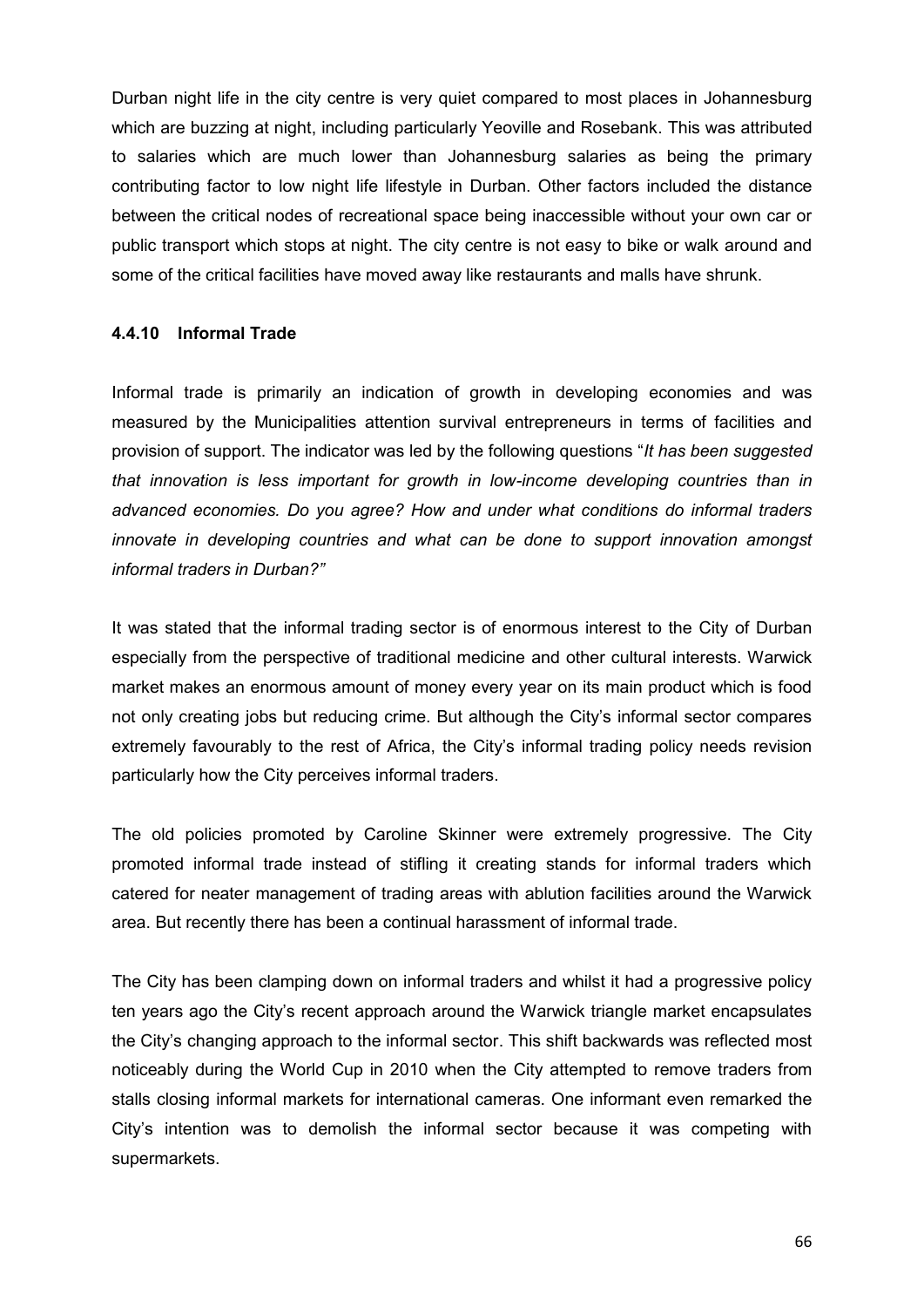Durban night life in the city centre is very quiet compared to most places in Johannesburg which are buzzing at night, including particularly Yeoville and Rosebank. This was attributed to salaries which are much lower than Johannesburg salaries as being the primary contributing factor to low night life lifestyle in Durban. Other factors included the distance between the critical nodes of recreational space being inaccessible without your own car or public transport which stops at night. The city centre is not easy to bike or walk around and some of the critical facilities have moved away like restaurants and malls have shrunk.

#### 4.4.10 Informal Trade

Informal trade is primarily an indication of growth in developing economies and was measured by the Municipalities attention survival entrepreneurs in terms of facilities and provision of support. The indicator was led by the following questions "*It has been suggested that innovation is less important for growth in low-income developing countries than in advanced economies. Do you agree? How and under what conditions do informal traders innovate in developing countries and what can be done to support innovation amongst informal traders in Durban?"*

It was stated that the informal trading sector is of enormous interest to the City of Durban especially from the perspective of traditional medicine and other cultural interests. Warwick market makes an enormous amount of money every year on its main product which is food not only creating jobs but reducing crime. But although the City's informal sector compares extremely favourably to the rest of Africa, the City's informal trading policy needs revision particularly how the City perceives informal traders.

The old policies promoted by Caroline Skinner were extremely progressive. The City promoted informal trade instead of stifling it creating stands for informal traders which catered for neater management of trading areas with ablution facilities around the Warwick area. But recently there has been a continual harassment of informal trade.

The City has been clamping down on informal traders and whilst it had a progressive policy ten years ago the City's recent approach around the Warwick triangle market encapsulates the City's changing approach to the informal sector. This shift backwards was reflected most noticeably during the World Cup in 2010 when the City attempted to remove traders from stalls closing informal markets for international cameras. One informant even remarked the City's intention was to demolish the informal sector because it was competing with supermarkets.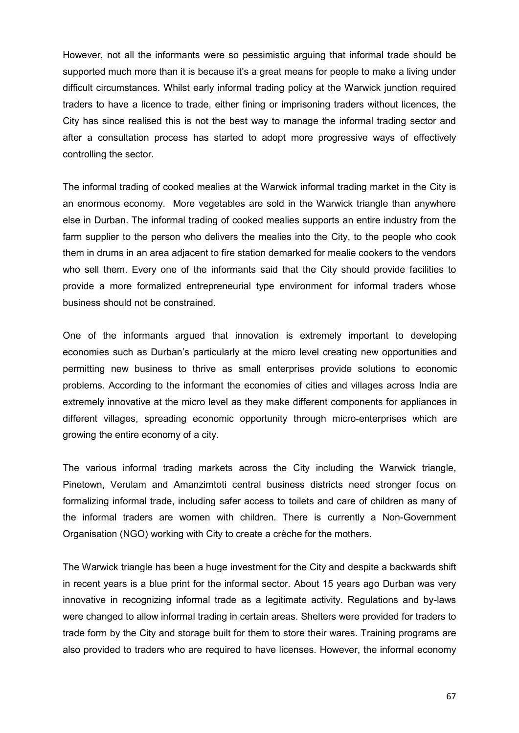However, not all the informants were so pessimistic arguing that informal trade should be supported much more than it is because it's a great means for people to make a living under difficult circumstances. Whilst early informal trading policy at the Warwick junction required traders to have a licence to trade, either fining or imprisoning traders without licences, the City has since realised this is not the best way to manage the informal trading sector and after a consultation process has started to adopt more progressive ways of effectively controlling the sector.

The informal trading of cooked mealies at the Warwick informal trading market in the City is an enormous economy. More vegetables are sold in the Warwick triangle than anywhere else in Durban. The informal trading of cooked mealies supports an entire industry from the farm supplier to the person who delivers the mealies into the City, to the people who cook them in drums in an area adjacent to fire station demarked for mealie cookers to the vendors who sell them. Every one of the informants said that the City should provide facilities to provide a more formalized entrepreneurial type environment for informal traders whose business should not be constrained.

One of the informants argued that innovation is extremely important to developing economies such as Durban's particularly at the micro level creating new opportunities and permitting new business to thrive as small enterprises provide solutions to economic problems. According to the informant the economies of cities and villages across India are extremely innovative at the micro level as they make different components for appliances in different villages, spreading economic opportunity through micro-enterprises which are growing the entire economy of a city.

The various informal trading markets across the City including the Warwick triangle, Pinetown, Verulam and Amanzimtoti central business districts need stronger focus on formalizing informal trade, including safer access to toilets and care of children as many of the informal traders are women with children. There is currently a Non-Government Organisation (NGO) working with City to create a crèche for the mothers.

The Warwick triangle has been a huge investment for the City and despite a backwards shift in recent years is a blue print for the informal sector. About 15 years ago Durban was very innovative in recognizing informal trade as a legitimate activity. Regulations and by-laws were changed to allow informal trading in certain areas. Shelters were provided for traders to trade form by the City and storage built for them to store their wares. Training programs are also provided to traders who are required to have licenses. However, the informal economy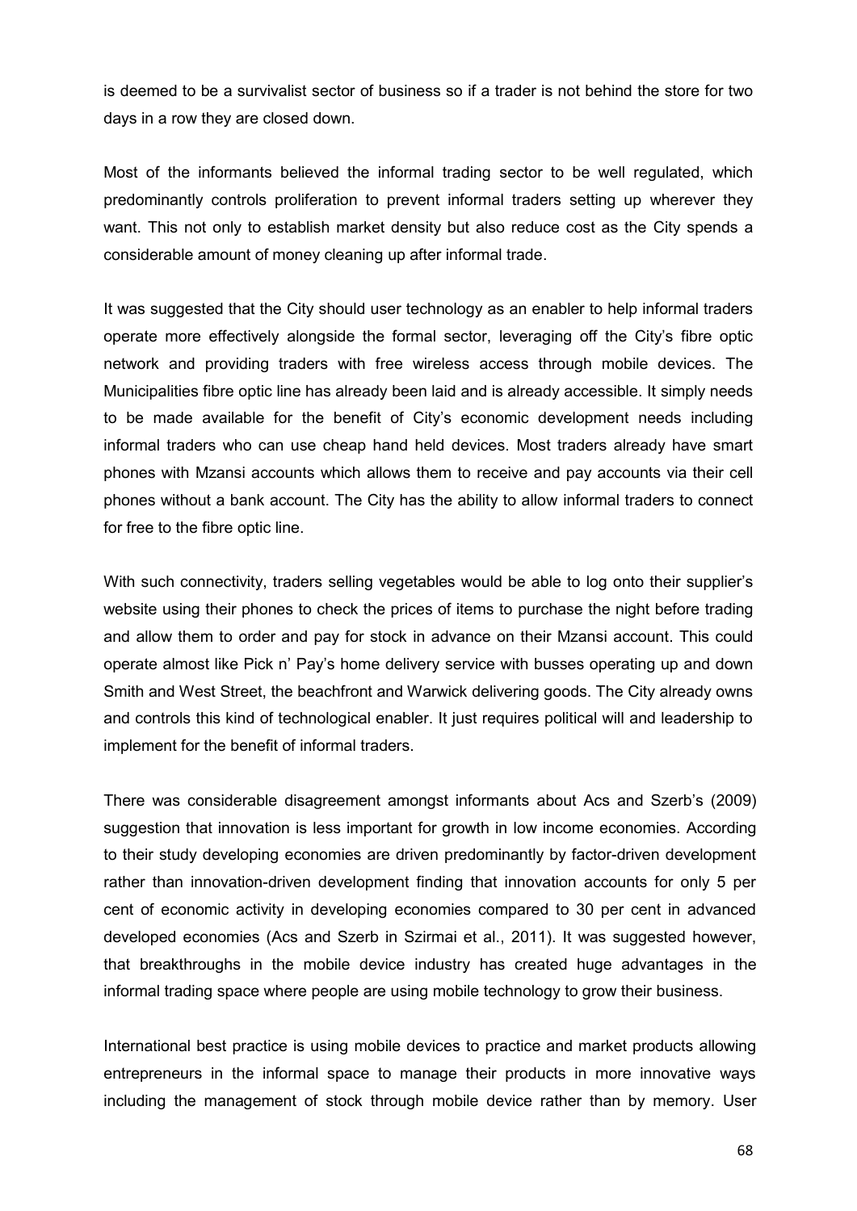is deemed to be a survivalist sector of business so if a trader is not behind the store for two days in a row they are closed down.

Most of the informants believed the informal trading sector to be well regulated, which predominantly controls proliferation to prevent informal traders setting up wherever they want. This not only to establish market density but also reduce cost as the City spends a considerable amount of money cleaning up after informal trade.

It was suggested that the City should user technology as an enabler to help informal traders operate more effectively alongside the formal sector, leveraging off the City's fibre optic network and providing traders with free wireless access through mobile devices. The Municipalities fibre optic line has already been laid and is already accessible. It simply needs to be made available for the benefit of City's economic development needs including informal traders who can use cheap hand held devices. Most traders already have smart phones with Mzansi accounts which allows them to receive and pay accounts via their cell phones without a bank account. The City has the ability to allow informal traders to connect for free to the fibre optic line.

With such connectivity, traders selling vegetables would be able to log onto their supplier's website using their phones to check the prices of items to purchase the night before trading and allow them to order and pay for stock in advance on their Mzansi account. This could operate almost like Pick n' Pay's home delivery service with busses operating up and down Smith and West Street, the beachfront and Warwick delivering goods. The City already owns and controls this kind of technological enabler. It just requires political will and leadership to implement for the benefit of informal traders.

There was considerable disagreement amongst informants about Acs and Szerb's (2009) suggestion that innovation is less important for growth in low income economies. According to their study developing economies are driven predominantly by factor-driven development rather than innovation-driven development finding that innovation accounts for only 5 per cent of economic activity in developing economies compared to 30 per cent in advanced developed economies (Acs and Szerb in Szirmai et al., 2011). It was suggested however, that breakthroughs in the mobile device industry has created huge advantages in the informal trading space where people are using mobile technology to grow their business.

International best practice is using mobile devices to practice and market products allowing entrepreneurs in the informal space to manage their products in more innovative ways including the management of stock through mobile device rather than by memory. User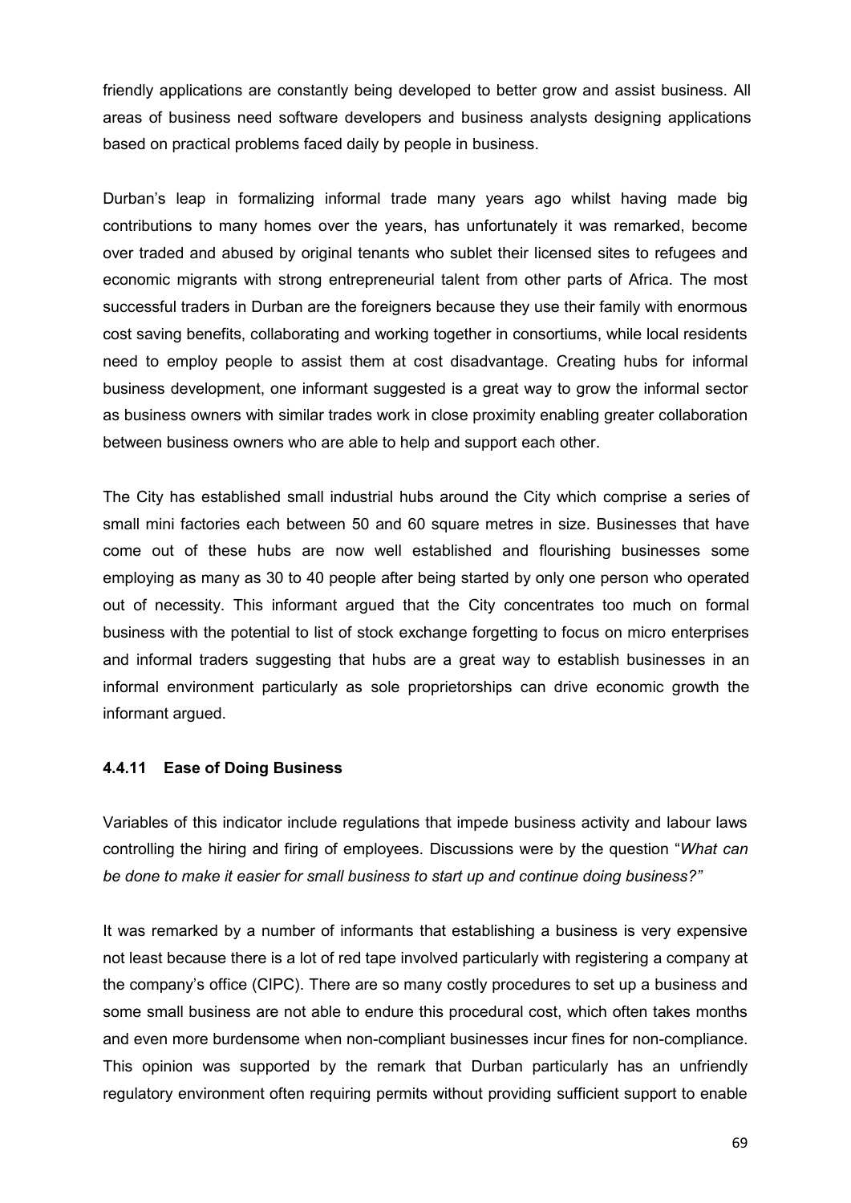friendly applications are constantly being developed to better grow and assist business. All areas of business need software developers and business analysts designing applications based on practical problems faced daily by people in business.

Durban's leap in formalizing informal trade many years ago whilst having made big contributions to many homes over the years, has unfortunately it was remarked, become over traded and abused by original tenants who sublet their licensed sites to refugees and economic migrants with strong entrepreneurial talent from other parts of Africa. The most successful traders in Durban are the foreigners because they use their family with enormous cost saving benefits, collaborating and working together in consortiums, while local residents need to employ people to assist them at cost disadvantage. Creating hubs for informal business development, one informant suggested is a great way to grow the informal sector as business owners with similar trades work in close proximity enabling greater collaboration between business owners who are able to help and support each other.

The City has established small industrial hubs around the City which comprise a series of small mini factories each between 50 and 60 square metres in size. Businesses that have come out of these hubs are now well established and flourishing businesses some employing as many as 30 to 40 people after being started by only one person who operated out of necessity. This informant argued that the City concentrates too much on formal business with the potential to list of stock exchange forgetting to focus on micro enterprises and informal traders suggesting that hubs are a great way to establish businesses in an informal environment particularly as sole proprietorships can drive economic growth the informant argued.

#### 4.4.11 Ease of Doing Business

Variables of this indicator include regulations that impede business activity and labour laws controlling the hiring and firing of employees. Discussions were by the question "*What can be done to make it easier for small business to start up and continue doing business?"*

It was remarked by a number of informants that establishing a business is very expensive not least because there is a lot of red tape involved particularly with registering a company at the company's office (CIPC). There are so many costly procedures to set up a business and some small business are not able to endure this procedural cost, which often takes months and even more burdensome when non-compliant businesses incur fines for non-compliance. This opinion was supported by the remark that Durban particularly has an unfriendly regulatory environment often requiring permits without providing sufficient support to enable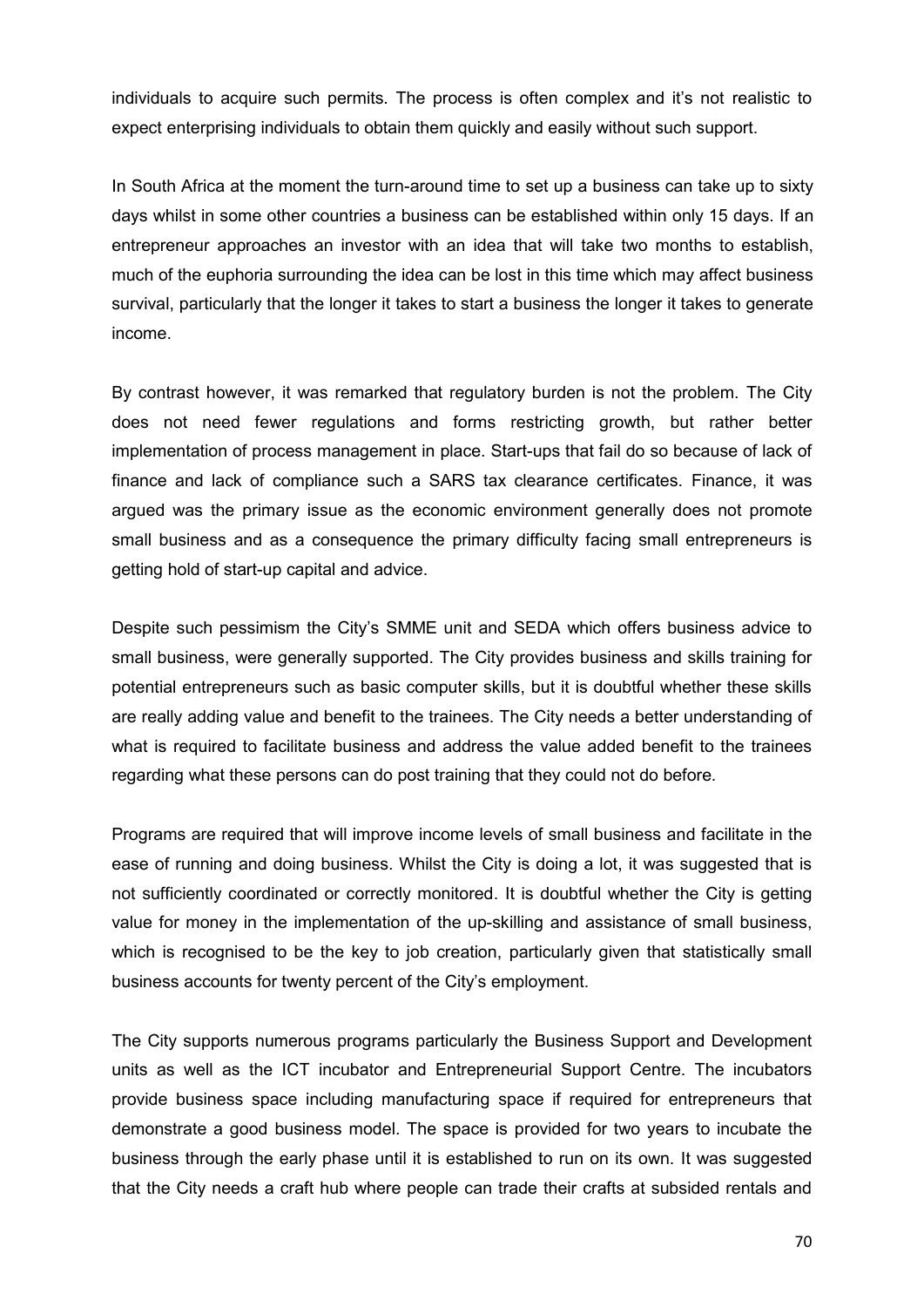individuals to acquire such permits. The process is often complex and it's not realistic to expect enterprising individuals to obtain them quickly and easily without such support.

In South Africa at the moment the turn-around time to set up a business can take up to sixty days whilst in some other countries a business can be established within only 15 days. If an entrepreneur approaches an investor with an idea that will take two months to establish, much of the euphoria surrounding the idea can be lost in this time which may affect business survival, particularly that the longer it takes to start a business the longer it takes to generate income.

By contrast however, it was remarked that regulatory burden is not the problem. The City does not need fewer regulations and forms restricting growth, but rather better implementation of process management in place. Start-ups that fail do so because of lack of finance and lack of compliance such a SARS tax clearance certificates. Finance, it was argued was the primary issue as the economic environment generally does not promote small business and as a consequence the primary difficulty facing small entrepreneurs is getting hold of start-up capital and advice.

Despite such pessimism the City's SMME unit and SEDA which offers business advice to small business, were generally supported. The City provides business and skills training for potential entrepreneurs such as basic computer skills, but it is doubtful whether these skills are really adding value and benefit to the trainees. The City needs a better understanding of what is required to facilitate business and address the value added benefit to the trainees regarding what these persons can do post training that they could not do before.

Programs are required that will improve income levels of small business and facilitate in the ease of running and doing business. Whilst the City is doing a lot, it was suggested that is not sufficiently coordinated or correctly monitored. It is doubtful whether the City is getting value for money in the implementation of the up-skilling and assistance of small business, which is recognised to be the key to job creation, particularly given that statistically small business accounts for twenty percent of the City's employment.

The City supports numerous programs particularly the Business Support and Development units as well as the ICT incubator and Entrepreneurial Support Centre. The incubators provide business space including manufacturing space if required for entrepreneurs that demonstrate a good business model. The space is provided for two years to incubate the business through the early phase until it is established to run on its own. It was suggested that the City needs a craft hub where people can trade their crafts at subsided rentals and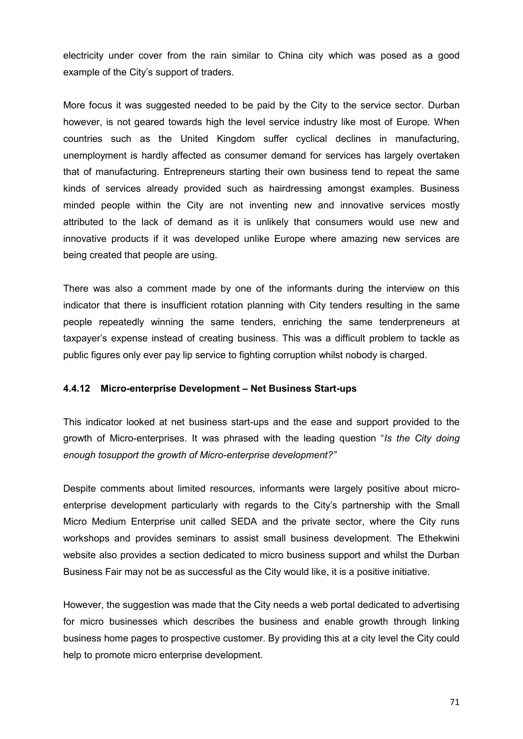electricity under cover from the rain similar to China city which was posed as a good example of the City's support of traders.

More focus it was suggested needed to be paid by the City to the service sector. Durban however, is not geared towards high the level service industry like most of Europe. When countries such as the United Kingdom suffer cyclical declines in manufacturing, unemployment is hardly affected as consumer demand for services has largely overtaken that of manufacturing. Entrepreneurs starting their own business tend to repeat the same kinds of services already provided such as hairdressing amongst examples. Business minded people within the City are not inventing new and innovative services mostly attributed to the lack of demand as it is unlikely that consumers would use new and innovative products if it was developed unlike Europe where amazing new services are being created that people are using.

There was also a comment made by one of the informants during the interview on this indicator that there is insufficient rotation planning with City tenders resulting in the same people repeatedly winning the same tenders, enriching the same tenderpreneurs at taxpayer's expense instead of creating business. This was a difficult problem to tackle as public figures only ever pay lip service to fighting corruption whilst nobody is charged.

### 4.4.12 Micro-enterprise Development – Net Business Start-ups

This indicator looked at net business start-ups and the ease and support provided to the growth of Micro-enterprises. It was phrased with the leading question "*Is the City doing enough tosupport the growth of Micro-enterprise development?"*

Despite comments about limited resources, informants were largely positive about micro-enterprise development particularly with regards to the City's partnership with the Small Micro Medium Enterprise unit called SEDA and the private sector, where the City runs workshops and provides seminars to assist small business development. The Ethekwini website also provides a section dedicated to micro business support and whilst the Durban Business Fair may not be as successful as the City would like, it is a positive initiative.

However, the suggestion was made that the City needs a web portal dedicated to advertising for micro businesses which describes the business and enable growth through linking business home pages to prospective customer. By providing this at a city level the City could help to promote micro enterprise development.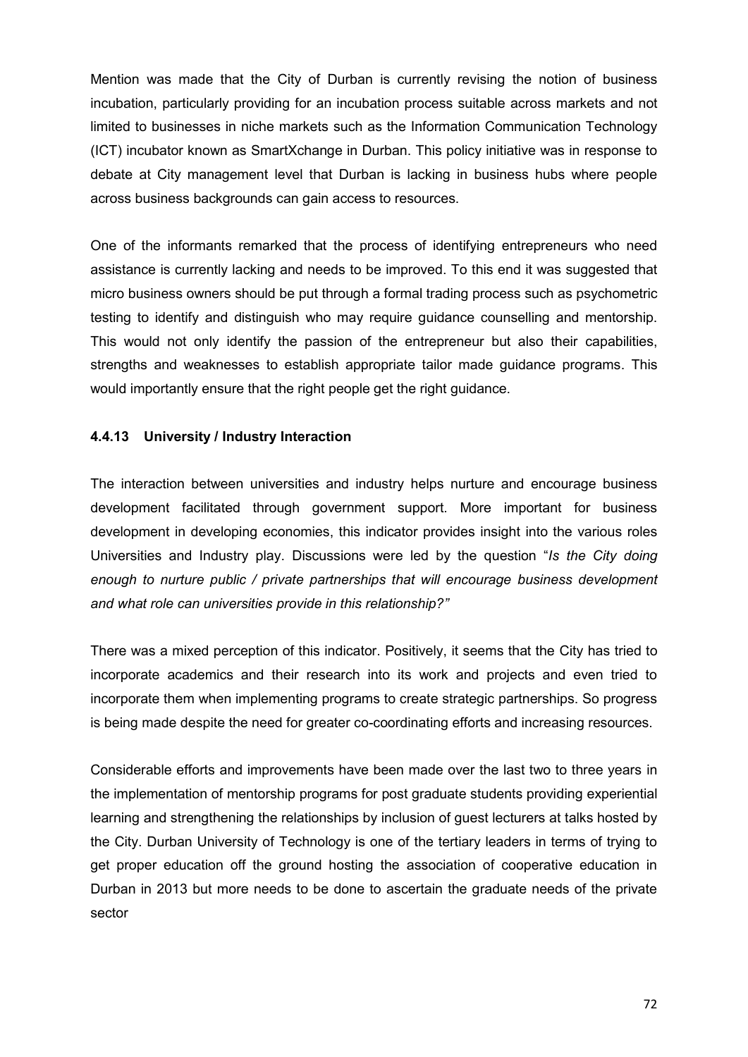Mention was made that the City of Durban is currently revising the notion of business incubation, particularly providing for an incubation process suitable across markets and not limited to businesses in niche markets such as the Information Communication Technology (ICT) incubator known as SmartXchange in Durban. This policy initiative was in response to debate at City management level that Durban is lacking in business hubs where people across business backgrounds can gain access to resources.

One of the informants remarked that the process of identifying entrepreneurs who need assistance is currently lacking and needs to be improved. To this end it was suggested that micro business owners should be put through a formal trading process such as psychometric testing to identify and distinguish who may require guidance counselling and mentorship. This would not only identify the passion of the entrepreneur but also their capabilities, strengths and weaknesses to establish appropriate tailor made guidance programs. This would importantly ensure that the right people get the right guidance.

#### 4.4.13 University / Industry Interaction

The interaction between universities and industry helps nurture and encourage business development facilitated through government support. More important for business development in developing economies, this indicator provides insight into the various roles Universities and Industry play. Discussions were led by the question "*Is the City doing enough to nurture public / private partnerships that will encourage business development and what role can universities provide in this relationship?"*

There was a mixed perception of this indicator. Positively, it seems that the City has tried to incorporate academics and their research into its work and projects and even tried to incorporate them when implementing programs to create strategic partnerships. So progress is being made despite the need for greater co-coordinating efforts and increasing resources.

Considerable efforts and improvements have been made over the last two to three years in the implementation of mentorship programs for post graduate students providing experiential learning and strengthening the relationships by inclusion of guest lecturers at talks hosted by the City. Durban University of Technology is one of the tertiary leaders in terms of trying to get proper education off the ground hosting the association of cooperative education in Durban in 2013 but more needs to be done to ascertain the graduate needs of the private sector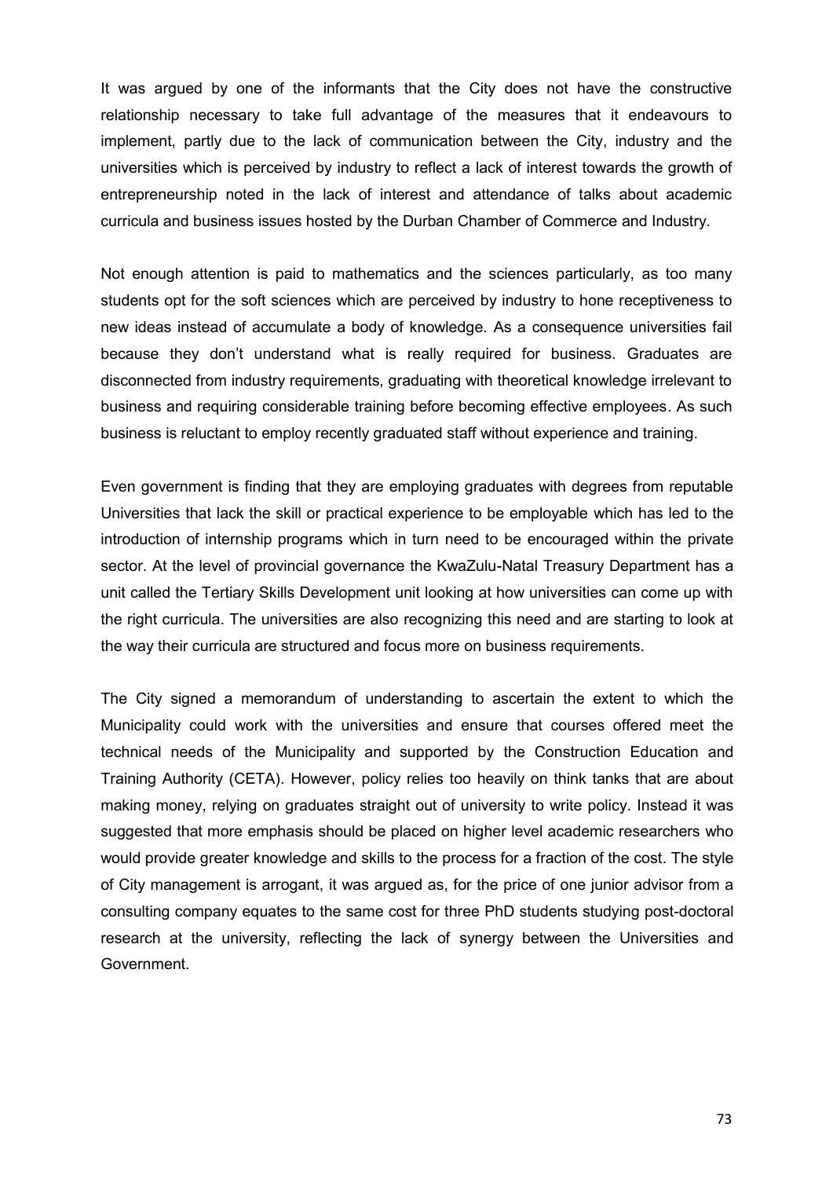It was argued by one of the informants that the City does not have the constructive relationship necessary to take full advantage of the measures that it endeavours to implement, partly due to the lack of communication between the City, industry and the universities which is perceived by industry to reflect a lack of interest towards the growth of entrepreneurship noted in the lack of interest and attendance of talks about academic curricula and business issues hosted by the Durban Chamber of Commerce and Industry.

Not enough attention is paid to mathematics and the sciences particularly, as too many students opt for the soft sciences which are perceived by industry to hone receptiveness to new ideas instead of accumulate a body of knowledge. As a consequence universities fail because they don't understand what is really required for business. Graduates are disconnected from industry requirements, graduating with theoretical knowledge irrelevant to business and requiring considerable training before becoming effective employees. As such business is reluctant to employ recently graduated staff without experience and training.

Even government is finding that they are employing graduates with degrees from reputable Universities that lack the skill or practical experience to be employable which has led to the introduction of internship programs which in turn need to be encouraged within the private sector. At the level of provincial governance the KwaZulu-Natal Treasury Department has a unit called the Tertiary Skills Development unit looking at how universities can come up with the right curricula. The universities are also recognizing this need and are starting to look at the way their curricula are structured and focus more on business requirements.

The City signed a memorandum of understanding to ascertain the extent to which the Municipality could work with the universities and ensure that courses offered meet the technical needs of the Municipality and supported by the Construction Education and Training Authority (CETA). However, policy relies too heavily on think tanks that are about making money, relying on graduates straight out of university to write policy. Instead it was suggested that more emphasis should be placed on higher level academic researchers who would provide greater knowledge and skills to the process for a fraction of the cost. The style of City management is arrogant, it was argued as, for the price of one junior advisor from a consulting company equates to the same cost for three PhD students studying post-doctoral research at the university, reflecting the lack of synergy between the Universities and Government.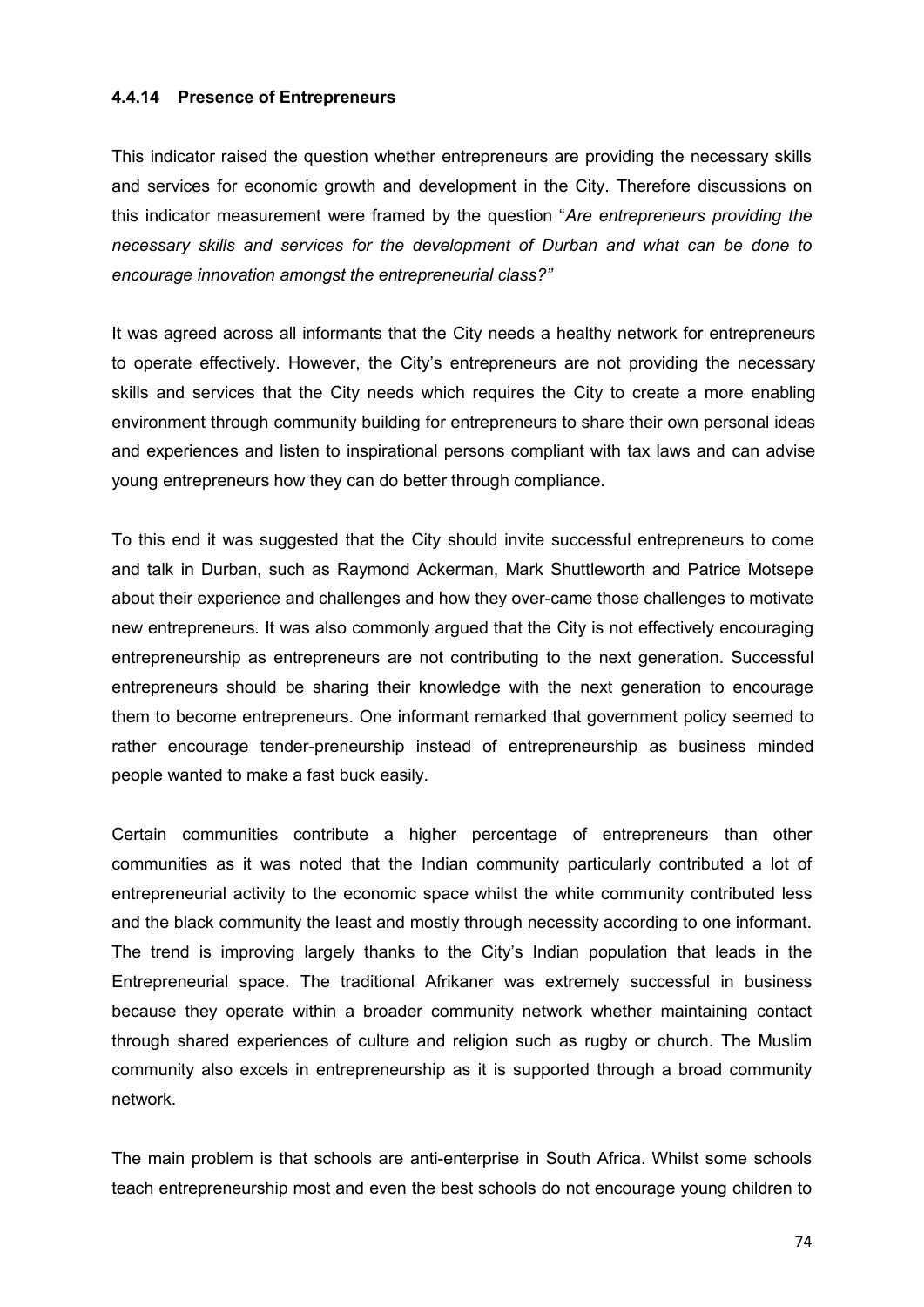#### 4.4.14 Presence of Entrepreneurs

This indicator raised the question whether entrepreneurs are providing the necessary skills and services for economic growth and development in the City. Therefore discussions on this indicator measurement were framed by the question "*Are entrepreneurs providing the necessary skills and services for the development of Durban and what can be done to encourage innovation amongst the entrepreneurial class?"*

It was agreed across all informants that the City needs a healthy network for entrepreneurs to operate effectively. However, the City's entrepreneurs are not providing the necessary skills and services that the City needs which requires the City to create a more enabling environment through community building for entrepreneurs to share their own personal ideas and experiences and listen to inspirational persons compliant with tax laws and can advise young entrepreneurs how they can do better through compliance.

To this end it was suggested that the City should invite successful entrepreneurs to come and talk in Durban, such as Raymond Ackerman, Mark Shuttleworth and Patrice Motsepe about their experience and challenges and how they over-came those challenges to motivate new entrepreneurs. It was also commonly argued that the City is not effectively encouraging entrepreneurship as entrepreneurs are not contributing to the next generation. Successful entrepreneurs should be sharing their knowledge with the next generation to encourage them to become entrepreneurs. One informant remarked that government policy seemed to rather encourage tender-preneurship instead of entrepreneurship as business minded people wanted to make a fast buck easily.

Certain communities contribute a higher percentage of entrepreneurs than other communities as it was noted that the Indian community particularly contributed a lot of entrepreneurial activity to the economic space whilst the white community contributed less and the black community the least and mostly through necessity according to one informant. The trend is improving largely thanks to the City's Indian population that leads in the Entrepreneurial space. The traditional Afrikaner was extremely successful in business because they operate within a broader community network whether maintaining contact through shared experiences of culture and religion such as rugby or church. The Muslim community also excels in entrepreneurship as it is supported through a broad community network.

The main problem is that schools are anti-enterprise in South Africa. Whilst some schools teach entrepreneurship most and even the best schools do not encourage young children to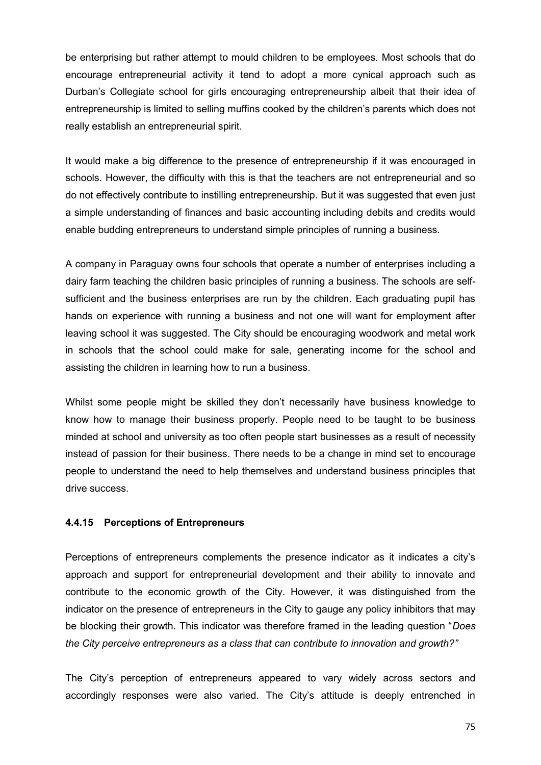be enterprising but rather attempt to mould children to be employees. Most schools that do encourage entrepreneurial activity it tend to adopt a more cynical approach such as Durban's Collegiate school for girls encouraging entrepreneurship albeit that their idea of entrepreneurship is limited to selling muffins cooked by the children's parents which does not really establish an entrepreneurial spirit.

It would make a big difference to the presence of entrepreneurship if it was encouraged in schools. However, the difficulty with this is that the teachers are not entrepreneurial and so do not effectively contribute to instilling entrepreneurship. But it was suggested that even just a simple understanding of finances and basic accounting including debits and credits would enable budding entrepreneurs to understand simple principles of running a business.

A company in Paraguay owns four schools that operate a number of enterprises including a dairy farm teaching the children basic principles of running a business. The schools are self-sufficient and the business enterprises are run by the children. Each graduating pupil has hands on experience with running a business and not one will want for employment after leaving school it was suggested. The City should be encouraging woodwork and metal work in schools that the school could make for sale, generating income for the school and assisting the children in learning how to run a business.

Whilst some people might be skilled they don't necessarily have business knowledge to know how to manage their business properly. People need to be taught to be business minded at school and university as too often people start businesses as a result of necessity instead of passion for their business. There needs to be a change in mind set to encourage people to understand the need to help themselves and understand business principles that drive success.

#### 4.4.15 Perceptions of Entrepreneurs

Perceptions of entrepreneurs complements the presence indicator as it indicates a city's approach and support for entrepreneurial development and their ability to innovate and contribute to the economic growth of the City. However, it was distinguished from the indicator on the presence of entrepreneurs in the City to gauge any policy inhibitors that may be blocking their growth. This indicator was therefore framed in the leading question "*Does the City perceive entrepreneurs as a class that can contribute to innovation and growth?"*

The City's perception of entrepreneurs appeared to vary widely across sectors and accordingly responses were also varied. The City's attitude is deeply entrenched in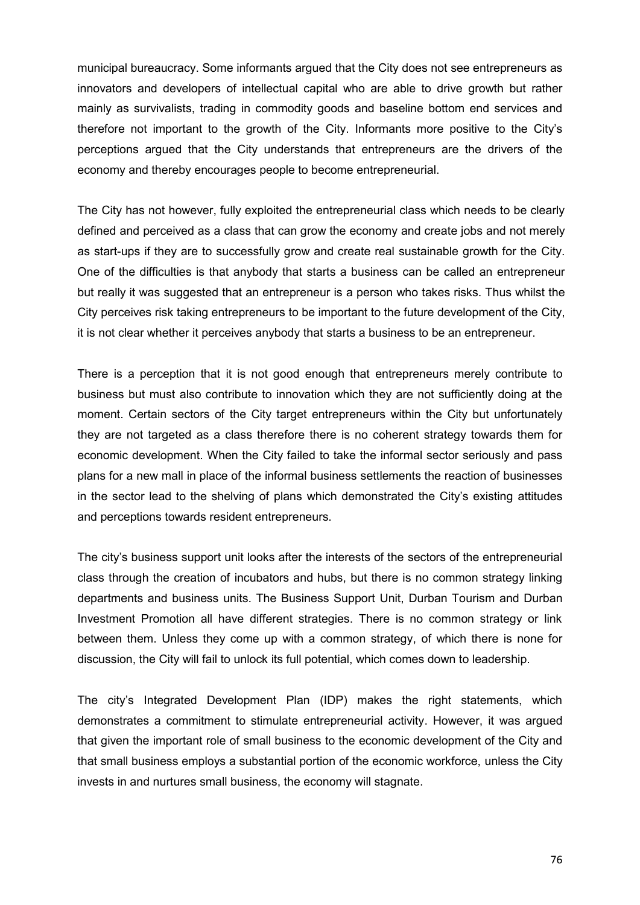municipal bureaucracy. Some informants argued that the City does not see entrepreneurs as innovators and developers of intellectual capital who are able to drive growth but rather mainly as survivalists, trading in commodity goods and baseline bottom end services and therefore not important to the growth of the City. Informants more positive to the City's perceptions argued that the City understands that entrepreneurs are the drivers of the economy and thereby encourages people to become entrepreneurial.

The City has not however, fully exploited the entrepreneurial class which needs to be clearly defined and perceived as a class that can grow the economy and create jobs and not merely as start-ups if they are to successfully grow and create real sustainable growth for the City. One of the difficulties is that anybody that starts a business can be called an entrepreneur but really it was suggested that an entrepreneur is a person who takes risks. Thus whilst the City perceives risk taking entrepreneurs to be important to the future development of the City, it is not clear whether it perceives anybody that starts a business to be an entrepreneur.

There is a perception that it is not good enough that entrepreneurs merely contribute to business but must also contribute to innovation which they are not sufficiently doing at the moment. Certain sectors of the City target entrepreneurs within the City but unfortunately they are not targeted as a class therefore there is no coherent strategy towards them for economic development. When the City failed to take the informal sector seriously and pass plans for a new mall in place of the informal business settlements the reaction of businesses in the sector lead to the shelving of plans which demonstrated the City's existing attitudes and perceptions towards resident entrepreneurs.

The city's business support unit looks after the interests of the sectors of the entrepreneurial class through the creation of incubators and hubs, but there is no common strategy linking departments and business units. The Business Support Unit, Durban Tourism and Durban Investment Promotion all have different strategies. There is no common strategy or link between them. Unless they come up with a common strategy, of which there is none for discussion, the City will fail to unlock its full potential, which comes down to leadership.

The city's Integrated Development Plan (IDP) makes the right statements, which demonstrates a commitment to stimulate entrepreneurial activity. However, it was argued that given the important role of small business to the economic development of the City and that small business employs a substantial portion of the economic workforce, unless the City invests in and nurtures small business, the economy will stagnate.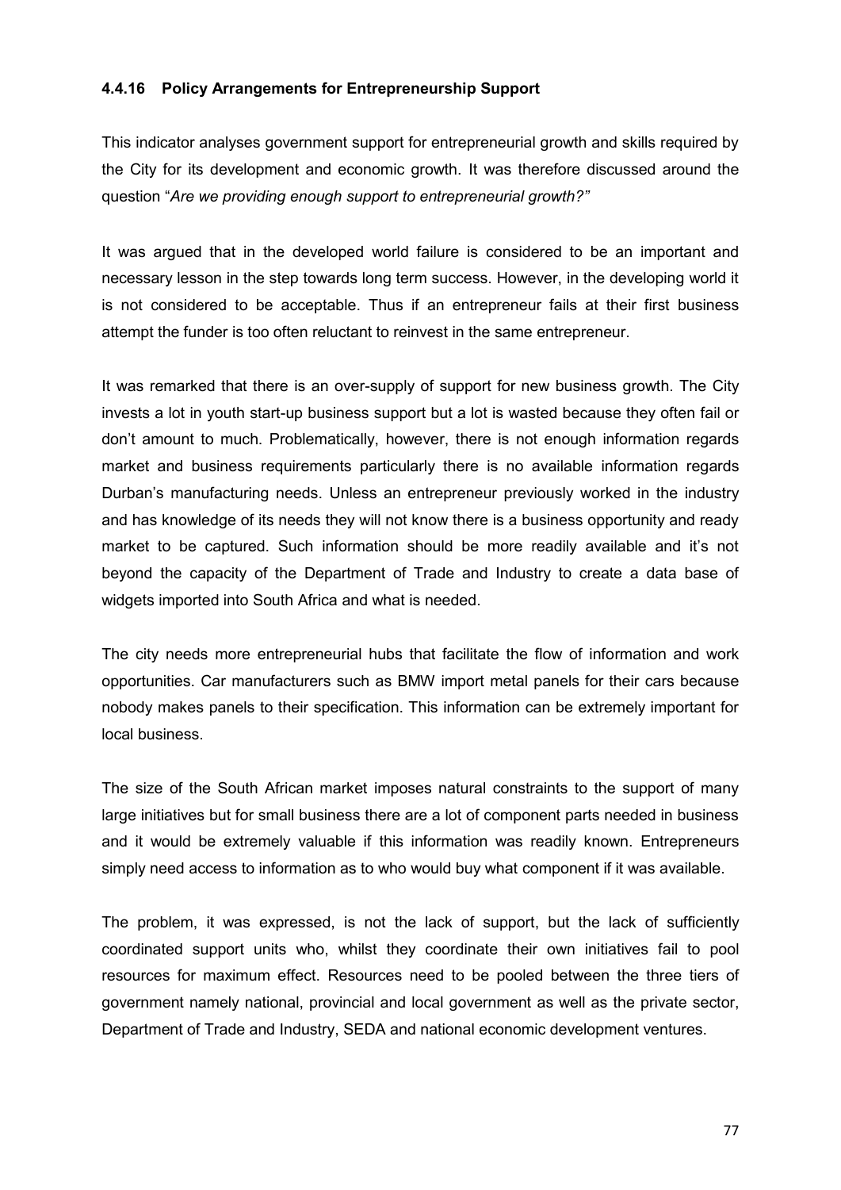#### 4.4.16 Policy Arrangements for Entrepreneurship Support

This indicator analyses government support for entrepreneurial growth and skills required by the City for its development and economic growth. It was therefore discussed around the question "*Are we providing enough support to entrepreneurial growth?"*

It was argued that in the developed world failure is considered to be an important and necessary lesson in the step towards long term success. However, in the developing world it is not considered to be acceptable. Thus if an entrepreneur fails at their first business attempt the funder is too often reluctant to reinvest in the same entrepreneur.

It was remarked that there is an over-supply of support for new business growth. The City invests a lot in youth start-up business support but a lot is wasted because they often fail or don't amount to much. Problematically, however, there is not enough information regards market and business requirements particularly there is no available information regards Durban's manufacturing needs. Unless an entrepreneur previously worked in the industry and has knowledge of its needs they will not know there is a business opportunity and ready market to be captured. Such information should be more readily available and it's not beyond the capacity of the Department of Trade and Industry to create a data base of widgets imported into South Africa and what is needed.

The city needs more entrepreneurial hubs that facilitate the flow of information and work opportunities. Car manufacturers such as BMW import metal panels for their cars because nobody makes panels to their specification. This information can be extremely important for local business.

The size of the South African market imposes natural constraints to the support of many large initiatives but for small business there are a lot of component parts needed in business and it would be extremely valuable if this information was readily known. Entrepreneurs simply need access to information as to who would buy what component if it was available.

The problem, it was expressed, is not the lack of support, but the lack of sufficiently coordinated support units who, whilst they coordinate their own initiatives fail to pool resources for maximum effect. Resources need to be pooled between the three tiers of government namely national, provincial and local government as well as the private sector, Department of Trade and Industry, SEDA and national economic development ventures.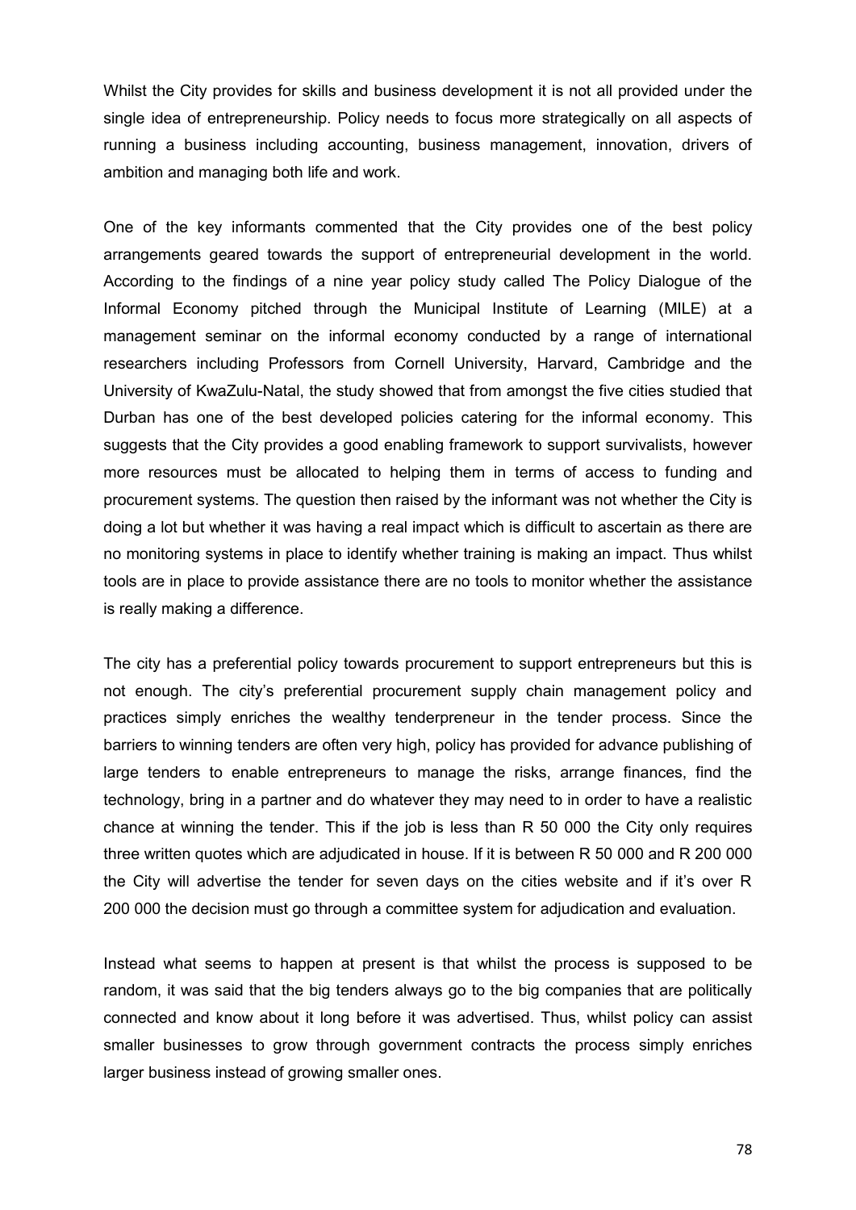Whilst the City provides for skills and business development it is not all provided under the single idea of entrepreneurship. Policy needs to focus more strategically on all aspects of running a business including accounting, business management, innovation, drivers of ambition and managing both life and work.

One of the key informants commented that the City provides one of the best policy arrangements geared towards the support of entrepreneurial development in the world. According to the findings of a nine year policy study called The Policy Dialogue of the Informal Economy pitched through the Municipal Institute of Learning (MILE) at a management seminar on the informal economy conducted by a range of international researchers including Professors from Cornell University, Harvard, Cambridge and the University of KwaZulu-Natal, the study showed that from amongst the five cities studied that Durban has one of the best developed policies catering for the informal economy. This suggests that the City provides a good enabling framework to support survivalists, however more resources must be allocated to helping them in terms of access to funding and procurement systems. The question then raised by the informant was not whether the City is doing a lot but whether it was having a real impact which is difficult to ascertain as there are no monitoring systems in place to identify whether training is making an impact. Thus whilst tools are in place to provide assistance there are no tools to monitor whether the assistance is really making a difference.

The city has a preferential policy towards procurement to support entrepreneurs but this is not enough. The city's preferential procurement supply chain management policy and practices simply enriches the wealthy tenderpreneur in the tender process. Since the barriers to winning tenders are often very high, policy has provided for advance publishing of large tenders to enable entrepreneurs to manage the risks, arrange finances, find the technology, bring in a partner and do whatever they may need to in order to have a realistic chance at winning the tender. This if the job is less than R 50 000 the City only requires three written quotes which are adjudicated in house. If it is between R 50 000 and R 200 000 the City will advertise the tender for seven days on the cities website and if it's over R 200 000 the decision must go through a committee system for adjudication and evaluation.

Instead what seems to happen at present is that whilst the process is supposed to be random, it was said that the big tenders always go to the big companies that are politically connected and know about it long before it was advertised. Thus, whilst policy can assist smaller businesses to grow through government contracts the process simply enriches larger business instead of growing smaller ones.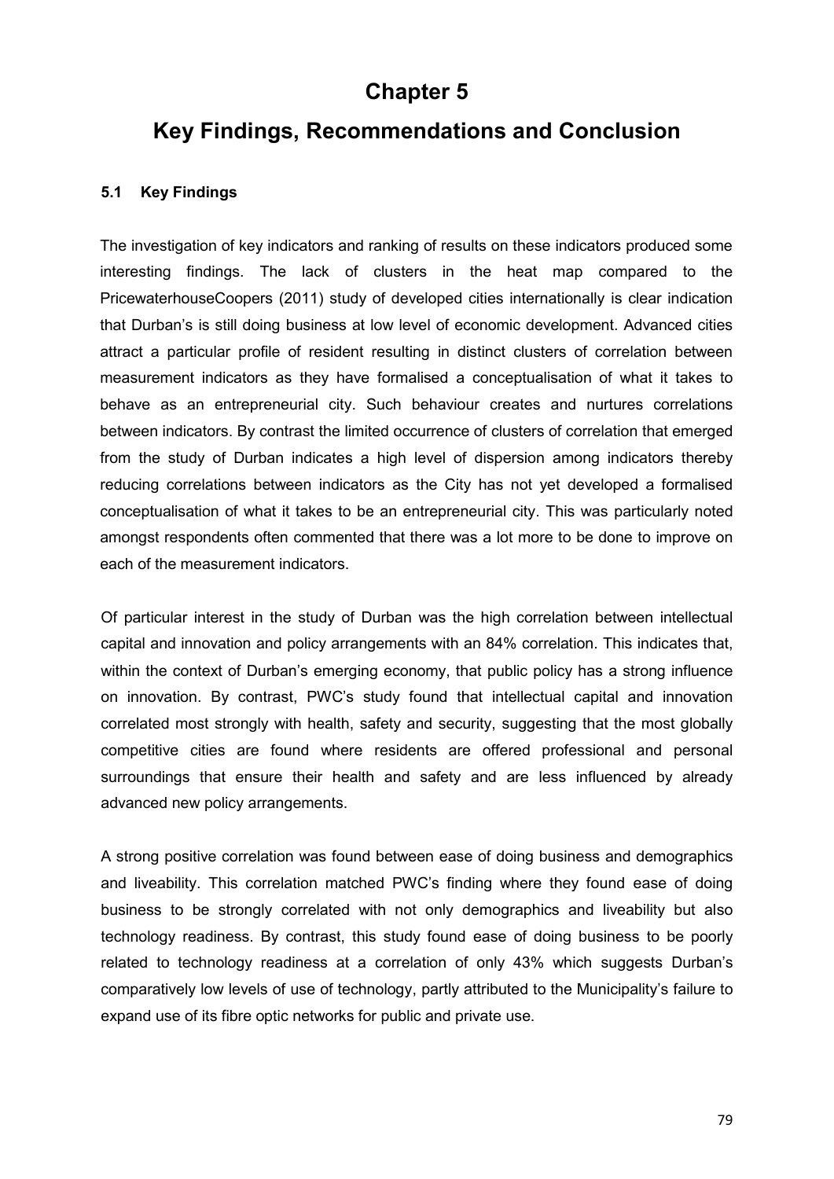# Chapter 5

# Key Findings, Recommendations and Conclusion

### 5.1 Key Findings

The investigation of key indicators and ranking of results on these indicators produced some interesting findings. The lack of clusters in the heat map compared to the PricewaterhouseCoopers (2011) study of developed cities internationally is clear indication that Durban's is still doing business at low level of economic development. Advanced cities attract a particular profile of resident resulting in distinct clusters of correlation between measurement indicators as they have formalised a conceptualisation of what it takes to behave as an entrepreneurial city. Such behaviour creates and nurtures correlations between indicators. By contrast the limited occurrence of clusters of correlation that emerged from the study of Durban indicates a high level of dispersion among indicators thereby reducing correlations between indicators as the City has not yet developed a formalised conceptualisation of what it takes to be an entrepreneurial city. This was particularly noted amongst respondents often commented that there was a lot more to be done to improve on each of the measurement indicators.

Of particular interest in the study of Durban was the high correlation between intellectual capital and innovation and policy arrangements with an 84% correlation. This indicates that, within the context of Durban's emerging economy, that public policy has a strong influence on innovation. By contrast, PWC's study found that intellectual capital and innovation correlated most strongly with health, safety and security, suggesting that the most globally competitive cities are found where residents are offered professional and personal surroundings that ensure their health and safety and are less influenced by already advanced new policy arrangements.

A strong positive correlation was found between ease of doing business and demographics and liveability. This correlation matched PWC's finding where they found ease of doing business to be strongly correlated with not only demographics and liveability but also technology readiness. By contrast, this study found ease of doing business to be poorly related to technology readiness at a correlation of only 43% which suggests Durban's comparatively low levels of use of technology, partly attributed to the Municipality's failure to expand use of its fibre optic networks for public and private use.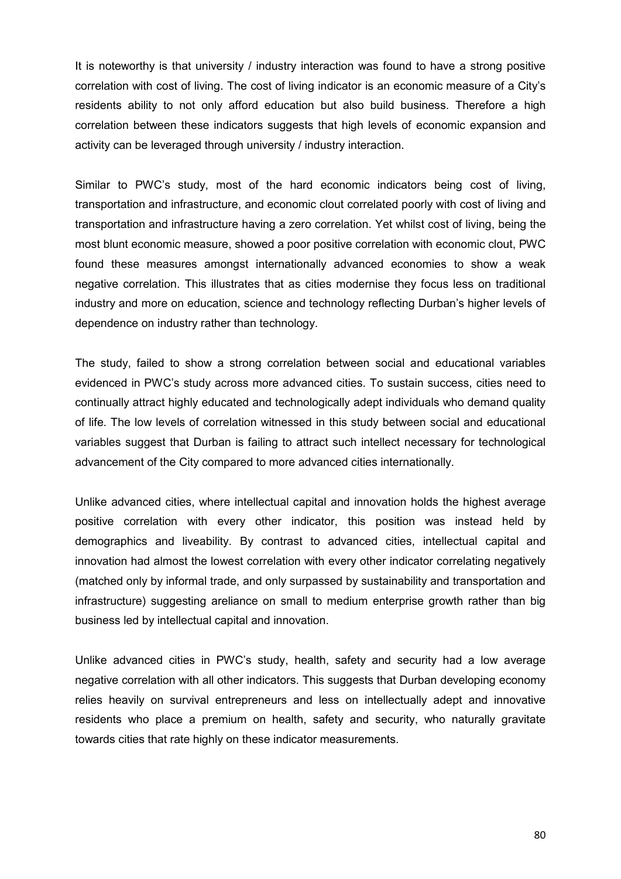It is noteworthy is that university / industry interaction was found to have a strong positive correlation with cost of living. The cost of living indicator is an economic measure of a City's residents ability to not only afford education but also build business. Therefore a high correlation between these indicators suggests that high levels of economic expansion and activity can be leveraged through university / industry interaction.

Similar to PWC's study, most of the hard economic indicators being cost of living, transportation and infrastructure, and economic clout correlated poorly with cost of living and transportation and infrastructure having a zero correlation. Yet whilst cost of living, being the most blunt economic measure, showed a poor positive correlation with economic clout, PWC found these measures amongst internationally advanced economies to show a weak negative correlation. This illustrates that as cities modernise they focus less on traditional industry and more on education, science and technology reflecting Durban's higher levels of dependence on industry rather than technology.

The study, failed to show a strong correlation between social and educational variables evidenced in PWC's study across more advanced cities. To sustain success, cities need to continually attract highly educated and technologically adept individuals who demand quality of life. The low levels of correlation witnessed in this study between social and educational variables suggest that Durban is failing to attract such intellect necessary for technological advancement of the City compared to more advanced cities internationally.

Unlike advanced cities, where intellectual capital and innovation holds the highest average positive correlation with every other indicator, this position was instead held by demographics and liveability. By contrast to advanced cities, intellectual capital and innovation had almost the lowest correlation with every other indicator correlating negatively (matched only by informal trade, and only surpassed by sustainability and transportation and infrastructure) suggesting areliance on small to medium enterprise growth rather than big business led by intellectual capital and innovation.

Unlike advanced cities in PWC's study, health, safety and security had a low average negative correlation with all other indicators. This suggests that Durban developing economy relies heavily on survival entrepreneurs and less on intellectually adept and innovative residents who place a premium on health, safety and security, who naturally gravitate towards cities that rate highly on these indicator measurements.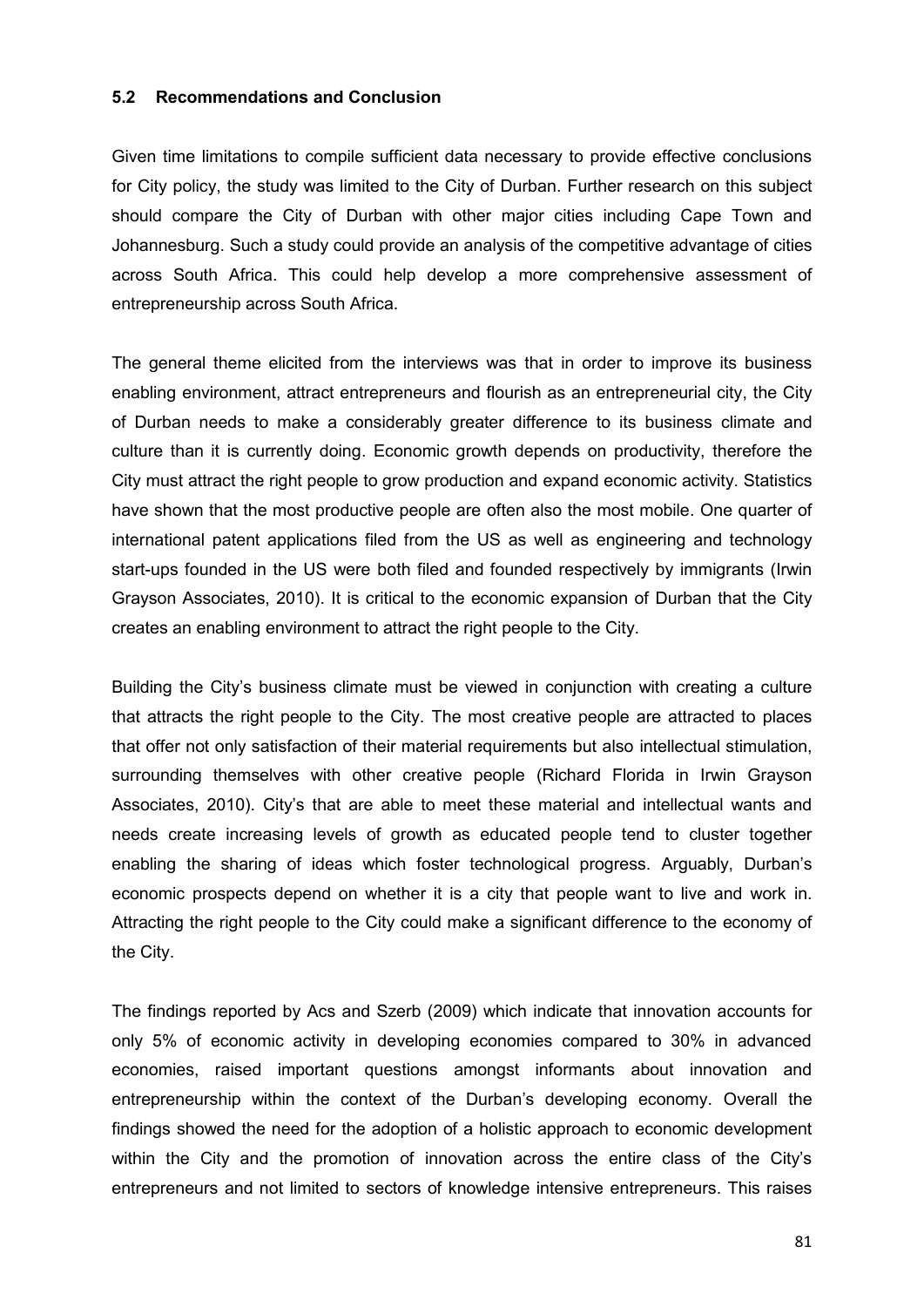### 5.2 Recommendations and Conclusion

Given time limitations to compile sufficient data necessary to provide effective conclusions for City policy, the study was limited to the City of Durban. Further research on this subject should compare the City of Durban with other major cities including Cape Town and Johannesburg. Such a study could provide an analysis of the competitive advantage of cities across South Africa. This could help develop a more comprehensive assessment of entrepreneurship across South Africa.

The general theme elicited from the interviews was that in order to improve its business enabling environment, attract entrepreneurs and flourish as an entrepreneurial city, the City of Durban needs to make a considerably greater difference to its business climate and culture than it is currently doing. Economic growth depends on productivity, therefore the City must attract the right people to grow production and expand economic activity. Statistics have shown that the most productive people are often also the most mobile. One quarter of international patent applications filed from the US as well as engineering and technology start-ups founded in the US were both filed and founded respectively by immigrants (Irwin Grayson Associates, 2010). It is critical to the economic expansion of Durban that the City creates an enabling environment to attract the right people to the City.

Building the City's business climate must be viewed in conjunction with creating a culture that attracts the right people to the City. The most creative people are attracted to places that offer not only satisfaction of their material requirements but also intellectual stimulation, surrounding themselves with other creative people (Richard Florida in Irwin Grayson Associates, 2010). City's that are able to meet these material and intellectual wants and needs create increasing levels of growth as educated people tend to cluster together enabling the sharing of ideas which foster technological progress. Arguably, Durban's economic prospects depend on whether it is a city that people want to live and work in. Attracting the right people to the City could make a significant difference to the economy of the City.

The findings reported by Acs and Szerb (2009) which indicate that innovation accounts for only 5% of economic activity in developing economies compared to 30% in advanced economies, raised important questions amongst informants about innovation and entrepreneurship within the context of the Durban's developing economy. Overall the findings showed the need for the adoption of a holistic approach to economic development within the City and the promotion of innovation across the entire class of the City's entrepreneurs and not limited to sectors of knowledge intensive entrepreneurs. This raises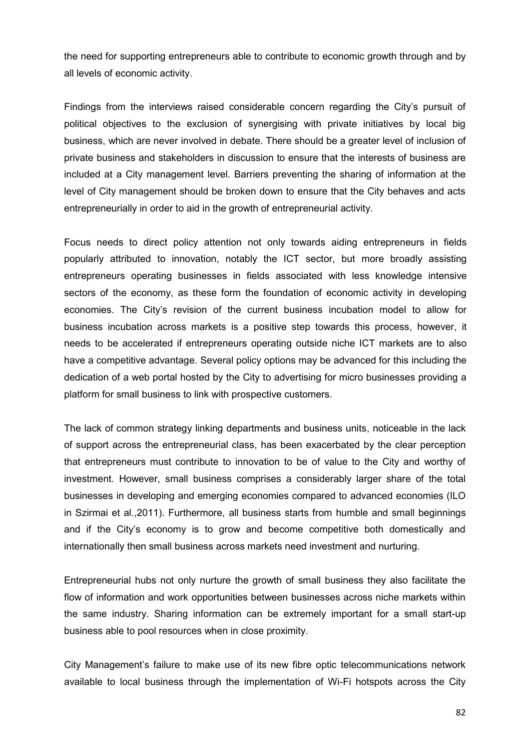the need for supporting entrepreneurs able to contribute to economic growth through and by all levels of economic activity.

Findings from the interviews raised considerable concern regarding the City's pursuit of political objectives to the exclusion of synergising with private initiatives by local big business, which are never involved in debate. There should be a greater level of inclusion of private business and stakeholders in discussion to ensure that the interests of business are included at a City management level. Barriers preventing the sharing of information at the level of City management should be broken down to ensure that the City behaves and acts entrepreneurially in order to aid in the growth of entrepreneurial activity.

Focus needs to direct policy attention not only towards aiding entrepreneurs in fields popularly attributed to innovation, notably the ICT sector, but more broadly assisting entrepreneurs operating businesses in fields associated with less knowledge intensive sectors of the economy, as these form the foundation of economic activity in developing economies. The City's revision of the current business incubation model to allow for business incubation across markets is a positive step towards this process, however, it needs to be accelerated if entrepreneurs operating outside niche ICT markets are to also have a competitive advantage. Several policy options may be advanced for this including the dedication of a web portal hosted by the City to advertising for micro businesses providing a platform for small business to link with prospective customers.

The lack of common strategy linking departments and business units, noticeable in the lack of support across the entrepreneurial class, has been exacerbated by the clear perception that entrepreneurs must contribute to innovation to be of value to the City and worthy of investment. However, small business comprises a considerably larger share of the total businesses in developing and emerging economies compared to advanced economies (ILO in Szirmai et al.,2011). Furthermore, all business starts from humble and small beginnings and if the City's economy is to grow and become competitive both domestically and internationally then small business across markets need investment and nurturing.

Entrepreneurial hubs not only nurture the growth of small business they also facilitate the flow of information and work opportunities between businesses across niche markets within the same industry. Sharing information can be extremely important for a small start-up business able to pool resources when in close proximity.

City Management's failure to make use of its new fibre optic telecommunications network available to local business through the implementation of Wi-Fi hotspots across the City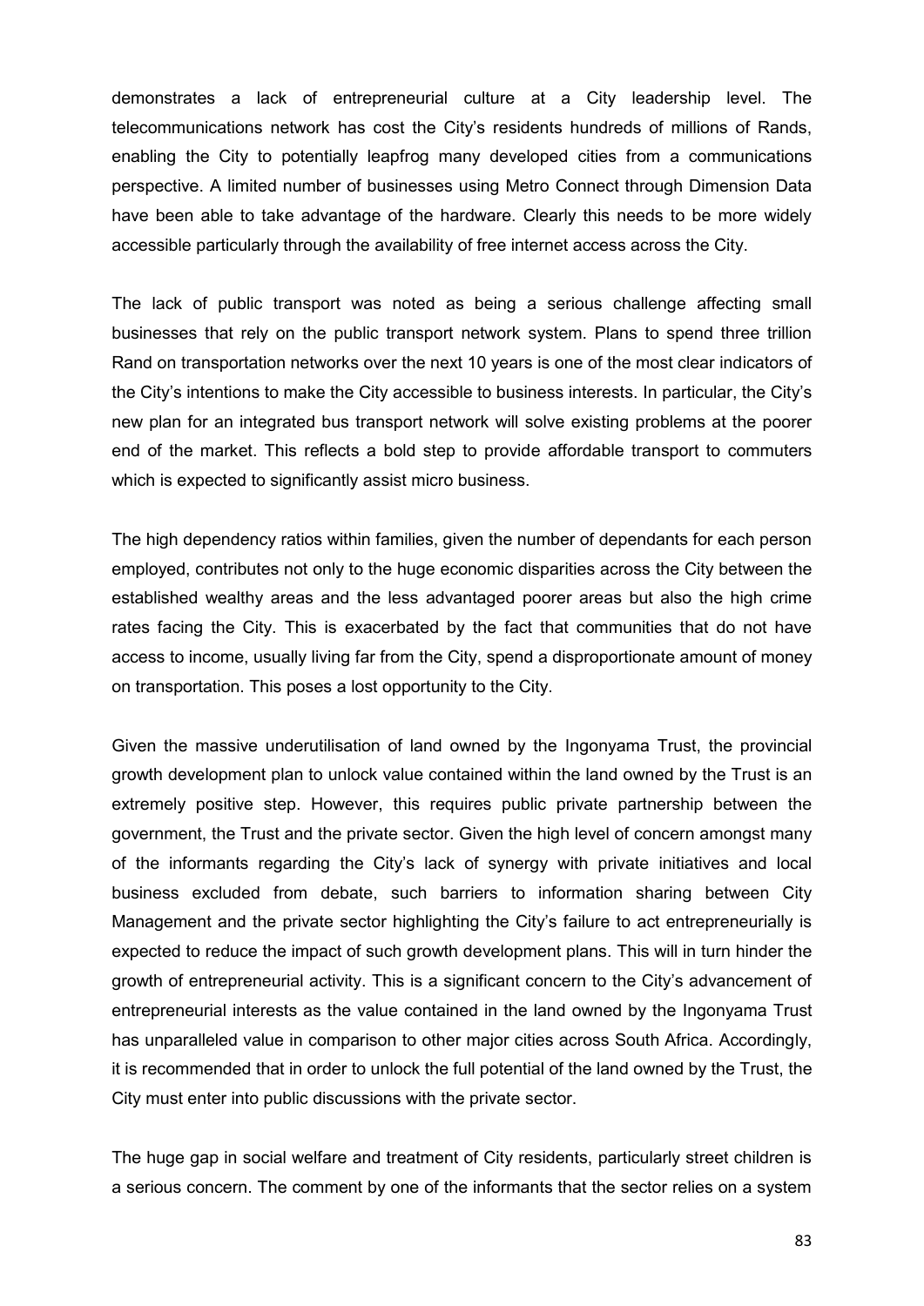demonstrates a lack of entrepreneurial culture at a City leadership level. The telecommunications network has cost the City's residents hundreds of millions of Rands, enabling the City to potentially leapfrog many developed cities from a communications perspective. A limited number of businesses using Metro Connect through Dimension Data have been able to take advantage of the hardware. Clearly this needs to be more widely accessible particularly through the availability of free internet access across the City.

The lack of public transport was noted as being a serious challenge affecting small businesses that rely on the public transport network system. Plans to spend three trillion Rand on transportation networks over the next 10 years is one of the most clear indicators of the City's intentions to make the City accessible to business interests. In particular, the City's new plan for an integrated bus transport network will solve existing problems at the poorer end of the market. This reflects a bold step to provide affordable transport to commuters which is expected to significantly assist micro business.

The high dependency ratios within families, given the number of dependants for each person employed, contributes not only to the huge economic disparities across the City between the established wealthy areas and the less advantaged poorer areas but also the high crime rates facing the City. This is exacerbated by the fact that communities that do not have access to income, usually living far from the City, spend a disproportionate amount of money on transportation. This poses a lost opportunity to the City.

Given the massive underutilisation of land owned by the Ingonyama Trust, the provincial growth development plan to unlock value contained within the land owned by the Trust is an extremely positive step. However, this requires public private partnership between the government, the Trust and the private sector. Given the high level of concern amongst many of the informants regarding the City's lack of synergy with private initiatives and local business excluded from debate, such barriers to information sharing between City Management and the private sector highlighting the City's failure to act entrepreneurially is expected to reduce the impact of such growth development plans. This will in turn hinder the growth of entrepreneurial activity. This is a significant concern to the City's advancement of entrepreneurial interests as the value contained in the land owned by the Ingonyama Trust has unparalleled value in comparison to other major cities across South Africa. Accordingly, it is recommended that in order to unlock the full potential of the land owned by the Trust, the City must enter into public discussions with the private sector.

The huge gap in social welfare and treatment of City residents, particularly street children is a serious concern. The comment by one of the informants that the sector relies on a system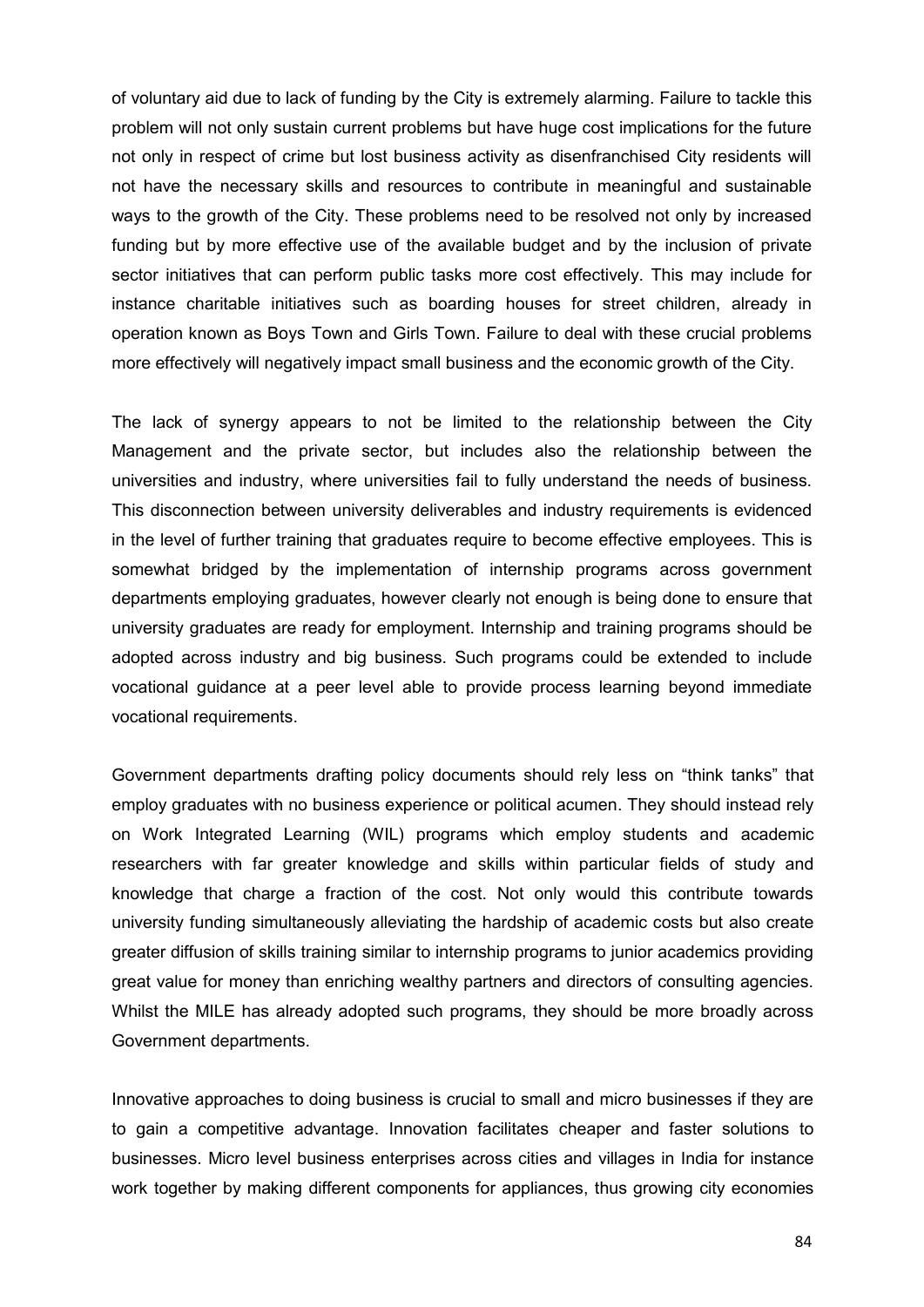of voluntary aid due to lack of funding by the City is extremely alarming. Failure to tackle this problem will not only sustain current problems but have huge cost implications for the future not only in respect of crime but lost business activity as disenfranchised City residents will not have the necessary skills and resources to contribute in meaningful and sustainable ways to the growth of the City. These problems need to be resolved not only by increased funding but by more effective use of the available budget and by the inclusion of private sector initiatives that can perform public tasks more cost effectively. This may include for instance charitable initiatives such as boarding houses for street children, already in operation known as Boys Town and Girls Town. Failure to deal with these crucial problems more effectively will negatively impact small business and the economic growth of the City.

The lack of synergy appears to not be limited to the relationship between the City Management and the private sector, but includes also the relationship between the universities and industry, where universities fail to fully understand the needs of business. This disconnection between university deliverables and industry requirements is evidenced in the level of further training that graduates require to become effective employees. This is somewhat bridged by the implementation of internship programs across government departments employing graduates, however clearly not enough is being done to ensure that university graduates are ready for employment. Internship and training programs should be adopted across industry and big business. Such programs could be extended to include vocational guidance at a peer level able to provide process learning beyond immediate vocational requirements.

Government departments drafting policy documents should rely less on “think tanks” that employ graduates with no business experience or political acumen. They should instead rely on Work Integrated Learning (WIL) programs which employ students and academic researchers with far greater knowledge and skills within particular fields of study and knowledge that charge a fraction of the cost. Not only would this contribute towards university funding simultaneously alleviating the hardship of academic costs but also create greater diffusion of skills training similar to internship programs to junior academics providing great value for money than enriching wealthy partners and directors of consulting agencies. Whilst the MILE has already adopted such programs, they should be more broadly across Government departments.

Innovative approaches to doing business is crucial to small and micro businesses if they are to gain a competitive advantage. Innovation facilitates cheaper and faster solutions to businesses. Micro level business enterprises across cities and villages in India for instance work together by making different components for appliances, thus growing city economies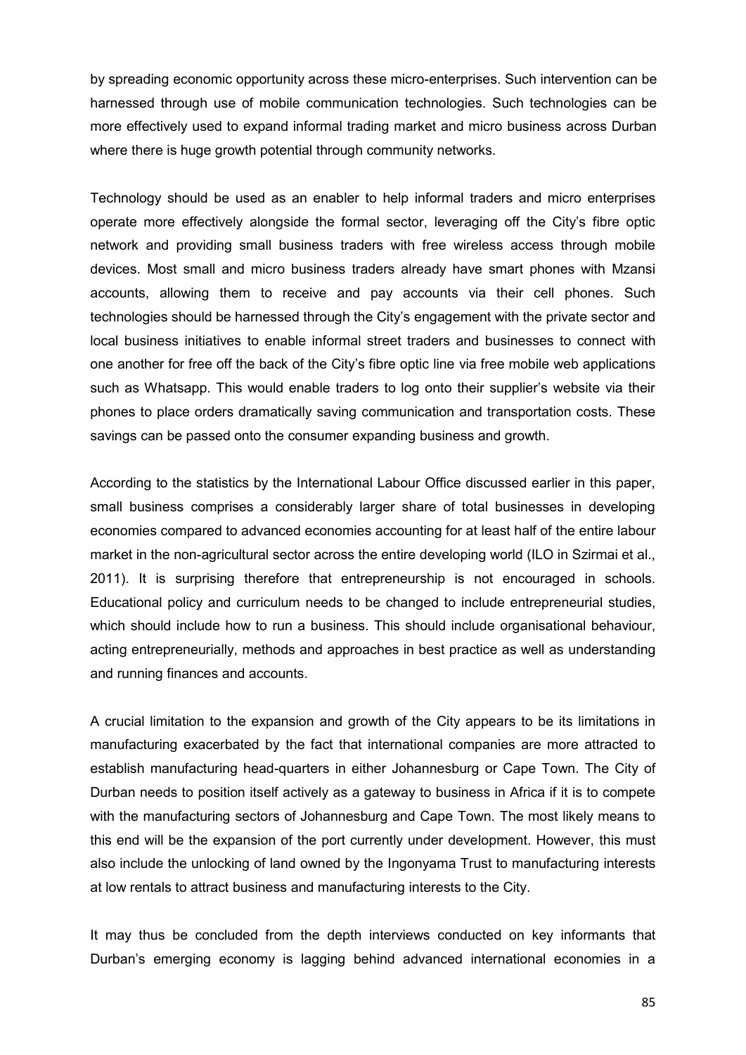by spreading economic opportunity across these micro-enterprises. Such intervention can be harnessed through use of mobile communication technologies. Such technologies can be more effectively used to expand informal trading market and micro business across Durban where there is huge growth potential through community networks.

Technology should be used as an enabler to help informal traders and micro enterprises operate more effectively alongside the formal sector, leveraging off the City's fibre optic network and providing small business traders with free wireless access through mobile devices. Most small and micro business traders already have smart phones with Mzansi accounts, allowing them to receive and pay accounts via their cell phones. Such technologies should be harnessed through the City's engagement with the private sector and local business initiatives to enable informal street traders and businesses to connect with one another for free off the back of the City's fibre optic line via free mobile web applications such as Whatsapp. This would enable traders to log onto their supplier's website via their phones to place orders dramatically saving communication and transportation costs. These savings can be passed onto the consumer expanding business and growth.

According to the statistics by the International Labour Office discussed earlier in this paper, small business comprises a considerably larger share of total businesses in developing economies compared to advanced economies accounting for at least half of the entire labour market in the non-agricultural sector across the entire developing world (ILO in Szirmai et al., 2011). It is surprising therefore that entrepreneurship is not encouraged in schools. Educational policy and curriculum needs to be changed to include entrepreneurial studies, which should include how to run a business. This should include organisational behaviour, acting entrepreneurially, methods and approaches in best practice as well as understanding and running finances and accounts.

A crucial limitation to the expansion and growth of the City appears to be its limitations in manufacturing exacerbated by the fact that international companies are more attracted to establish manufacturing head-quarters in either Johannesburg or Cape Town. The City of Durban needs to position itself actively as a gateway to business in Africa if it is to compete with the manufacturing sectors of Johannesburg and Cape Town. The most likely means to this end will be the expansion of the port currently under development. However, this must also include the unlocking of land owned by the Ingonyama Trust to manufacturing interests at low rentals to attract business and manufacturing interests to the City.

It may thus be concluded from the depth interviews conducted on key informants that Durban's emerging economy is lagging behind advanced international economies in a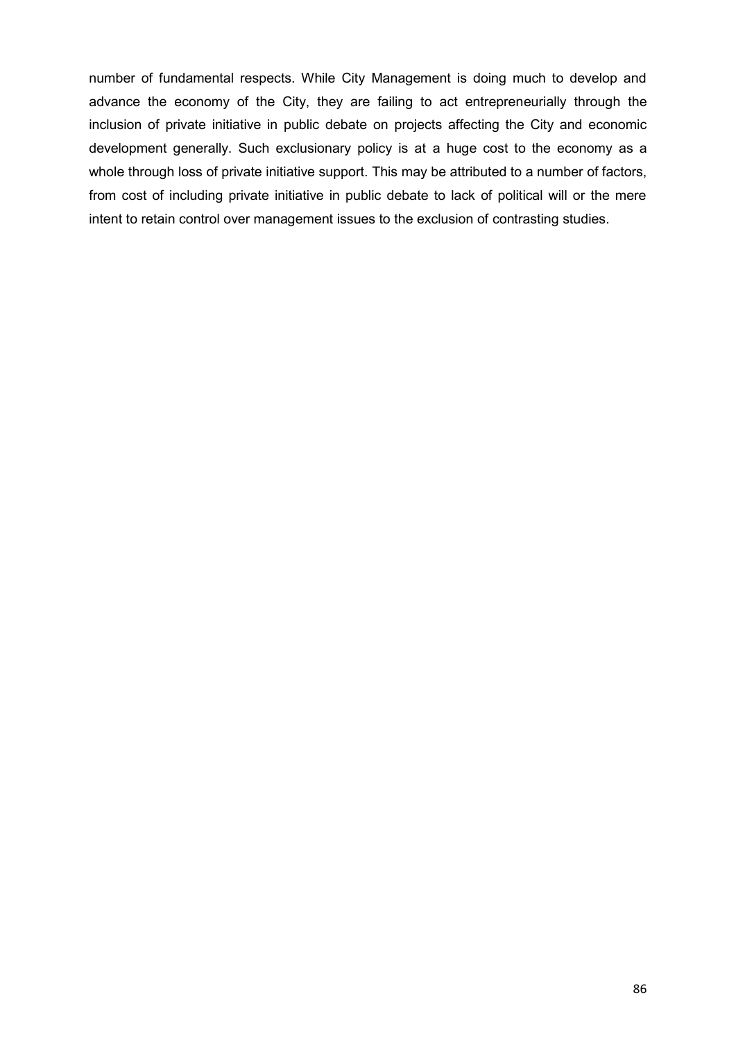number of fundamental respects. While City Management is doing much to develop and advance the economy of the City, they are failing to act entrepreneurially through the inclusion of private initiative in public debate on projects affecting the City and economic development generally. Such exclusionary policy is at a huge cost to the economy as a whole through loss of private initiative support. This may be attributed to a number of factors, from cost of including private initiative in public debate to lack of political will or the mere intent to retain control over management issues to the exclusion of contrasting studies.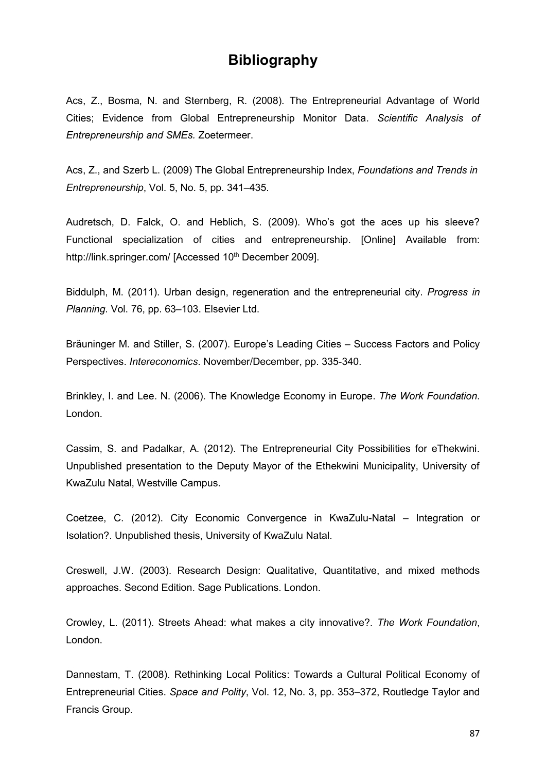# Bibliography

Acs, Z., Bosma, N. and Sternberg, R. (2008). The Entrepreneurial Advantage of World Cities; Evidence from Global Entrepreneurship Monitor Data. *Scientific Analysis of Entrepreneurship and SMEs.* Zoetermeer.

Acs, Z., and Szerb L. (2009) The Global Entrepreneurship Index, *Foundations and Trends in Entrepreneurship*, Vol. 5, No. 5, pp. 341–435.

Audretsch, D. Falck, O. and Heblich, S. (2009). Who's got the aces up his sleeve? Functional specialization of cities and entrepreneurship. [Online] Available from: http://link.springer.com/ [Accessed 10th December 2009].

Biddulph, M. (2011). Urban design, regeneration and the entrepreneurial city. *Progress in Planning*. Vol. 76, pp. 63–103. Elsevier Ltd.

Bräuninger M. and Stiller, S. (2007). Europe's Leading Cities – Success Factors and Policy Perspectives. *Intereconomics*. November/December, pp. 335-340.

Brinkley, I. and Lee. N. (2006). The Knowledge Economy in Europe. *The Work Foundation*. London.

Cassim, S. and Padalkar, A. (2012). The Entrepreneurial City Possibilities for eThekwini. Unpublished presentation to the Deputy Mayor of the Ethekwini Municipality, University of KwaZulu Natal, Westville Campus.

Coetzee, C. (2012). City Economic Convergence in KwaZulu-Natal – Integration or Isolation?. Unpublished thesis, University of KwaZulu Natal.

Creswell, J.W. (2003). Research Design: Qualitative, Quantitative, and mixed methods approaches. Second Edition. Sage Publications. London.

Crowley, L. (2011). Streets Ahead: what makes a city innovative?. *The Work Foundation*, London.

Dannestam, T. (2008). Rethinking Local Politics: Towards a Cultural Political Economy of Entrepreneurial Cities. *Space and Polity*, Vol. 12, No. 3, pp. 353–372, Routledge Taylor and Francis Group.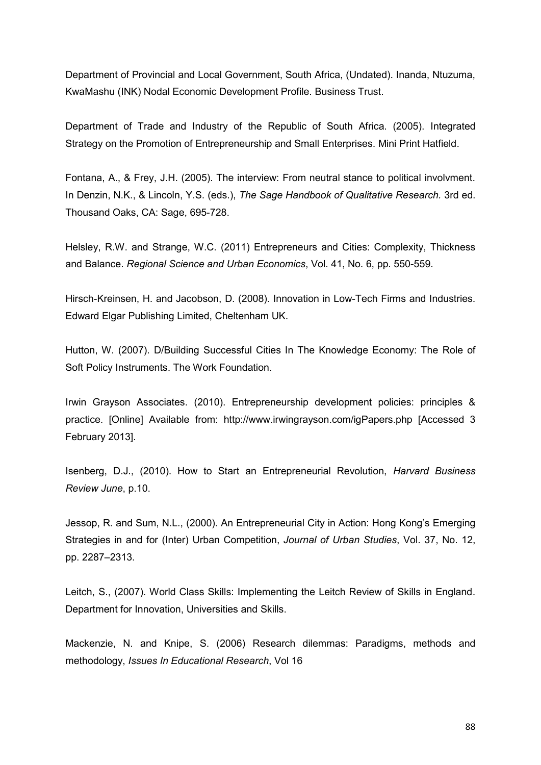Department of Provincial and Local Government, South Africa, (Undated). Inanda, Ntuzuma, KwaMashu (INK) Nodal Economic Development Profile. Business Trust.

Department of Trade and Industry of the Republic of South Africa. (2005). Integrated Strategy on the Promotion of Entrepreneurship and Small Enterprises. Mini Print Hatfield.

Fontana, A., & Frey, J.H. (2005). The interview: From neutral stance to political involvment. In Denzin, N.K., & Lincoln, Y.S. (eds.), *The Sage Handbook of Qualitative Research*. 3rd ed. Thousand Oaks, CA: Sage, 695-728.

Helsley, R.W. and Strange, W.C. (2011) Entrepreneurs and Cities: Complexity, Thickness and Balance. *Regional Science and Urban Economics*, Vol. 41, No. 6, pp. 550-559.

Hirsch-Kreinsen, H. and Jacobson, D. (2008). Innovation in Low-Tech Firms and Industries. Edward Elgar Publishing Limited, Cheltenham UK.

Hutton, W. (2007). D/Building Successful Cities In The Knowledge Economy: The Role of Soft Policy Instruments. The Work Foundation.

Irwin Grayson Associates. (2010). Entrepreneurship development policies: principles & practice. [Online] Available from: http://www.irwingrayson.com/igPapers.php [Accessed 3 February 2013].

Isenberg, D.J., (2010). How to Start an Entrepreneurial Revolution, *Harvard Business Review June*, p.10.

Jessop, R. and Sum, N.L., (2000). An Entrepreneurial City in Action: Hong Kong's Emerging Strategies in and for (Inter) Urban Competition, *Journal of Urban Studies*, Vol. 37, No. 12, pp. 2287–2313.

Leitch, S., (2007). World Class Skills: Implementing the Leitch Review of Skills in England. Department for Innovation, Universities and Skills.

Mackenzie, N. and Knipe, S. (2006) Research dilemmas: Paradigms, methods and methodology, *Issues In Educational Research*, Vol 16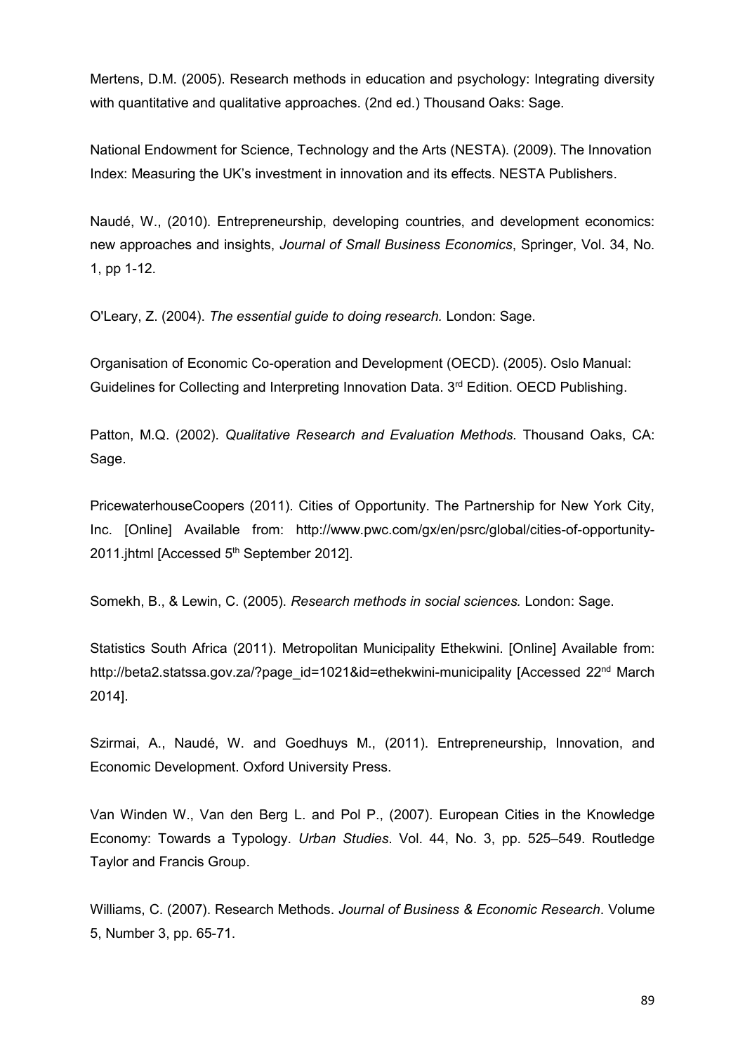Mertens, D.M. (2005). Research methods in education and psychology: Integrating diversity with quantitative and qualitative approaches. (2nd ed.) Thousand Oaks: Sage.

National Endowment for Science, Technology and the Arts (NESTA). (2009). The Innovation Index: Measuring the UK's investment in innovation and its effects. NESTA Publishers.

Naudé, W., (2010). Entrepreneurship, developing countries, and development economics: new approaches and insights, *Journal of Small Business Economics*, Springer, Vol. 34, No. 1, pp 1-12.

O'Leary, Z. (2004). *The essential guide to doing research.* London: Sage.

Organisation of Economic Co-operation and Development (OECD). (2005). Oslo Manual: Guidelines for Collecting and Interpreting Innovation Data. 3rd Edition. OECD Publishing.

Patton, M.Q. (2002). *Qualitative Research and Evaluation Methods.* Thousand Oaks, CA: Sage.

PricewaterhouseCoopers (2011). Cities of Opportunity. The Partnership for New York City, Inc. [Online] Available from: http://www.pwc.com/gx/en/psrc/global/cities-of-opportunity-2011.jhtml [Accessed 5th September 2012].

Somekh, B., & Lewin, C. (2005). *Research methods in social sciences.* London: Sage.

Statistics South Africa (2011). Metropolitan Municipality Ethekwini. [Online] Available from: http://beta2.statssa.gov.za/?page_id=1021&id=ethekwini-municipality [Accessed 22nd March 2014].

Szirmai, A., Naudé, W. and Goedhuys M., (2011). Entrepreneurship, Innovation, and Economic Development. Oxford University Press.

Van Winden W., Van den Berg L. and Pol P., (2007). European Cities in the Knowledge Economy: Towards a Typology. *Urban Studies*. Vol. 44, No. 3, pp. 525–549. Routledge Taylor and Francis Group.

Williams, C. (2007). Research Methods. *Journal of Business & Economic Research*. Volume 5, Number 3, pp. 65-71.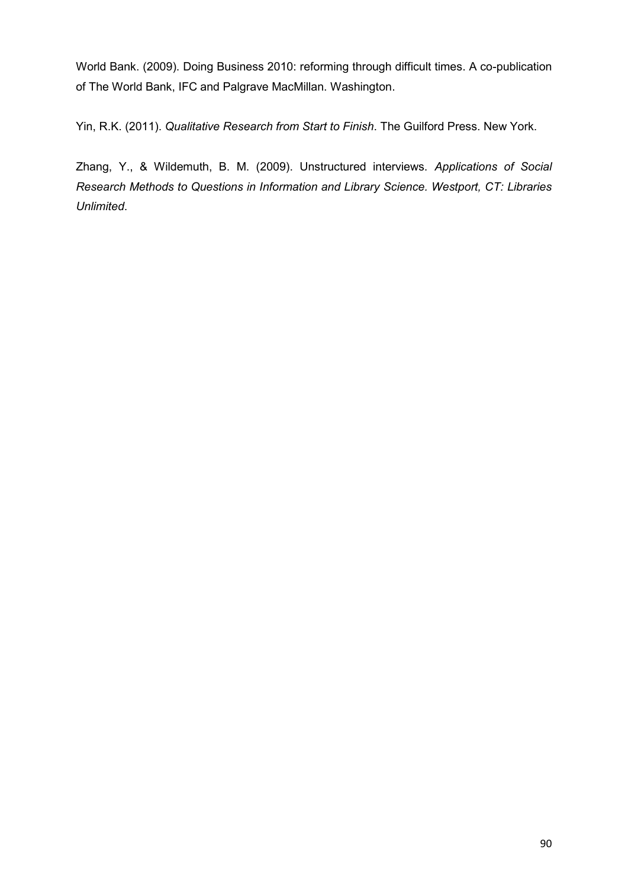World Bank. (2009). Doing Business 2010: reforming through difficult times. A co-publication of The World Bank, IFC and Palgrave MacMillan. Washington.

Yin, R.K. (2011). *Qualitative Research from Start to Finish*. The Guilford Press. New York.

Zhang, Y., & Wildemuth, B. M. (2009). Unstructured interviews. *Applications of Social Research Methods to Questions in Information and Library Science. Westport, CT: Libraries Unlimited*.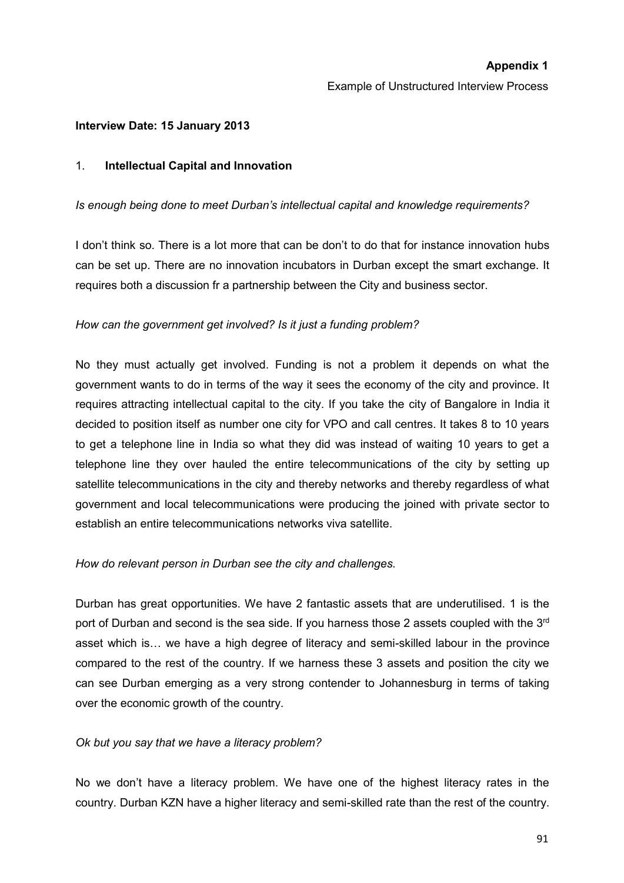**Appendix 1**

Example of Unstructured Interview Process

**Interview Date: 15 January 2013**

1. **Intellectual Capital and Innovation**

*Is enough being done to meet Durban's intellectual capital and knowledge requirements?*

I don't think so. There is a lot more that can be don't to do that for instance innovation hubs can be set up. There are no innovation incubators in Durban except the smart exchange. It requires both a discussion fr a partnership between the City and business sector.

*How can the government get involved? Is it just a funding problem?*

No they must actually get involved. Funding is not a problem it depends on what the government wants to do in terms of the way it sees the economy of the city and province. It requires attracting intellectual capital to the city. If you take the city of Bangalore in India it decided to position itself as number one city for VPO and call centres. It takes 8 to 10 years to get a telephone line in India so what they did was instead of waiting 10 years to get a telephone line they over hauled the entire telecommunications of the city by setting up satellite telecommunications in the city and thereby networks and thereby regardless of what government and local telecommunications were producing the joined with private sector to establish an entire telecommunications networks viva satellite.

*How do relevant person in Durban see the city and challenges.*

Durban has great opportunities. We have 2 fantastic assets that are underutilised. 1 is the port of Durban and second is the sea side. If you harness those 2 assets coupled with the 3rd asset which is… we have a high degree of literacy and semi-skilled labour in the province compared to the rest of the country. If we harness these 3 assets and position the city we can see Durban emerging as a very strong contender to Johannesburg in terms of taking over the economic growth of the country.

*Ok but you say that we have a literacy problem?*

No we don't have a literacy problem. We have one of the highest literacy rates in the country. Durban KZN have a higher literacy and semi-skilled rate than the rest of the country.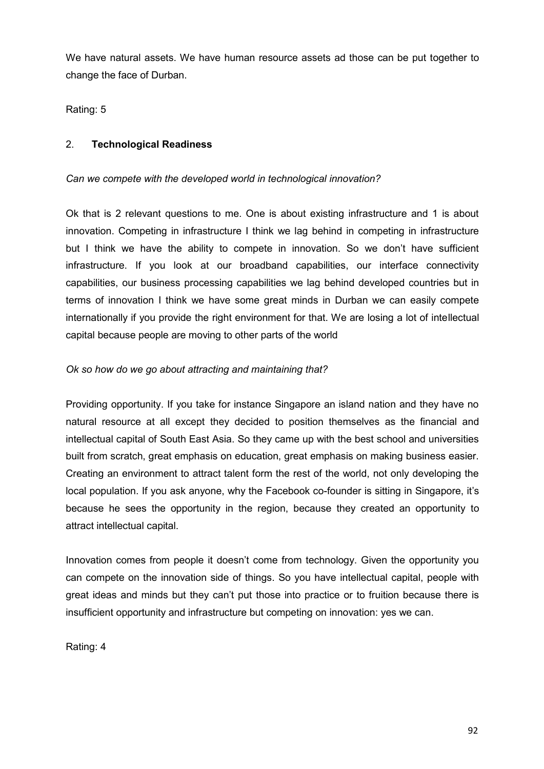We have natural assets. We have human resource assets ad those can be put together to change the face of Durban.

Rating: 5

## 2. **Technological Readiness**

*Can we compete with the developed world in technological innovation?*

Ok that is 2 relevant questions to me. One is about existing infrastructure and 1 is about innovation. Competing in infrastructure I think we lag behind in competing in infrastructure but I think we have the ability to compete in innovation. So we don't have sufficient infrastructure. If you look at our broadband capabilities, our interface connectivity capabilities, our business processing capabilities we lag behind developed countries but in terms of innovation I think we have some great minds in Durban we can easily compete internationally if you provide the right environment for that. We are losing a lot of intellectual capital because people are moving to other parts of the world

*Ok so how do we go about attracting and maintaining that?*

Providing opportunity. If you take for instance Singapore an island nation and they have no natural resource at all except they decided to position themselves as the financial and intellectual capital of South East Asia. So they came up with the best school and universities built from scratch, great emphasis on education, great emphasis on making business easier. Creating an environment to attract talent form the rest of the world, not only developing the local population. If you ask anyone, why the Facebook co-founder is sitting in Singapore, it's because he sees the opportunity in the region, because they created an opportunity to attract intellectual capital.

Innovation comes from people it doesn't come from technology. Given the opportunity you can compete on the innovation side of things. So you have intellectual capital, people with great ideas and minds but they can't put those into practice or to fruition because there is insufficient opportunity and infrastructure but competing on innovation: yes we can.

Rating: 4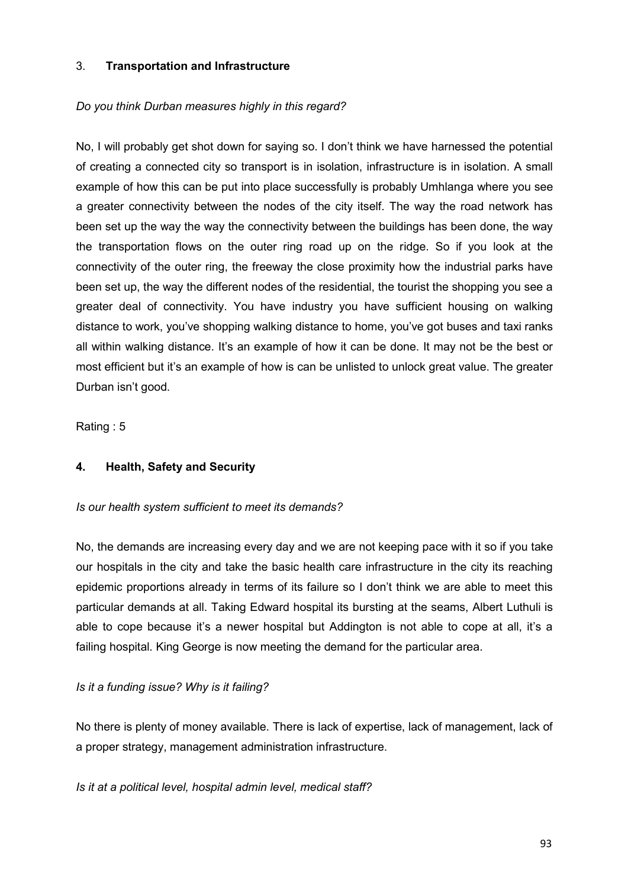3. **Transportation and Infrastructure**

*Do you think Durban measures highly in this regard?*

No, I will probably get shot down for saying so. I don't think we have harnessed the potential of creating a connected city so transport is in isolation, infrastructure is in isolation. A small example of how this can be put into place successfully is probably Umhlanga where you see a greater connectivity between the nodes of the city itself. The way the road network has been set up the way the way the connectivity between the buildings has been done, the way the transportation flows on the outer ring road up on the ridge. So if you look at the connectivity of the outer ring, the freeway the close proximity how the industrial parks have been set up, the way the different nodes of the residential, the tourist the shopping you see a greater deal of connectivity. You have industry you have sufficient housing on walking distance to work, you've shopping walking distance to home, you've got buses and taxi ranks all within walking distance. It's an example of how it can be done. It may not be the best or most efficient but it's an example of how is can be unlisted to unlock great value. The greater Durban isn't good.

Rating : 5

4. **Health, Safety and Security**

*Is our health system sufficient to meet its demands?*

No, the demands are increasing every day and we are not keeping pace with it so if you take our hospitals in the city and take the basic health care infrastructure in the city its reaching epidemic proportions already in terms of its failure so I don't think we are able to meet this particular demands at all. Taking Edward hospital its bursting at the seams, Albert Luthuli is able to cope because it's a newer hospital but Addington is not able to cope at all, it's a failing hospital. King George is now meeting the demand for the particular area.

*Is it a funding issue? Why is it failing?*

No there is plenty of money available. There is lack of expertise, lack of management, lack of a proper strategy, management administration infrastructure.

*Is it at a political level, hospital admin level, medical staff?*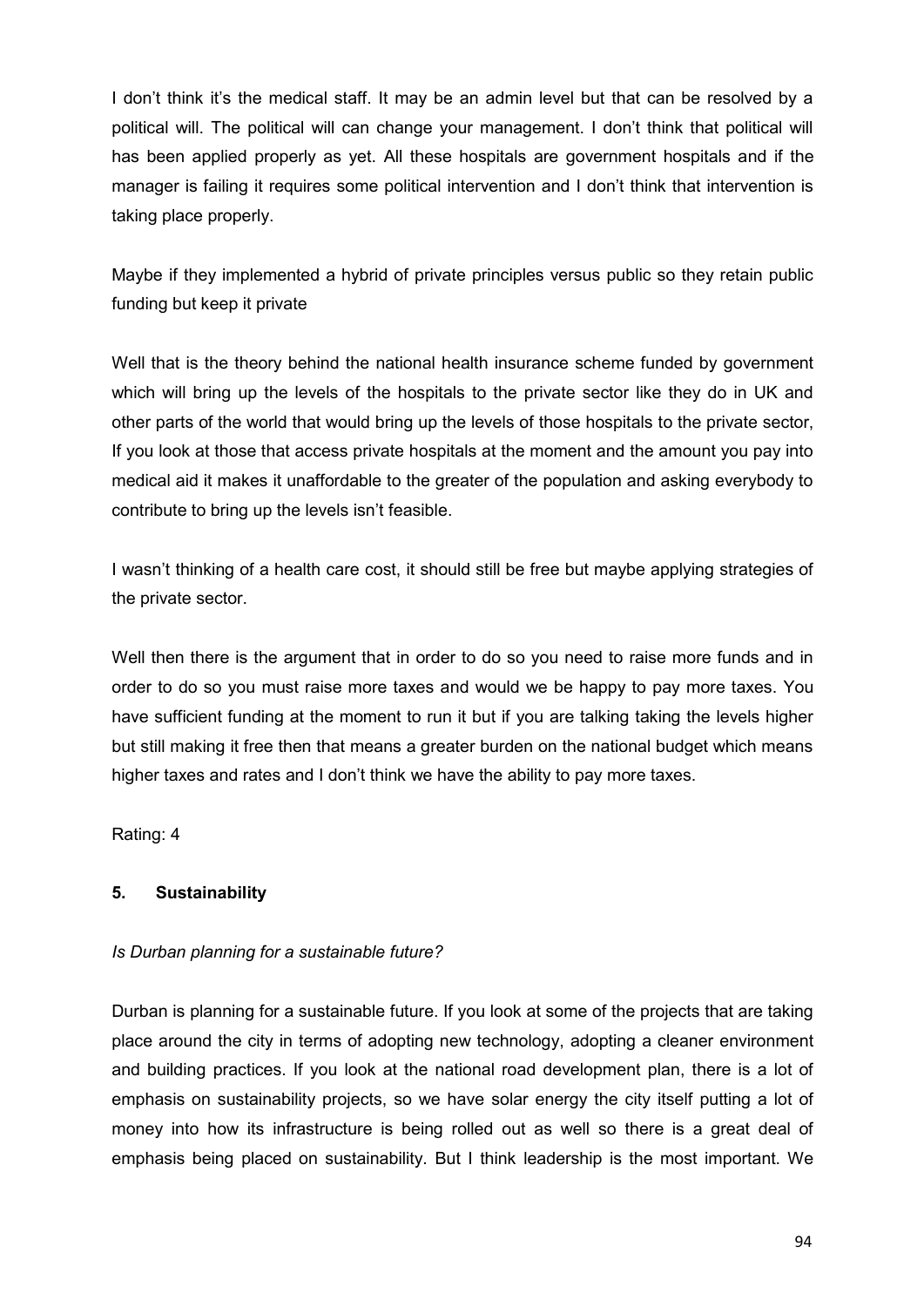I don't think it's the medical staff. It may be an admin level but that can be resolved by a political will. The political will can change your management. I don't think that political will has been applied properly as yet. All these hospitals are government hospitals and if the manager is failing it requires some political intervention and I don't think that intervention is taking place properly.

Maybe if they implemented a hybrid of private principles versus public so they retain public funding but keep it private

Well that is the theory behind the national health insurance scheme funded by government which will bring up the levels of the hospitals to the private sector like they do in UK and other parts of the world that would bring up the levels of those hospitals to the private sector, If you look at those that access private hospitals at the moment and the amount you pay into medical aid it makes it unaffordable to the greater of the population and asking everybody to contribute to bring up the levels isn't feasible.

I wasn't thinking of a health care cost, it should still be free but maybe applying strategies of the private sector.

Well then there is the argument that in order to do so you need to raise more funds and in order to do so you must raise more taxes and would we be happy to pay more taxes. You have sufficient funding at the moment to run it but if you are talking taking the levels higher but still making it free then that means a greater burden on the national budget which means higher taxes and rates and I don't think we have the ability to pay more taxes.

Rating: 4

## 5. Sustainability

*Is Durban planning for a sustainable future?*

Durban is planning for a sustainable future. If you look at some of the projects that are taking place around the city in terms of adopting new technology, adopting a cleaner environment and building practices. If you look at the national road development plan, there is a lot of emphasis on sustainability projects, so we have solar energy the city itself putting a lot of money into how its infrastructure is being rolled out as well so there is a great deal of emphasis being placed on sustainability. But I think leadership is the most important. We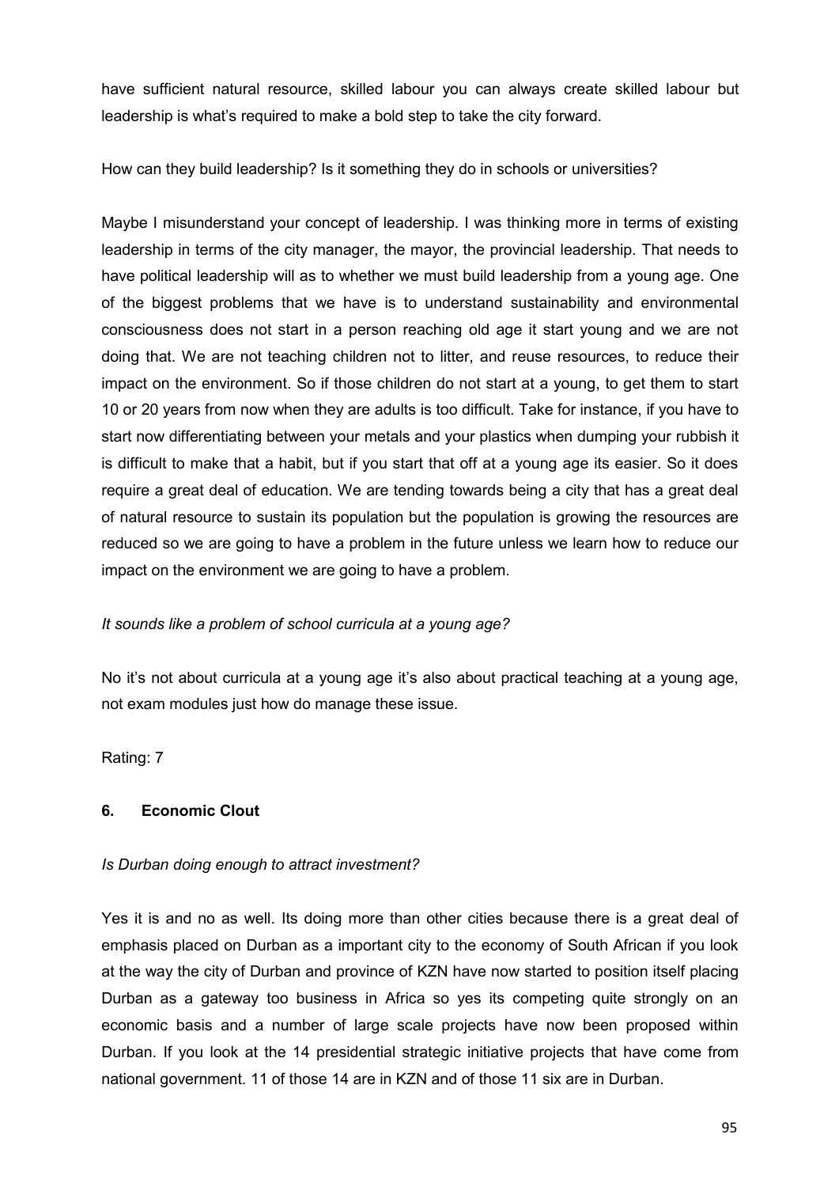have sufficient natural resource, skilled labour you can always create skilled labour but leadership is what's required to make a bold step to take the city forward.

How can they build leadership? Is it something they do in schools or universities?

Maybe I misunderstand your concept of leadership. I was thinking more in terms of existing leadership in terms of the city manager, the mayor, the provincial leadership. That needs to have political leadership will as to whether we must build leadership from a young age. One of the biggest problems that we have is to understand sustainability and environmental consciousness does not start in a person reaching old age it start young and we are not doing that. We are not teaching children not to litter, and reuse resources, to reduce their impact on the environment. So if those children do not start at a young, to get them to start 10 or 20 years from now when they are adults is too difficult. Take for instance, if you have to start now differentiating between your metals and your plastics when dumping your rubbish it is difficult to make that a habit, but if you start that off at a young age its easier. So it does require a great deal of education. We are tending towards being a city that has a great deal of natural resource to sustain its population but the population is growing the resources are reduced so we are going to have a problem in the future unless we learn how to reduce our impact on the environment we are going to have a problem.

*It sounds like a problem of school curricula at a young age?*

No it's not about curricula at a young age it's also about practical teaching at a young age, not exam modules just how do manage these issue.

Rating: 7

### 6. Economic Clout

*Is Durban doing enough to attract investment?*

Yes it is and no as well. Its doing more than other cities because there is a great deal of emphasis placed on Durban as a important city to the economy of South African if you look at the way the city of Durban and province of KZN have now started to position itself placing Durban as a gateway too business in Africa so yes its competing quite strongly on an economic basis and a number of large scale projects have now been proposed within Durban. If you look at the 14 presidential strategic initiative projects that have come from national government. 11 of those 14 are in KZN and of those 11 six are in Durban.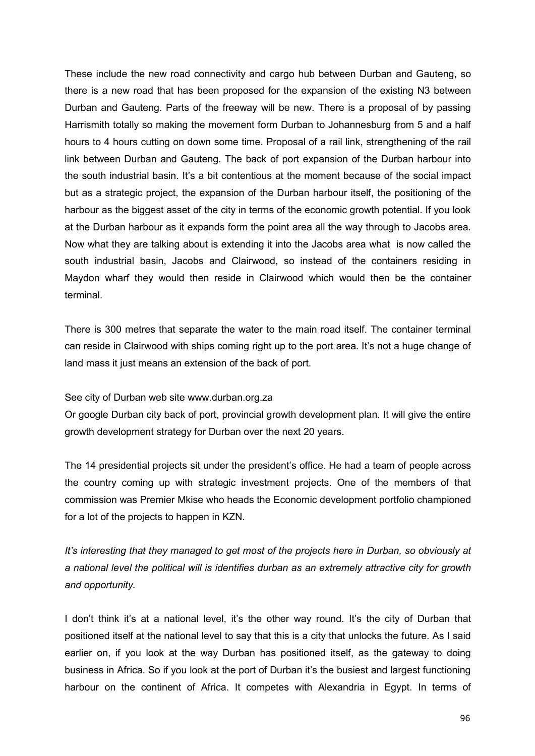These include the new road connectivity and cargo hub between Durban and Gauteng, so there is a new road that has been proposed for the expansion of the existing N3 between Durban and Gauteng. Parts of the freeway will be new. There is a proposal of by passing Harrismith totally so making the movement form Durban to Johannesburg from 5 and a half hours to 4 hours cutting on down some time. Proposal of a rail link, strengthening of the rail link between Durban and Gauteng. The back of port expansion of the Durban harbour into the south industrial basin. It's a bit contentious at the moment because of the social impact but as a strategic project, the expansion of the Durban harbour itself, the positioning of the harbour as the biggest asset of the city in terms of the economic growth potential. If you look at the Durban harbour as it expands form the point area all the way through to Jacobs area. Now what they are talking about is extending it into the Jacobs area what is now called the south industrial basin, Jacobs and Clairwood, so instead of the containers residing in Maydon wharf they would then reside in Clairwood which would then be the container terminal.

There is 300 metres that separate the water to the main road itself. The container terminal can reside in Clairwood with ships coming right up to the port area. It's not a huge change of land mass it just means an extension of the back of port.

See city of Durban web site www.durban.org.za
Or google Durban city back of port, provincial growth development plan. It will give the entire growth development strategy for Durban over the next 20 years.

The 14 presidential projects sit under the president's office. He had a team of people across the country coming up with strategic investment projects. One of the members of that commission was Premier Mkise who heads the Economic development portfolio championed for a lot of the projects to happen in KZN.

*It's interesting that they managed to get most of the projects here in Durban, so obviously at a national level the political will is identifies durban as an extremely attractive city for growth and opportunity.*

I don't think it's at a national level, it's the other way round. It's the city of Durban that positioned itself at the national level to say that this is a city that unlocks the future. As I said earlier on, if you look at the way Durban has positioned itself, as the gateway to doing business in Africa. So if you look at the port of Durban it's the busiest and largest functioning harbour on the continent of Africa. It competes with Alexandria in Egypt. In terms of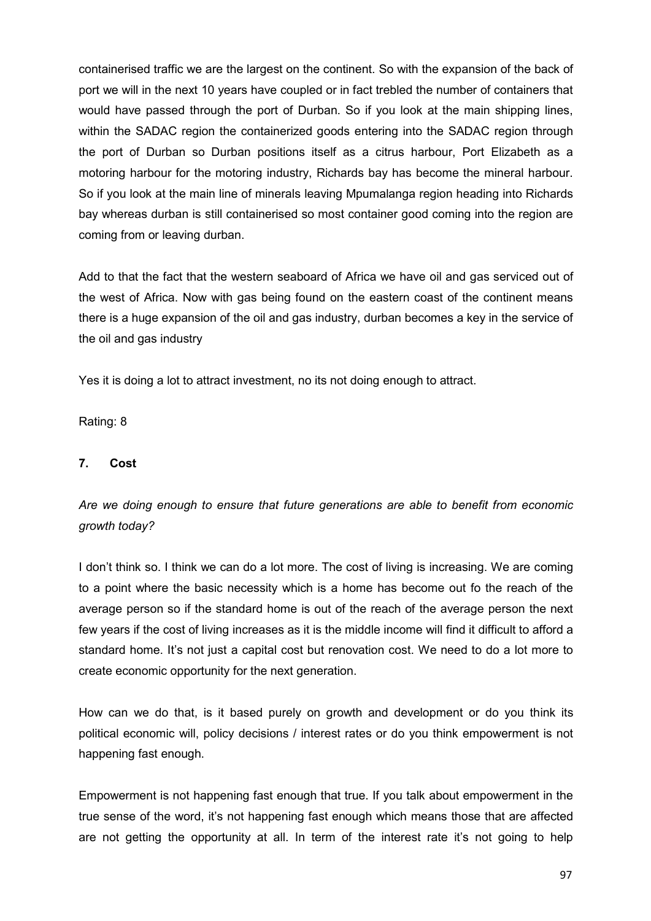containerised traffic we are the largest on the continent. So with the expansion of the back of port we will in the next 10 years have coupled or in fact trebled the number of containers that would have passed through the port of Durban. So if you look at the main shipping lines, within the SADAC region the containerized goods entering into the SADAC region through the port of Durban so Durban positions itself as a citrus harbour, Port Elizabeth as a motoring harbour for the motoring industry, Richards bay has become the mineral harbour. So if you look at the main line of minerals leaving Mpumalanga region heading into Richards bay whereas durban is still containerised so most container good coming into the region are coming from or leaving durban.

Add to that the fact that the western seaboard of Africa we have oil and gas serviced out of the west of Africa. Now with gas being found on the eastern coast of the continent means there is a huge expansion of the oil and gas industry, durban becomes a key in the service of the oil and gas industry

Yes it is doing a lot to attract investment, no its not doing enough to attract.

Rating: 8

## 7. Cost

*Are we doing enough to ensure that future generations are able to benefit from economic growth today?*

I don't think so. I think we can do a lot more. The cost of living is increasing. We are coming to a point where the basic necessity which is a home has become out fo the reach of the average person so if the standard home is out of the reach of the average person the next few years if the cost of living increases as it is the middle income will find it difficult to afford a standard home. It's not just a capital cost but renovation cost. We need to do a lot more to create economic opportunity for the next generation.

How can we do that, is it based purely on growth and development or do you think its political economic will, policy decisions / interest rates or do you think empowerment is not happening fast enough.

Empowerment is not happening fast enough that true. If you talk about empowerment in the true sense of the word, it's not happening fast enough which means those that are affected are not getting the opportunity at all. In term of the interest rate it's not going to help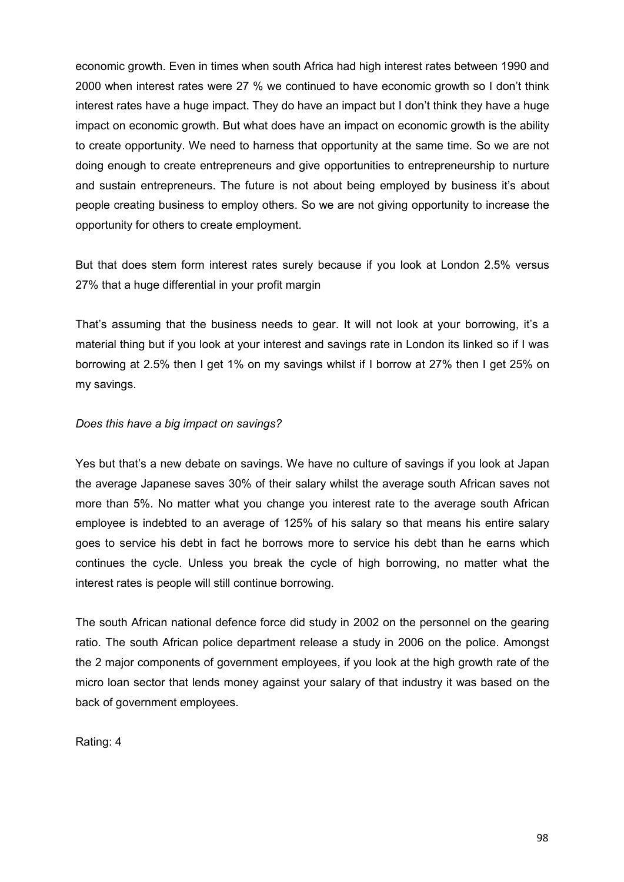economic growth. Even in times when south Africa had high interest rates between 1990 and 2000 when interest rates were 27 % we continued to have economic growth so I don't think interest rates have a huge impact. They do have an impact but I don't think they have a huge impact on economic growth. But what does have an impact on economic growth is the ability to create opportunity. We need to harness that opportunity at the same time. So we are not doing enough to create entrepreneurs and give opportunities to entrepreneurship to nurture and sustain entrepreneurs. The future is not about being employed by business it's about people creating business to employ others. So we are not giving opportunity to increase the opportunity for others to create employment.

But that does stem form interest rates surely because if you look at London 2.5% versus 27% that a huge differential in your profit margin

That's assuming that the business needs to gear. It will not look at your borrowing, it's a material thing but if you look at your interest and savings rate in London its linked so if I was borrowing at 2.5% then I get 1% on my savings whilst if I borrow at 27% then I get 25% on my savings.

*Does this have a big impact on savings?*

Yes but that's a new debate on savings. We have no culture of savings if you look at Japan the average Japanese saves 30% of their salary whilst the average south African saves not more than 5%. No matter what you change you interest rate to the average south African employee is indebted to an average of 125% of his salary so that means his entire salary goes to service his debt in fact he borrows more to service his debt than he earns which continues the cycle. Unless you break the cycle of high borrowing, no matter what the interest rates is people will still continue borrowing.

The south African national defence force did study in 2002 on the personnel on the gearing ratio. The south African police department release a study in 2006 on the police. Amongst the 2 major components of government employees, if you look at the high growth rate of the micro loan sector that lends money against your salary of that industry it was based on the back of government employees.

Rating: 4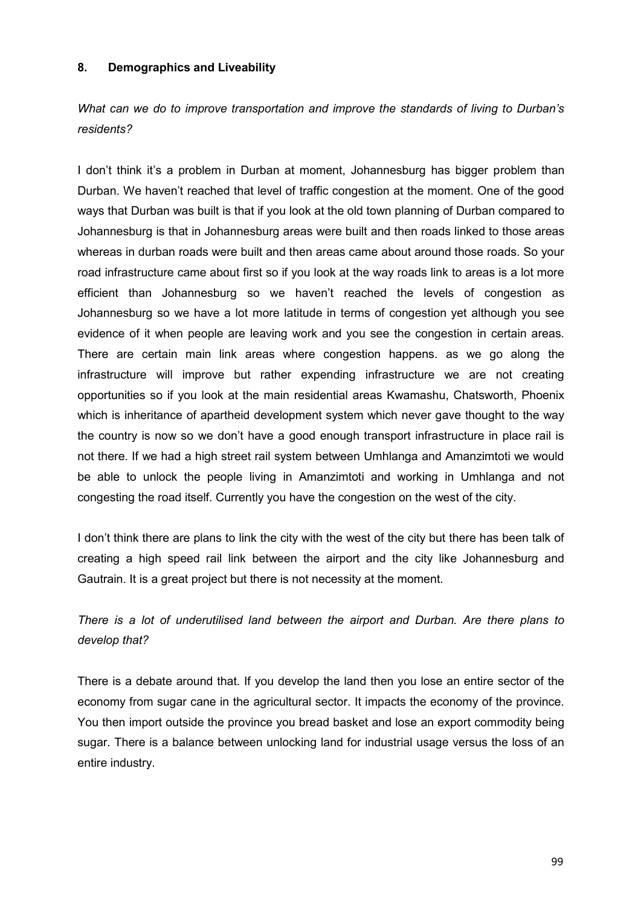## 8. Demographics and Liveability

*What can we do to improve transportation and improve the standards of living to Durban's residents?*

I don't think it's a problem in Durban at moment, Johannesburg has bigger problem than Durban. We haven't reached that level of traffic congestion at the moment. One of the good ways that Durban was built is that if you look at the old town planning of Durban compared to Johannesburg is that in Johannesburg areas were built and then roads linked to those areas whereas in durban roads were built and then areas came about around those roads. So your road infrastructure came about first so if you look at the way roads link to areas is a lot more efficient than Johannesburg so we haven't reached the levels of congestion as Johannesburg so we have a lot more latitude in terms of congestion yet although you see evidence of it when people are leaving work and you see the congestion in certain areas. There are certain main link areas where congestion happens. as we go along the infrastructure will improve but rather expending infrastructure we are not creating opportunities so if you look at the main residential areas Kwamashu, Chatsworth, Phoenix which is inheritance of apartheid development system which never gave thought to the way the country is now so we don't have a good enough transport infrastructure in place rail is not there. If we had a high street rail system between Umhlanga and Amanzimtoti we would be able to unlock the people living in Amanzimtoti and working in Umhlanga and not congesting the road itself. Currently you have the congestion on the west of the city.

I don't think there are plans to link the city with the west of the city but there has been talk of creating a high speed rail link between the airport and the city like Johannesburg and Gautrain. It is a great project but there is not necessity at the moment.

*There is a lot of underutilised land between the airport and Durban. Are there plans to develop that?*

There is a debate around that. If you develop the land then you lose an entire sector of the economy from sugar cane in the agricultural sector. It impacts the economy of the province. You then import outside the province you bread basket and lose an export commodity being sugar. There is a balance between unlocking land for industrial usage versus the loss of an entire industry.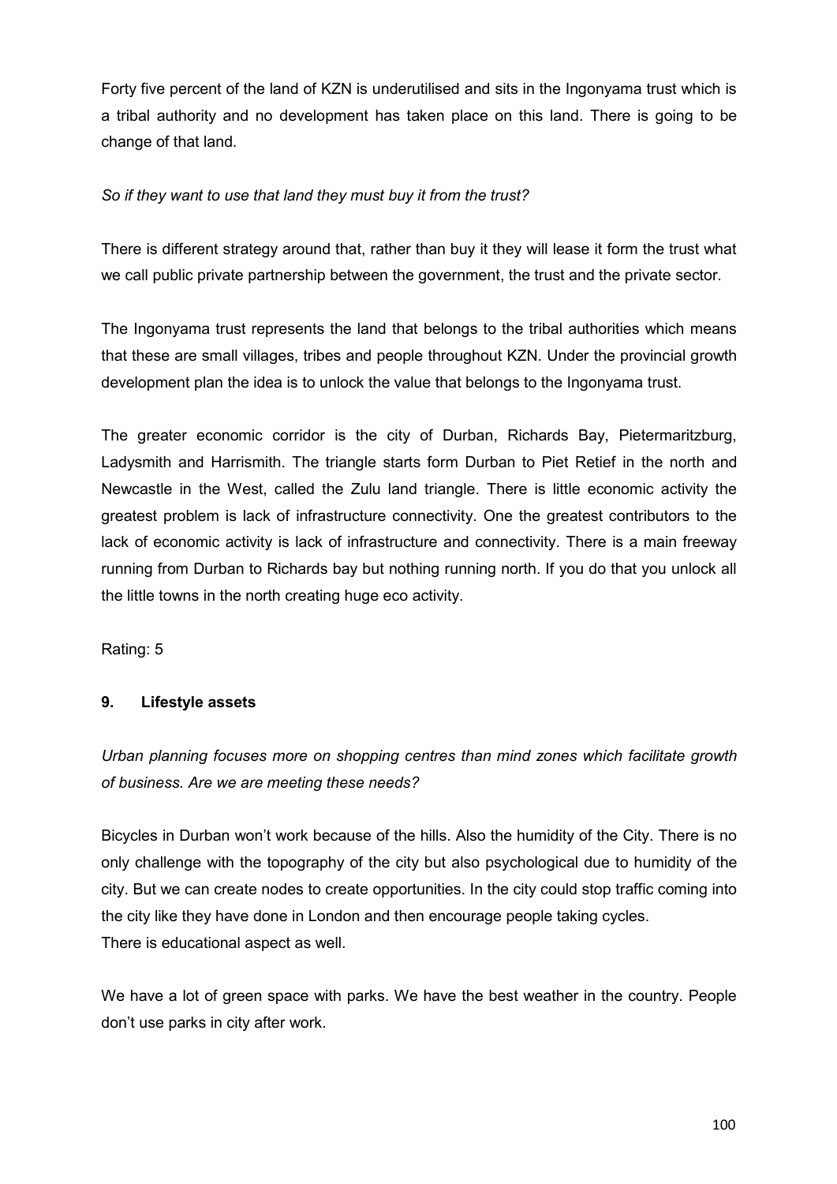Forty five percent of the land of KZN is underutilised and sits in the Ingonyama trust which is a tribal authority and no development has taken place on this land. There is going to be change of that land.

*So if they want to use that land they must buy it from the trust?*

There is different strategy around that, rather than buy it they will lease it form the trust what we call public private partnership between the government, the trust and the private sector.

The Ingonyama trust represents the land that belongs to the tribal authorities which means that these are small villages, tribes and people throughout KZN. Under the provincial growth development plan the idea is to unlock the value that belongs to the Ingonyama trust.

The greater economic corridor is the city of Durban, Richards Bay, Pietermaritzburg, Ladysmith and Harrismith. The triangle starts form Durban to Piet Retief in the north and Newcastle in the West, called the Zulu land triangle. There is little economic activity the greatest problem is lack of infrastructure connectivity. One the greatest contributors to the lack of economic activity is lack of infrastructure and connectivity. There is a main freeway running from Durban to Richards bay but nothing running north. If you do that you unlock all the little towns in the north creating huge eco activity.

Rating: 5

### 9. Lifestyle assets

*Urban planning focuses more on shopping centres than mind zones which facilitate growth of business. Are we are meeting these needs?*

Bicycles in Durban won't work because of the hills. Also the humidity of the City. There is no only challenge with the topography of the city but also psychological due to humidity of the city. But we can create nodes to create opportunities. In the city could stop traffic coming into the city like they have done in London and then encourage people taking cycles.
There is educational aspect as well.

We have a lot of green space with parks. We have the best weather in the country. People don't use parks in city after work.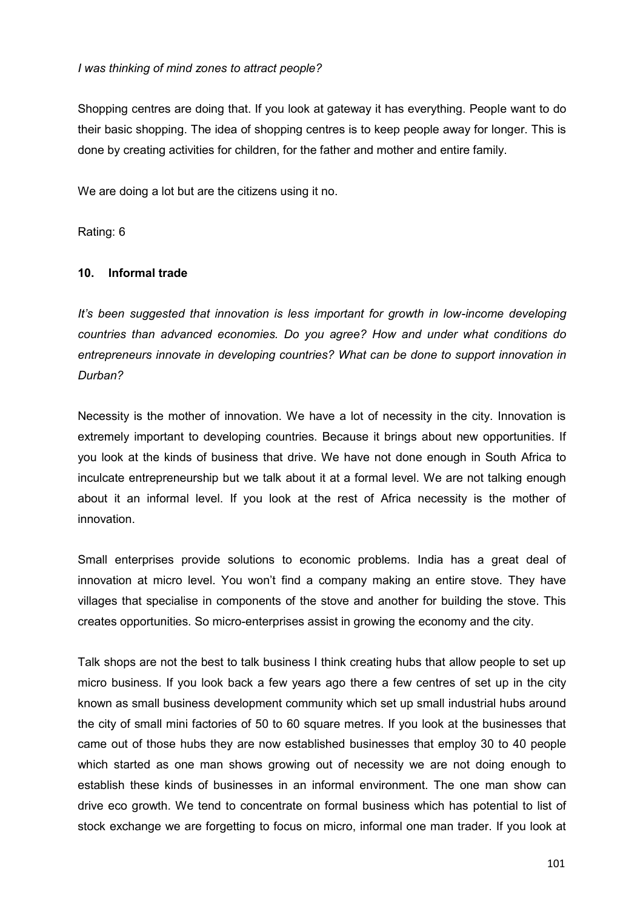*I was thinking of mind zones to attract people?*

Shopping centres are doing that. If you look at gateway it has everything. People want to do their basic shopping. The idea of shopping centres is to keep people away for longer. This is done by creating activities for children, for the father and mother and entire family.

We are doing a lot but are the citizens using it no.

Rating: 6

## 10. Informal trade

*It's been suggested that innovation is less important for growth in low-income developing countries than advanced economies. Do you agree? How and under what conditions do entrepreneurs innovate in developing countries? What can be done to support innovation in Durban?*

Necessity is the mother of innovation. We have a lot of necessity in the city. Innovation is extremely important to developing countries. Because it brings about new opportunities. If you look at the kinds of business that drive. We have not done enough in South Africa to inculcate entrepreneurship but we talk about it at a formal level. We are not talking enough about it an informal level. If you look at the rest of Africa necessity is the mother of innovation.

Small enterprises provide solutions to economic problems. India has a great deal of innovation at micro level. You won't find a company making an entire stove. They have villages that specialise in components of the stove and another for building the stove. This creates opportunities. So micro-enterprises assist in growing the economy and the city.

Talk shops are not the best to talk business I think creating hubs that allow people to set up micro business. If you look back a few years ago there a few centres of set up in the city known as small business development community which set up small industrial hubs around the city of small mini factories of 50 to 60 square metres. If you look at the businesses that came out of those hubs they are now established businesses that employ 30 to 40 people which started as one man shows growing out of necessity we are not doing enough to establish these kinds of businesses in an informal environment. The one man show can drive eco growth. We tend to concentrate on formal business which has potential to list of stock exchange we are forgetting to focus on micro, informal one man trader. If you look at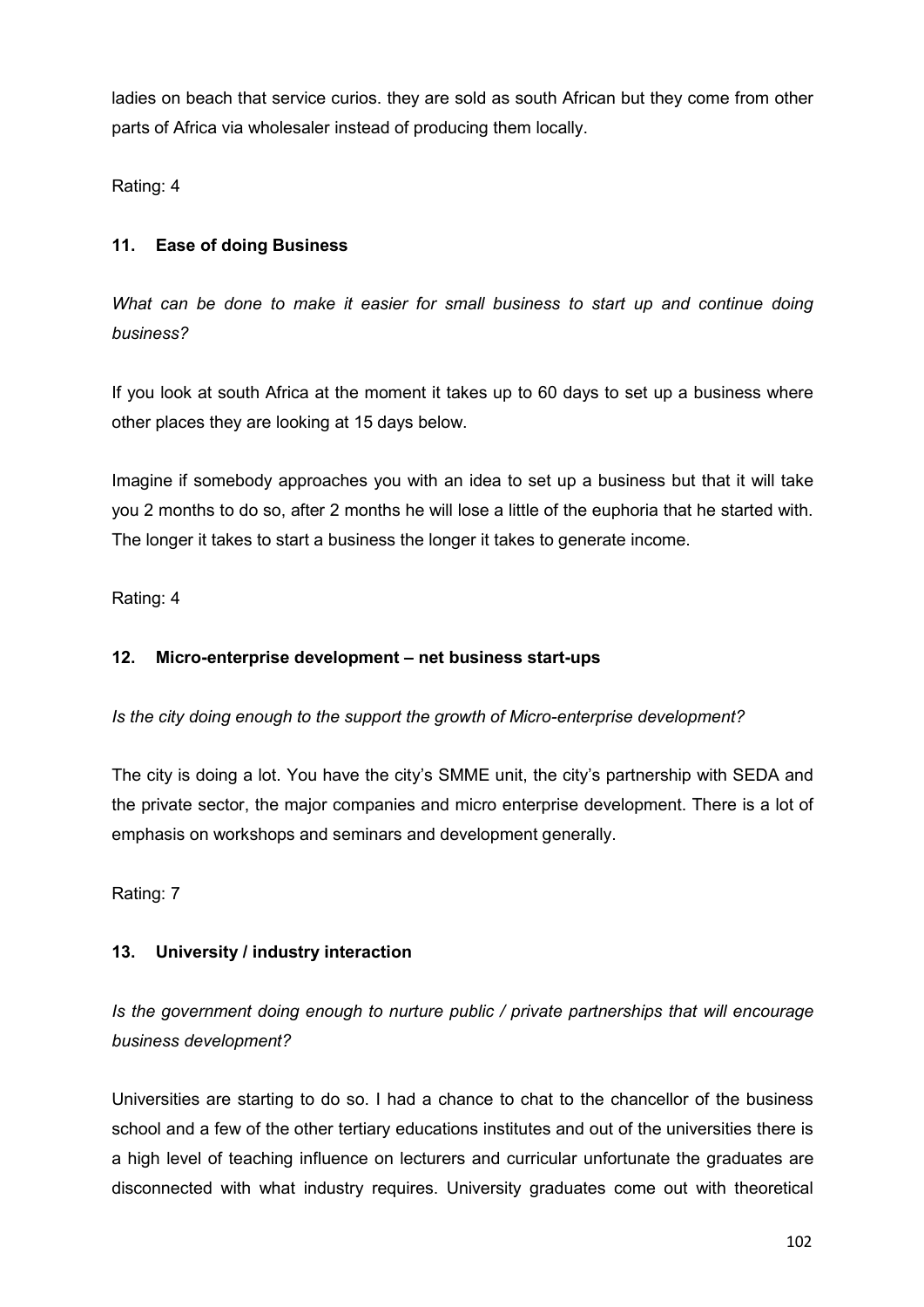ladies on beach that service curios. they are sold as south African but they come from other parts of Africa via wholesaler instead of producing them locally.

Rating: 4

### 11. Ease of doing Business

*What can be done to make it easier for small business to start up and continue doing business?*

If you look at south Africa at the moment it takes up to 60 days to set up a business where other places they are looking at 15 days below.

Imagine if somebody approaches you with an idea to set up a business but that it will take you 2 months to do so, after 2 months he will lose a little of the euphoria that he started with. The longer it takes to start a business the longer it takes to generate income.

Rating: 4

### 12. Micro-enterprise development – net business start-ups

*Is the city doing enough to the support the growth of Micro-enterprise development?*

The city is doing a lot. You have the city's SMME unit, the city's partnership with SEDA and the private sector, the major companies and micro enterprise development. There is a lot of emphasis on workshops and seminars and development generally.

Rating: 7

### 13. University / industry interaction

*Is the government doing enough to nurture public / private partnerships that will encourage business development?*

Universities are starting to do so. I had a chance to chat to the chancellor of the business school and a few of the other tertiary educations institutes and out of the universities there is a high level of teaching influence on lecturers and curricular unfortunate the graduates are disconnected with what industry requires. University graduates come out with theoretical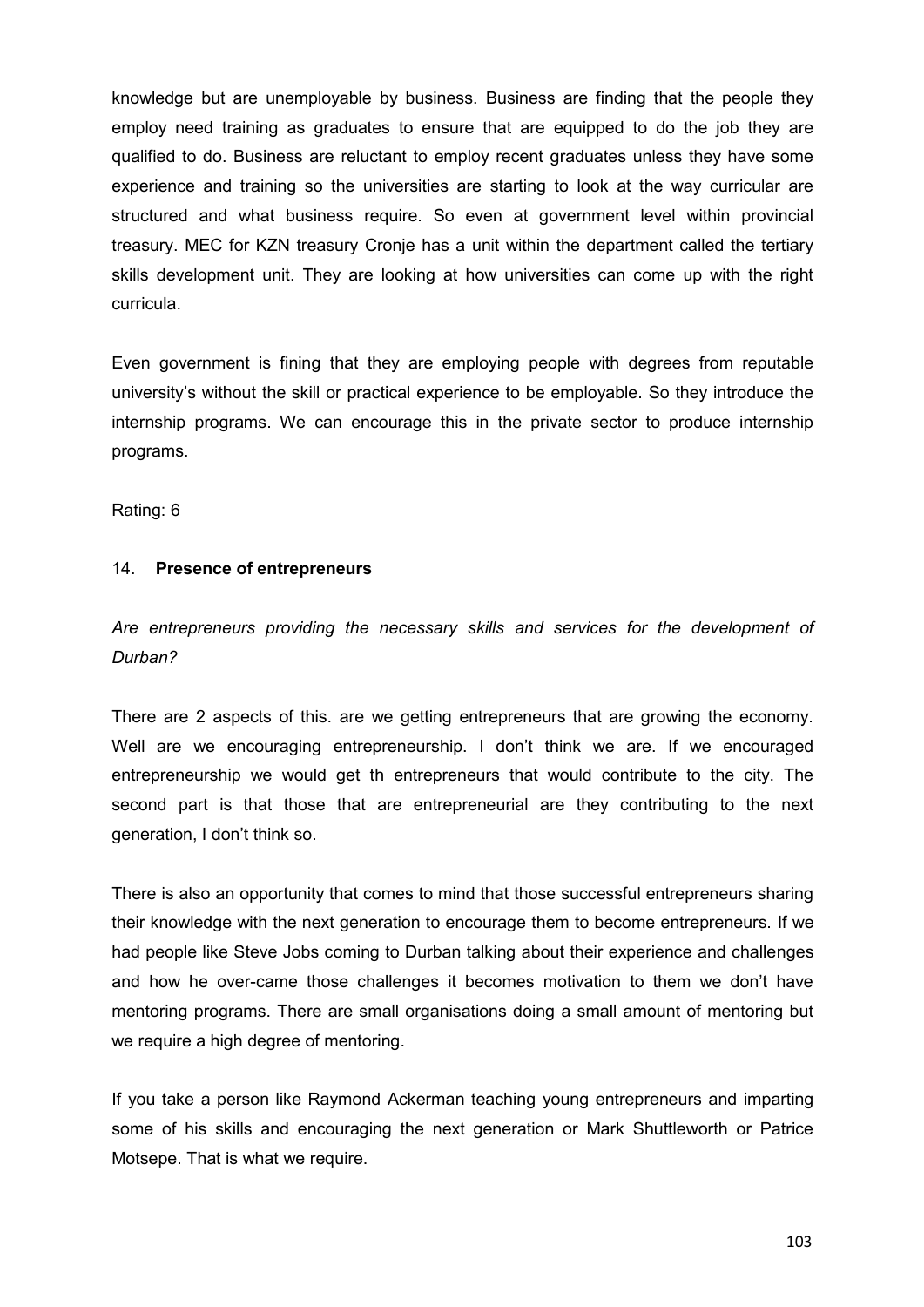knowledge but are unemployable by business. Business are finding that the people they employ need training as graduates to ensure that are equipped to do the job they are qualified to do. Business are reluctant to employ recent graduates unless they have some experience and training so the universities are starting to look at the way curricular are structured and what business require. So even at government level within provincial treasury. MEC for KZN treasury Cronje has a unit within the department called the tertiary skills development unit. They are looking at how universities can come up with the right curricula.

Even government is fining that they are employing people with degrees from reputable university's without the skill or practical experience to be employable. So they introduce the internship programs. We can encourage this in the private sector to produce internship programs.

Rating: 6

14. **Presence of entrepreneurs**

*Are entrepreneurs providing the necessary skills and services for the development of Durban?*

There are 2 aspects of this. are we getting entrepreneurs that are growing the economy. Well are we encouraging entrepreneurship. I don't think we are. If we encouraged entrepreneurship we would get th entrepreneurs that would contribute to the city. The second part is that those that are entrepreneurial are they contributing to the next generation, I don't think so.

There is also an opportunity that comes to mind that those successful entrepreneurs sharing their knowledge with the next generation to encourage them to become entrepreneurs. If we had people like Steve Jobs coming to Durban talking about their experience and challenges and how he over-came those challenges it becomes motivation to them we don't have mentoring programs. There are small organisations doing a small amount of mentoring but we require a high degree of mentoring.

If you take a person like Raymond Ackerman teaching young entrepreneurs and imparting some of his skills and encouraging the next generation or Mark Shuttleworth or Patrice Motsepe. That is what we require.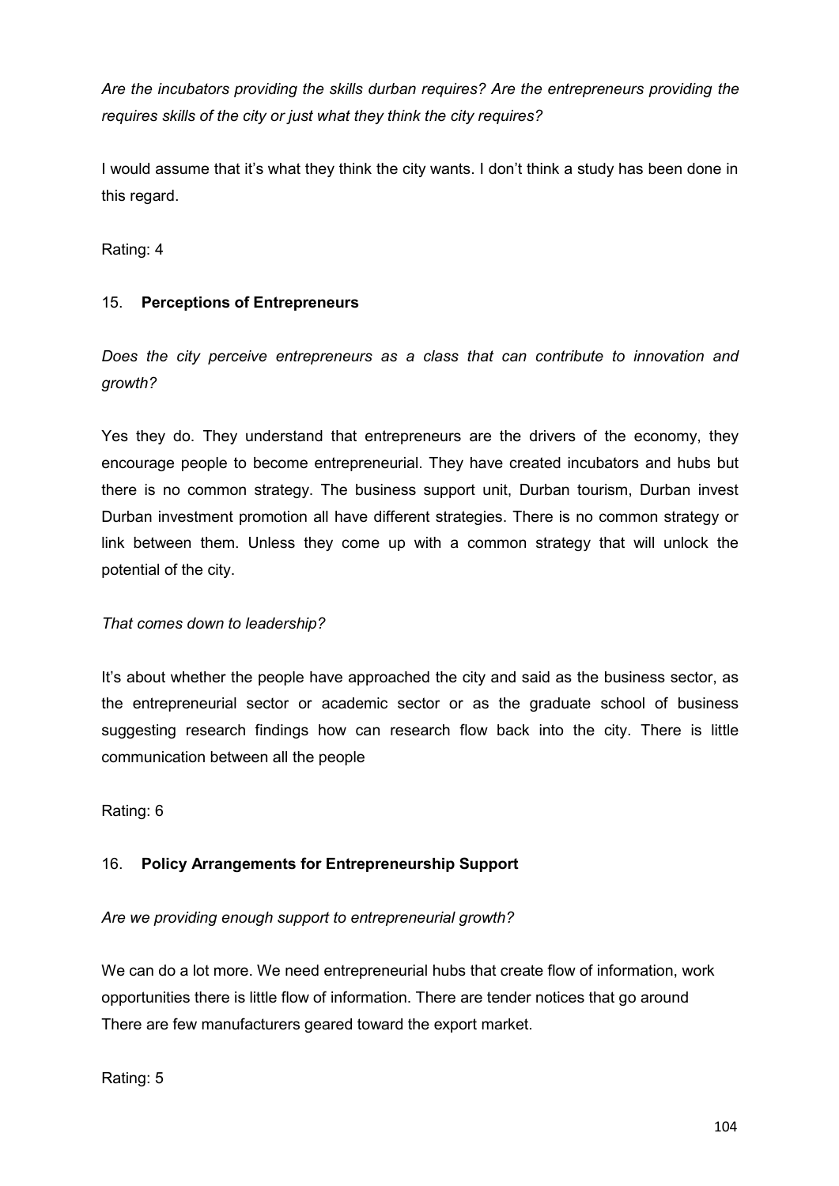*Are the incubators providing the skills durban requires? Are the entrepreneurs providing the requires skills of the city or just what they think the city requires?*

I would assume that it's what they think the city wants. I don't think a study has been done in this regard.

Rating: 4

## 15. **Perceptions of Entrepreneurs**

*Does the city perceive entrepreneurs as a class that can contribute to innovation and growth?*

Yes they do. They understand that entrepreneurs are the drivers of the economy, they encourage people to become entrepreneurial. They have created incubators and hubs but there is no common strategy. The business support unit, Durban tourism, Durban invest Durban investment promotion all have different strategies. There is no common strategy or link between them. Unless they come up with a common strategy that will unlock the potential of the city.

*That comes down to leadership?*

It's about whether the people have approached the city and said as the business sector, as the entrepreneurial sector or academic sector or as the graduate school of business suggesting research findings how can research flow back into the city. There is little communication between all the people

Rating: 6

## 16. **Policy Arrangements for Entrepreneurship Support**

*Are we providing enough support to entrepreneurial growth?*

We can do a lot more. We need entrepreneurial hubs that create flow of information, work opportunities there is little flow of information. There are tender notices that go around
There are few manufacturers geared toward the export market.

Rating: 5